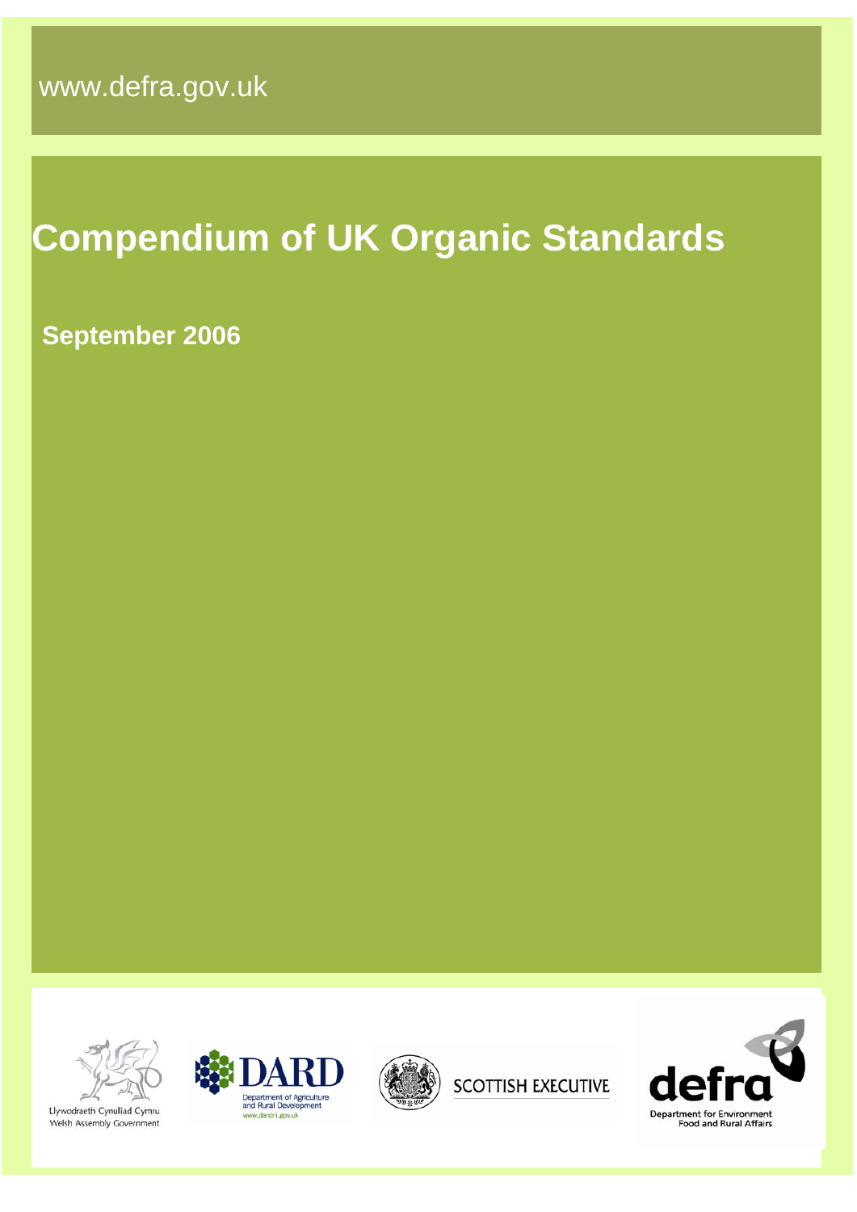www.defra.gov.uk

# Compendium of UK Organic Standards

**September 2006**

Llywodraeth Cynulliad Cymru
Welsh Assembly Government

DARD
Department of Agriculture and Rural Development
www.dardni.gov.uk

SCOTTISH EXECUTIVE

defra
Department for Environment Food and Rural Affairs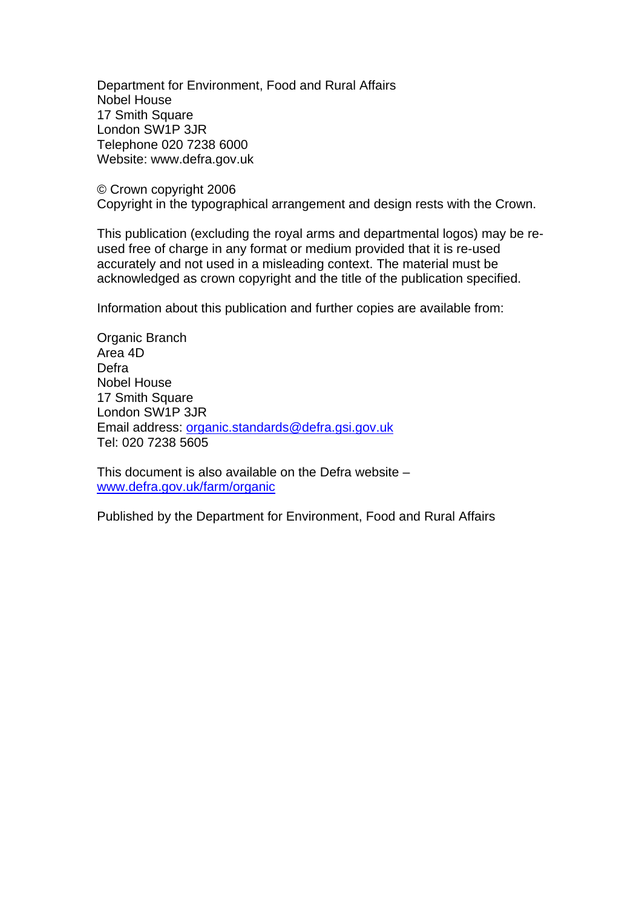Department for Environment, Food and Rural Affairs
Nobel House
17 Smith Square
London SW1P 3JR
Telephone 020 7238 6000
Website: www.defra.gov.uk

© Crown copyright 2006
Copyright in the typographical arrangement and design rests with the Crown.

This publication (excluding the royal arms and departmental logos) may be re-used free of charge in any format or medium provided that it is re-used accurately and not used in a misleading context. The material must be acknowledged as crown copyright and the title of the publication specified.

Information about this publication and further copies are available from:

Organic Branch
Area 4D
Defra
Nobel House
17 Smith Square
London SW1P 3JR
Email address: organic.standards@defra.gsi.gov.uk
Tel: 020 7238 5605

This document is also available on the Defra website –
www.defra.gov.uk/farm/organic

Published by the Department for Environment, Food and Rural Affairs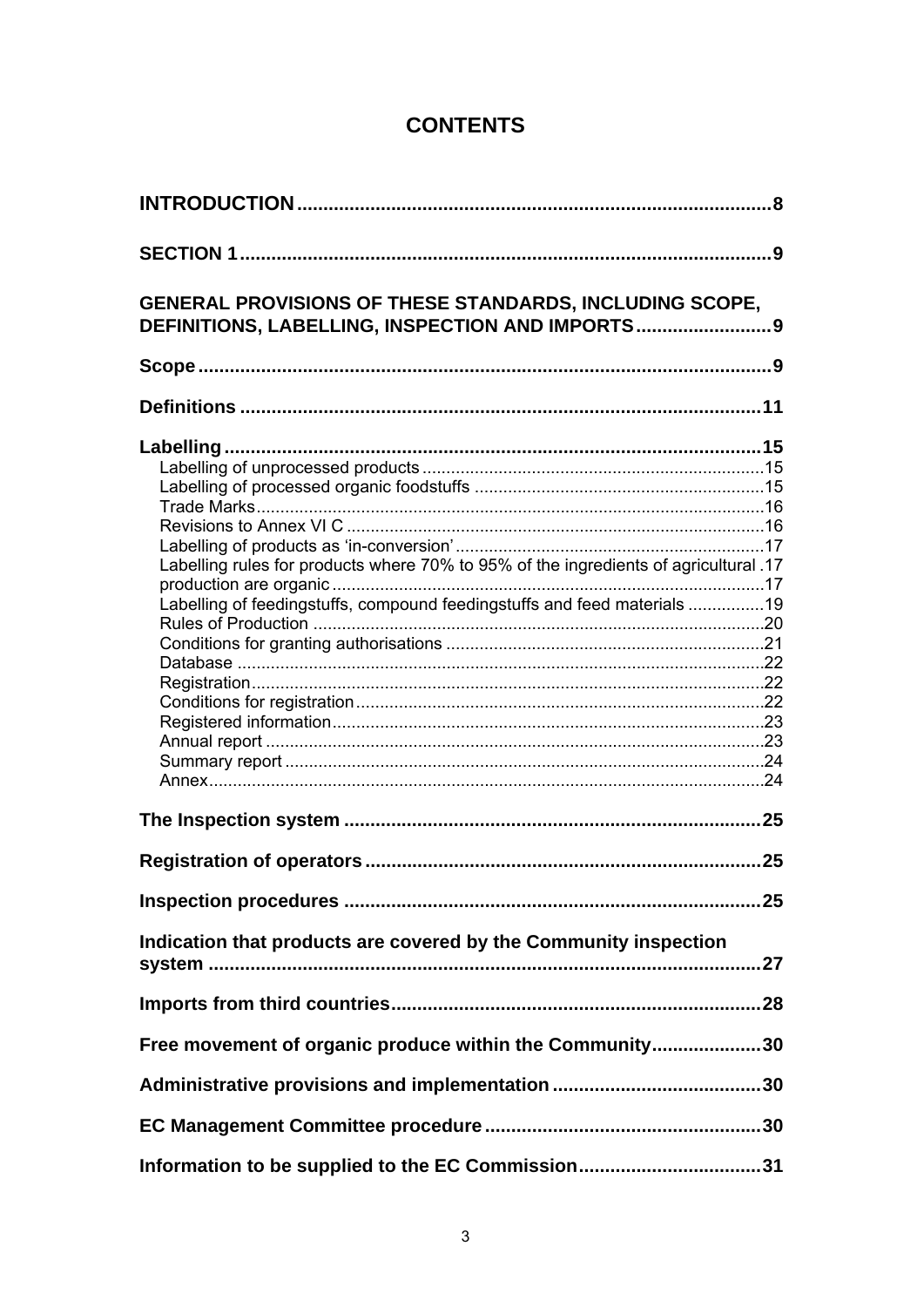# CONTENTS

**INTRODUCTION** .......................................................................................... 8

**SECTION 1** ..................................................................................................... 9

**GENERAL PROVISIONS OF THESE STANDARDS, INCLUDING SCOPE, DEFINITIONS, LABELLING, INSPECTION AND IMPORTS** .......................... 9

**Scope** ............................................................................................................ 9

**Definitions** .................................................................................................. 11

**Labelling** ...................................................................................................... 15

- Labelling of unprocessed products ...................................................................... 15
- Labelling of processed organic foodstuffs ............................................................ 15
- Trade Marks ......................................................................................................... 16
- Revisions to Annex VI C ...................................................................................... 16
- Labelling of products as 'in-conversion' ................................................................ 17
- Labelling rules for products where 70% to 95% of the ingredients of agricultural .17 production are organic ......................................................................................... 17
- Labelling of feedingstuffs, compound feedingstuffs and feed materials ................ 19
- Rules of Production ............................................................................................. 20
- Conditions for granting authorisations ................................................................. 21
- Database ............................................................................................................. 22
- Registration .......................................................................................................... 22
- Conditions for registration .................................................................................... 22
- Registered information ......................................................................................... 23
- Annual report ....................................................................................................... 23
- Summary report ................................................................................................... 24
- Annex .................................................................................................................. 24

**The Inspection system** ............................................................................... 25

**Registration of operators** ............................................................................ 25

**Inspection procedures** ............................................................................... 25

**Indication that products are covered by the Community inspection system** ........................................................................................................ 27

**Imports from third countries** ...................................................................... 28

**Free movement of organic produce within the Community** ..................... 30

**Administrative provisions and implementation** ....................................... 30

**EC Management Committee procedure** .................................................... 30

**Information to be supplied to the EC Commission** .................................. 31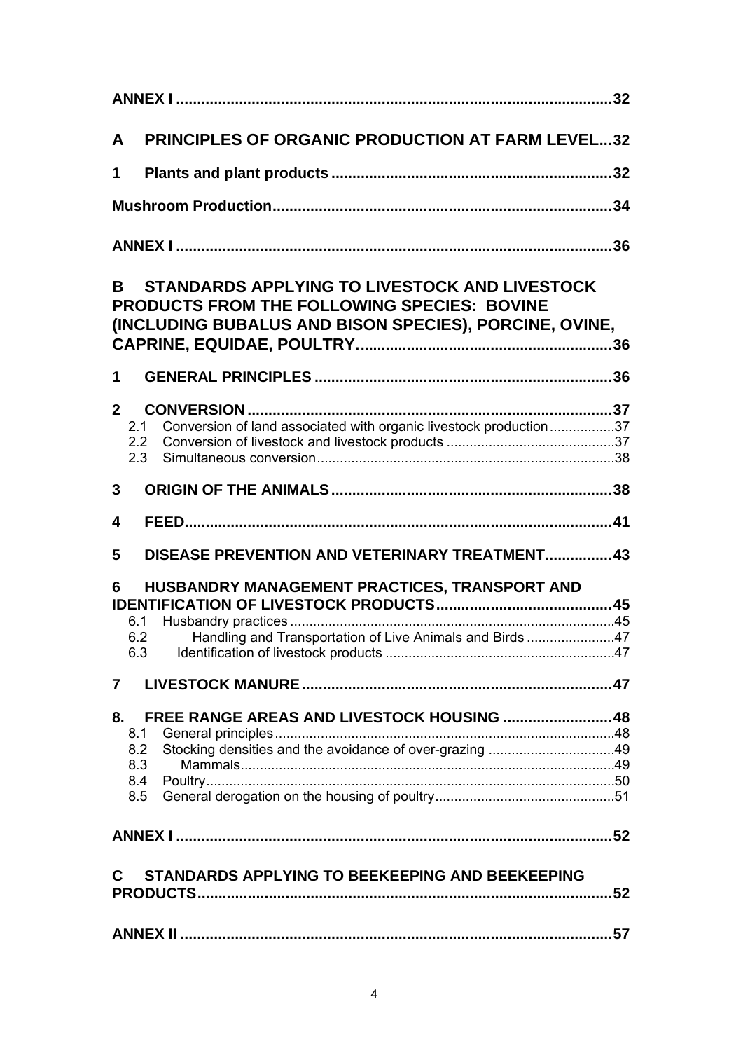**ANNEX I** .......................................................................................... 32

**A PRINCIPLES OF ORGANIC PRODUCTION AT FARM LEVEL** ... 32

**1 Plants and plant products** .................................................................. 32

**Mushroom Production** ........................................................................... 34

**ANNEX I** .......................................................................................... 36

**B STANDARDS APPLYING TO LIVESTOCK AND LIVESTOCK PRODUCTS FROM THE FOLLOWING SPECIES: BOVINE (INCLUDING BUBALUS AND BISON SPECIES), PORCINE, OVINE, CAPRINE, EQUIDAE, POULTRY.** ........................................................... 36

**1 GENERAL PRINCIPLES** ....................................................................... 36

**2 CONVERSION** ...................................................................................... 37

- 2.1 Conversion of land associated with organic livestock production ................. 37
- 2.2 Conversion of livestock and livestock products ........................................... 37
- 2.3 Simultaneous conversion ............................................................................. 38

**3 ORIGIN OF THE ANIMALS** .................................................................. 38

**4 FEED** ..................................................................................................... 41

**5 DISEASE PREVENTION AND VETERINARY TREATMENT** ................ 43

**6 HUSBANDRY MANAGEMENT PRACTICES, TRANSPORT AND IDENTIFICATION OF LIVESTOCK PRODUCTS** .......................................... 45

- 6.1 Husbandry practices .................................................................................... 45
- 6.2 Handling and Transportation of Live Animals and Birds ....................... 47
- 6.3 Identification of livestock products ........................................................... 47

**7 LIVESTOCK MANURE** ......................................................................... 47

**8. FREE RANGE AREAS AND LIVESTOCK HOUSING** .......................... 48

- 8.1 General principles ........................................................................................ 48
- 8.2 Stocking densities and the avoidance of over-grazing ................................. 49
- 8.3 Mammals ................................................................................................. 49
- 8.4 Poultry .......................................................................................................... 50
- 8.5 General derogation on the housing of poultry .............................................. 51

**ANNEX I** .......................................................................................... 52

**C STANDARDS APPLYING TO BEEKEEPING AND BEEKEEPING PRODUCTS** ................................................................................................. 52

**ANNEX II** ......................................................................................... 57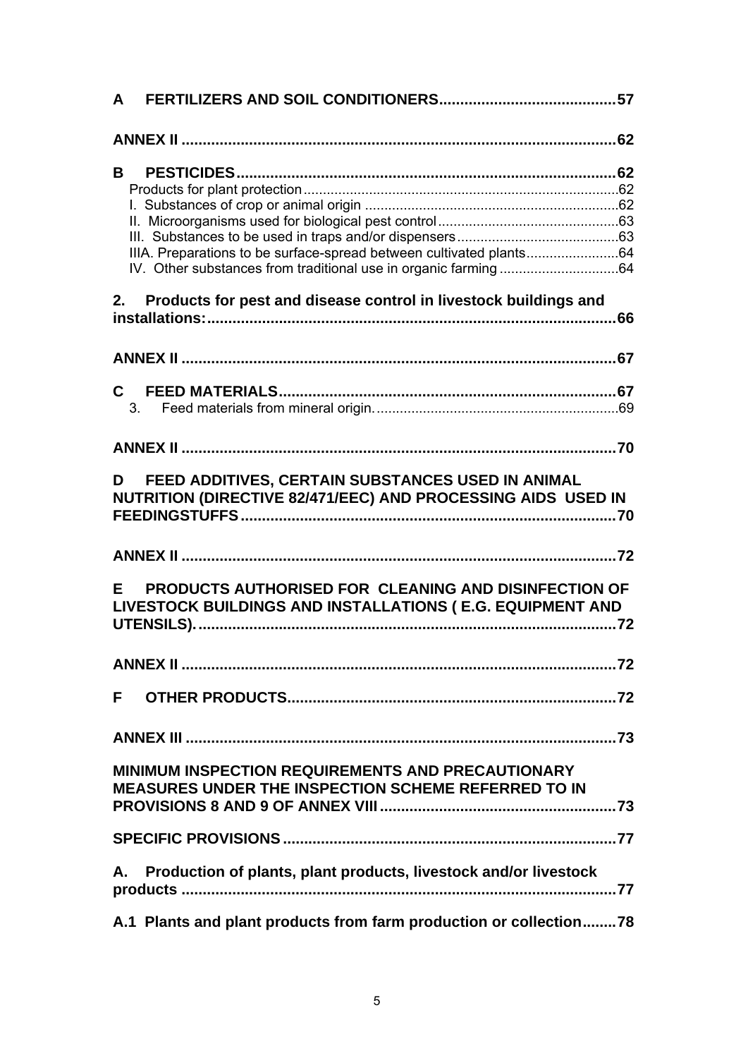A FERTILIZERS AND SOIL CONDITIONERS.........................................57

ANNEX II .......................................................................................................62

B PESTICIDES...........................................................................................62

Products for plant protection.................................................................................62

I. Substances of crop or animal origin .................................................................62

II. Microorganisms used for biological pest control...............................................63

III. Substances to be used in traps and/or dispensers..........................................63

IIIA. Preparations to be surface-spread between cultivated plants.........................64

IV. Other substances from traditional use in organic farming ...............................64

2. Products for pest and disease control in livestock buildings and installations:...................................................................................................66

ANNEX II .......................................................................................................67

C FEED MATERIALS.................................................................................67

3. Feed materials from mineral origin...............................................................69

ANNEX II .......................................................................................................70

D FEED ADDITIVES, CERTAIN SUBSTANCES USED IN ANIMAL NUTRITION (DIRECTIVE 82/471/EEC) AND PROCESSING AIDS USED IN FEEDINGSTUFFS.........................................................................................70

ANNEX II .......................................................................................................72

E PRODUCTS AUTHORISED FOR CLEANING AND DISINFECTION OF LIVESTOCK BUILDINGS AND INSTALLATIONS ( E.G. EQUIPMENT AND UTENSILS)...................................................................................................72

ANNEX II .......................................................................................................72

F OTHER PRODUCTS...............................................................................72

ANNEX III .......................................................................................................73

MINIMUM INSPECTION REQUIREMENTS AND PRECAUTIONARY MEASURES UNDER THE INSPECTION SCHEME REFERRED TO IN PROVISIONS 8 AND 9 OF ANNEX VIII........................................................73

SPECIFIC PROVISIONS ...............................................................................77

A. Production of plants, plant products, livestock and/or livestock products .......................................................................................................77

A.1 Plants and plant products from farm production or collection........78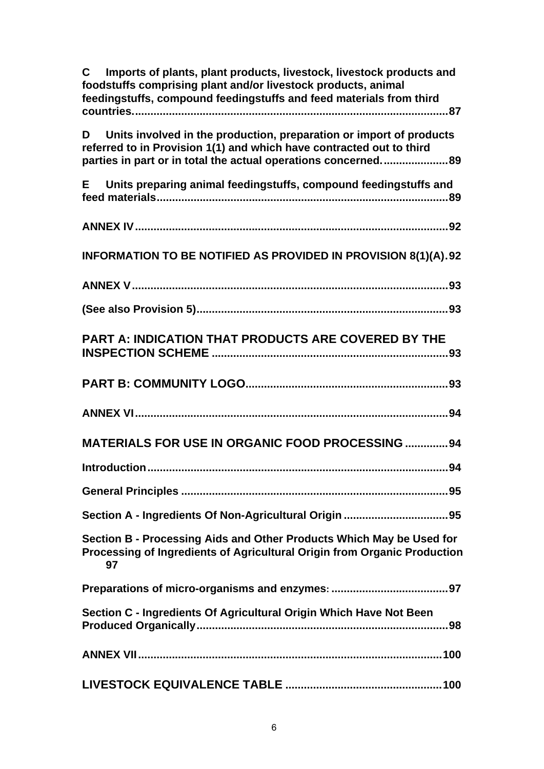**C Imports of plants, plant products, livestock, livestock products and foodstuffs comprising plant and/or livestock products, animal feedingstuffs, compound feedingstuffs and feed materials from third countries.......................................................................................................87**

**D Units involved in the production, preparation or import of products referred to in Provision 1(1) and which have contracted out to third parties in part or in total the actual operations concerned......................89**

**E Units preparing animal feedingstuffs, compound feedingstuffs and feed materials...............................................................................................89**

**ANNEX IV......................................................................................................92**

**INFORMATION TO BE NOTIFIED AS PROVIDED IN PROVISION 8(1)(A).92**

**ANNEX V.......................................................................................................93**

**(See also Provision 5).................................................................................93**

**PART A: INDICATION THAT PRODUCTS ARE COVERED BY THE INSPECTION SCHEME ..............................................................................93**

**PART B: COMMUNITY LOGO...................................................................93**

**ANNEX VI......................................................................................................94**

**MATERIALS FOR USE IN ORGANIC FOOD PROCESSING ..............94**

**Introduction..................................................................................................94**

**General Principles .......................................................................................95**

**Section A - Ingredients Of Non-Agricultural Origin ..................................95**

**Section B - Processing Aids and Other Products Which May be Used for Processing of Ingredients of Agricultural Origin from Organic Production 97**

**Preparations of micro-organisms and enzymes: ......................................97**

**Section C - Ingredients Of Agricultural Origin Which Have Not Been Produced Organically..................................................................................98**

**ANNEX VII..................................................................................................100**

**LIVESTOCK EQUIVALENCE TABLE ...................................................100**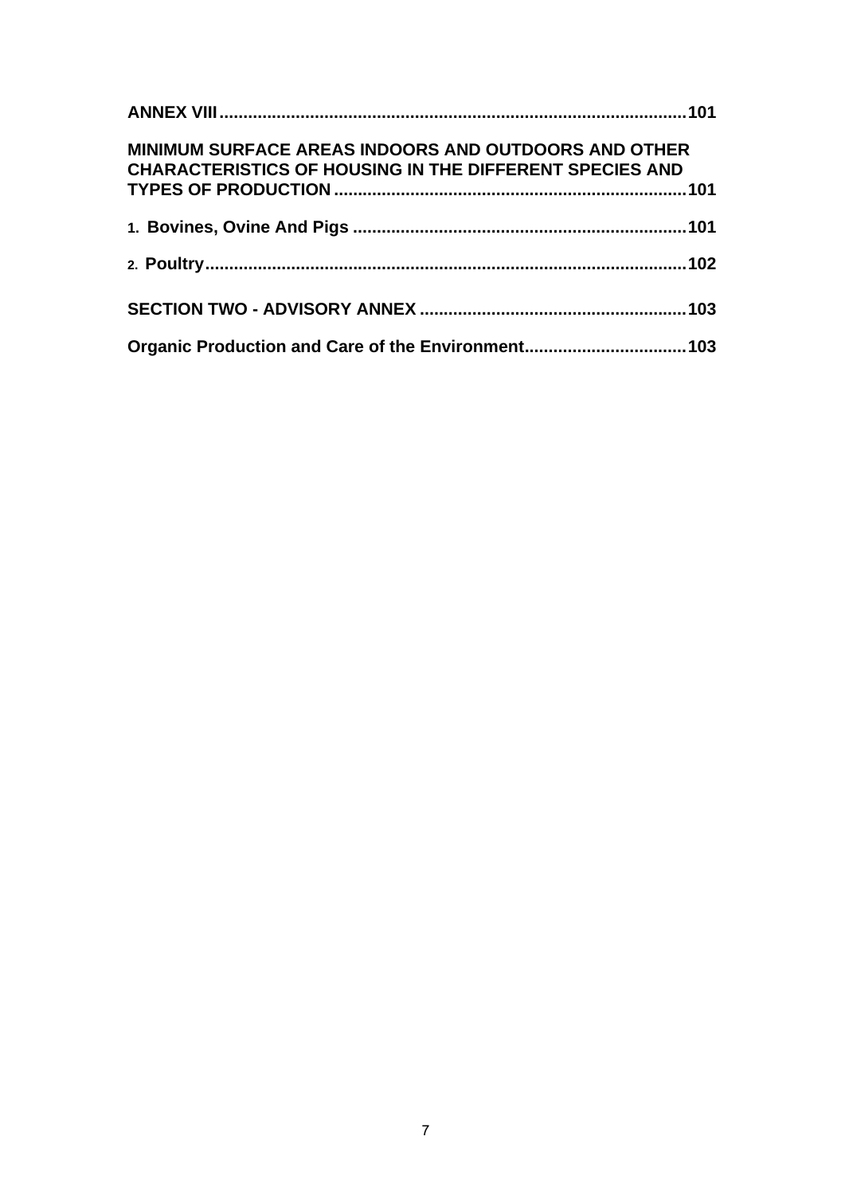**ANNEX VIII** .......................................................................................... 101

**MINIMUM SURFACE AREAS INDOORS AND OUTDOORS AND OTHER CHARACTERISTICS OF HOUSING IN THE DIFFERENT SPECIES AND TYPES OF PRODUCTION** .......................................................................... 101

**1. Bovines, Ovine And Pigs** ..................................................................... 101

**2. Poultry** .................................................................................................. 102

**SECTION TWO - ADVISORY ANNEX** ....................................................... 103

**Organic Production and Care of the Environment** ................................. 103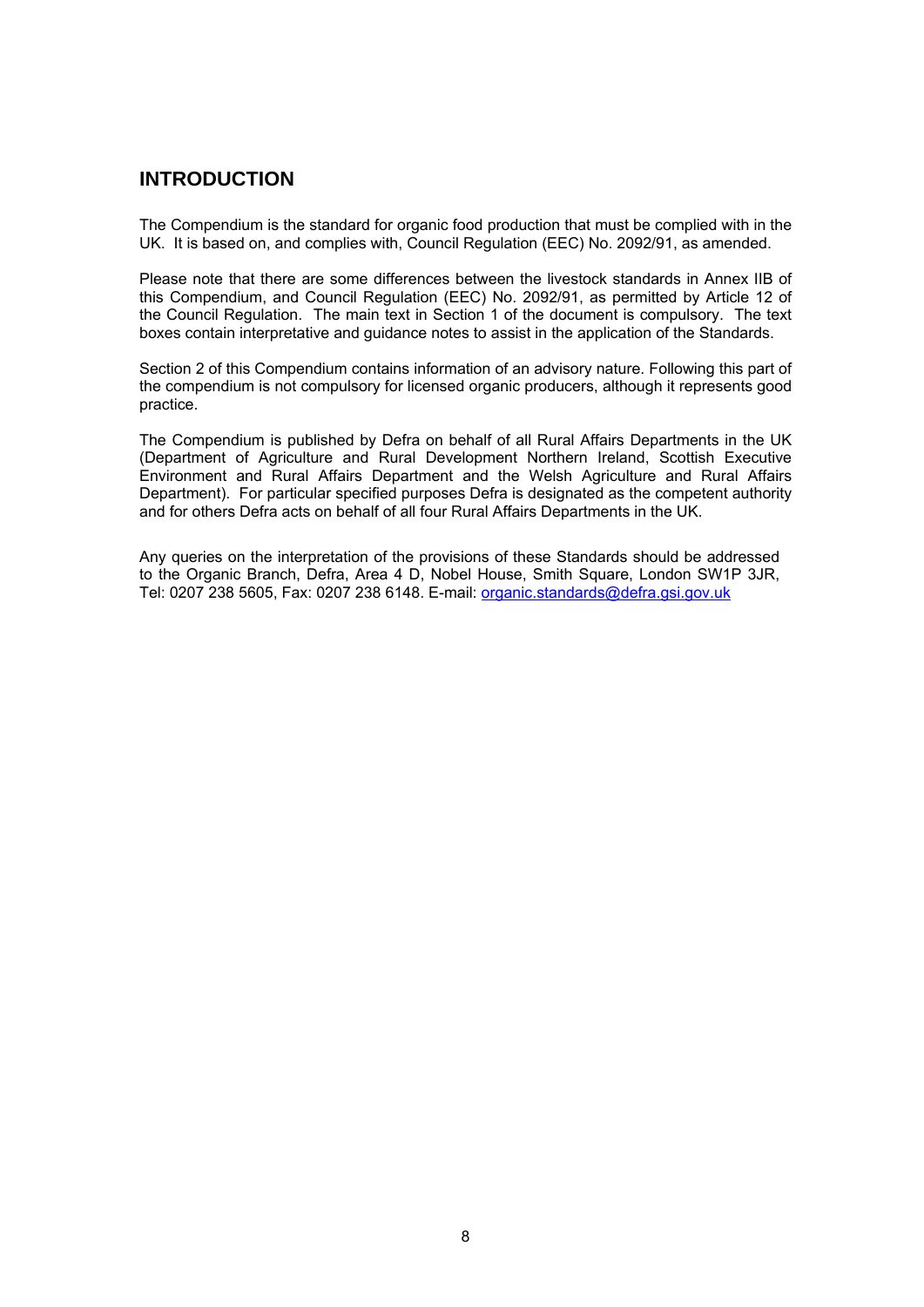## INTRODUCTION

The Compendium is the standard for organic food production that must be complied with in the UK. It is based on, and complies with, Council Regulation (EEC) No. 2092/91, as amended.

Please note that there are some differences between the livestock standards in Annex IIB of this Compendium, and Council Regulation (EEC) No. 2092/91, as permitted by Article 12 of the Council Regulation. The main text in Section 1 of the document is compulsory. The text boxes contain interpretative and guidance notes to assist in the application of the Standards.

Section 2 of this Compendium contains information of an advisory nature. Following this part of the compendium is not compulsory for licensed organic producers, although it represents good practice.

The Compendium is published by Defra on behalf of all Rural Affairs Departments in the UK (Department of Agriculture and Rural Development Northern Ireland, Scottish Executive Environment and Rural Affairs Department and the Welsh Agriculture and Rural Affairs Department). For particular specified purposes Defra is designated as the competent authority and for others Defra acts on behalf of all four Rural Affairs Departments in the UK.

Any queries on the interpretation of the provisions of these Standards should be addressed to the Organic Branch, Defra, Area 4 D, Nobel House, Smith Square, London SW1P 3JR, Tel: 0207 238 5605, Fax: 0207 238 6148. E-mail: organic.standards@defra.gsi.gov.uk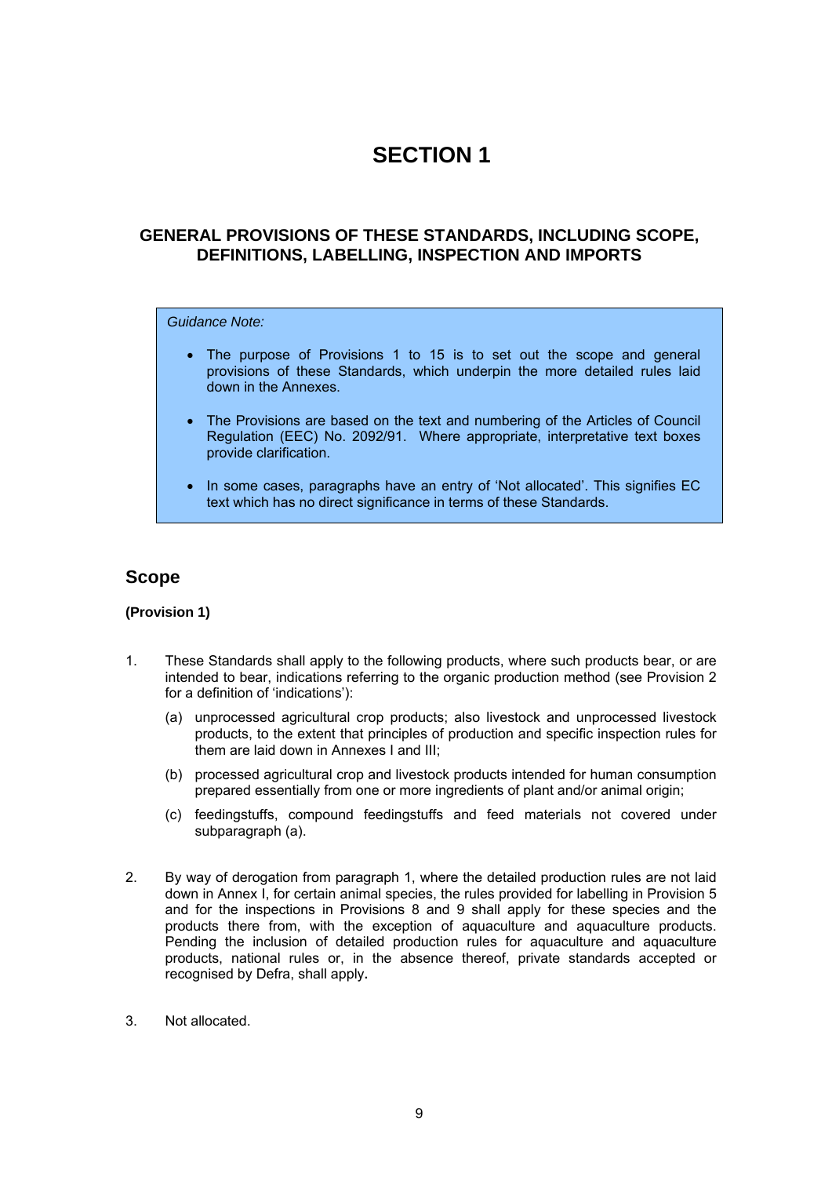# SECTION 1

## GENERAL PROVISIONS OF THESE STANDARDS, INCLUDING SCOPE, DEFINITIONS, LABELLING, INSPECTION AND IMPORTS

> *Guidance Note:*
>
> - The purpose of Provisions 1 to 15 is to set out the scope and general provisions of these Standards, which underpin the more detailed rules laid down in the Annexes.
> - The Provisions are based on the text and numbering of the Articles of Council Regulation (EEC) No. 2092/91. Where appropriate, interpretative text boxes provide clarification.
> - In some cases, paragraphs have an entry of 'Not allocated'. This signifies EC text which has no direct significance in terms of these Standards.

## Scope

**(Provision 1)**

1. These Standards shall apply to the following products, where such products bear, or are intended to bear, indications referring to the organic production method (see Provision 2 for a definition of 'indications'):

   (a) unprocessed agricultural crop products; also livestock and unprocessed livestock products, to the extent that principles of production and specific inspection rules for them are laid down in Annexes I and III;

   (b) processed agricultural crop and livestock products intended for human consumption prepared essentially from one or more ingredients of plant and/or animal origin;

   (c) feedingstuffs, compound feedingstuffs and feed materials not covered under subparagraph (a).

2. By way of derogation from paragraph 1, where the detailed production rules are not laid down in Annex I, for certain animal species, the rules provided for labelling in Provision 5 and for the inspections in Provisions 8 and 9 shall apply for these species and the products there from, with the exception of aquaculture and aquaculture products. Pending the inclusion of detailed production rules for aquaculture and aquaculture products, national rules or, in the absence thereof, private standards accepted or recognised by Defra, shall apply.

3. Not allocated.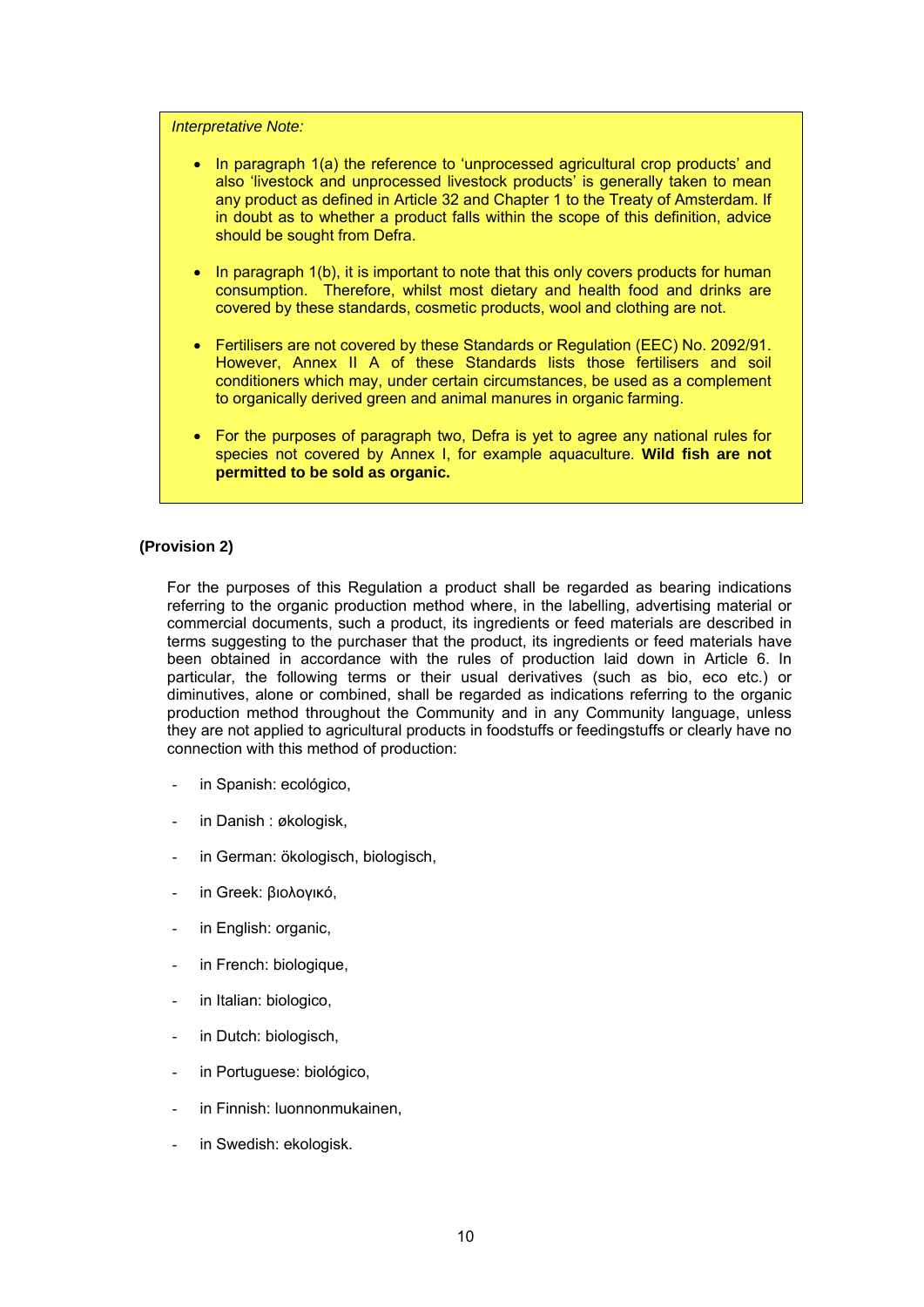*Interpretative Note:*

- In paragraph 1(a) the reference to 'unprocessed agricultural crop products' and also 'livestock and unprocessed livestock products' is generally taken to mean any product as defined in Article 32 and Chapter 1 to the Treaty of Amsterdam. If in doubt as to whether a product falls within the scope of this definition, advice should be sought from Defra.

- In paragraph 1(b), it is important to note that this only covers products for human consumption. Therefore, whilst most dietary and health food and drinks are covered by these standards, cosmetic products, wool and clothing are not.

- Fertilisers are not covered by these Standards or Regulation (EEC) No. 2092/91. However, Annex II A of these Standards lists those fertilisers and soil conditioners which may, under certain circumstances, be used as a complement to organically derived green and animal manures in organic farming.

- For the purposes of paragraph two, Defra is yet to agree any national rules for species not covered by Annex I, for example aquaculture. **Wild fish are not permitted to be sold as organic.**

**(Provision 2)**

For the purposes of this Regulation a product shall be regarded as bearing indications referring to the organic production method where, in the labelling, advertising material or commercial documents, such a product, its ingredients or feed materials are described in terms suggesting to the purchaser that the product, its ingredients or feed materials have been obtained in accordance with the rules of production laid down in Article 6. In particular, the following terms or their usual derivatives (such as bio, eco etc.) or diminutives, alone or combined, shall be regarded as indications referring to the organic production method throughout the Community and in any Community language, unless they are not applied to agricultural products in foodstuffs or feedingstuffs or clearly have no connection with this method of production:

- in Spanish: ecológico,
- in Danish : økologisk,
- in German: ökologisch, biologisch,
- in Greek: βιολογικό,
- in English: organic,
- in French: biologique,
- in Italian: biologico,
- in Dutch: biologisch,
- in Portuguese: biológico,
- in Finnish: luonnonmukainen,
- in Swedish: ekologisk.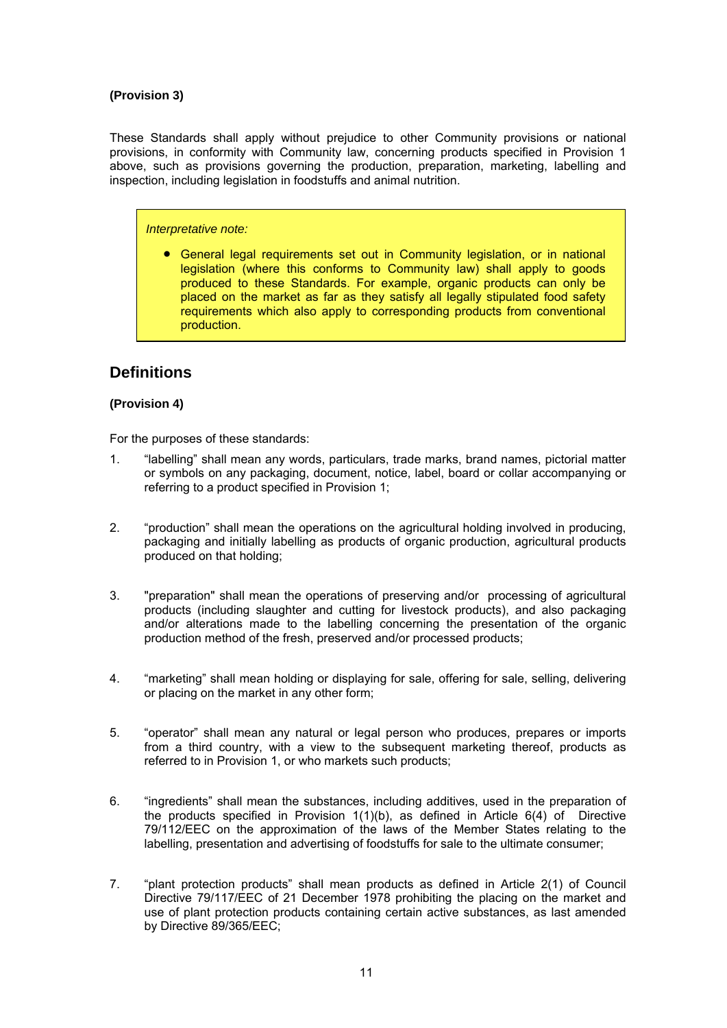**(Provision 3)**

These Standards shall apply without prejudice to other Community provisions or national provisions, in conformity with Community law, concerning products specified in Provision 1 above, such as provisions governing the production, preparation, marketing, labelling and inspection, including legislation in foodstuffs and animal nutrition.

> *Interpretative note:*
>
> - General legal requirements set out in Community legislation, or in national legislation (where this conforms to Community law) shall apply to goods produced to these Standards. For example, organic products can only be placed on the market as far as they satisfy all legally stipulated food safety requirements which also apply to corresponding products from conventional production.

## Definitions

**(Provision 4)**

For the purposes of these standards:

1. "labelling" shall mean any words, particulars, trade marks, brand names, pictorial matter or symbols on any packaging, document, notice, label, board or collar accompanying or referring to a product specified in Provision 1;

2. "production" shall mean the operations on the agricultural holding involved in producing, packaging and initially labelling as products of organic production, agricultural products produced on that holding;

3. "preparation" shall mean the operations of preserving and/or processing of agricultural products (including slaughter and cutting for livestock products), and also packaging and/or alterations made to the labelling concerning the presentation of the organic production method of the fresh, preserved and/or processed products;

4. "marketing" shall mean holding or displaying for sale, offering for sale, selling, delivering or placing on the market in any other form;

5. "operator" shall mean any natural or legal person who produces, prepares or imports from a third country, with a view to the subsequent marketing thereof, products as referred to in Provision 1, or who markets such products;

6. "ingredients" shall mean the substances, including additives, used in the preparation of the products specified in Provision 1(1)(b), as defined in Article 6(4) of Directive 79/112/EEC on the approximation of the laws of the Member States relating to the labelling, presentation and advertising of foodstuffs for sale to the ultimate consumer;

7. "plant protection products" shall mean products as defined in Article 2(1) of Council Directive 79/117/EEC of 21 December 1978 prohibiting the placing on the market and use of plant protection products containing certain active substances, as last amended by Directive 89/365/EEC;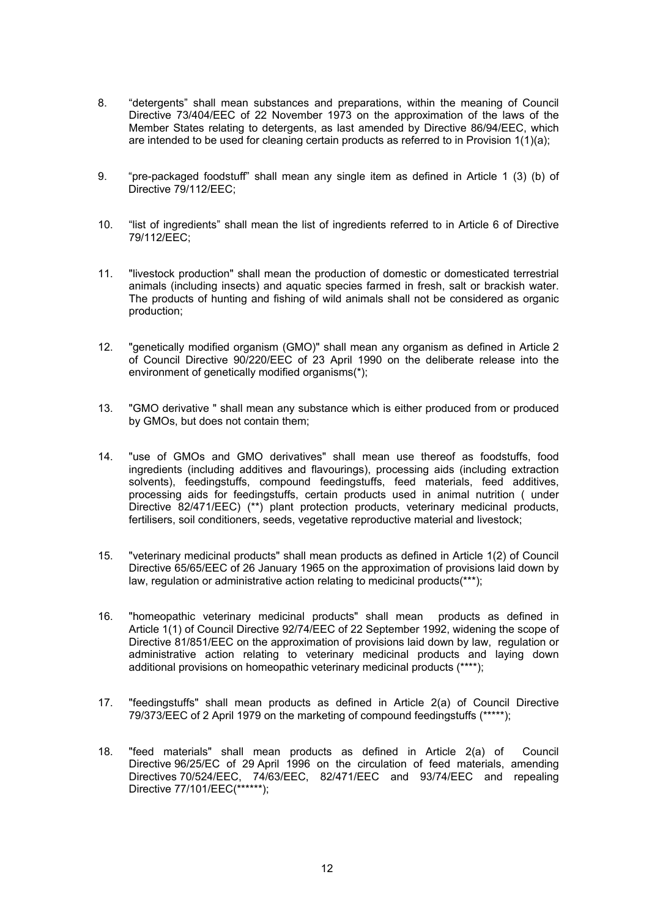8. “detergents” shall mean substances and preparations, within the meaning of Council Directive 73/404/EEC of 22 November 1973 on the approximation of the laws of the Member States relating to detergents, as last amended by Directive 86/94/EEC, which are intended to be used for cleaning certain products as referred to in Provision 1(1)(a);

9. “pre-packaged foodstuff” shall mean any single item as defined in Article 1 (3) (b) of Directive 79/112/EEC;

10. “list of ingredients” shall mean the list of ingredients referred to in Article 6 of Directive 79/112/EEC;

11. "livestock production" shall mean the production of domestic or domesticated terrestrial animals (including insects) and aquatic species farmed in fresh, salt or brackish water. The products of hunting and fishing of wild animals shall not be considered as organic production;

12. "genetically modified organism (GMO)" shall mean any organism as defined in Article 2 of Council Directive 90/220/EEC of 23 April 1990 on the deliberate release into the environment of genetically modified organisms(*);

13. "GMO derivative " shall mean any substance which is either produced from or produced by GMOs, but does not contain them;

14. "use of GMOs and GMO derivatives" shall mean use thereof as foodstuffs, food ingredients (including additives and flavourings), processing aids (including extraction solvents), feedingstuffs, compound feedingstuffs, feed materials, feed additives, processing aids for feedingstuffs, certain products used in animal nutrition ( under Directive 82/471/EEC) (**) plant protection products, veterinary medicinal products, fertilisers, soil conditioners, seeds, vegetative reproductive material and livestock;

15. "veterinary medicinal products" shall mean products as defined in Article 1(2) of Council Directive 65/65/EEC of 26 January 1965 on the approximation of provisions laid down by law, regulation or administrative action relating to medicinal products(***);

16. "homeopathic veterinary medicinal products" shall mean products as defined in Article 1(1) of Council Directive 92/74/EEC of 22 September 1992, widening the scope of Directive 81/851/EEC on the approximation of provisions laid down by law, regulation or administrative action relating to veterinary medicinal products and laying down additional provisions on homeopathic veterinary medicinal products (****);

17. "feedingstuffs" shall mean products as defined in Article 2(a) of Council Directive 79/373/EEC of 2 April 1979 on the marketing of compound feedingstuffs (*****);

18. "feed materials" shall mean products as defined in Article 2(a) of Council Directive 96/25/EC of 29 April 1996 on the circulation of feed materials, amending Directives 70/524/EEC, 74/63/EEC, 82/471/EEC and 93/74/EEC and repealing Directive 77/101/EEC(******);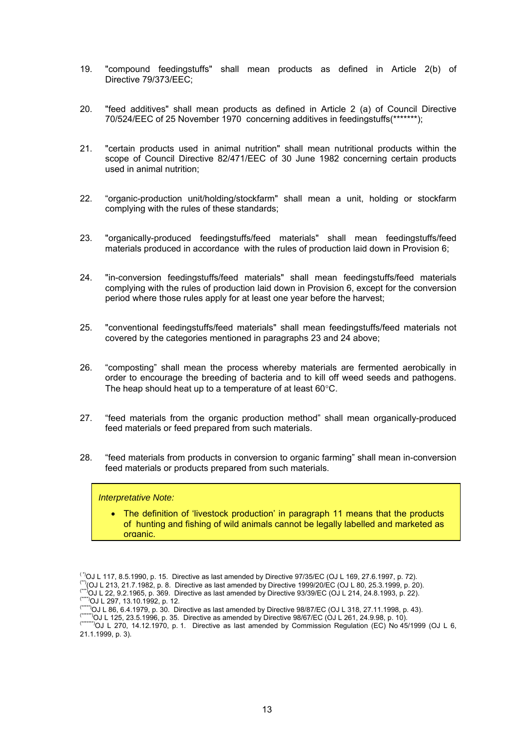19. "compound feedingstuffs" shall mean products as defined in Article 2(b) of Directive 79/373/EEC;

20. "feed additives" shall mean products as defined in Article 2 (a) of Council Directive 70/524/EEC of 25 November 1970 concerning additives in feedingstuffs(*******);

21. "certain products used in animal nutrition" shall mean nutritional products within the scope of Council Directive 82/471/EEC of 30 June 1982 concerning certain products used in animal nutrition;

22. "organic-production unit/holding/stockfarm" shall mean a unit, holding or stockfarm complying with the rules of these standards;

23. "organically-produced feedingstuffs/feed materials" shall mean feedingstuffs/feed materials produced in accordance with the rules of production laid down in Provision 6;

24. "in-conversion feedingstuffs/feed materials" shall mean feedingstuffs/feed materials complying with the rules of production laid down in Provision 6, except for the conversion period where those rules apply for at least one year before the harvest;

25. "conventional feedingstuffs/feed materials" shall mean feedingstuffs/feed materials not covered by the categories mentioned in paragraphs 23 and 24 above;

26. "composting" shall mean the process whereby materials are fermented aerobically in order to encourage the breeding of bacteria and to kill off weed seeds and pathogens. The heap should heat up to a temperature of at least 60°C.

27. "feed materials from the organic production method" shall mean organically-produced feed materials or feed prepared from such materials.

28. "feed materials from products in conversion to organic farming" shall mean in-conversion feed materials or products prepared from such materials.

> *Interpretative Note:*
>
> - The definition of 'livestock production' in paragraph 11 means that the products of hunting and fishing of wild animals cannot be legally labelled and marketed as organic.

(*) OJ L 117, 8.5.1990, p. 15. Directive as last amended by Directive 97/35/EC (OJ L 169, 27.6.1997, p. 72).
(**) (OJ L 213, 21.7.1982, p. 8. Directive as last amended by Directive 1999/20/EC (OJ L 80, 25.3.1999, p. 20).
(***) OJ L 22, 9.2.1965, p. 369. Directive as last amended by Directive 93/39/EC (OJ L 214, 24.8.1993, p. 22).
(****) OJ L 297, 13.10.1992, p. 12.
(*****) OJ L 86, 6.4.1979, p. 30. Directive as last amended by Directive 98/87/EC (OJ L 318, 27.11.1998, p. 43).
(******) OJ L 125, 23.5.1996, p. 35. Directive as amended by Directive 98/67/EC (OJ L 261, 24.9.98, p. 10).
(*******) OJ L 270, 14.12.1970, p. 1. Directive as last amended by Commission Regulation (EC) No 45/1999 (OJ L 6, 21.1.1999, p. 3).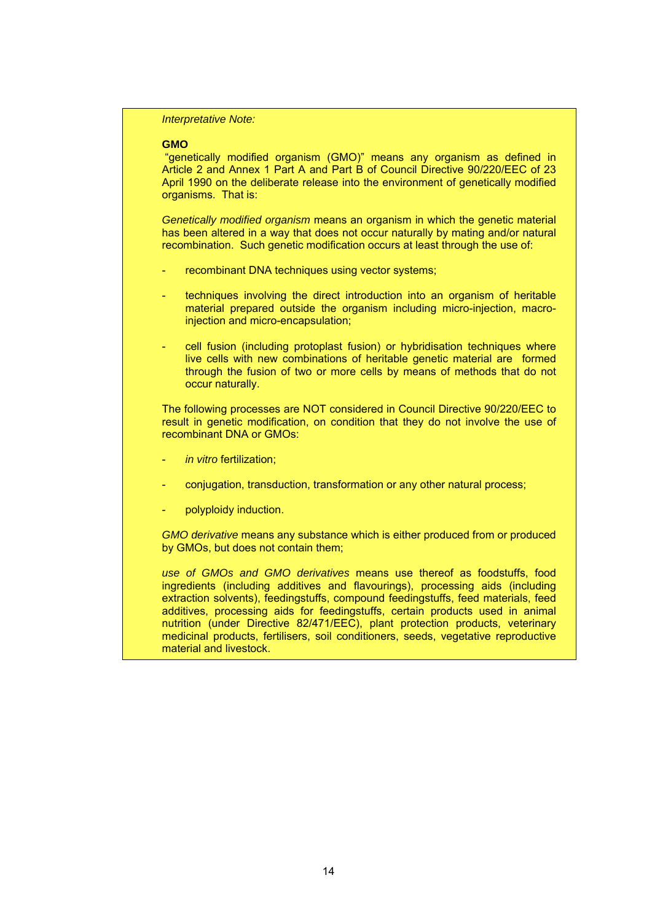*Interpretative Note:*

**GMO**

"genetically modified organism (GMO)" means any organism as defined in Article 2 and Annex 1 Part A and Part B of Council Directive 90/220/EEC of 23 April 1990 on the deliberate release into the environment of genetically modified organisms. That is:

*Genetically modified organism* means an organism in which the genetic material has been altered in a way that does not occur naturally by mating and/or natural recombination. Such genetic modification occurs at least through the use of:

- recombinant DNA techniques using vector systems;
- techniques involving the direct introduction into an organism of heritable material prepared outside the organism including micro-injection, macro-injection and micro-encapsulation;
- cell fusion (including protoplast fusion) or hybridisation techniques where live cells with new combinations of heritable genetic material are formed through the fusion of two or more cells by means of methods that do not occur naturally.

The following processes are NOT considered in Council Directive 90/220/EEC to result in genetic modification, on condition that they do not involve the use of recombinant DNA or GMOs:

- *in vitro* fertilization;
- conjugation, transduction, transformation or any other natural process;
- polyploidy induction.

*GMO derivative* means any substance which is either produced from or produced by GMOs, but does not contain them;

*use of GMOs and GMO derivatives* means use thereof as foodstuffs, food ingredients (including additives and flavourings), processing aids (including extraction solvents), feedingstuffs, compound feedingstuffs, feed materials, feed additives, processing aids for feedingstuffs, certain products used in animal nutrition (under Directive 82/471/EEC), plant protection products, veterinary medicinal products, fertilisers, soil conditioners, seeds, vegetative reproductive material and livestock.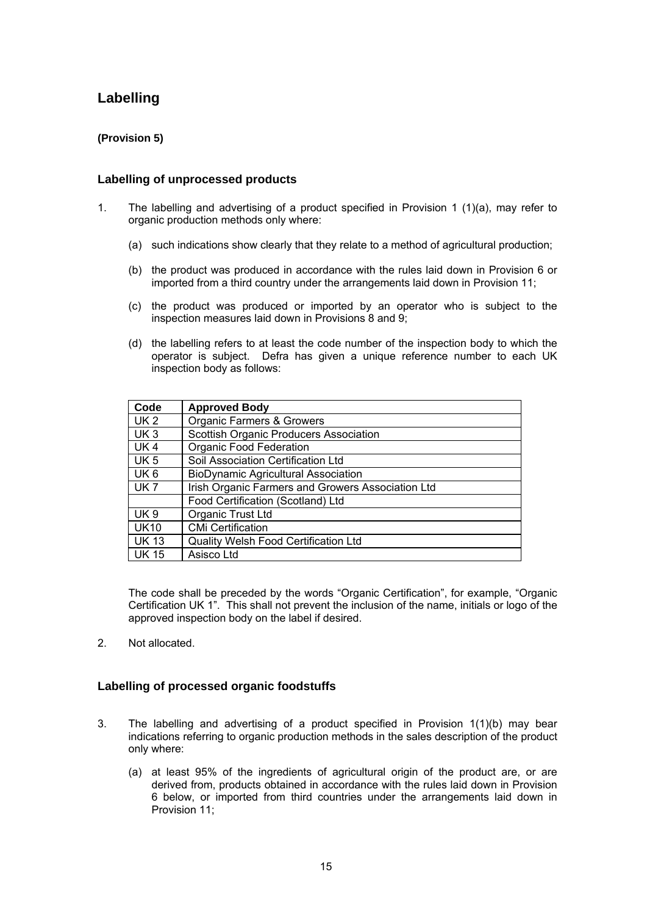## Labelling

**(Provision 5)**

### Labelling of unprocessed products

1. The labelling and advertising of a product specified in Provision 1 (1)(a), may refer to organic production methods only where:

    (a) such indications show clearly that they relate to a method of agricultural production;

    (b) the product was produced in accordance with the rules laid down in Provision 6 or imported from a third country under the arrangements laid down in Provision 11;

    (c) the product was produced or imported by an operator who is subject to the inspection measures laid down in Provisions 8 and 9;

    (d) the labelling refers to at least the code number of the inspection body to which the operator is subject. Defra has given a unique reference number to each UK inspection body as follows:

| Code | Approved Body |
|---|---|
| UK 2 | Organic Farmers & Growers |
| UK 3 | Scottish Organic Producers Association |
| UK 4 | Organic Food Federation |
| UK 5 | Soil Association Certification Ltd |
| UK 6 | BioDynamic Agricultural Association |
| UK 7 | Irish Organic Farmers and Growers Association Ltd |
| | Food Certification (Scotland) Ltd |
| UK 9 | Organic Trust Ltd |
| UK10 | CMi Certification |
| UK 13 | Quality Welsh Food Certification Ltd |
| UK 15 | Asisco Ltd |

The code shall be preceded by the words "Organic Certification", for example, "Organic Certification UK 1". This shall not prevent the inclusion of the name, initials or logo of the approved inspection body on the label if desired.

2. Not allocated.

### Labelling of processed organic foodstuffs

3. The labelling and advertising of a product specified in Provision 1(1)(b) may bear indications referring to organic production methods in the sales description of the product only where:

    (a) at least 95% of the ingredients of agricultural origin of the product are, or are derived from, products obtained in accordance with the rules laid down in Provision 6 below, or imported from third countries under the arrangements laid down in Provision 11;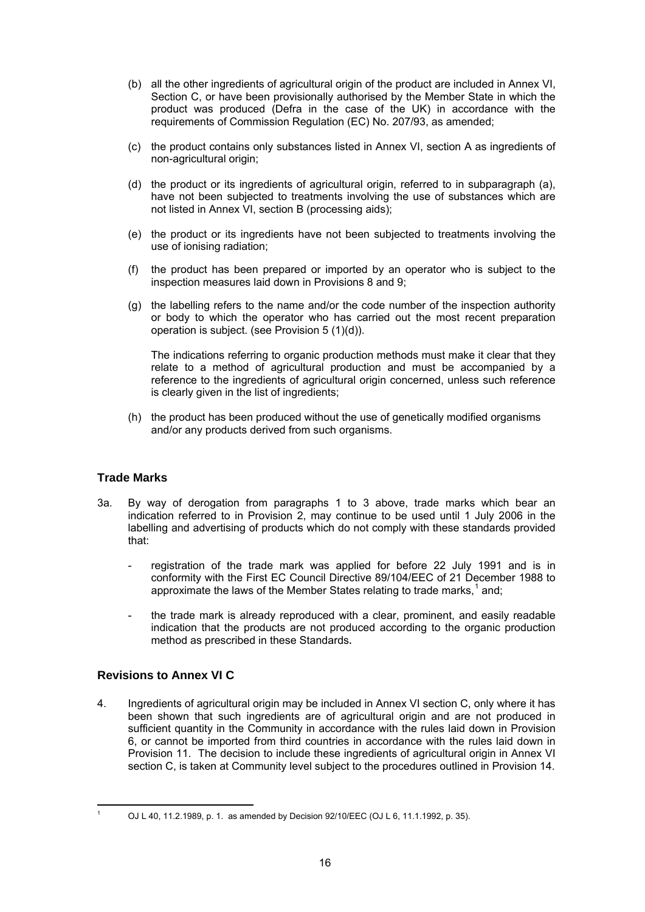(b) all the other ingredients of agricultural origin of the product are included in Annex VI, Section C, or have been provisionally authorised by the Member State in which the product was produced (Defra in the case of the UK) in accordance with the requirements of Commission Regulation (EC) No. 207/93, as amended;

(c) the product contains only substances listed in Annex VI, section A as ingredients of non-agricultural origin;

(d) the product or its ingredients of agricultural origin, referred to in subparagraph (a), have not been subjected to treatments involving the use of substances which are not listed in Annex VI, section B (processing aids);

(e) the product or its ingredients have not been subjected to treatments involving the use of ionising radiation;

(f) the product has been prepared or imported by an operator who is subject to the inspection measures laid down in Provisions 8 and 9;

(g) the labelling refers to the name and/or the code number of the inspection authority or body to which the operator who has carried out the most recent preparation operation is subject. (see Provision 5 (1)(d)).

The indications referring to organic production methods must make it clear that they relate to a method of agricultural production and must be accompanied by a reference to the ingredients of agricultural origin concerned, unless such reference is clearly given in the list of ingredients;

(h) the product has been produced without the use of genetically modified organisms and/or any products derived from such organisms.

## Trade Marks

3a. By way of derogation from paragraphs 1 to 3 above, trade marks which bear an indication referred to in Provision 2, may continue to be used until 1 July 2006 in the labelling and advertising of products which do not comply with these standards provided that:

- registration of the trade mark was applied for before 22 July 1991 and is in conformity with the First EC Council Directive 89/104/EEC of 21 December 1988 to approximate the laws of the Member States relating to trade marks,[1] and;

- the trade mark is already reproduced with a clear, prominent, and easily readable indication that the products are not produced according to the organic production method as prescribed in these Standards**.**

## Revisions to Annex VI C

4. Ingredients of agricultural origin may be included in Annex VI section C, only where it has been shown that such ingredients are of agricultural origin and are not produced in sufficient quantity in the Community in accordance with the rules laid down in Provision 6, or cannot be imported from third countries in accordance with the rules laid down in Provision 11. The decision to include these ingredients of agricultural origin in Annex VI section C, is taken at Community level subject to the procedures outlined in Provision 14.

---

[1] OJ L 40, 11.2.1989, p. 1. as amended by Decision 92/10/EEC (OJ L 6, 11.1.1992, p. 35).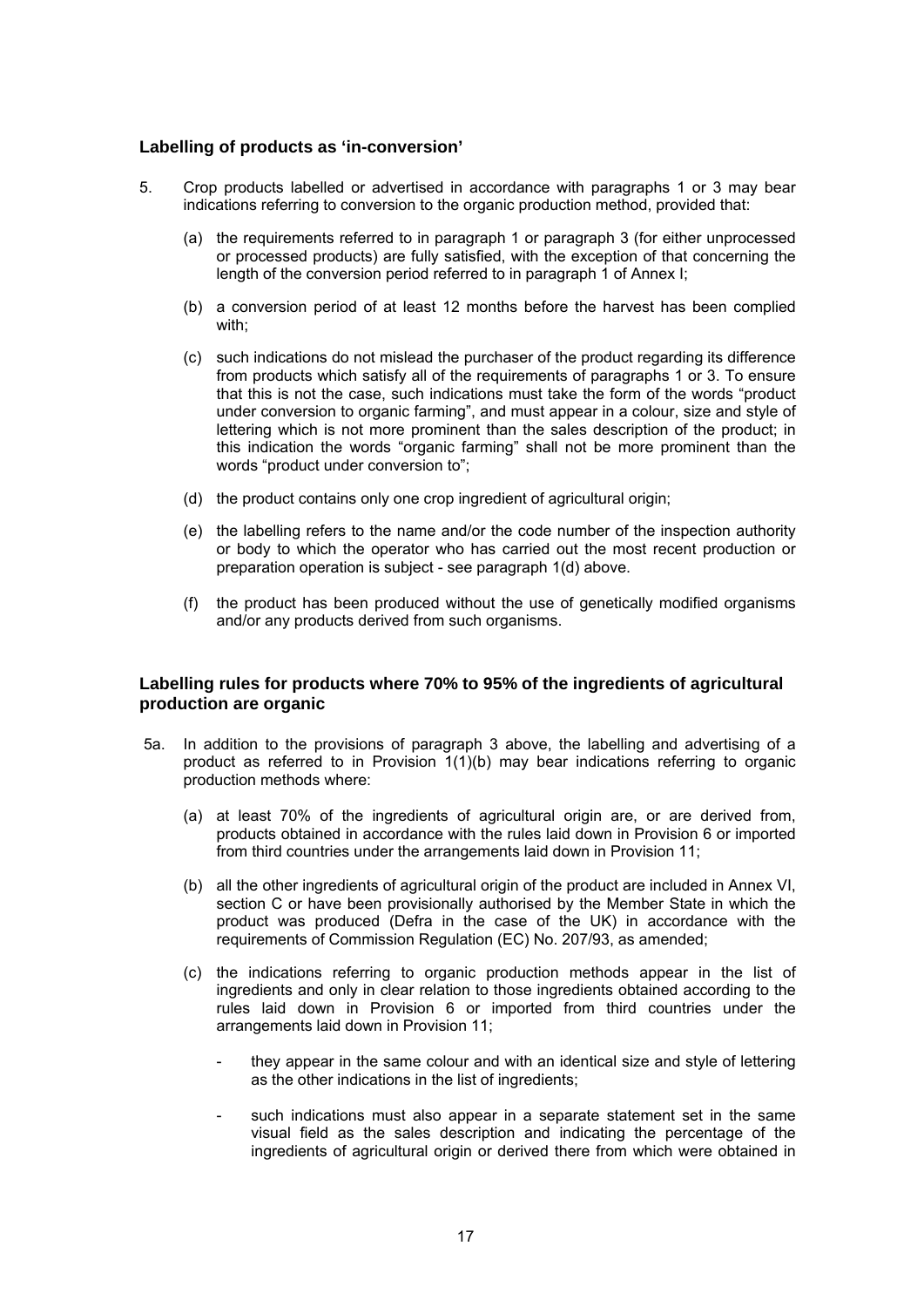### Labelling of products as 'in-conversion'

5. Crop products labelled or advertised in accordance with paragraphs 1 or 3 may bear indications referring to conversion to the organic production method, provided that:

   (a) the requirements referred to in paragraph 1 or paragraph 3 (for either unprocessed or processed products) are fully satisfied, with the exception of that concerning the length of the conversion period referred to in paragraph 1 of Annex I;

   (b) a conversion period of at least 12 months before the harvest has been complied with;

   (c) such indications do not mislead the purchaser of the product regarding its difference from products which satisfy all of the requirements of paragraphs 1 or 3. To ensure that this is not the case, such indications must take the form of the words "product under conversion to organic farming", and must appear in a colour, size and style of lettering which is not more prominent than the sales description of the product; in this indication the words "organic farming" shall not be more prominent than the words "product under conversion to";

   (d) the product contains only one crop ingredient of agricultural origin;

   (e) the labelling refers to the name and/or the code number of the inspection authority or body to which the operator who has carried out the most recent production or preparation operation is subject - see paragraph 1(d) above.

   (f) the product has been produced without the use of genetically modified organisms and/or any products derived from such organisms.

### Labelling rules for products where 70% to 95% of the ingredients of agricultural production are organic

5a. In addition to the provisions of paragraph 3 above, the labelling and advertising of a product as referred to in Provision 1(1)(b) may bear indications referring to organic production methods where:

   (a) at least 70% of the ingredients of agricultural origin are, or are derived from, products obtained in accordance with the rules laid down in Provision 6 or imported from third countries under the arrangements laid down in Provision 11;

   (b) all the other ingredients of agricultural origin of the product are included in Annex VI, section C or have been provisionally authorised by the Member State in which the product was produced (Defra in the case of the UK) in accordance with the requirements of Commission Regulation (EC) No. 207/93, as amended;

   (c) the indications referring to organic production methods appear in the list of ingredients and only in clear relation to those ingredients obtained according to the rules laid down in Provision 6 or imported from third countries under the arrangements laid down in Provision 11;

      - they appear in the same colour and with an identical size and style of lettering as the other indications in the list of ingredients;

      - such indications must also appear in a separate statement set in the same visual field as the sales description and indicating the percentage of the ingredients of agricultural origin or derived there from which were obtained in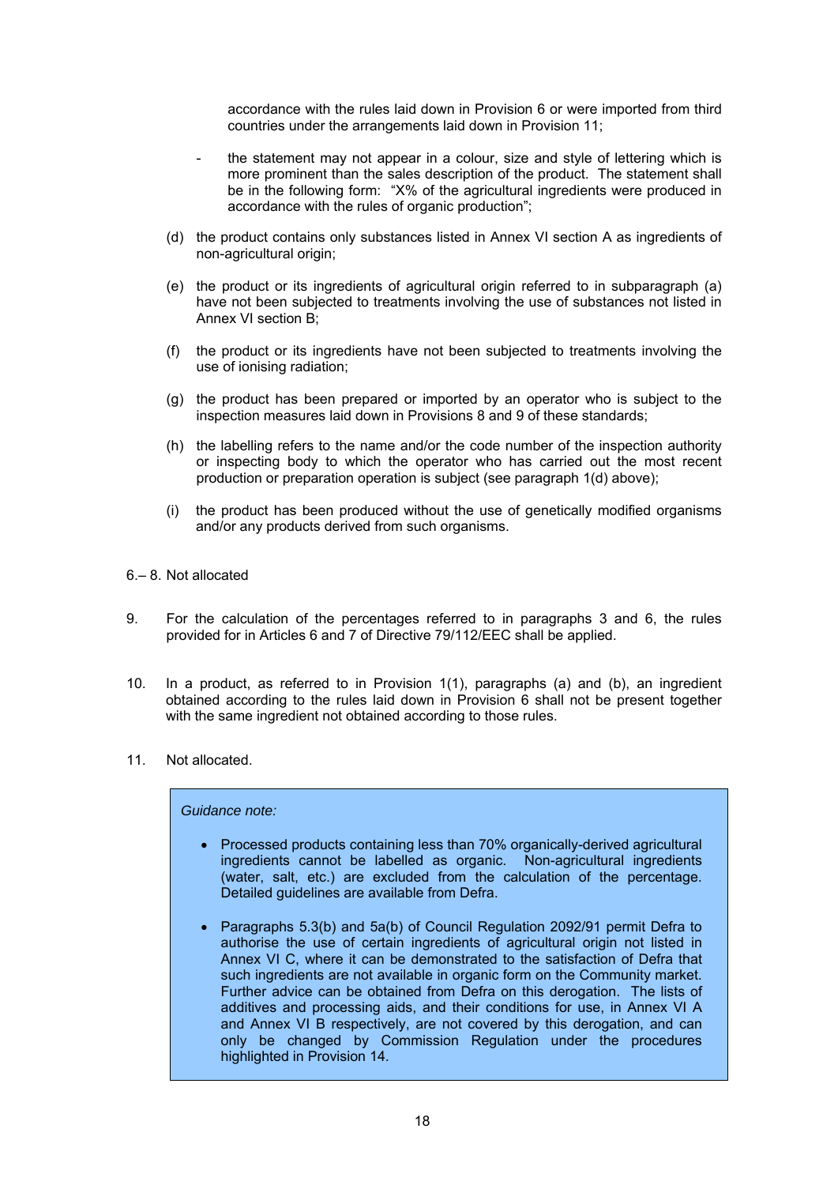accordance with the rules laid down in Provision 6 or were imported from third countries under the arrangements laid down in Provision 11;

- the statement may not appear in a colour, size and style of lettering which is more prominent than the sales description of the product. The statement shall be in the following form: "X% of the agricultural ingredients were produced in accordance with the rules of organic production";

(d) the product contains only substances listed in Annex VI section A as ingredients of non-agricultural origin;

(e) the product or its ingredients of agricultural origin referred to in subparagraph (a) have not been subjected to treatments involving the use of substances not listed in Annex VI section B;

(f) the product or its ingredients have not been subjected to treatments involving the use of ionising radiation;

(g) the product has been prepared or imported by an operator who is subject to the inspection measures laid down in Provisions 8 and 9 of these standards;

(h) the labelling refers to the name and/or the code number of the inspection authority or inspecting body to which the operator who has carried out the most recent production or preparation operation is subject (see paragraph 1(d) above);

(i) the product has been produced without the use of genetically modified organisms and/or any products derived from such organisms.

6.– 8. Not allocated

9. For the calculation of the percentages referred to in paragraphs 3 and 6, the rules provided for in Articles 6 and 7 of Directive 79/112/EEC shall be applied.

10. In a product, as referred to in Provision 1(1), paragraphs (a) and (b), an ingredient obtained according to the rules laid down in Provision 6 shall not be present together with the same ingredient not obtained according to those rules.

11. Not allocated.

> *Guidance note:*
>
> - Processed products containing less than 70% organically-derived agricultural ingredients cannot be labelled as organic. Non-agricultural ingredients (water, salt, etc.) are excluded from the calculation of the percentage. Detailed guidelines are available from Defra.
> - Paragraphs 5.3(b) and 5a(b) of Council Regulation 2092/91 permit Defra to authorise the use of certain ingredients of agricultural origin not listed in Annex VI C, where it can be demonstrated to the satisfaction of Defra that such ingredients are not available in organic form on the Community market. Further advice can be obtained from Defra on this derogation. The lists of additives and processing aids, and their conditions for use, in Annex VI A and Annex VI B respectively, are not covered by this derogation, and can only be changed by Commission Regulation under the procedures highlighted in Provision 14.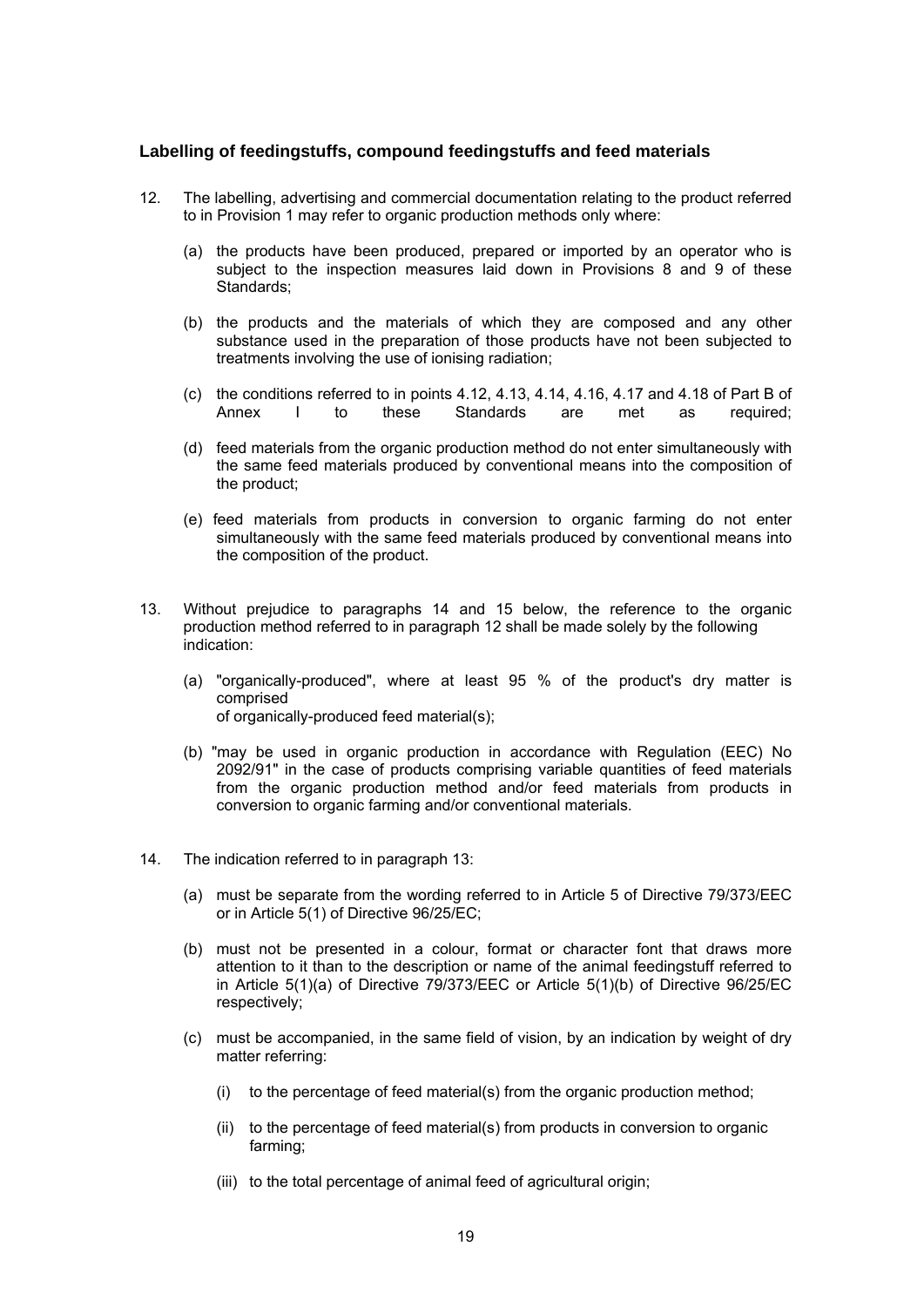### Labelling of feedingstuffs, compound feedingstuffs and feed materials

12. The labelling, advertising and commercial documentation relating to the product referred to in Provision 1 may refer to organic production methods only where:

    (a) the products have been produced, prepared or imported by an operator who is subject to the inspection measures laid down in Provisions 8 and 9 of these Standards;

    (b) the products and the materials of which they are composed and any other substance used in the preparation of those products have not been subjected to treatments involving the use of ionising radiation;

    (c) the conditions referred to in points 4.12, 4.13, 4.14, 4.16, 4.17 and 4.18 of Part B of Annex I to these Standards are met as required;

    (d) feed materials from the organic production method do not enter simultaneously with the same feed materials produced by conventional means into the composition of the product;

    (e) feed materials from products in conversion to organic farming do not enter simultaneously with the same feed materials produced by conventional means into the composition of the product.

13. Without prejudice to paragraphs 14 and 15 below, the reference to the organic production method referred to in paragraph 12 shall be made solely by the following indication:

    (a) "organically-produced", where at least 95 % of the product's dry matter is comprised of organically-produced feed material(s);

    (b) "may be used in organic production in accordance with Regulation (EEC) No 2092/91" in the case of products comprising variable quantities of feed materials from the organic production method and/or feed materials from products in conversion to organic farming and/or conventional materials.

14. The indication referred to in paragraph 13:

    (a) must be separate from the wording referred to in Article 5 of Directive 79/373/EEC or in Article 5(1) of Directive 96/25/EC;

    (b) must not be presented in a colour, format or character font that draws more attention to it than to the description or name of the animal feedingstuff referred to in Article 5(1)(a) of Directive 79/373/EEC or Article 5(1)(b) of Directive 96/25/EC respectively;

    (c) must be accompanied, in the same field of vision, by an indication by weight of dry matter referring:

        (i) to the percentage of feed material(s) from the organic production method;

        (ii) to the percentage of feed material(s) from products in conversion to organic farming;

        (iii) to the total percentage of animal feed of agricultural origin;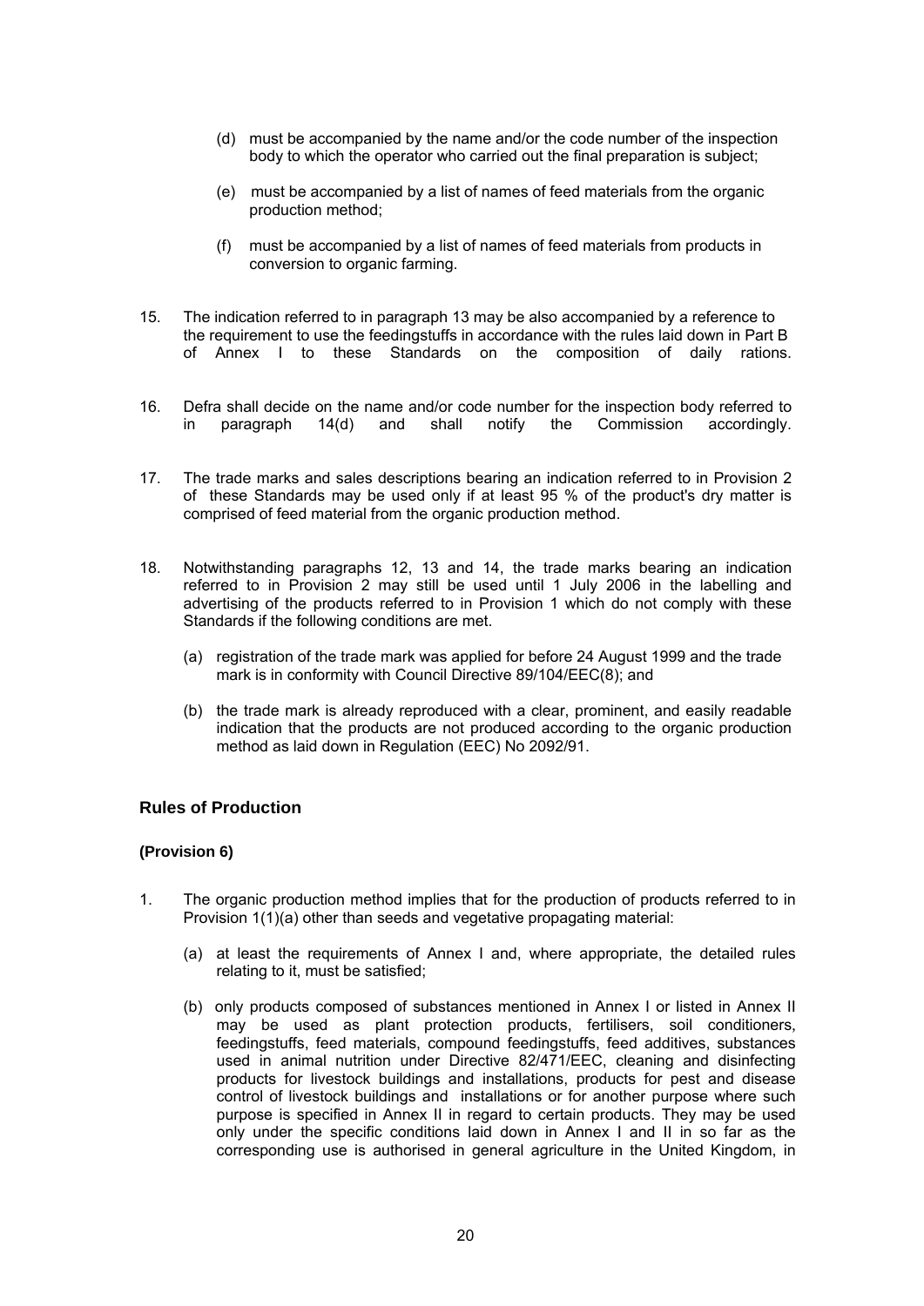(d) must be accompanied by the name and/or the code number of the inspection body to which the operator who carried out the final preparation is subject;

(e) must be accompanied by a list of names of feed materials from the organic production method;

(f) must be accompanied by a list of names of feed materials from products in conversion to organic farming.

15. The indication referred to in paragraph 13 may be also accompanied by a reference to the requirement to use the feedingstuffs in accordance with the rules laid down in Part B of Annex I to these Standards on the composition of daily rations.

16. Defra shall decide on the name and/or code number for the inspection body referred to in paragraph 14(d) and shall notify the Commission accordingly.

17. The trade marks and sales descriptions bearing an indication referred to in Provision 2 of these Standards may be used only if at least 95 % of the product's dry matter is comprised of feed material from the organic production method.

18. Notwithstanding paragraphs 12, 13 and 14, the trade marks bearing an indication referred to in Provision 2 may still be used until 1 July 2006 in the labelling and advertising of the products referred to in Provision 1 which do not comply with these Standards if the following conditions are met.

   (a) registration of the trade mark was applied for before 24 August 1999 and the trade mark is in conformity with Council Directive 89/104/EEC(8); and

   (b) the trade mark is already reproduced with a clear, prominent, and easily readable indication that the products are not produced according to the organic production method as laid down in Regulation (EEC) No 2092/91.

## Rules of Production

### (Provision 6)

1. The organic production method implies that for the production of products referred to in Provision 1(1)(a) other than seeds and vegetative propagating material:

   (a) at least the requirements of Annex I and, where appropriate, the detailed rules relating to it, must be satisfied;

   (b) only products composed of substances mentioned in Annex I or listed in Annex II may be used as plant protection products, fertilisers, soil conditioners, feedingstuffs, feed materials, compound feedingstuffs, feed additives, substances used in animal nutrition under Directive 82/471/EEC, cleaning and disinfecting products for livestock buildings and installations, products for pest and disease control of livestock buildings and installations or for another purpose where such purpose is specified in Annex II in regard to certain products. They may be used only under the specific conditions laid down in Annex I and II in so far as the corresponding use is authorised in general agriculture in the United Kingdom, in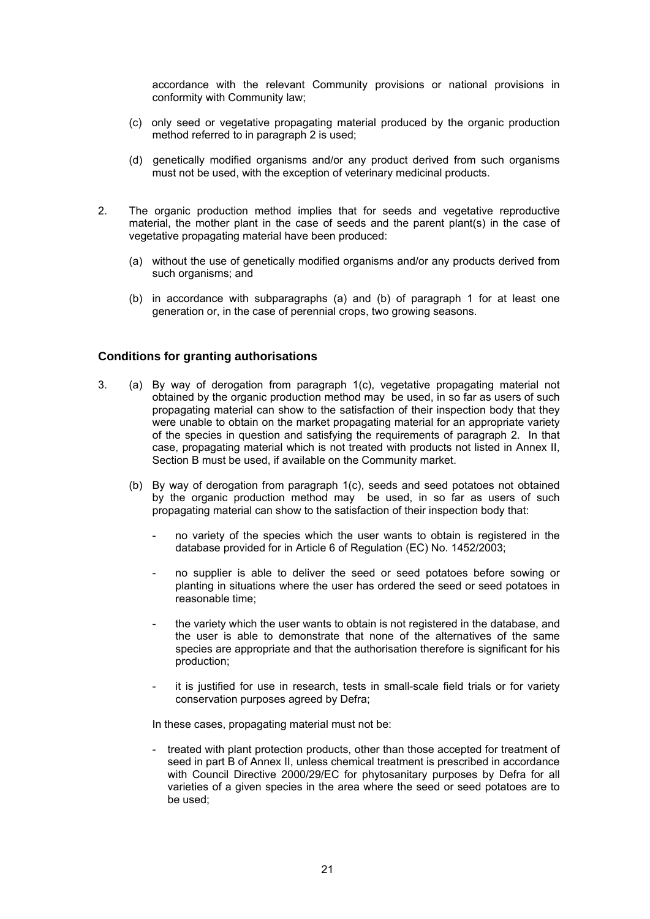accordance with the relevant Community provisions or national provisions in conformity with Community law;

(c) only seed or vegetative propagating material produced by the organic production method referred to in paragraph 2 is used;

(d) genetically modified organisms and/or any product derived from such organisms must not be used, with the exception of veterinary medicinal products.

2. The organic production method implies that for seeds and vegetative reproductive material, the mother plant in the case of seeds and the parent plant(s) in the case of vegetative propagating material have been produced:

   (a) without the use of genetically modified organisms and/or any products derived from such organisms; and

   (b) in accordance with subparagraphs (a) and (b) of paragraph 1 for at least one generation or, in the case of perennial crops, two growing seasons.

### Conditions for granting authorisations

3. (a) By way of derogation from paragraph 1(c), vegetative propagating material not obtained by the organic production method may be used, in so far as users of such propagating material can show to the satisfaction of their inspection body that they were unable to obtain on the market propagating material for an appropriate variety of the species in question and satisfying the requirements of paragraph 2. In that case, propagating material which is not treated with products not listed in Annex II, Section B must be used, if available on the Community market.

   (b) By way of derogation from paragraph 1(c), seeds and seed potatoes not obtained by the organic production method may be used, in so far as users of such propagating material can show to the satisfaction of their inspection body that:

   - no variety of the species which the user wants to obtain is registered in the database provided for in Article 6 of Regulation (EC) No. 1452/2003;

   - no supplier is able to deliver the seed or seed potatoes before sowing or planting in situations where the user has ordered the seed or seed potatoes in reasonable time;

   - the variety which the user wants to obtain is not registered in the database, and the user is able to demonstrate that none of the alternatives of the same species are appropriate and that the authorisation therefore is significant for his production;

   - it is justified for use in research, tests in small-scale field trials or for variety conservation purposes agreed by Defra;

   In these cases, propagating material must not be:

   - treated with plant protection products, other than those accepted for treatment of seed in part B of Annex II, unless chemical treatment is prescribed in accordance with Council Directive 2000/29/EC for phytosanitary purposes by Defra for all varieties of a given species in the area where the seed or seed potatoes are to be used;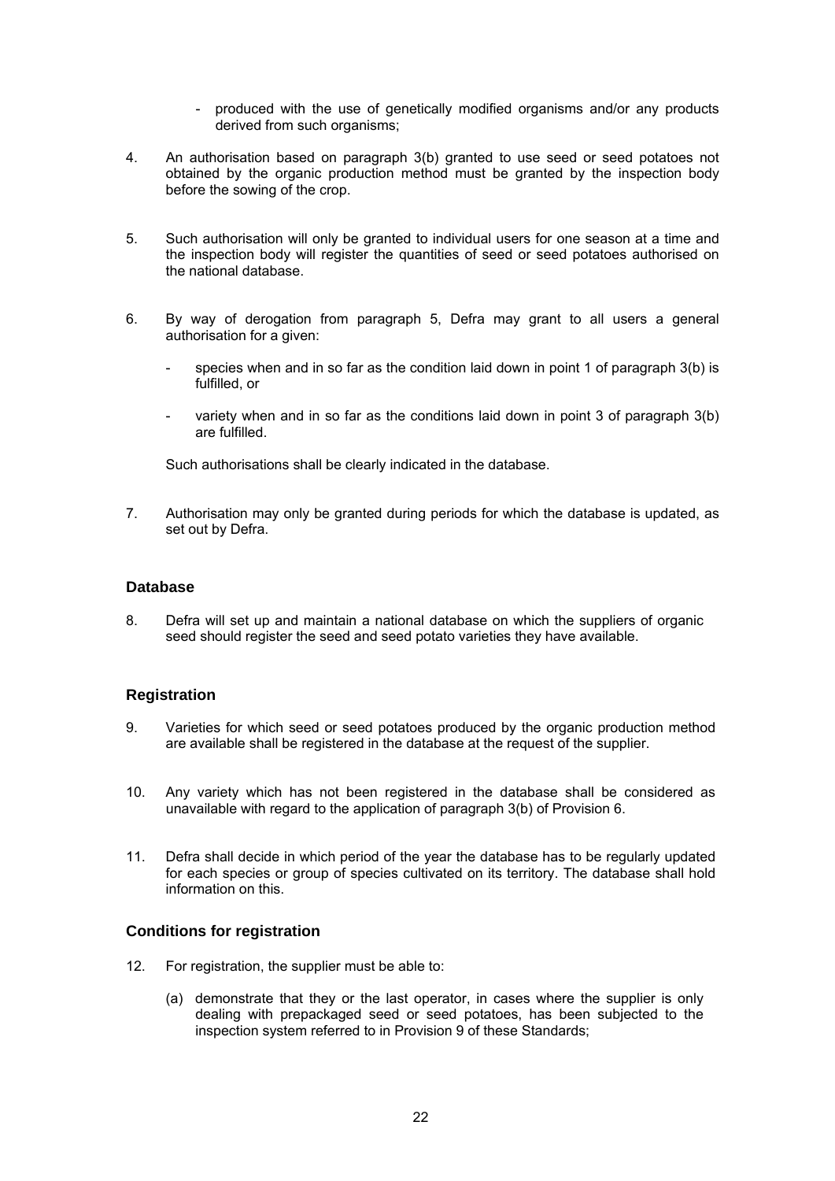- produced with the use of genetically modified organisms and/or any products derived from such organisms;

4. An authorisation based on paragraph 3(b) granted to use seed or seed potatoes not obtained by the organic production method must be granted by the inspection body before the sowing of the crop.

5. Such authorisation will only be granted to individual users for one season at a time and the inspection body will register the quantities of seed or seed potatoes authorised on the national database.

6. By way of derogation from paragraph 5, Defra may grant to all users a general authorisation for a given:

   - species when and in so far as the condition laid down in point 1 of paragraph 3(b) is fulfilled, or

   - variety when and in so far as the conditions laid down in point 3 of paragraph 3(b) are fulfilled.

   Such authorisations shall be clearly indicated in the database.

7. Authorisation may only be granted during periods for which the database is updated, as set out by Defra.

### Database

8. Defra will set up and maintain a national database on which the suppliers of organic seed should register the seed and seed potato varieties they have available.

### Registration

9. Varieties for which seed or seed potatoes produced by the organic production method are available shall be registered in the database at the request of the supplier.

10. Any variety which has not been registered in the database shall be considered as unavailable with regard to the application of paragraph 3(b) of Provision 6.

11. Defra shall decide in which period of the year the database has to be regularly updated for each species or group of species cultivated on its territory. The database shall hold information on this.

### Conditions for registration

12. For registration, the supplier must be able to:

    (a) demonstrate that they or the last operator, in cases where the supplier is only dealing with prepackaged seed or seed potatoes, has been subjected to the inspection system referred to in Provision 9 of these Standards;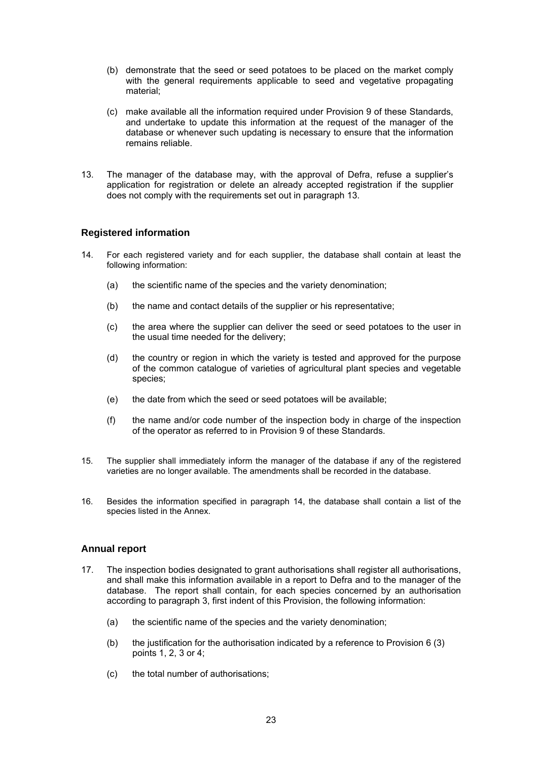(b) demonstrate that the seed or seed potatoes to be placed on the market comply with the general requirements applicable to seed and vegetative propagating material;

(c) make available all the information required under Provision 9 of these Standards, and undertake to update this information at the request of the manager of the database or whenever such updating is necessary to ensure that the information remains reliable.

13. The manager of the database may, with the approval of Defra, refuse a supplier's application for registration or delete an already accepted registration if the supplier does not comply with the requirements set out in paragraph 13.

### Registered information

14. For each registered variety and for each supplier, the database shall contain at least the following information:

    (a) the scientific name of the species and the variety denomination;

    (b) the name and contact details of the supplier or his representative;

    (c) the area where the supplier can deliver the seed or seed potatoes to the user in the usual time needed for the delivery;

    (d) the country or region in which the variety is tested and approved for the purpose of the common catalogue of varieties of agricultural plant species and vegetable species;

    (e) the date from which the seed or seed potatoes will be available;

    (f) the name and/or code number of the inspection body in charge of the inspection of the operator as referred to in Provision 9 of these Standards.

15. The supplier shall immediately inform the manager of the database if any of the registered varieties are no longer available. The amendments shall be recorded in the database.

16. Besides the information specified in paragraph 14, the database shall contain a list of the species listed in the Annex.

### Annual report

17. The inspection bodies designated to grant authorisations shall register all authorisations, and shall make this information available in a report to Defra and to the manager of the database. The report shall contain, for each species concerned by an authorisation according to paragraph 3, first indent of this Provision, the following information:

    (a) the scientific name of the species and the variety denomination;

    (b) the justification for the authorisation indicated by a reference to Provision 6 (3) points 1, 2, 3 or 4;

    (c) the total number of authorisations;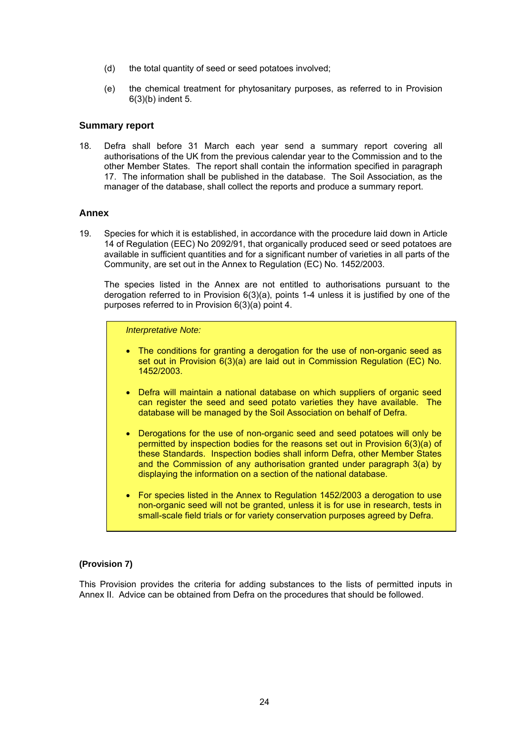(d) the total quantity of seed or seed potatoes involved;

(e) the chemical treatment for phytosanitary purposes, as referred to in Provision 6(3)(b) indent 5.

### Summary report

18. Defra shall before 31 March each year send a summary report covering all authorisations of the UK from the previous calendar year to the Commission and to the other Member States. The report shall contain the information specified in paragraph 17. The information shall be published in the database. The Soil Association, as the manager of the database, shall collect the reports and produce a summary report.

### Annex

19. Species for which it is established, in accordance with the procedure laid down in Article 14 of Regulation (EEC) No 2092/91, that organically produced seed or seed potatoes are available in sufficient quantities and for a significant number of varieties in all parts of the Community, are set out in the Annex to Regulation (EC) No. 1452/2003.

    The species listed in the Annex are not entitled to authorisations pursuant to the derogation referred to in Provision 6(3)(a), points 1-4 unless it is justified by one of the purposes referred to in Provision 6(3)(a) point 4.

> *Interpretative Note:*
>
> - The conditions for granting a derogation for the use of non-organic seed as set out in Provision 6(3)(a) are laid out in Commission Regulation (EC) No. 1452/2003.
> - Defra will maintain a national database on which suppliers of organic seed can register the seed and seed potato varieties they have available. The database will be managed by the Soil Association on behalf of Defra.
> - Derogations for the use of non-organic seed and seed potatoes will only be permitted by inspection bodies for the reasons set out in Provision 6(3)(a) of these Standards. Inspection bodies shall inform Defra, other Member States and the Commission of any authorisation granted under paragraph 3(a) by displaying the information on a section of the national database.
> - For species listed in the Annex to Regulation 1452/2003 a derogation to use non-organic seed will not be granted, unless it is for use in research, tests in small-scale field trials or for variety conservation purposes agreed by Defra.

### (Provision 7)

This Provision provides the criteria for adding substances to the lists of permitted inputs in Annex II. Advice can be obtained from Defra on the procedures that should be followed.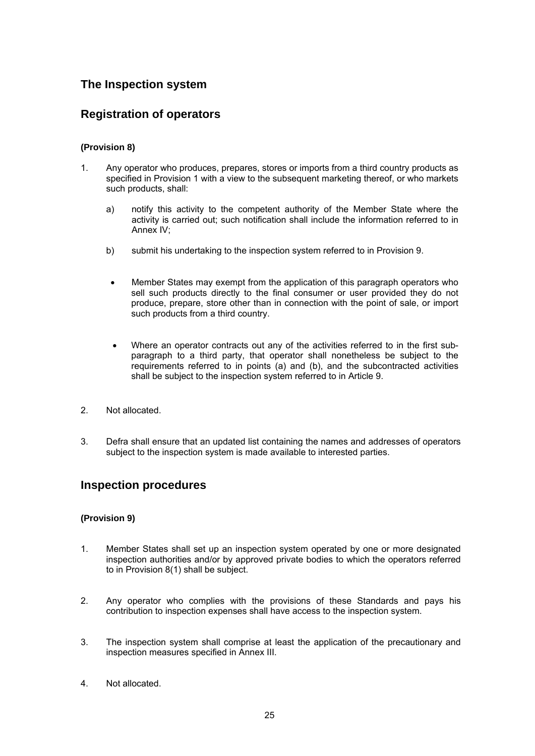## The Inspection system

## Registration of operators

**(Provision 8)**

1. Any operator who produces, prepares, stores or imports from a third country products as specified in Provision 1 with a view to the subsequent marketing thereof, or who markets such products, shall:

   a) notify this activity to the competent authority of the Member State where the activity is carried out; such notification shall include the information referred to in Annex IV;

   b) submit his undertaking to the inspection system referred to in Provision 9.

   - Member States may exempt from the application of this paragraph operators who sell such products directly to the final consumer or user provided they do not produce, prepare, store other than in connection with the point of sale, or import such products from a third country.

   - Where an operator contracts out any of the activities referred to in the first sub-paragraph to a third party, that operator shall nonetheless be subject to the requirements referred to in points (a) and (b), and the subcontracted activities shall be subject to the inspection system referred to in Article 9.

2. Not allocated.

3. Defra shall ensure that an updated list containing the names and addresses of operators subject to the inspection system is made available to interested parties.

## Inspection procedures

**(Provision 9)**

1. Member States shall set up an inspection system operated by one or more designated inspection authorities and/or by approved private bodies to which the operators referred to in Provision 8(1) shall be subject.

2. Any operator who complies with the provisions of these Standards and pays his contribution to inspection expenses shall have access to the inspection system.

3. The inspection system shall comprise at least the application of the precautionary and inspection measures specified in Annex III.

4. Not allocated.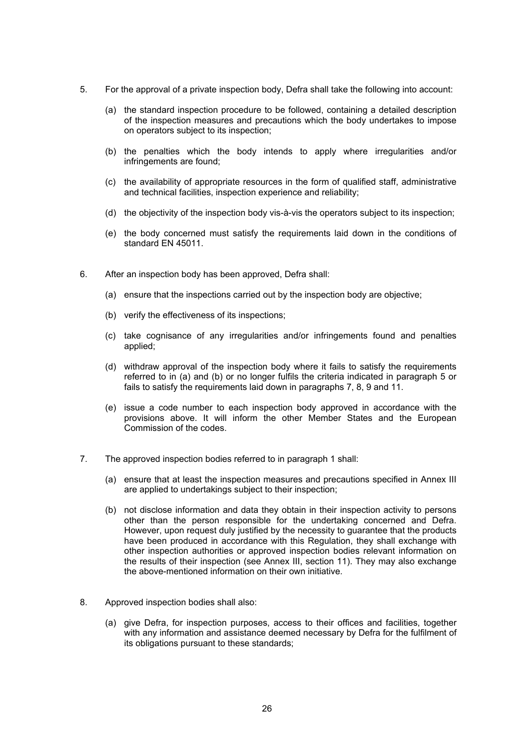5. For the approval of a private inspection body, Defra shall take the following into account:

   (a) the standard inspection procedure to be followed, containing a detailed description of the inspection measures and precautions which the body undertakes to impose on operators subject to its inspection;

   (b) the penalties which the body intends to apply where irregularities and/or infringements are found;

   (c) the availability of appropriate resources in the form of qualified staff, administrative and technical facilities, inspection experience and reliability;

   (d) the objectivity of the inspection body vis-à-vis the operators subject to its inspection;

   (e) the body concerned must satisfy the requirements laid down in the conditions of standard EN 45011.

6. After an inspection body has been approved, Defra shall:

   (a) ensure that the inspections carried out by the inspection body are objective;

   (b) verify the effectiveness of its inspections;

   (c) take cognisance of any irregularities and/or infringements found and penalties applied;

   (d) withdraw approval of the inspection body where it fails to satisfy the requirements referred to in (a) and (b) or no longer fulfils the criteria indicated in paragraph 5 or fails to satisfy the requirements laid down in paragraphs 7, 8, 9 and 11.

   (e) issue a code number to each inspection body approved in accordance with the provisions above. It will inform the other Member States and the European Commission of the codes.

7. The approved inspection bodies referred to in paragraph 1 shall:

   (a) ensure that at least the inspection measures and precautions specified in Annex III are applied to undertakings subject to their inspection;

   (b) not disclose information and data they obtain in their inspection activity to persons other than the person responsible for the undertaking concerned and Defra. However, upon request duly justified by the necessity to guarantee that the products have been produced in accordance with this Regulation, they shall exchange with other inspection authorities or approved inspection bodies relevant information on the results of their inspection (see Annex III, section 11). They may also exchange the above-mentioned information on their own initiative.

8. Approved inspection bodies shall also:

   (a) give Defra, for inspection purposes, access to their offices and facilities, together with any information and assistance deemed necessary by Defra for the fulfilment of its obligations pursuant to these standards;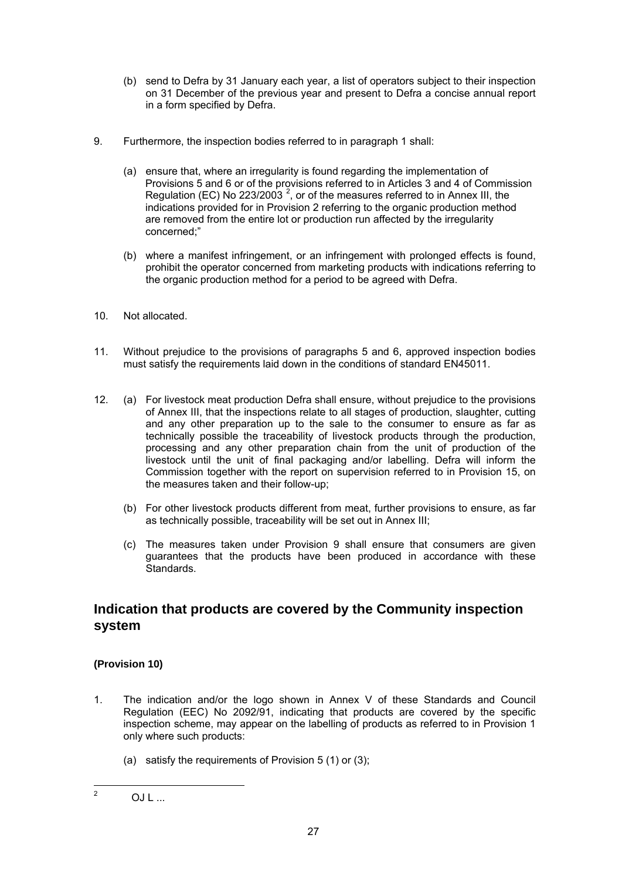(b) send to Defra by 31 January each year, a list of operators subject to their inspection on 31 December of the previous year and present to Defra a concise annual report in a form specified by Defra.

9. Furthermore, the inspection bodies referred to in paragraph 1 shall:

   (a) ensure that, where an irregularity is found regarding the implementation of Provisions 5 and 6 or of the provisions referred to in Articles 3 and 4 of Commission Regulation (EC) No 223/2003 [2], or of the measures referred to in Annex III, the indications provided for in Provision 2 referring to the organic production method are removed from the entire lot or production run affected by the irregularity concerned;"

   (b) where a manifest infringement, or an infringement with prolonged effects is found, prohibit the operator concerned from marketing products with indications referring to the organic production method for a period to be agreed with Defra.

10. Not allocated.

11. Without prejudice to the provisions of paragraphs 5 and 6, approved inspection bodies must satisfy the requirements laid down in the conditions of standard EN45011.

12. (a) For livestock meat production Defra shall ensure, without prejudice to the provisions of Annex III, that the inspections relate to all stages of production, slaughter, cutting and any other preparation up to the sale to the consumer to ensure as far as technically possible the traceability of livestock products through the production, processing and any other preparation chain from the unit of production of the livestock until the unit of final packaging and/or labelling. Defra will inform the Commission together with the report on supervision referred to in Provision 15, on the measures taken and their follow-up;

   (b) For other livestock products different from meat, further provisions to ensure, as far as technically possible, traceability will be set out in Annex III;

   (c) The measures taken under Provision 9 shall ensure that consumers are given guarantees that the products have been produced in accordance with these Standards.

## Indication that products are covered by the Community inspection system

**(Provision 10)**

1. The indication and/or the logo shown in Annex V of these Standards and Council Regulation (EEC) No 2092/91, indicating that products are covered by the specific inspection scheme, may appear on the labelling of products as referred to in Provision 1 only where such products:

   (a) satisfy the requirements of Provision 5 (1) or (3);

---

[2] OJ L ...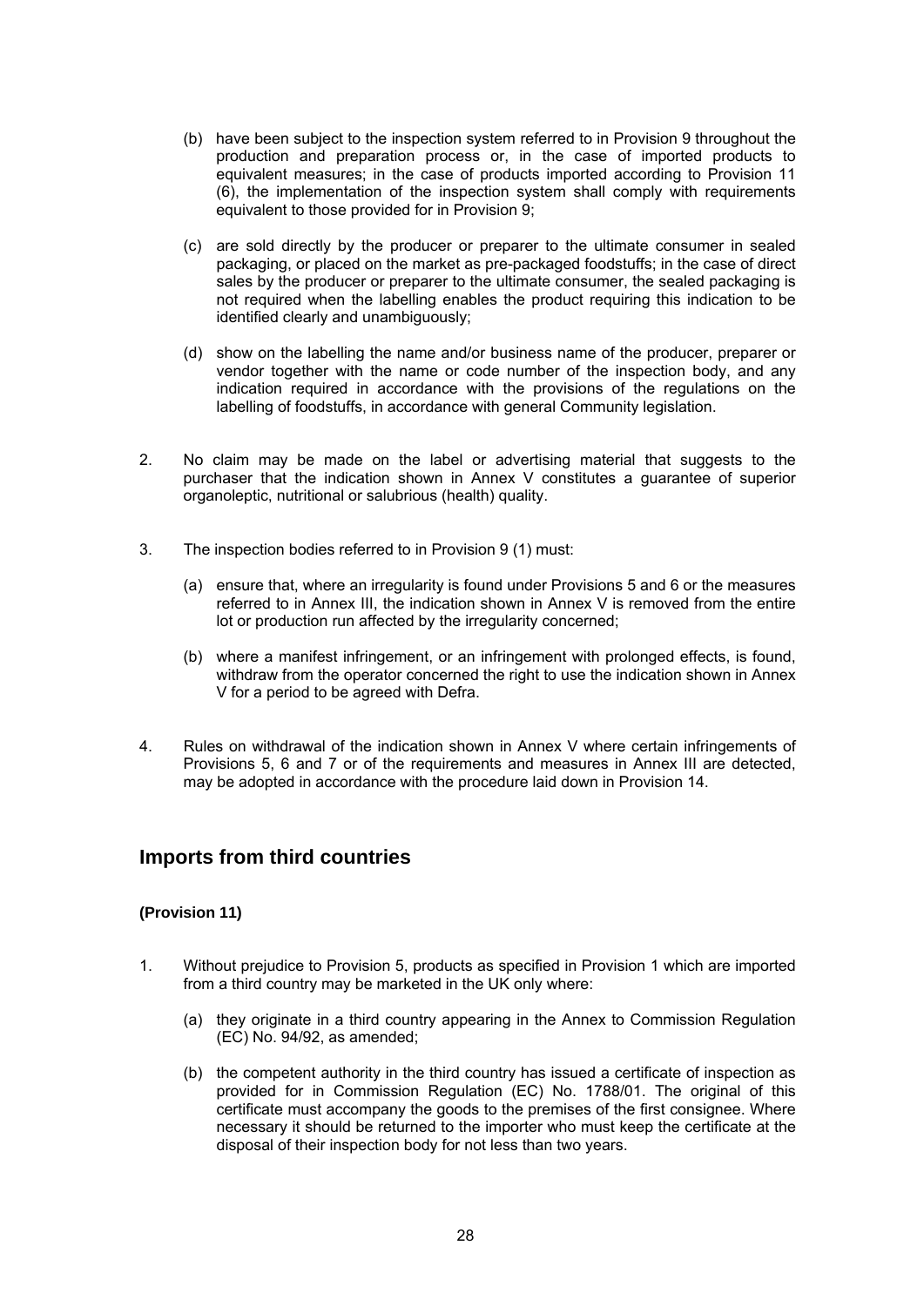(b) have been subject to the inspection system referred to in Provision 9 throughout the production and preparation process or, in the case of imported products to equivalent measures; in the case of products imported according to Provision 11 (6), the implementation of the inspection system shall comply with requirements equivalent to those provided for in Provision 9;

(c) are sold directly by the producer or preparer to the ultimate consumer in sealed packaging, or placed on the market as pre-packaged foodstuffs; in the case of direct sales by the producer or preparer to the ultimate consumer, the sealed packaging is not required when the labelling enables the product requiring this indication to be identified clearly and unambiguously;

(d) show on the labelling the name and/or business name of the producer, preparer or vendor together with the name or code number of the inspection body, and any indication required in accordance with the provisions of the regulations on the labelling of foodstuffs, in accordance with general Community legislation.

2. No claim may be made on the label or advertising material that suggests to the purchaser that the indication shown in Annex V constitutes a guarantee of superior organoleptic, nutritional or salubrious (health) quality.

3. The inspection bodies referred to in Provision 9 (1) must:

   (a) ensure that, where an irregularity is found under Provisions 5 and 6 or the measures referred to in Annex III, the indication shown in Annex V is removed from the entire lot or production run affected by the irregularity concerned;

   (b) where a manifest infringement, or an infringement with prolonged effects, is found, withdraw from the operator concerned the right to use the indication shown in Annex V for a period to be agreed with Defra.

4. Rules on withdrawal of the indication shown in Annex V where certain infringements of Provisions 5, 6 and 7 or of the requirements and measures in Annex III are detected, may be adopted in accordance with the procedure laid down in Provision 14.

## Imports from third countries

**(Provision 11)**

1. Without prejudice to Provision 5, products as specified in Provision 1 which are imported from a third country may be marketed in the UK only where:

   (a) they originate in a third country appearing in the Annex to Commission Regulation (EC) No. 94/92, as amended;

   (b) the competent authority in the third country has issued a certificate of inspection as provided for in Commission Regulation (EC) No. 1788/01. The original of this certificate must accompany the goods to the premises of the first consignee. Where necessary it should be returned to the importer who must keep the certificate at the disposal of their inspection body for not less than two years.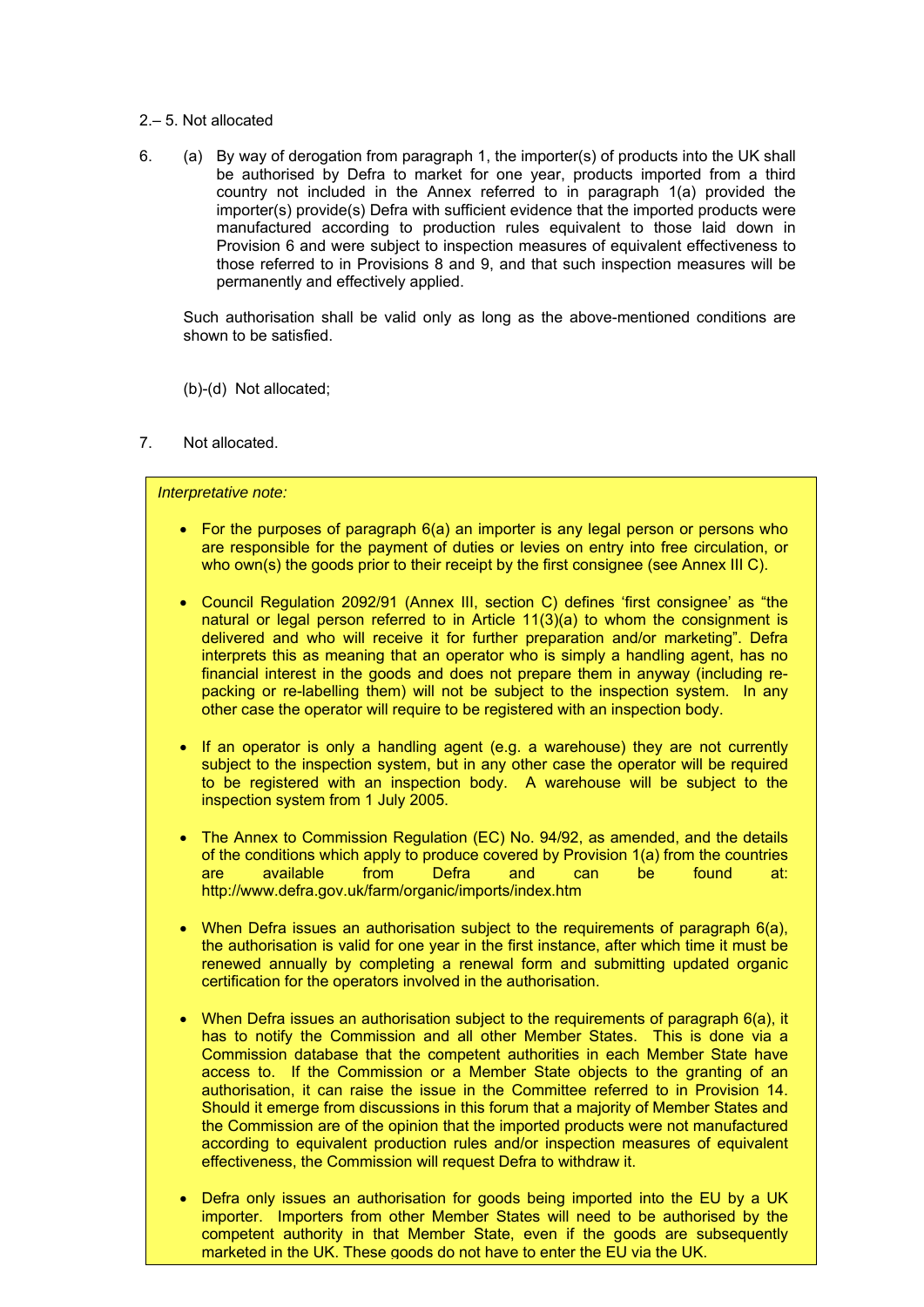2.– 5. Not allocated

6. (a) By way of derogation from paragraph 1, the importer(s) of products into the UK shall be authorised by Defra to market for one year, products imported from a third country not included in the Annex referred to in paragraph 1(a) provided the importer(s) provide(s) Defra with sufficient evidence that the imported products were manufactured according to production rules equivalent to those laid down in Provision 6 and were subject to inspection measures of equivalent effectiveness to those referred to in Provisions 8 and 9, and that such inspection measures will be permanently and effectively applied.

   Such authorisation shall be valid only as long as the above-mentioned conditions are shown to be satisfied.

   (b)-(d) Not allocated;

7. Not allocated.

*Interpretative note:*

- For the purposes of paragraph 6(a) an importer is any legal person or persons who are responsible for the payment of duties or levies on entry into free circulation, or who own(s) the goods prior to their receipt by the first consignee (see Annex III C).

- Council Regulation 2092/91 (Annex III, section C) defines 'first consignee' as "the natural or legal person referred to in Article 11(3)(a) to whom the consignment is delivered and who will receive it for further preparation and/or marketing". Defra interprets this as meaning that an operator who is simply a handling agent, has no financial interest in the goods and does not prepare them in anyway (including re-packing or re-labelling them) will not be subject to the inspection system. In any other case the operator will require to be registered with an inspection body.

- If an operator is only a handling agent (e.g. a warehouse) they are not currently subject to the inspection system, but in any other case the operator will be required to be registered with an inspection body. A warehouse will be subject to the inspection system from 1 July 2005.

- The Annex to Commission Regulation (EC) No. 94/92, as amended, and the details of the conditions which apply to produce covered by Provision 1(a) from the countries are available from Defra and can be found at: http://www.defra.gov.uk/farm/organic/imports/index.htm

- When Defra issues an authorisation subject to the requirements of paragraph 6(a), the authorisation is valid for one year in the first instance, after which time it must be renewed annually by completing a renewal form and submitting updated organic certification for the operators involved in the authorisation.

- When Defra issues an authorisation subject to the requirements of paragraph 6(a), it has to notify the Commission and all other Member States. This is done via a Commission database that the competent authorities in each Member State have access to. If the Commission or a Member State objects to the granting of an authorisation, it can raise the issue in the Committee referred to in Provision 14. Should it emerge from discussions in this forum that a majority of Member States and the Commission are of the opinion that the imported products were not manufactured according to equivalent production rules and/or inspection measures of equivalent effectiveness, the Commission will request Defra to withdraw it.

- Defra only issues an authorisation for goods being imported into the EU by a UK importer. Importers from other Member States will need to be authorised by the competent authority in that Member State, even if the goods are subsequently marketed in the UK. These goods do not have to enter the EU via the UK.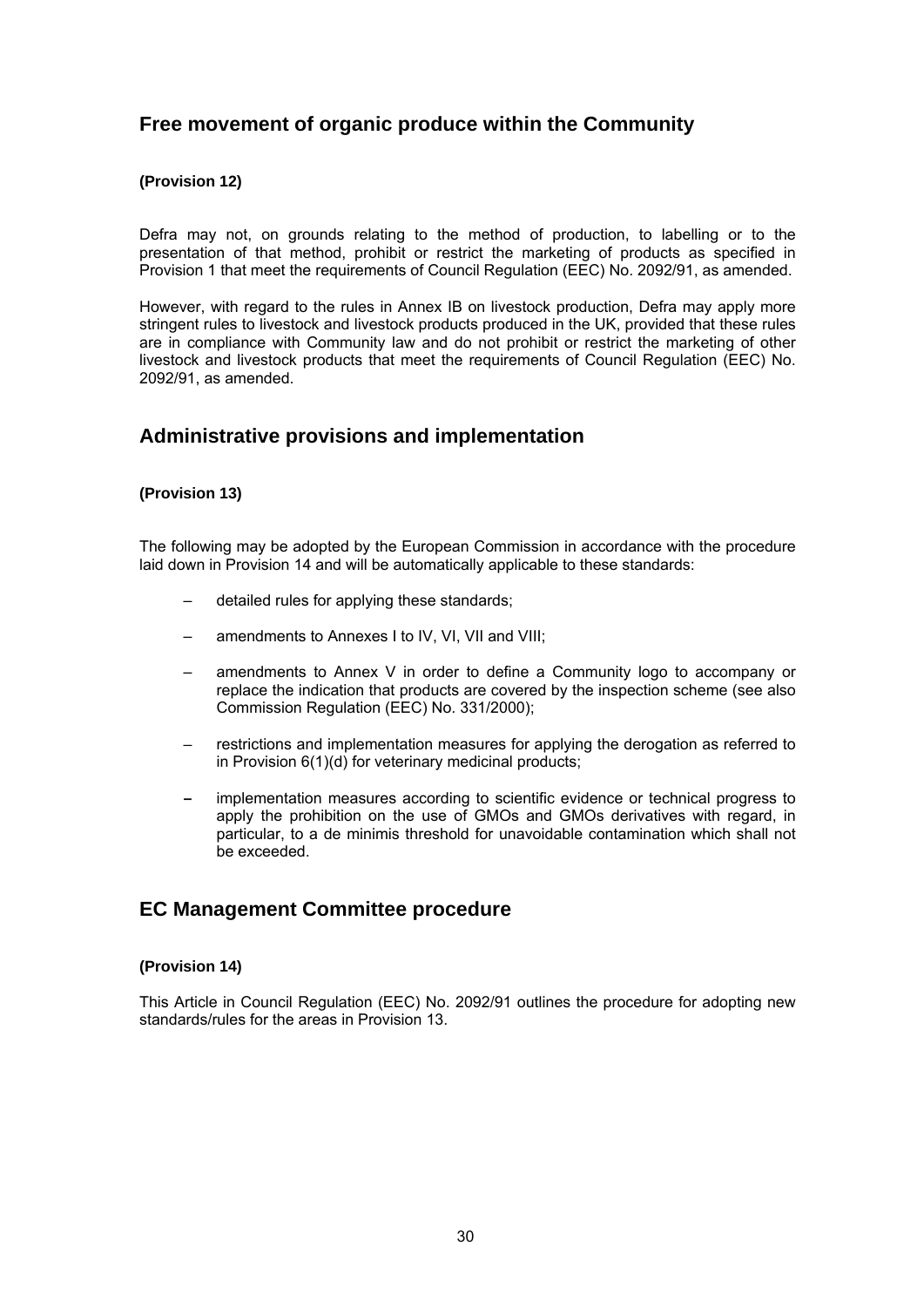## Free movement of organic produce within the Community

**(Provision 12)**

Defra may not, on grounds relating to the method of production, to labelling or to the presentation of that method, prohibit or restrict the marketing of products as specified in Provision 1 that meet the requirements of Council Regulation (EEC) No. 2092/91, as amended.

However, with regard to the rules in Annex IB on livestock production, Defra may apply more stringent rules to livestock and livestock products produced in the UK, provided that these rules are in compliance with Community law and do not prohibit or restrict the marketing of other livestock and livestock products that meet the requirements of Council Regulation (EEC) No. 2092/91, as amended.

## Administrative provisions and implementation

**(Provision 13)**

The following may be adopted by the European Commission in accordance with the procedure laid down in Provision 14 and will be automatically applicable to these standards:

- detailed rules for applying these standards;
- amendments to Annexes I to IV, VI, VII and VIII;
- amendments to Annex V in order to define a Community logo to accompany or replace the indication that products are covered by the inspection scheme (see also Commission Regulation (EEC) No. 331/2000);
- restrictions and implementation measures for applying the derogation as referred to in Provision 6(1)(d) for veterinary medicinal products;
- implementation measures according to scientific evidence or technical progress to apply the prohibition on the use of GMOs and GMOs derivatives with regard, in particular, to a de minimis threshold for unavoidable contamination which shall not be exceeded.

## EC Management Committee procedure

**(Provision 14)**

This Article in Council Regulation (EEC) No. 2092/91 outlines the procedure for adopting new standards/rules for the areas in Provision 13.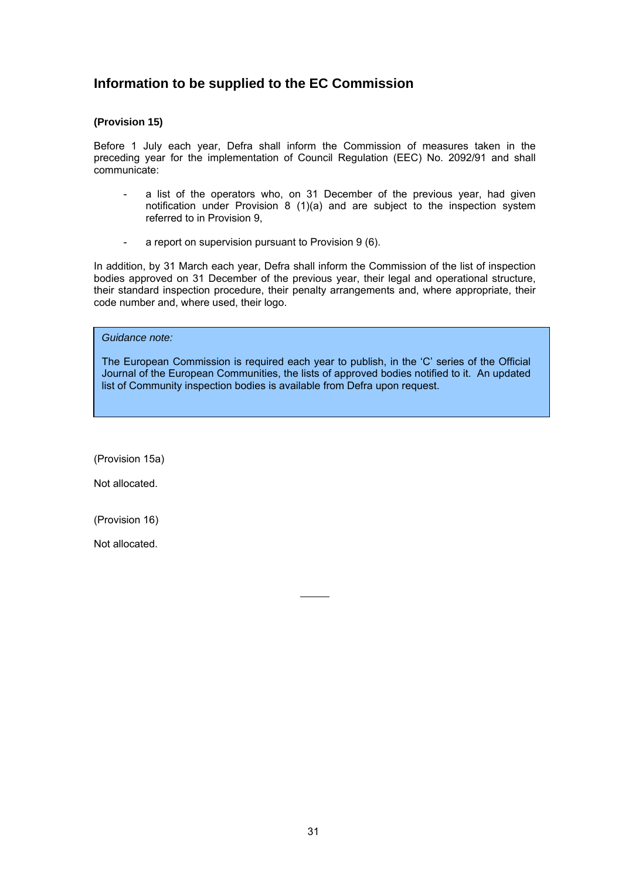## Information to be supplied to the EC Commission

**(Provision 15)**

Before 1 July each year, Defra shall inform the Commission of measures taken in the preceding year for the implementation of Council Regulation (EEC) No. 2092/91 and shall communicate:

- a list of the operators who, on 31 December of the previous year, had given notification under Provision 8 (1)(a) and are subject to the inspection system referred to in Provision 9,

- a report on supervision pursuant to Provision 9 (6).

In addition, by 31 March each year, Defra shall inform the Commission of the list of inspection bodies approved on 31 December of the previous year, their legal and operational structure, their standard inspection procedure, their penalty arrangements and, where appropriate, their code number and, where used, their logo.

> *Guidance note:*
>
> The European Commission is required each year to publish, in the 'C' series of the Official Journal of the European Communities, the lists of approved bodies notified to it. An updated list of Community inspection bodies is available from Defra upon request.

(Provision 15a)

Not allocated.

(Provision 16)

Not allocated.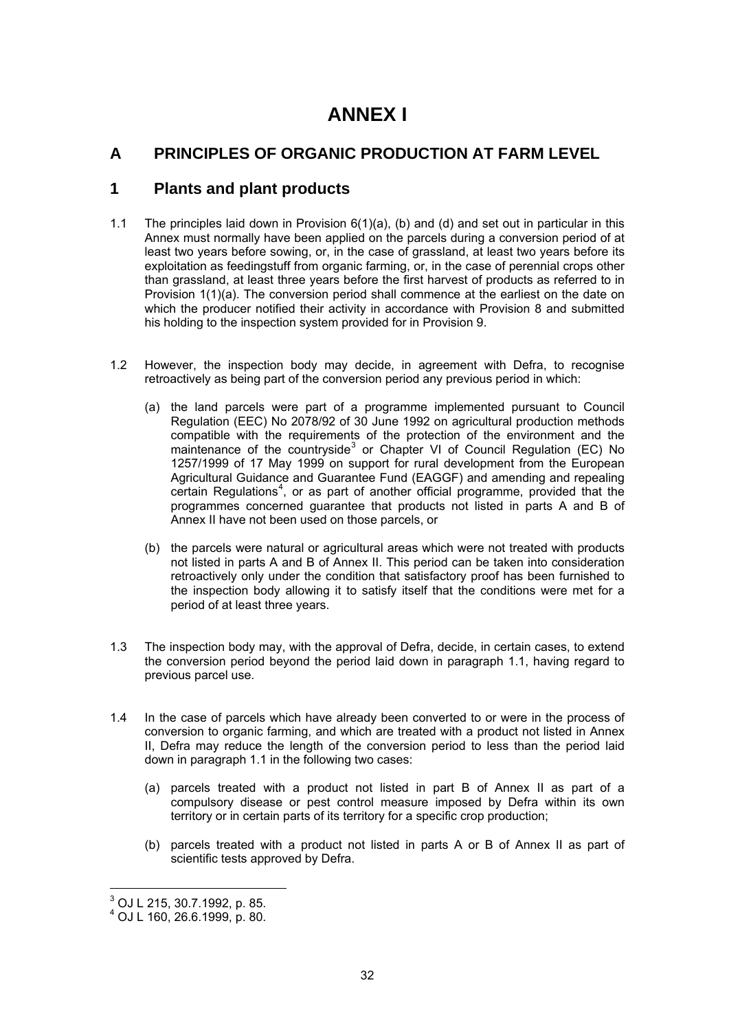# ANNEX I

## A PRINCIPLES OF ORGANIC PRODUCTION AT FARM LEVEL

## 1 Plants and plant products

1.1 The principles laid down in Provision 6(1)(a), (b) and (d) and set out in particular in this Annex must normally have been applied on the parcels during a conversion period of at least two years before sowing, or, in the case of grassland, at least two years before its exploitation as feedingstuff from organic farming, or, in the case of perennial crops other than grassland, at least three years before the first harvest of products as referred to in Provision 1(1)(a). The conversion period shall commence at the earliest on the date on which the producer notified their activity in accordance with Provision 8 and submitted his holding to the inspection system provided for in Provision 9.

1.2 However, the inspection body may decide, in agreement with Defra, to recognise retroactively as being part of the conversion period any previous period in which:

(a) the land parcels were part of a programme implemented pursuant to Council Regulation (EEC) No 2078/92 of 30 June 1992 on agricultural production methods compatible with the requirements of the protection of the environment and the maintenance of the countryside[3] or Chapter VI of Council Regulation (EC) No 1257/1999 of 17 May 1999 on support for rural development from the European Agricultural Guidance and Guarantee Fund (EAGGF) and amending and repealing certain Regulations[4], or as part of another official programme, provided that the programmes concerned guarantee that products not listed in parts A and B of Annex II have not been used on those parcels, or

(b) the parcels were natural or agricultural areas which were not treated with products not listed in parts A and B of Annex II. This period can be taken into consideration retroactively only under the condition that satisfactory proof has been furnished to the inspection body allowing it to satisfy itself that the conditions were met for a period of at least three years.

1.3 The inspection body may, with the approval of Defra, decide, in certain cases, to extend the conversion period beyond the period laid down in paragraph 1.1, having regard to previous parcel use.

1.4 In the case of parcels which have already been converted to or were in the process of conversion to organic farming, and which are treated with a product not listed in Annex II, Defra may reduce the length of the conversion period to less than the period laid down in paragraph 1.1 in the following two cases:

(a) parcels treated with a product not listed in part B of Annex II as part of a compulsory disease or pest control measure imposed by Defra within its own territory or in certain parts of its territory for a specific crop production;

(b) parcels treated with a product not listed in parts A or B of Annex II as part of scientific tests approved by Defra.

---

[3] OJ L 215, 30.7.1992, p. 85.
[4] OJ L 160, 26.6.1999, p. 80.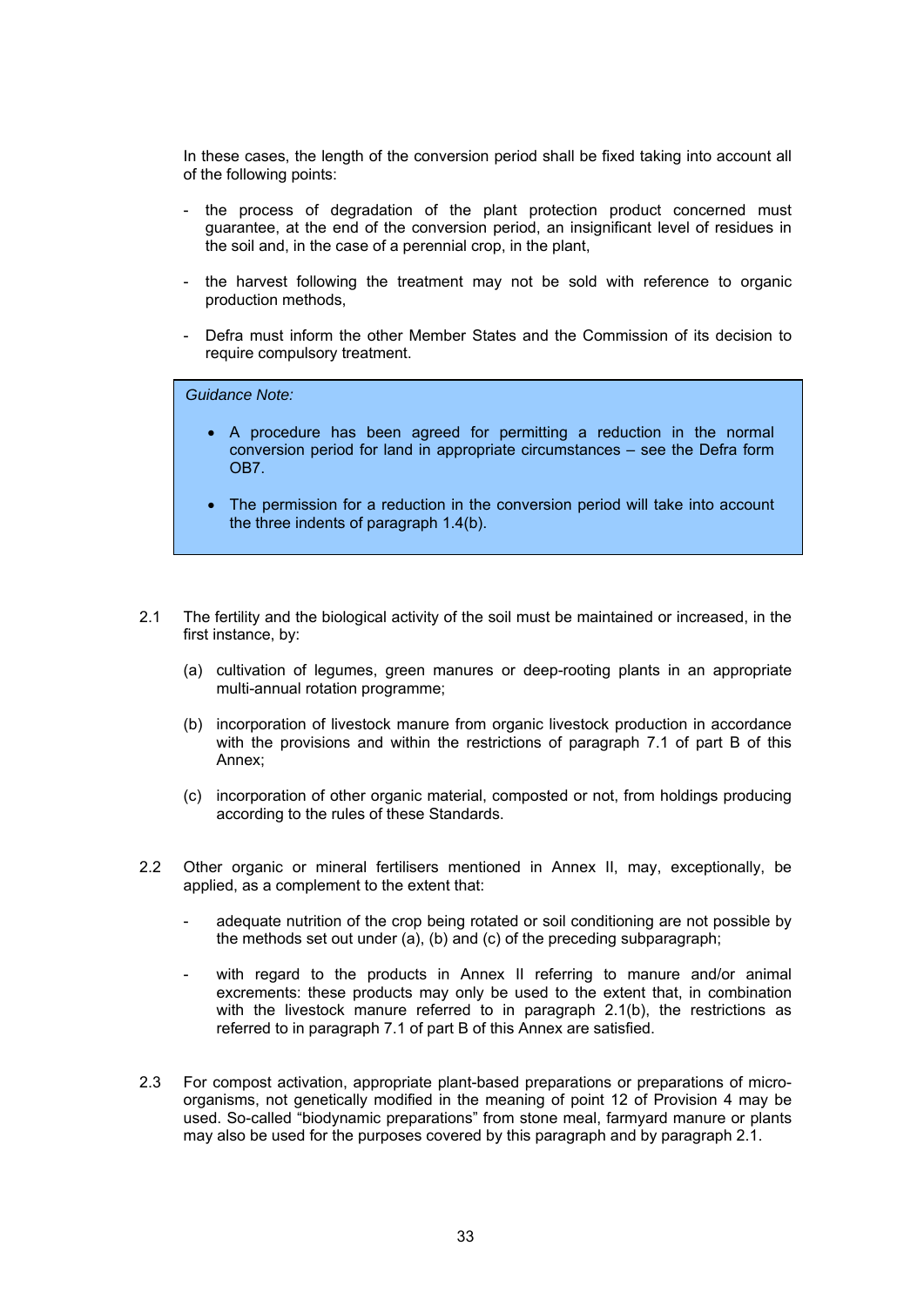In these cases, the length of the conversion period shall be fixed taking into account all of the following points:

- the process of degradation of the plant protection product concerned must guarantee, at the end of the conversion period, an insignificant level of residues in the soil and, in the case of a perennial crop, in the plant,

- the harvest following the treatment may not be sold with reference to organic production methods,

- Defra must inform the other Member States and the Commission of its decision to require compulsory treatment.

> *Guidance Note:*
>
> - A procedure has been agreed for permitting a reduction in the normal conversion period for land in appropriate circumstances – see the Defra form OB7.
>
> - The permission for a reduction in the conversion period will take into account the three indents of paragraph 1.4(b).

2.1 The fertility and the biological activity of the soil must be maintained or increased, in the first instance, by:

(a) cultivation of legumes, green manures or deep-rooting plants in an appropriate multi-annual rotation programme;

(b) incorporation of livestock manure from organic livestock production in accordance with the provisions and within the restrictions of paragraph 7.1 of part B of this Annex;

(c) incorporation of other organic material, composted or not, from holdings producing according to the rules of these Standards.

2.2 Other organic or mineral fertilisers mentioned in Annex II, may, exceptionally, be applied, as a complement to the extent that:

- adequate nutrition of the crop being rotated or soil conditioning are not possible by the methods set out under (a), (b) and (c) of the preceding subparagraph;

- with regard to the products in Annex II referring to manure and/or animal excrements: these products may only be used to the extent that, in combination with the livestock manure referred to in paragraph 2.1(b), the restrictions as referred to in paragraph 7.1 of part B of this Annex are satisfied.

2.3 For compost activation, appropriate plant-based preparations or preparations of micro-organisms, not genetically modified in the meaning of point 12 of Provision 4 may be used. So-called "biodynamic preparations" from stone meal, farmyard manure or plants may also be used for the purposes covered by this paragraph and by paragraph 2.1.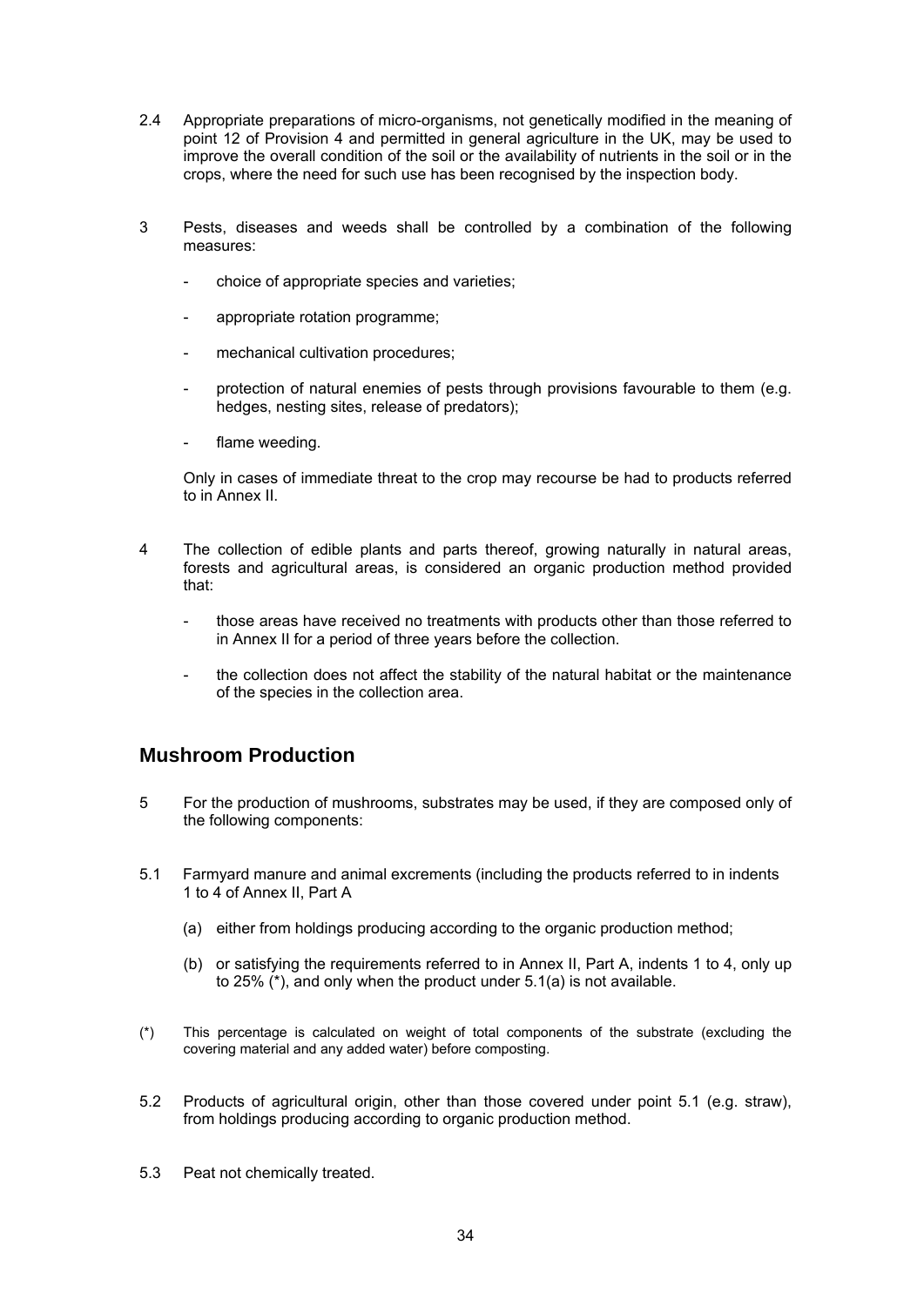2.4 Appropriate preparations of micro-organisms, not genetically modified in the meaning of point 12 of Provision 4 and permitted in general agriculture in the UK, may be used to improve the overall condition of the soil or the availability of nutrients in the soil or in the crops, where the need for such use has been recognised by the inspection body.

3 Pests, diseases and weeds shall be controlled by a combination of the following measures:

- choice of appropriate species and varieties;
- appropriate rotation programme;
- mechanical cultivation procedures;
- protection of natural enemies of pests through provisions favourable to them (e.g. hedges, nesting sites, release of predators);
- flame weeding.

Only in cases of immediate threat to the crop may recourse be had to products referred to in Annex II.

4 The collection of edible plants and parts thereof, growing naturally in natural areas, forests and agricultural areas, is considered an organic production method provided that:

- those areas have received no treatments with products other than those referred to in Annex II for a period of three years before the collection.
- the collection does not affect the stability of the natural habitat or the maintenance of the species in the collection area.

## Mushroom Production

5 For the production of mushrooms, substrates may be used, if they are composed only of the following components:

5.1 Farmyard manure and animal excrements (including the products referred to in indents 1 to 4 of Annex II, Part A

(a) either from holdings producing according to the organic production method;

(b) or satisfying the requirements referred to in Annex II, Part A, indents 1 to 4, only up to 25% (*), and only when the product under 5.1(a) is not available.

(*) This percentage is calculated on weight of total components of the substrate (excluding the covering material and any added water) before composting.

5.2 Products of agricultural origin, other than those covered under point 5.1 (e.g. straw), from holdings producing according to organic production method.

5.3 Peat not chemically treated.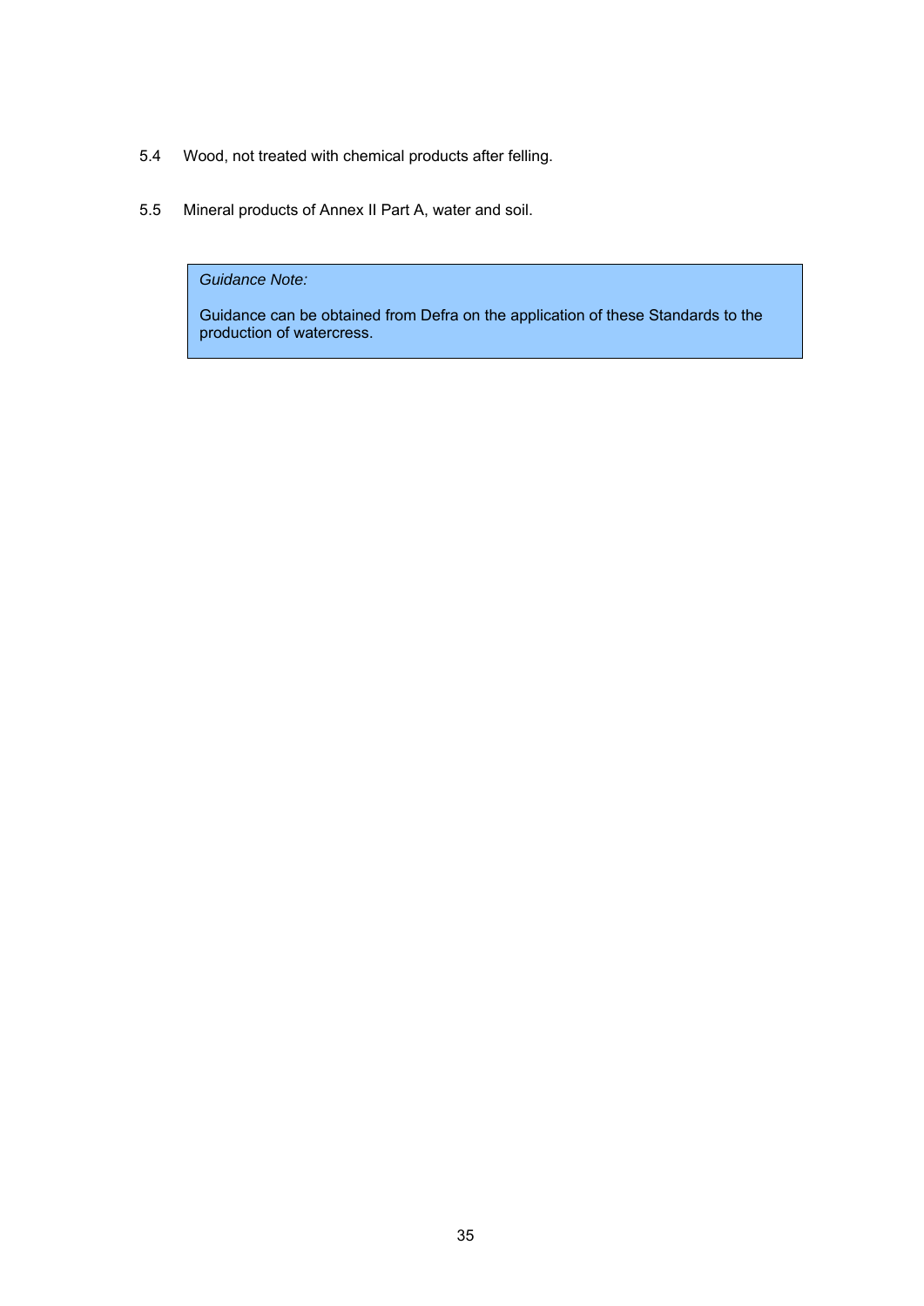5.4 Wood, not treated with chemical products after felling.

5.5 Mineral products of Annex II Part A, water and soil.

> *Guidance Note:*
>
> Guidance can be obtained from Defra on the application of these Standards to the production of watercress.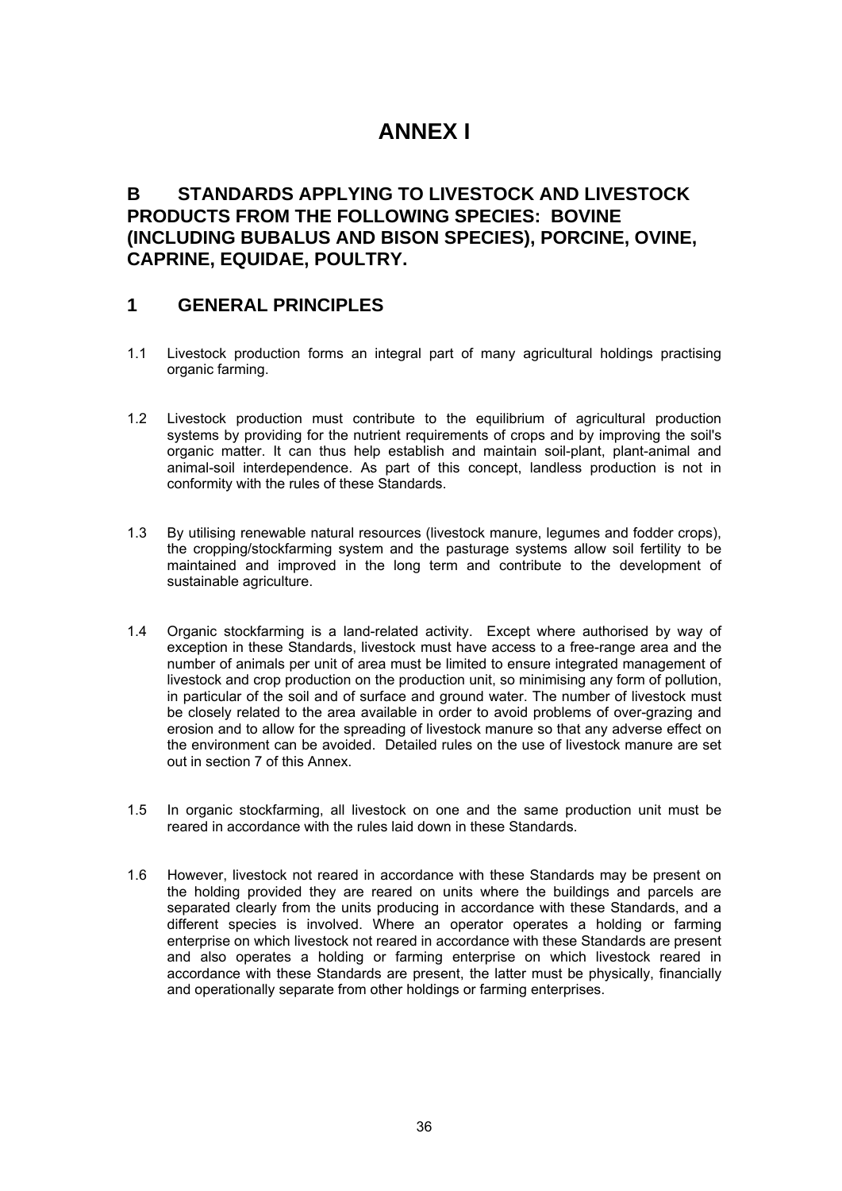# ANNEX I

## B STANDARDS APPLYING TO LIVESTOCK AND LIVESTOCK PRODUCTS FROM THE FOLLOWING SPECIES: BOVINE (INCLUDING BUBALUS AND BISON SPECIES), PORCINE, OVINE, CAPRINE, EQUIDAE, POULTRY.

## 1 GENERAL PRINCIPLES

1.1 Livestock production forms an integral part of many agricultural holdings practising organic farming.

1.2 Livestock production must contribute to the equilibrium of agricultural production systems by providing for the nutrient requirements of crops and by improving the soil's organic matter. It can thus help establish and maintain soil-plant, plant-animal and animal-soil interdependence. As part of this concept, landless production is not in conformity with the rules of these Standards.

1.3 By utilising renewable natural resources (livestock manure, legumes and fodder crops), the cropping/stockfarming system and the pasturage systems allow soil fertility to be maintained and improved in the long term and contribute to the development of sustainable agriculture.

1.4 Organic stockfarming is a land-related activity. Except where authorised by way of exception in these Standards, livestock must have access to a free-range area and the number of animals per unit of area must be limited to ensure integrated management of livestock and crop production on the production unit, so minimising any form of pollution, in particular of the soil and of surface and ground water. The number of livestock must be closely related to the area available in order to avoid problems of over-grazing and erosion and to allow for the spreading of livestock manure so that any adverse effect on the environment can be avoided. Detailed rules on the use of livestock manure are set out in section 7 of this Annex.

1.5 In organic stockfarming, all livestock on one and the same production unit must be reared in accordance with the rules laid down in these Standards.

1.6 However, livestock not reared in accordance with these Standards may be present on the holding provided they are reared on units where the buildings and parcels are separated clearly from the units producing in accordance with these Standards, and a different species is involved. Where an operator operates a holding or farming enterprise on which livestock not reared in accordance with these Standards are present and also operates a holding or farming enterprise on which livestock reared in accordance with these Standards are present, the latter must be physically, financially and operationally separate from other holdings or farming enterprises.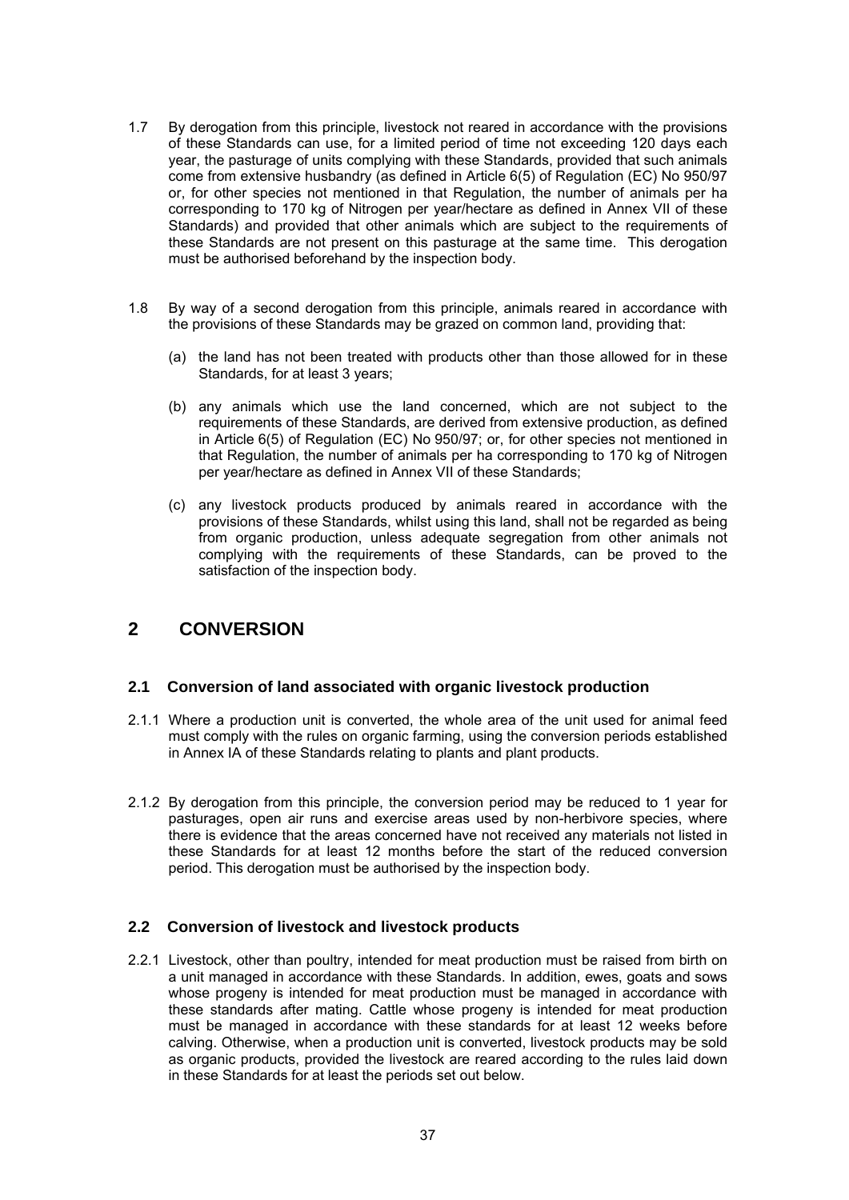1.7 By derogation from this principle, livestock not reared in accordance with the provisions of these Standards can use, for a limited period of time not exceeding 120 days each year, the pasturage of units complying with these Standards, provided that such animals come from extensive husbandry (as defined in Article 6(5) of Regulation (EC) No 950/97 or, for other species not mentioned in that Regulation, the number of animals per ha corresponding to 170 kg of Nitrogen per year/hectare as defined in Annex VII of these Standards) and provided that other animals which are subject to the requirements of these Standards are not present on this pasturage at the same time. This derogation must be authorised beforehand by the inspection body.

1.8 By way of a second derogation from this principle, animals reared in accordance with the provisions of these Standards may be grazed on common land, providing that:

(a) the land has not been treated with products other than those allowed for in these Standards, for at least 3 years;

(b) any animals which use the land concerned, which are not subject to the requirements of these Standards, are derived from extensive production, as defined in Article 6(5) of Regulation (EC) No 950/97; or, for other species not mentioned in that Regulation, the number of animals per ha corresponding to 170 kg of Nitrogen per year/hectare as defined in Annex VII of these Standards;

(c) any livestock products produced by animals reared in accordance with the provisions of these Standards, whilst using this land, shall not be regarded as being from organic production, unless adequate segregation from other animals not complying with the requirements of these Standards, can be proved to the satisfaction of the inspection body.

## 2 CONVERSION

### 2.1 Conversion of land associated with organic livestock production

2.1.1 Where a production unit is converted, the whole area of the unit used for animal feed must comply with the rules on organic farming, using the conversion periods established in Annex IA of these Standards relating to plants and plant products.

2.1.2 By derogation from this principle, the conversion period may be reduced to 1 year for pasturages, open air runs and exercise areas used by non-herbivore species, where there is evidence that the areas concerned have not received any materials not listed in these Standards for at least 12 months before the start of the reduced conversion period. This derogation must be authorised by the inspection body.

### 2.2 Conversion of livestock and livestock products

2.2.1 Livestock, other than poultry, intended for meat production must be raised from birth on a unit managed in accordance with these Standards. In addition, ewes, goats and sows whose progeny is intended for meat production must be managed in accordance with these standards after mating. Cattle whose progeny is intended for meat production must be managed in accordance with these standards for at least 12 weeks before calving. Otherwise, when a production unit is converted, livestock products may be sold as organic products, provided the livestock are reared according to the rules laid down in these Standards for at least the periods set out below.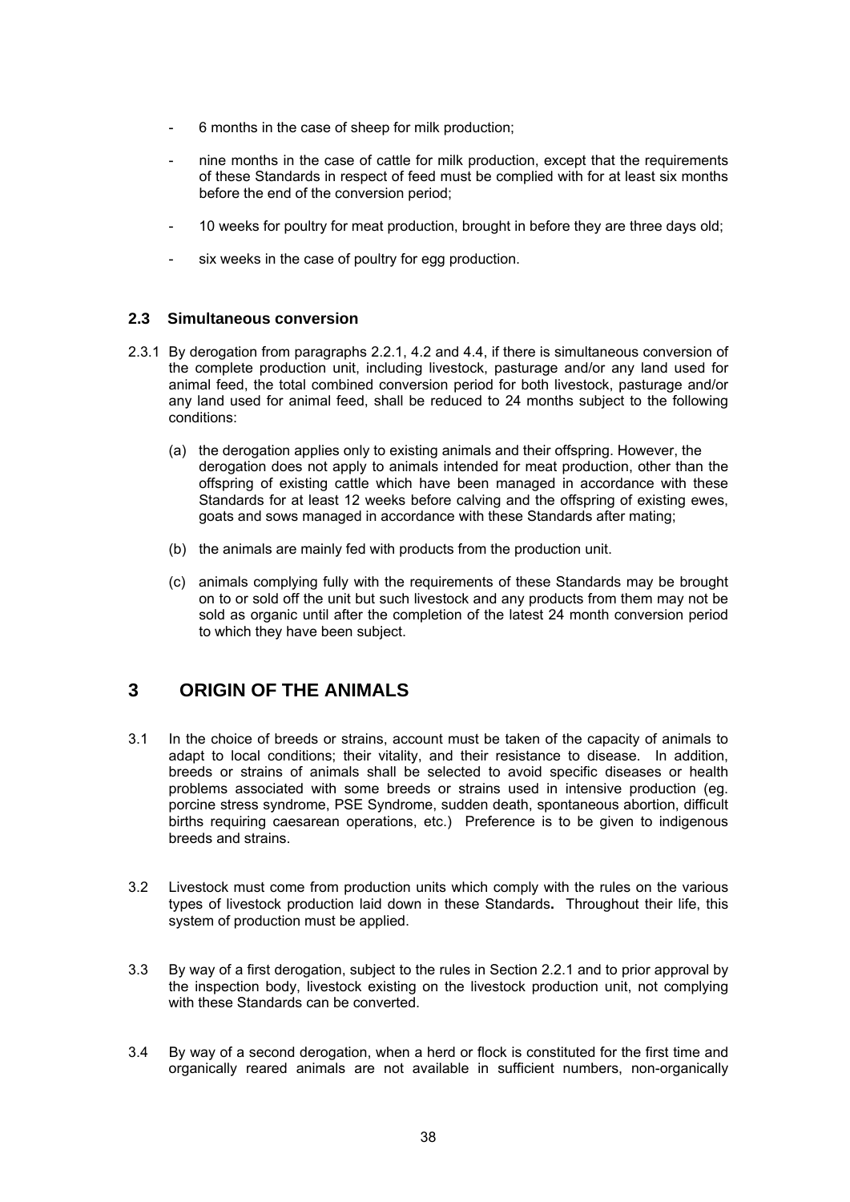- 6 months in the case of sheep for milk production;

- nine months in the case of cattle for milk production, except that the requirements of these Standards in respect of feed must be complied with for at least six months before the end of the conversion period;

- 10 weeks for poultry for meat production, brought in before they are three days old;

- six weeks in the case of poultry for egg production.

### 2.3 Simultaneous conversion

2.3.1 By derogation from paragraphs 2.2.1, 4.2 and 4.4, if there is simultaneous conversion of the complete production unit, including livestock, pasturage and/or any land used for animal feed, the total combined conversion period for both livestock, pasturage and/or any land used for animal feed, shall be reduced to 24 months subject to the following conditions:

(a) the derogation applies only to existing animals and their offspring. However, the derogation does not apply to animals intended for meat production, other than the offspring of existing cattle which have been managed in accordance with these Standards for at least 12 weeks before calving and the offspring of existing ewes, goats and sows managed in accordance with these Standards after mating;

(b) the animals are mainly fed with products from the production unit.

(c) animals complying fully with the requirements of these Standards may be brought on to or sold off the unit but such livestock and any products from them may not be sold as organic until after the completion of the latest 24 month conversion period to which they have been subject.

## 3 ORIGIN OF THE ANIMALS

3.1 In the choice of breeds or strains, account must be taken of the capacity of animals to adapt to local conditions; their vitality, and their resistance to disease. In addition, breeds or strains of animals shall be selected to avoid specific diseases or health problems associated with some breeds or strains used in intensive production (eg. porcine stress syndrome, PSE Syndrome, sudden death, spontaneous abortion, difficult births requiring caesarean operations, etc.) Preference is to be given to indigenous breeds and strains.

3.2 Livestock must come from production units which comply with the rules on the various types of livestock production laid down in these Standards**.** Throughout their life, this system of production must be applied.

3.3 By way of a first derogation, subject to the rules in Section 2.2.1 and to prior approval by the inspection body, livestock existing on the livestock production unit, not complying with these Standards can be converted.

3.4 By way of a second derogation, when a herd or flock is constituted for the first time and organically reared animals are not available in sufficient numbers, non-organically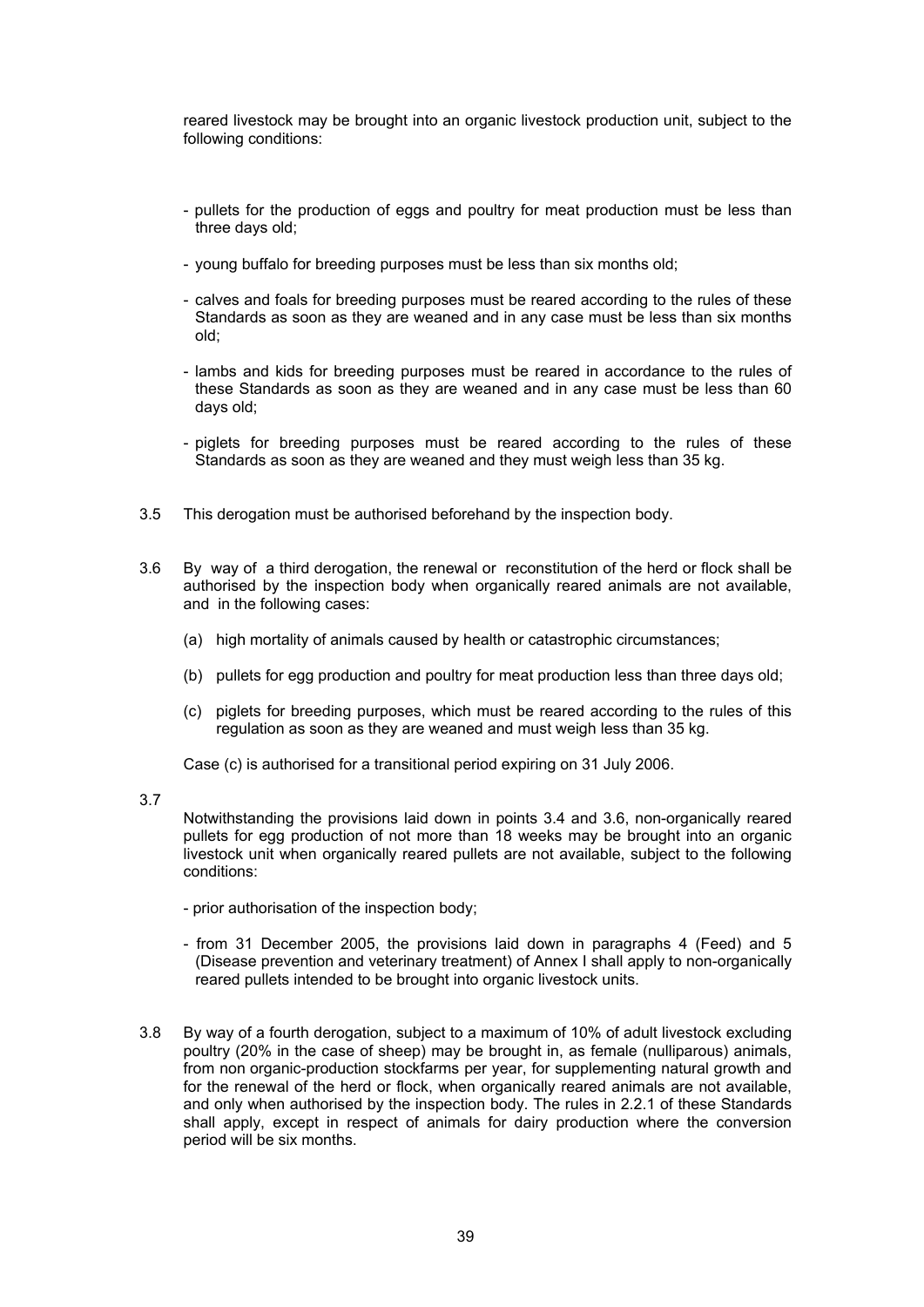reared livestock may be brought into an organic livestock production unit, subject to the following conditions:

- pullets for the production of eggs and poultry for meat production must be less than three days old;
- young buffalo for breeding purposes must be less than six months old;
- calves and foals for breeding purposes must be reared according to the rules of these Standards as soon as they are weaned and in any case must be less than six months old;
- lambs and kids for breeding purposes must be reared in accordance to the rules of these Standards as soon as they are weaned and in any case must be less than 60 days old;
- piglets for breeding purposes must be reared according to the rules of these Standards as soon as they are weaned and they must weigh less than 35 kg.

3.5 This derogation must be authorised beforehand by the inspection body.

3.6 By way of a third derogation, the renewal or reconstitution of the herd or flock shall be authorised by the inspection body when organically reared animals are not available, and in the following cases:

(a) high mortality of animals caused by health or catastrophic circumstances;

(b) pullets for egg production and poultry for meat production less than three days old;

(c) piglets for breeding purposes, which must be reared according to the rules of this regulation as soon as they are weaned and must weigh less than 35 kg.

Case (c) is authorised for a transitional period expiring on 31 July 2006.

3.7 Notwithstanding the provisions laid down in points 3.4 and 3.6, non-organically reared pullets for egg production of not more than 18 weeks may be brought into an organic livestock unit when organically reared pullets are not available, subject to the following conditions:

- prior authorisation of the inspection body;
- from 31 December 2005, the provisions laid down in paragraphs 4 (Feed) and 5 (Disease prevention and veterinary treatment) of Annex I shall apply to non-organically reared pullets intended to be brought into organic livestock units.

3.8 By way of a fourth derogation, subject to a maximum of 10% of adult livestock excluding poultry (20% in the case of sheep) may be brought in, as female (nulliparous) animals, from non organic-production stockfarms per year, for supplementing natural growth and for the renewal of the herd or flock, when organically reared animals are not available, and only when authorised by the inspection body. The rules in 2.2.1 of these Standards shall apply, except in respect of animals for dairy production where the conversion period will be six months.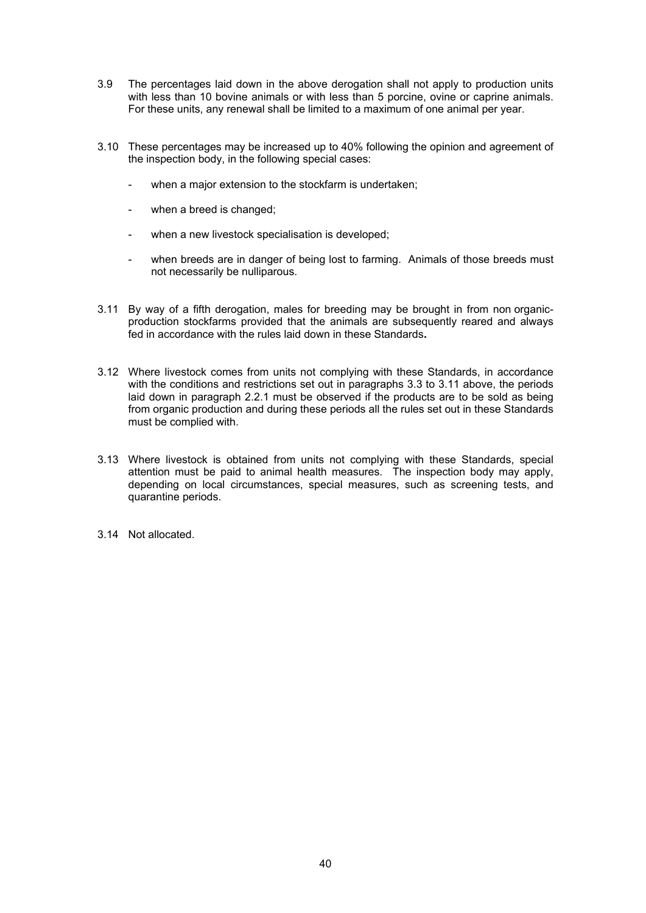3.9 The percentages laid down in the above derogation shall not apply to production units with less than 10 bovine animals or with less than 5 porcine, ovine or caprine animals. For these units, any renewal shall be limited to a maximum of one animal per year.

3.10 These percentages may be increased up to 40% following the opinion and agreement of the inspection body, in the following special cases:

- when a major extension to the stockfarm is undertaken;
- when a breed is changed;
- when a new livestock specialisation is developed;
- when breeds are in danger of being lost to farming. Animals of those breeds must not necessarily be nulliparous.

3.11 By way of a fifth derogation, males for breeding may be brought in from non organic-production stockfarms provided that the animals are subsequently reared and always fed in accordance with the rules laid down in these Standards**.**

3.12 Where livestock comes from units not complying with these Standards, in accordance with the conditions and restrictions set out in paragraphs 3.3 to 3.11 above, the periods laid down in paragraph 2.2.1 must be observed if the products are to be sold as being from organic production and during these periods all the rules set out in these Standards must be complied with.

3.13 Where livestock is obtained from units not complying with these Standards, special attention must be paid to animal health measures. The inspection body may apply, depending on local circumstances, special measures, such as screening tests, and quarantine periods.

3.14 Not allocated.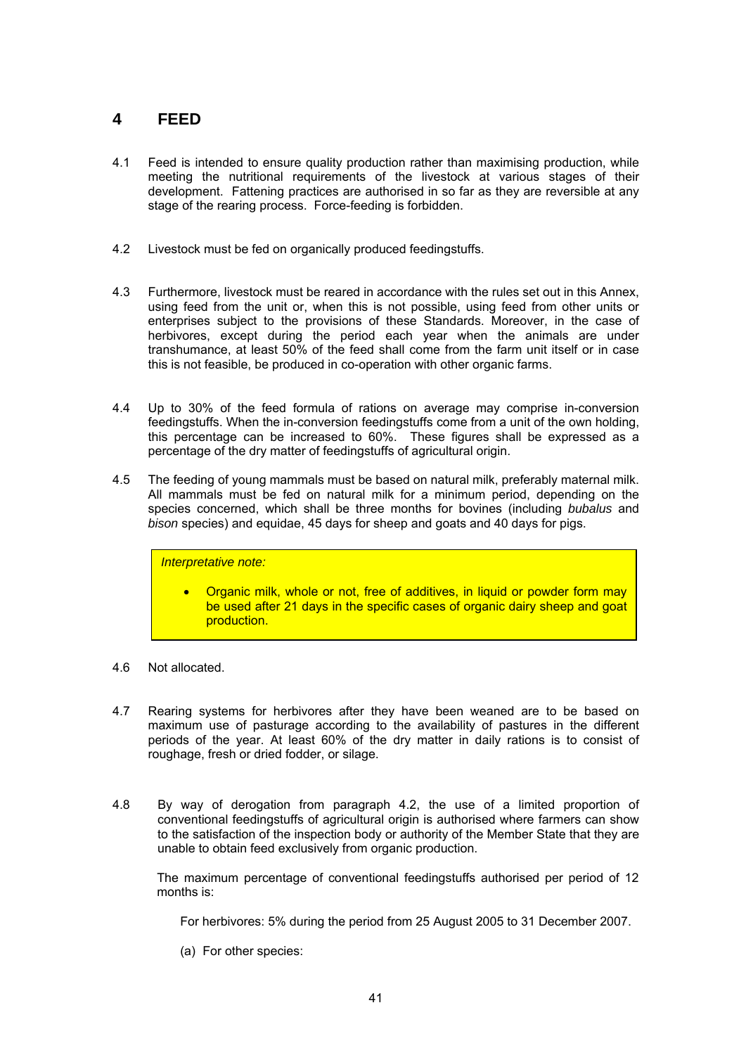# 4 FEED

4.1 Feed is intended to ensure quality production rather than maximising production, while meeting the nutritional requirements of the livestock at various stages of their development. Fattening practices are authorised in so far as they are reversible at any stage of the rearing process. Force-feeding is forbidden.

4.2 Livestock must be fed on organically produced feedingstuffs.

4.3 Furthermore, livestock must be reared in accordance with the rules set out in this Annex, using feed from the unit or, when this is not possible, using feed from other units or enterprises subject to the provisions of these Standards. Moreover, in the case of herbivores, except during the period each year when the animals are under transhumance, at least 50% of the feed shall come from the farm unit itself or in case this is not feasible, be produced in co-operation with other organic farms.

4.4 Up to 30% of the feed formula of rations on average may comprise in-conversion feedingstuffs. When the in-conversion feedingstuffs come from a unit of the own holding, this percentage can be increased to 60%. These figures shall be expressed as a percentage of the dry matter of feedingstuffs of agricultural origin.

4.5 The feeding of young mammals must be based on natural milk, preferably maternal milk. All mammals must be fed on natural milk for a minimum period, depending on the species concerned, which shall be three months for bovines (including *bubalus* and *bison* species) and equidae, 45 days for sheep and goats and 40 days for pigs.

> *Interpretative note:*
>
> - Organic milk, whole or not, free of additives, in liquid or powder form may be used after 21 days in the specific cases of organic dairy sheep and goat production.

4.6 Not allocated.

4.7 Rearing systems for herbivores after they have been weaned are to be based on maximum use of pasturage according to the availability of pastures in the different periods of the year. At least 60% of the dry matter in daily rations is to consist of roughage, fresh or dried fodder, or silage.

4.8 By way of derogation from paragraph 4.2, the use of a limited proportion of conventional feedingstuffs of agricultural origin is authorised where farmers can show to the satisfaction of the inspection body or authority of the Member State that they are unable to obtain feed exclusively from organic production.

The maximum percentage of conventional feedingstuffs authorised per period of 12 months is:

For herbivores: 5% during the period from 25 August 2005 to 31 December 2007.

(a) For other species: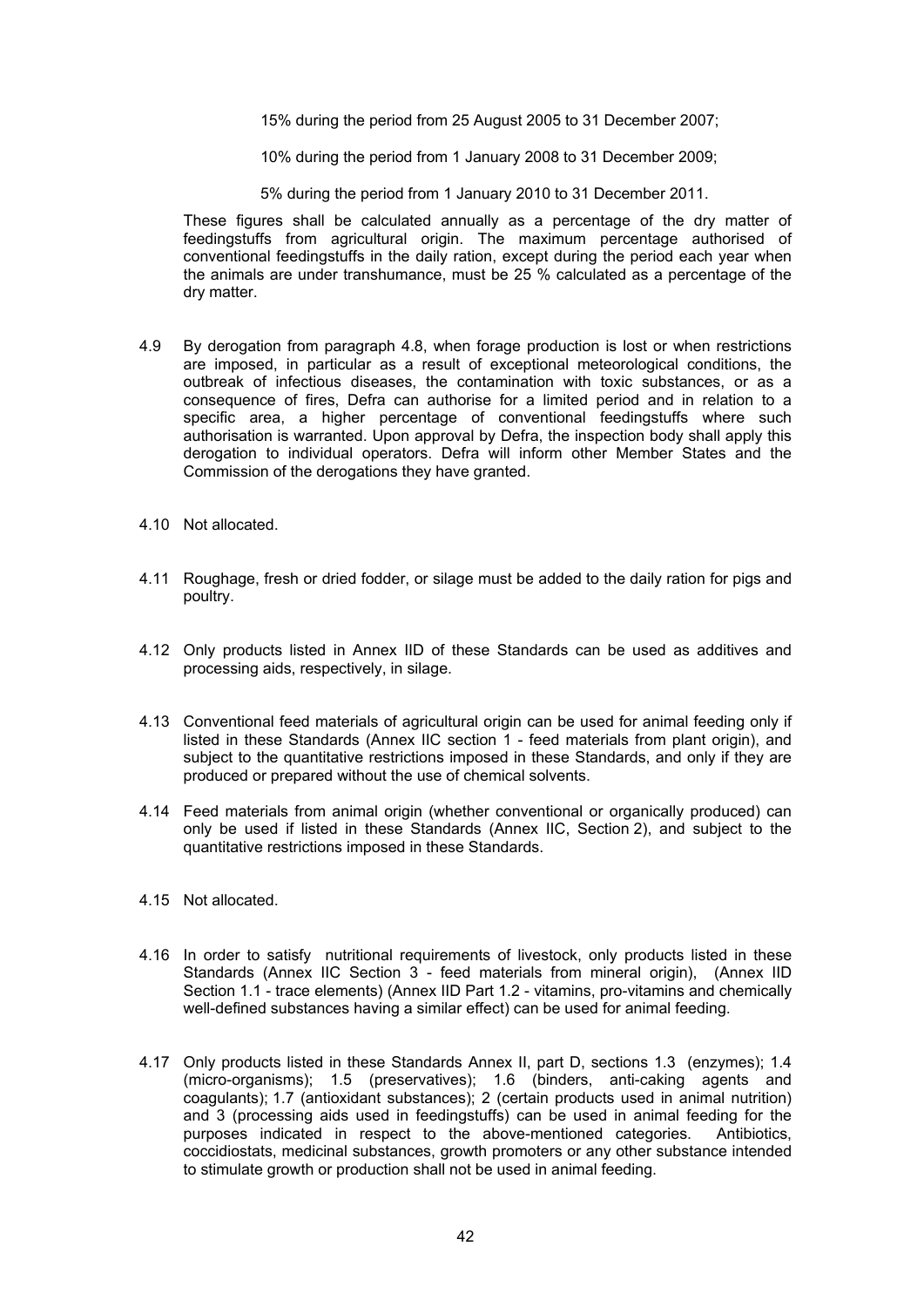15% during the period from 25 August 2005 to 31 December 2007;

10% during the period from 1 January 2008 to 31 December 2009;

5% during the period from 1 January 2010 to 31 December 2011.

These figures shall be calculated annually as a percentage of the dry matter of feedingstuffs from agricultural origin. The maximum percentage authorised of conventional feedingstuffs in the daily ration, except during the period each year when the animals are under transhumance, must be 25 % calculated as a percentage of the dry matter.

4.9 By derogation from paragraph 4.8, when forage production is lost or when restrictions are imposed, in particular as a result of exceptional meteorological conditions, the outbreak of infectious diseases, the contamination with toxic substances, or as a consequence of fires, Defra can authorise for a limited period and in relation to a specific area, a higher percentage of conventional feedingstuffs where such authorisation is warranted. Upon approval by Defra, the inspection body shall apply this derogation to individual operators. Defra will inform other Member States and the Commission of the derogations they have granted.

4.10 Not allocated.

4.11 Roughage, fresh or dried fodder, or silage must be added to the daily ration for pigs and poultry.

4.12 Only products listed in Annex IID of these Standards can be used as additives and processing aids, respectively, in silage.

4.13 Conventional feed materials of agricultural origin can be used for animal feeding only if listed in these Standards (Annex IIC section 1 - feed materials from plant origin), and subject to the quantitative restrictions imposed in these Standards, and only if they are produced or prepared without the use of chemical solvents.

4.14 Feed materials from animal origin (whether conventional or organically produced) can only be used if listed in these Standards (Annex IIC, Section 2), and subject to the quantitative restrictions imposed in these Standards.

4.15 Not allocated.

4.16 In order to satisfy nutritional requirements of livestock, only products listed in these Standards (Annex IIC Section 3 - feed materials from mineral origin), (Annex IID Section 1.1 - trace elements) (Annex IID Part 1.2 - vitamins, pro-vitamins and chemically well-defined substances having a similar effect) can be used for animal feeding.

4.17 Only products listed in these Standards Annex II, part D, sections 1.3 (enzymes); 1.4 (micro-organisms); 1.5 (preservatives); 1.6 (binders, anti-caking agents and coagulants); 1.7 (antioxidant substances); 2 (certain products used in animal nutrition) and 3 (processing aids used in feedingstuffs) can be used in animal feeding for the purposes indicated in respect to the above-mentioned categories. Antibiotics, coccidiostats, medicinal substances, growth promoters or any other substance intended to stimulate growth or production shall not be used in animal feeding.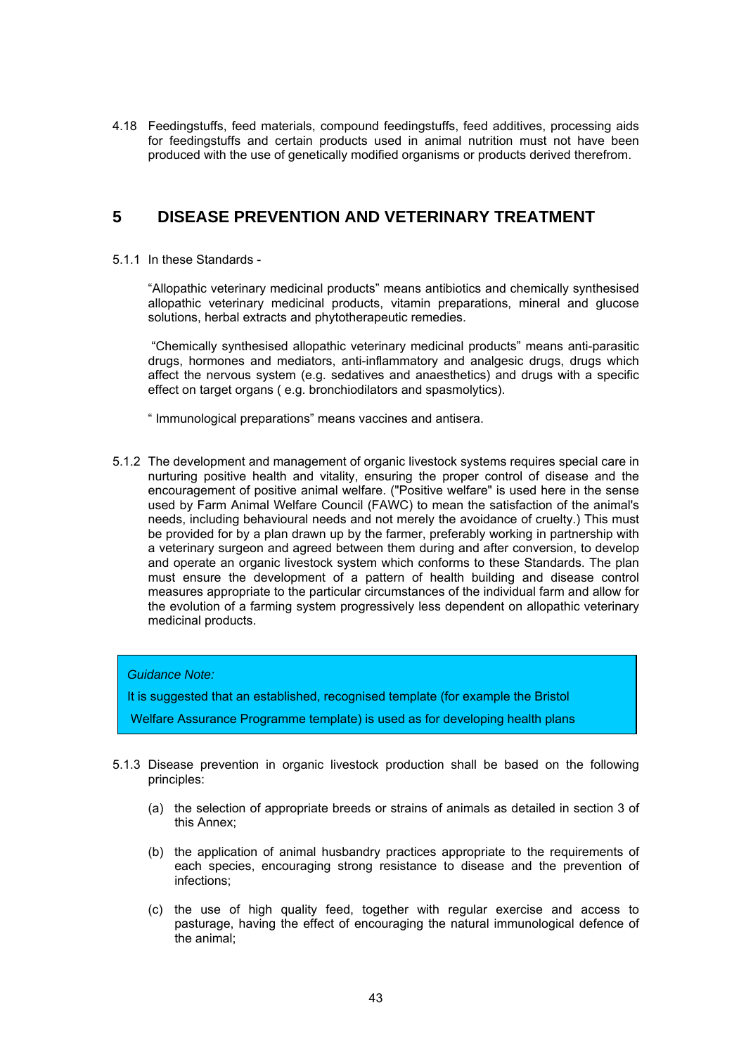4.18 Feedingstuffs, feed materials, compound feedingstuffs, feed additives, processing aids for feedingstuffs and certain products used in animal nutrition must not have been produced with the use of genetically modified organisms or products derived therefrom.

## 5 DISEASE PREVENTION AND VETERINARY TREATMENT

5.1.1 In these Standards -

"Allopathic veterinary medicinal products" means antibiotics and chemically synthesised allopathic veterinary medicinal products, vitamin preparations, mineral and glucose solutions, herbal extracts and phytotherapeutic remedies.

"Chemically synthesised allopathic veterinary medicinal products" means anti-parasitic drugs, hormones and mediators, anti-inflammatory and analgesic drugs, drugs which affect the nervous system (e.g. sedatives and anaesthetics) and drugs with a specific effect on target organs ( e.g. bronchiodilators and spasmolytics).

" Immunological preparations" means vaccines and antisera.

5.1.2 The development and management of organic livestock systems requires special care in nurturing positive health and vitality, ensuring the proper control of disease and the encouragement of positive animal welfare. ("Positive welfare" is used here in the sense used by Farm Animal Welfare Council (FAWC) to mean the satisfaction of the animal's needs, including behavioural needs and not merely the avoidance of cruelty.) This must be provided for by a plan drawn up by the farmer, preferably working in partnership with a veterinary surgeon and agreed between them during and after conversion, to develop and operate an organic livestock system which conforms to these Standards. The plan must ensure the development of a pattern of health building and disease control measures appropriate to the particular circumstances of the individual farm and allow for the evolution of a farming system progressively less dependent on allopathic veterinary medicinal products.

> *Guidance Note:*
>
> It is suggested that an established, recognised template (for example the Bristol Welfare Assurance Programme template) is used as for developing health plans

5.1.3 Disease prevention in organic livestock production shall be based on the following principles:

(a) the selection of appropriate breeds or strains of animals as detailed in section 3 of this Annex;

(b) the application of animal husbandry practices appropriate to the requirements of each species, encouraging strong resistance to disease and the prevention of infections;

(c) the use of high quality feed, together with regular exercise and access to pasturage, having the effect of encouraging the natural immunological defence of the animal;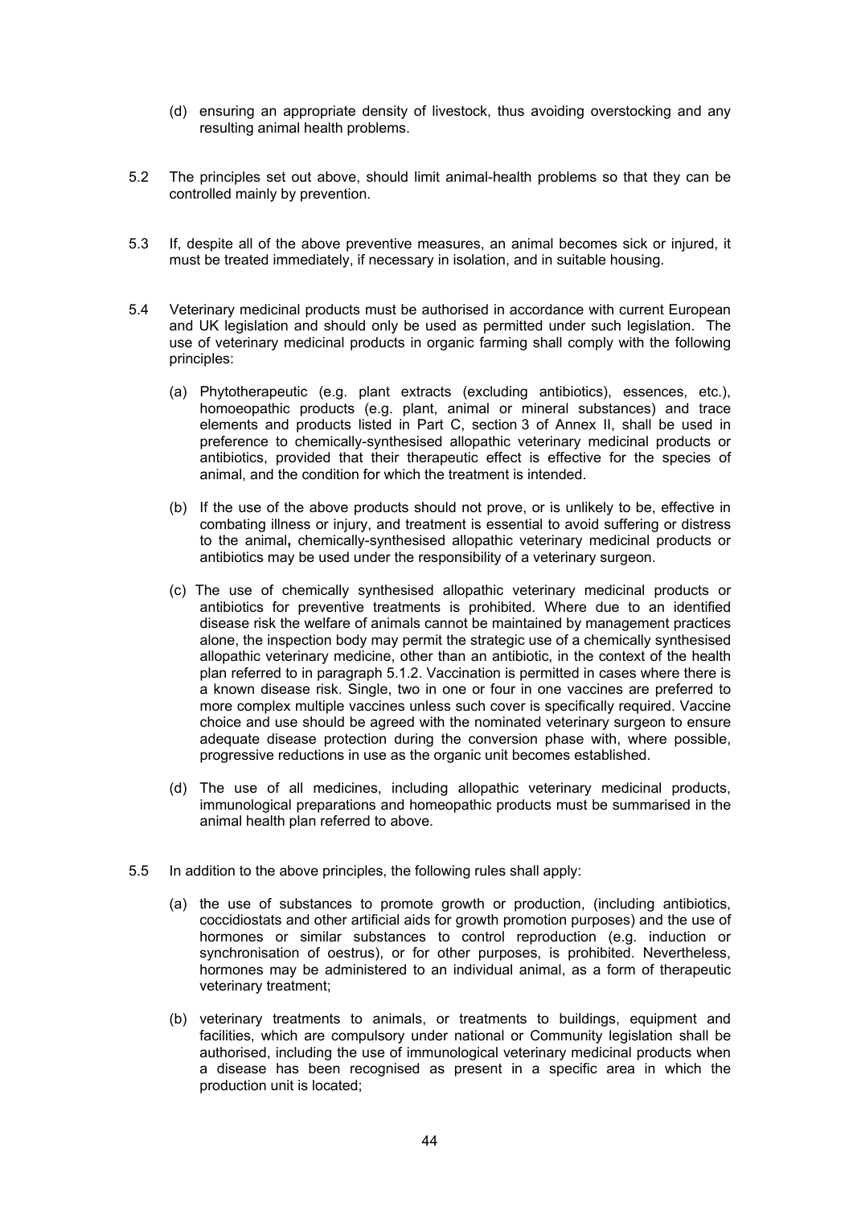(d) ensuring an appropriate density of livestock, thus avoiding overstocking and any resulting animal health problems.

5.2 The principles set out above, should limit animal-health problems so that they can be controlled mainly by prevention.

5.3 If, despite all of the above preventive measures, an animal becomes sick or injured, it must be treated immediately, if necessary in isolation, and in suitable housing.

5.4 Veterinary medicinal products must be authorised in accordance with current European and UK legislation and should only be used as permitted under such legislation. The use of veterinary medicinal products in organic farming shall comply with the following principles:

(a) Phytotherapeutic (e.g. plant extracts (excluding antibiotics), essences, etc.), homoeopathic products (e.g. plant, animal or mineral substances) and trace elements and products listed in Part C, section 3 of Annex II, shall be used in preference to chemically-synthesised allopathic veterinary medicinal products or antibiotics, provided that their therapeutic effect is effective for the species of animal, and the condition for which the treatment is intended.

(b) If the use of the above products should not prove, or is unlikely to be, effective in combating illness or injury, and treatment is essential to avoid suffering or distress to the animal**,** chemically-synthesised allopathic veterinary medicinal products or antibiotics may be used under the responsibility of a veterinary surgeon.

(c) The use of chemically synthesised allopathic veterinary medicinal products or antibiotics for preventive treatments is prohibited. Where due to an identified disease risk the welfare of animals cannot be maintained by management practices alone, the inspection body may permit the strategic use of a chemically synthesised allopathic veterinary medicine, other than an antibiotic, in the context of the health plan referred to in paragraph 5.1.2. Vaccination is permitted in cases where there is a known disease risk. Single, two in one or four in one vaccines are preferred to more complex multiple vaccines unless such cover is specifically required. Vaccine choice and use should be agreed with the nominated veterinary surgeon to ensure adequate disease protection during the conversion phase with, where possible, progressive reductions in use as the organic unit becomes established.

(d) The use of all medicines, including allopathic veterinary medicinal products, immunological preparations and homeopathic products must be summarised in the animal health plan referred to above.

5.5 In addition to the above principles, the following rules shall apply:

(a) the use of substances to promote growth or production, (including antibiotics, coccidiostats and other artificial aids for growth promotion purposes) and the use of hormones or similar substances to control reproduction (e.g. induction or synchronisation of oestrus), or for other purposes, is prohibited. Nevertheless, hormones may be administered to an individual animal, as a form of therapeutic veterinary treatment;

(b) veterinary treatments to animals, or treatments to buildings, equipment and facilities, which are compulsory under national or Community legislation shall be authorised, including the use of immunological veterinary medicinal products when a disease has been recognised as present in a specific area in which the production unit is located;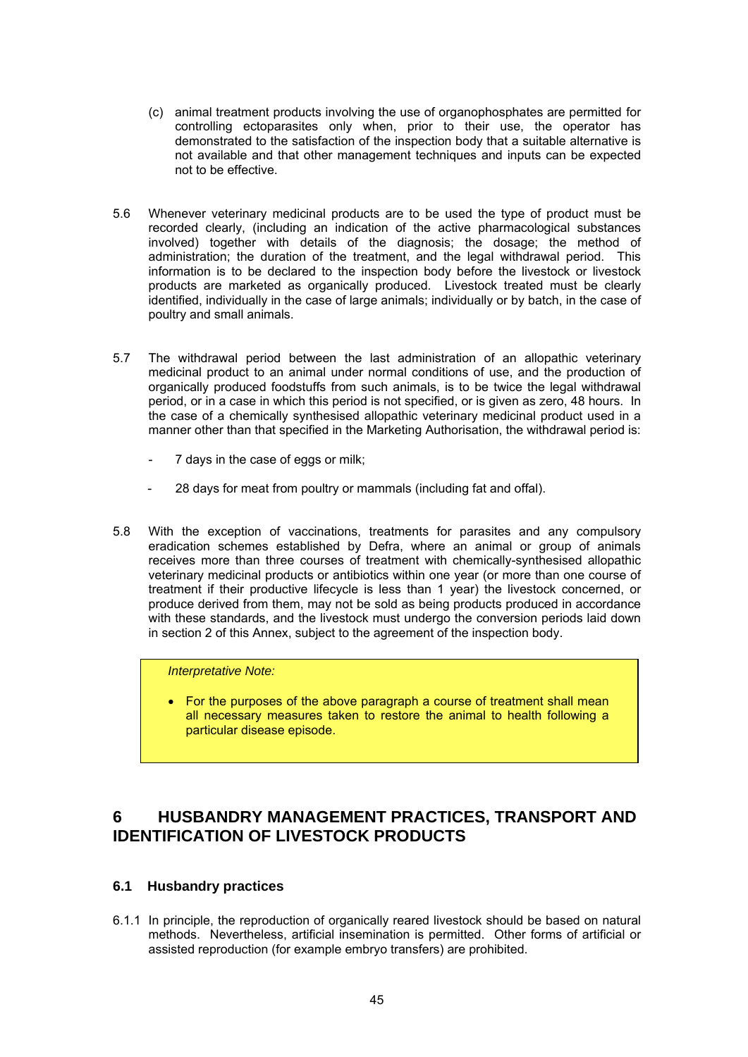(c) animal treatment products involving the use of organophosphates are permitted for controlling ectoparasites only when, prior to their use, the operator has demonstrated to the satisfaction of the inspection body that a suitable alternative is not available and that other management techniques and inputs can be expected not to be effective.

5.6 Whenever veterinary medicinal products are to be used the type of product must be recorded clearly, (including an indication of the active pharmacological substances involved) together with details of the diagnosis; the dosage; the method of administration; the duration of the treatment, and the legal withdrawal period. This information is to be declared to the inspection body before the livestock or livestock products are marketed as organically produced. Livestock treated must be clearly identified, individually in the case of large animals; individually or by batch, in the case of poultry and small animals.

5.7 The withdrawal period between the last administration of an allopathic veterinary medicinal product to an animal under normal conditions of use, and the production of organically produced foodstuffs from such animals, is to be twice the legal withdrawal period, or in a case in which this period is not specified, or is given as zero, 48 hours. In the case of a chemically synthesised allopathic veterinary medicinal product used in a manner other than that specified in the Marketing Authorisation, the withdrawal period is:

- 7 days in the case of eggs or milk;
- 28 days for meat from poultry or mammals (including fat and offal).

5.8 With the exception of vaccinations, treatments for parasites and any compulsory eradication schemes established by Defra, where an animal or group of animals receives more than three courses of treatment with chemically-synthesised allopathic veterinary medicinal products or antibiotics within one year (or more than one course of treatment if their productive lifecycle is less than 1 year) the livestock concerned, or produce derived from them, may not be sold as being products produced in accordance with these standards, and the livestock must undergo the conversion periods laid down in section 2 of this Annex, subject to the agreement of the inspection body.

> *Interpretative Note:*
>
> - For the purposes of the above paragraph a course of treatment shall mean all necessary measures taken to restore the animal to health following a particular disease episode.

# 6 HUSBANDRY MANAGEMENT PRACTICES, TRANSPORT AND IDENTIFICATION OF LIVESTOCK PRODUCTS

## 6.1 Husbandry practices

6.1.1 In principle, the reproduction of organically reared livestock should be based on natural methods. Nevertheless, artificial insemination is permitted. Other forms of artificial or assisted reproduction (for example embryo transfers) are prohibited.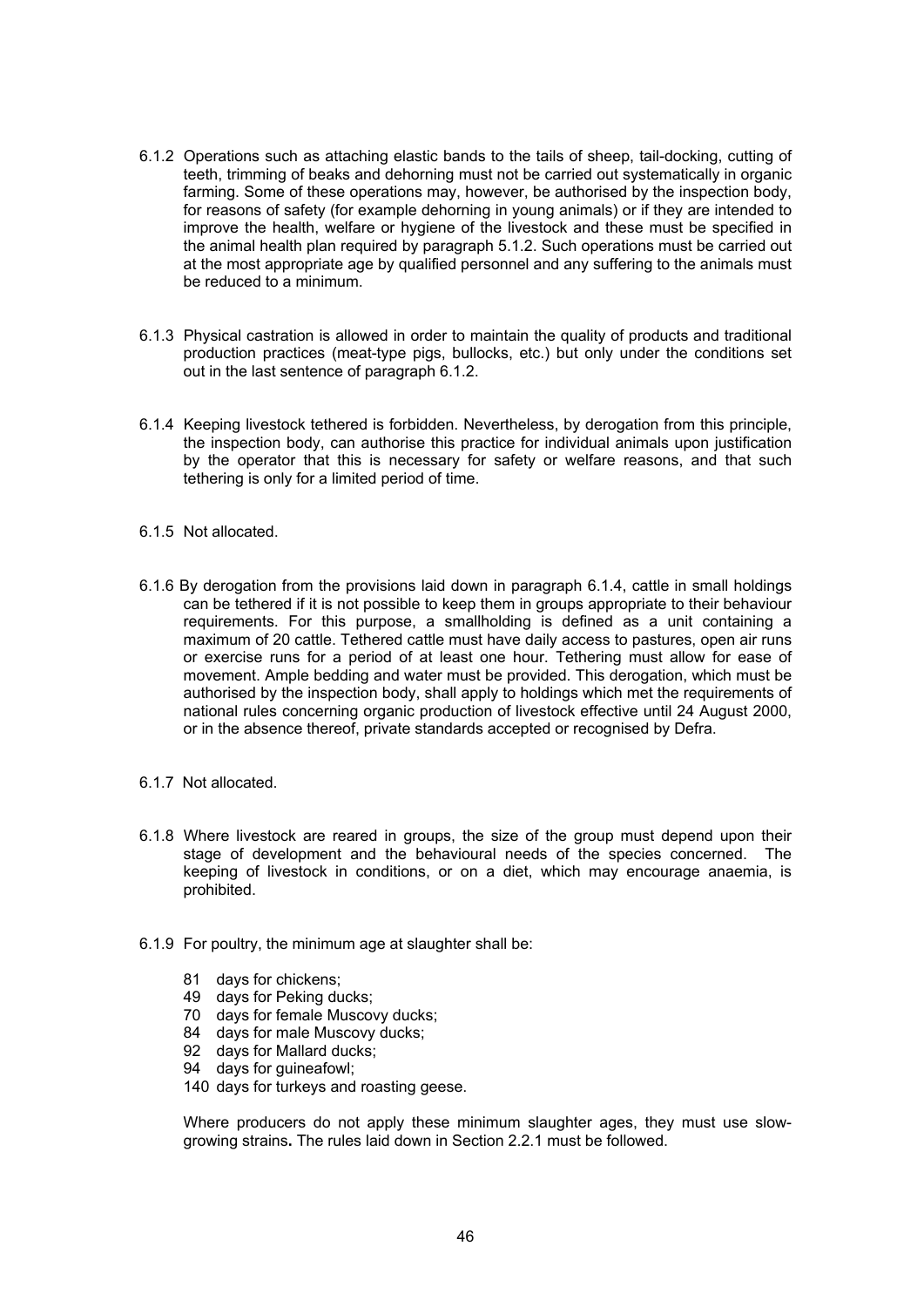6.1.2 Operations such as attaching elastic bands to the tails of sheep, tail-docking, cutting of teeth, trimming of beaks and dehorning must not be carried out systematically in organic farming. Some of these operations may, however, be authorised by the inspection body, for reasons of safety (for example dehorning in young animals) or if they are intended to improve the health, welfare or hygiene of the livestock and these must be specified in the animal health plan required by paragraph 5.1.2. Such operations must be carried out at the most appropriate age by qualified personnel and any suffering to the animals must be reduced to a minimum.

6.1.3 Physical castration is allowed in order to maintain the quality of products and traditional production practices (meat-type pigs, bullocks, etc.) but only under the conditions set out in the last sentence of paragraph 6.1.2.

6.1.4 Keeping livestock tethered is forbidden. Nevertheless, by derogation from this principle, the inspection body, can authorise this practice for individual animals upon justification by the operator that this is necessary for safety or welfare reasons, and that such tethering is only for a limited period of time.

6.1.5 Not allocated.

6.1.6 By derogation from the provisions laid down in paragraph 6.1.4, cattle in small holdings can be tethered if it is not possible to keep them in groups appropriate to their behaviour requirements. For this purpose, a smallholding is defined as a unit containing a maximum of 20 cattle. Tethered cattle must have daily access to pastures, open air runs or exercise runs for a period of at least one hour. Tethering must allow for ease of movement. Ample bedding and water must be provided. This derogation, which must be authorised by the inspection body, shall apply to holdings which met the requirements of national rules concerning organic production of livestock effective until 24 August 2000, or in the absence thereof, private standards accepted or recognised by Defra.

6.1.7 Not allocated.

6.1.8 Where livestock are reared in groups, the size of the group must depend upon their stage of development and the behavioural needs of the species concerned. The keeping of livestock in conditions, or on a diet, which may encourage anaemia, is prohibited.

6.1.9 For poultry, the minimum age at slaughter shall be:

- 81 days for chickens;
- 49 days for Peking ducks;
- 70 days for female Muscovy ducks;
- 84 days for male Muscovy ducks;
- 92 days for Mallard ducks;
- 94 days for guineafowl;
- 140 days for turkeys and roasting geese.

Where producers do not apply these minimum slaughter ages, they must use slow-growing strains**.** The rules laid down in Section 2.2.1 must be followed.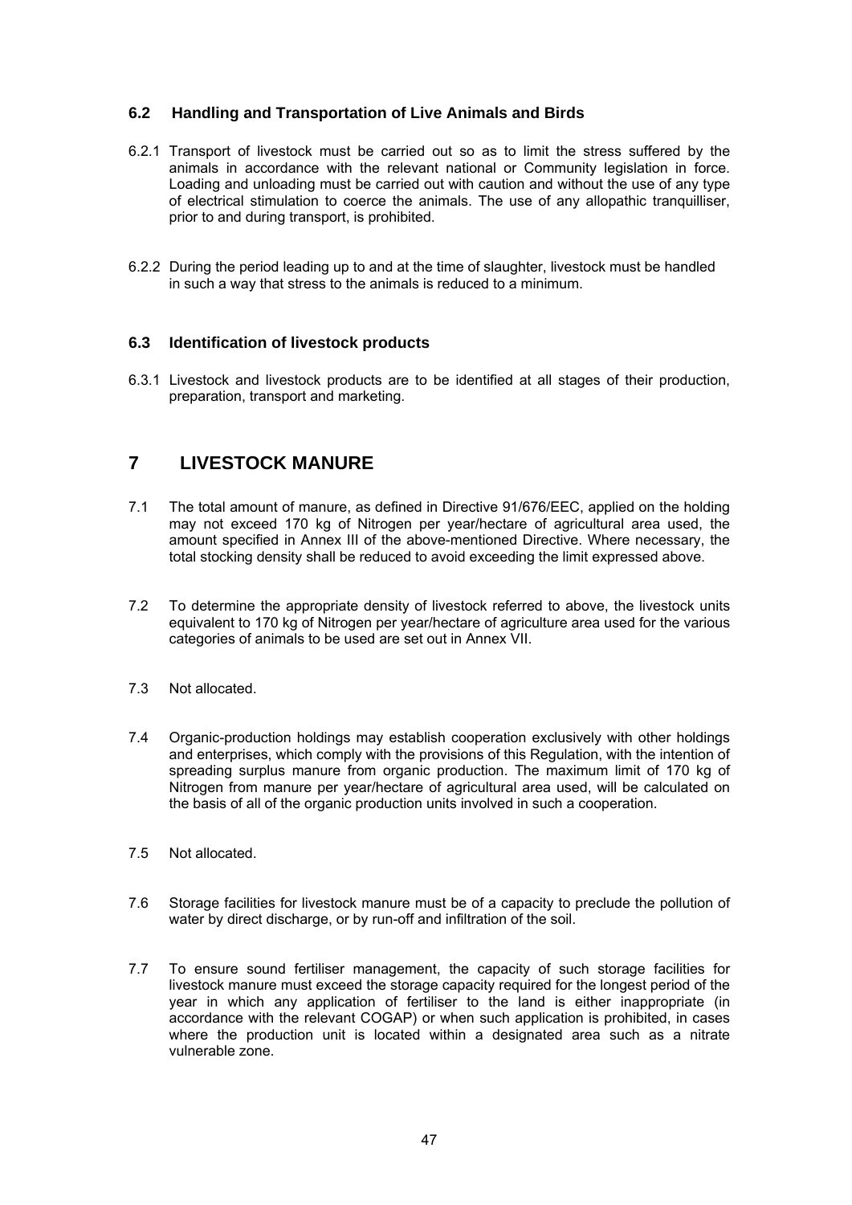### 6.2 Handling and Transportation of Live Animals and Birds

6.2.1 Transport of livestock must be carried out so as to limit the stress suffered by the animals in accordance with the relevant national or Community legislation in force. Loading and unloading must be carried out with caution and without the use of any type of electrical stimulation to coerce the animals. The use of any allopathic tranquilliser, prior to and during transport, is prohibited.

6.2.2 During the period leading up to and at the time of slaughter, livestock must be handled in such a way that stress to the animals is reduced to a minimum.

### 6.3 Identification of livestock products

6.3.1 Livestock and livestock products are to be identified at all stages of their production, preparation, transport and marketing.

## 7 LIVESTOCK MANURE

7.1 The total amount of manure, as defined in Directive 91/676/EEC, applied on the holding may not exceed 170 kg of Nitrogen per year/hectare of agricultural area used, the amount specified in Annex III of the above-mentioned Directive. Where necessary, the total stocking density shall be reduced to avoid exceeding the limit expressed above.

7.2 To determine the appropriate density of livestock referred to above, the livestock units equivalent to 170 kg of Nitrogen per year/hectare of agriculture area used for the various categories of animals to be used are set out in Annex VII.

7.3 Not allocated.

7.4 Organic-production holdings may establish cooperation exclusively with other holdings and enterprises, which comply with the provisions of this Regulation, with the intention of spreading surplus manure from organic production. The maximum limit of 170 kg of Nitrogen from manure per year/hectare of agricultural area used, will be calculated on the basis of all of the organic production units involved in such a cooperation.

7.5 Not allocated.

7.6 Storage facilities for livestock manure must be of a capacity to preclude the pollution of water by direct discharge, or by run-off and infiltration of the soil.

7.7 To ensure sound fertiliser management, the capacity of such storage facilities for livestock manure must exceed the storage capacity required for the longest period of the year in which any application of fertiliser to the land is either inappropriate (in accordance with the relevant COGAP) or when such application is prohibited, in cases where the production unit is located within a designated area such as a nitrate vulnerable zone.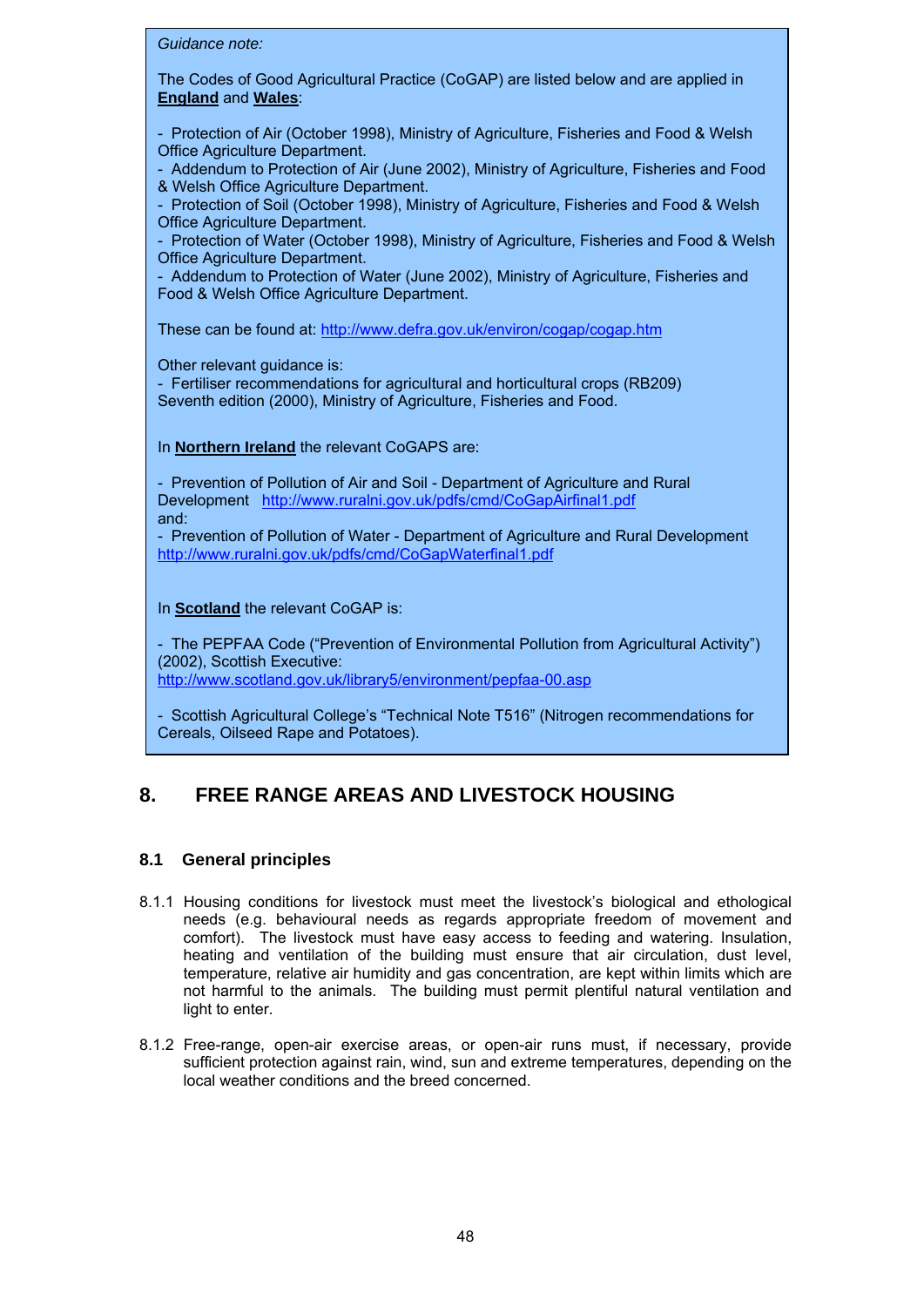*Guidance note:*

The Codes of Good Agricultural Practice (CoGAP) are listed below and are applied in **England** and **Wales**:

- Protection of Air (October 1998), Ministry of Agriculture, Fisheries and Food & Welsh Office Agriculture Department.
- Addendum to Protection of Air (June 2002), Ministry of Agriculture, Fisheries and Food & Welsh Office Agriculture Department.
- Protection of Soil (October 1998), Ministry of Agriculture, Fisheries and Food & Welsh Office Agriculture Department.
- Protection of Water (October 1998), Ministry of Agriculture, Fisheries and Food & Welsh Office Agriculture Department.
- Addendum to Protection of Water (June 2002), Ministry of Agriculture, Fisheries and Food & Welsh Office Agriculture Department.

These can be found at: http://www.defra.gov.uk/environ/cogap/cogap.htm

Other relevant guidance is:
- Fertiliser recommendations for agricultural and horticultural crops (RB209) Seventh edition (2000), Ministry of Agriculture, Fisheries and Food.

In **Northern Ireland** the relevant CoGAPS are:

- Prevention of Pollution of Air and Soil - Department of Agriculture and Rural Development http://www.ruralni.gov.uk/pdfs/cmd/CoGapAirfinal1.pdf

and:

- Prevention of Pollution of Water - Department of Agriculture and Rural Development http://www.ruralni.gov.uk/pdfs/cmd/CoGapWaterfinal1.pdf

In **Scotland** the relevant CoGAP is:

- The PEPFAA Code ("Prevention of Environmental Pollution from Agricultural Activity") (2002), Scottish Executive: http://www.scotland.gov.uk/library5/environment/pepfaa-00.asp

- Scottish Agricultural College's "Technical Note T516" (Nitrogen recommendations for Cereals, Oilseed Rape and Potatoes).

# 8. FREE RANGE AREAS AND LIVESTOCK HOUSING

## 8.1 General principles

8.1.1 Housing conditions for livestock must meet the livestock's biological and ethological needs (e.g. behavioural needs as regards appropriate freedom of movement and comfort). The livestock must have easy access to feeding and watering. Insulation, heating and ventilation of the building must ensure that air circulation, dust level, temperature, relative air humidity and gas concentration, are kept within limits which are not harmful to the animals. The building must permit plentiful natural ventilation and light to enter.

8.1.2 Free-range, open-air exercise areas, or open-air runs must, if necessary, provide sufficient protection against rain, wind, sun and extreme temperatures, depending on the local weather conditions and the breed concerned.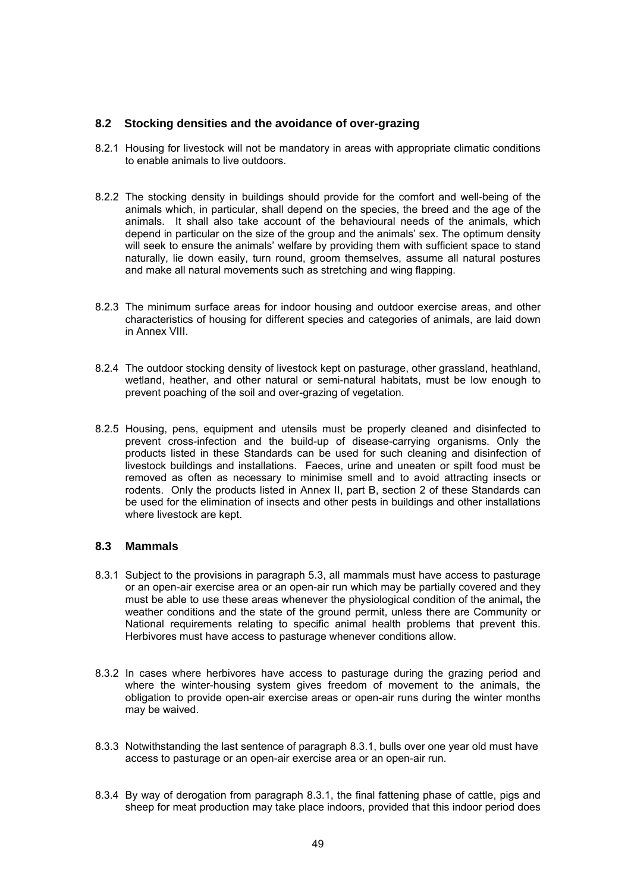## 8.2 Stocking densities and the avoidance of over-grazing

8.2.1 Housing for livestock will not be mandatory in areas with appropriate climatic conditions to enable animals to live outdoors.

8.2.2 The stocking density in buildings should provide for the comfort and well-being of the animals which, in particular, shall depend on the species, the breed and the age of the animals. It shall also take account of the behavioural needs of the animals, which depend in particular on the size of the group and the animals' sex. The optimum density will seek to ensure the animals' welfare by providing them with sufficient space to stand naturally, lie down easily, turn round, groom themselves, assume all natural postures and make all natural movements such as stretching and wing flapping.

8.2.3 The minimum surface areas for indoor housing and outdoor exercise areas, and other characteristics of housing for different species and categories of animals, are laid down in Annex VIII.

8.2.4 The outdoor stocking density of livestock kept on pasturage, other grassland, heathland, wetland, heather, and other natural or semi-natural habitats, must be low enough to prevent poaching of the soil and over-grazing of vegetation.

8.2.5 Housing, pens, equipment and utensils must be properly cleaned and disinfected to prevent cross-infection and the build-up of disease-carrying organisms. Only the products listed in these Standards can be used for such cleaning and disinfection of livestock buildings and installations. Faeces, urine and uneaten or spilt food must be removed as often as necessary to minimise smell and to avoid attracting insects or rodents. Only the products listed in Annex II, part B, section 2 of these Standards can be used for the elimination of insects and other pests in buildings and other installations where livestock are kept.

## 8.3 Mammals

8.3.1 Subject to the provisions in paragraph 5.3, all mammals must have access to pasturage or an open-air exercise area or an open-air run which may be partially covered and they must be able to use these areas whenever the physiological condition of the animal**,** the weather conditions and the state of the ground permit, unless there are Community or National requirements relating to specific animal health problems that prevent this. Herbivores must have access to pasturage whenever conditions allow.

8.3.2 In cases where herbivores have access to pasturage during the grazing period and where the winter-housing system gives freedom of movement to the animals, the obligation to provide open-air exercise areas or open-air runs during the winter months may be waived.

8.3.3 Notwithstanding the last sentence of paragraph 8.3.1, bulls over one year old must have access to pasturage or an open-air exercise area or an open-air run.

8.3.4 By way of derogation from paragraph 8.3.1, the final fattening phase of cattle, pigs and sheep for meat production may take place indoors, provided that this indoor period does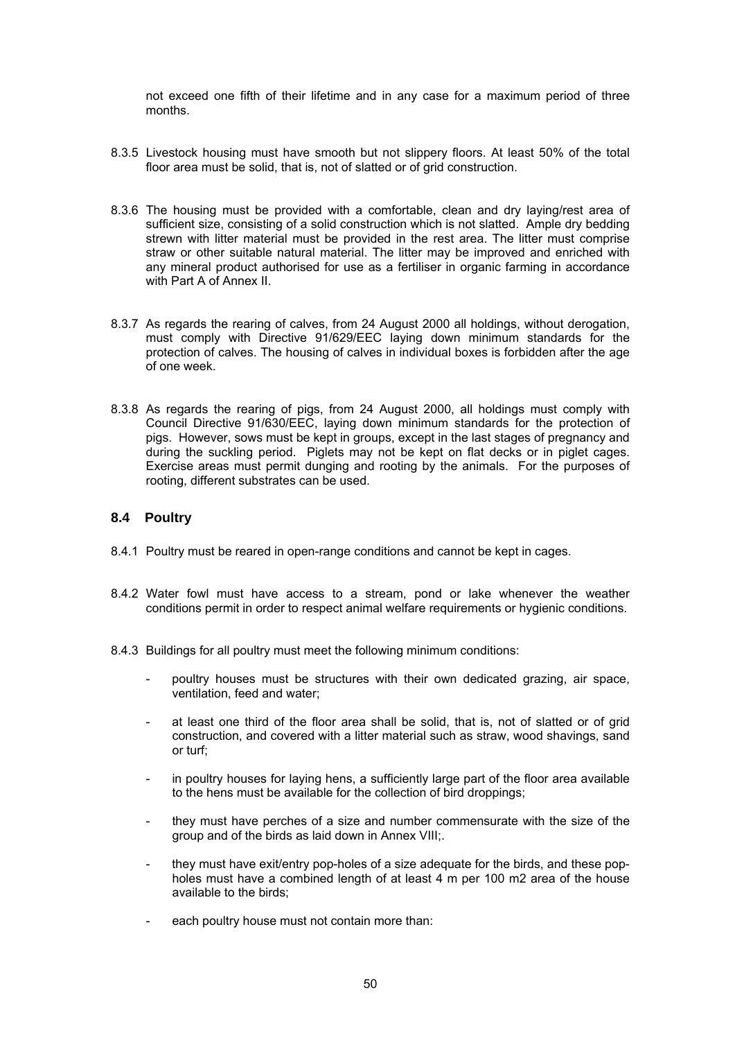not exceed one fifth of their lifetime and in any case for a maximum period of three months.

8.3.5 Livestock housing must have smooth but not slippery floors. At least 50% of the total floor area must be solid, that is, not of slatted or of grid construction.

8.3.6 The housing must be provided with a comfortable, clean and dry laying/rest area of sufficient size, consisting of a solid construction which is not slatted. Ample dry bedding strewn with litter material must be provided in the rest area. The litter must comprise straw or other suitable natural material. The litter may be improved and enriched with any mineral product authorised for use as a fertiliser in organic farming in accordance with Part A of Annex II.

8.3.7 As regards the rearing of calves, from 24 August 2000 all holdings, without derogation, must comply with Directive 91/629/EEC laying down minimum standards for the protection of calves. The housing of calves in individual boxes is forbidden after the age of one week.

8.3.8 As regards the rearing of pigs, from 24 August 2000, all holdings must comply with Council Directive 91/630/EEC, laying down minimum standards for the protection of pigs. However, sows must be kept in groups, except in the last stages of pregnancy and during the suckling period. Piglets may not be kept on flat decks or in piglet cages. Exercise areas must permit dunging and rooting by the animals. For the purposes of rooting, different substrates can be used.

## 8.4 Poultry

8.4.1 Poultry must be reared in open-range conditions and cannot be kept in cages.

8.4.2 Water fowl must have access to a stream, pond or lake whenever the weather conditions permit in order to respect animal welfare requirements or hygienic conditions.

8.4.3 Buildings for all poultry must meet the following minimum conditions:

- poultry houses must be structures with their own dedicated grazing, air space, ventilation, feed and water;
- at least one third of the floor area shall be solid, that is, not of slatted or of grid construction, and covered with a litter material such as straw, wood shavings, sand or turf;
- in poultry houses for laying hens, a sufficiently large part of the floor area available to the hens must be available for the collection of bird droppings;
- they must have perches of a size and number commensurate with the size of the group and of the birds as laid down in Annex VIII;.
- they must have exit/entry pop-holes of a size adequate for the birds, and these pop-holes must have a combined length of at least 4 m per 100 m2 area of the house available to the birds;
- each poultry house must not contain more than: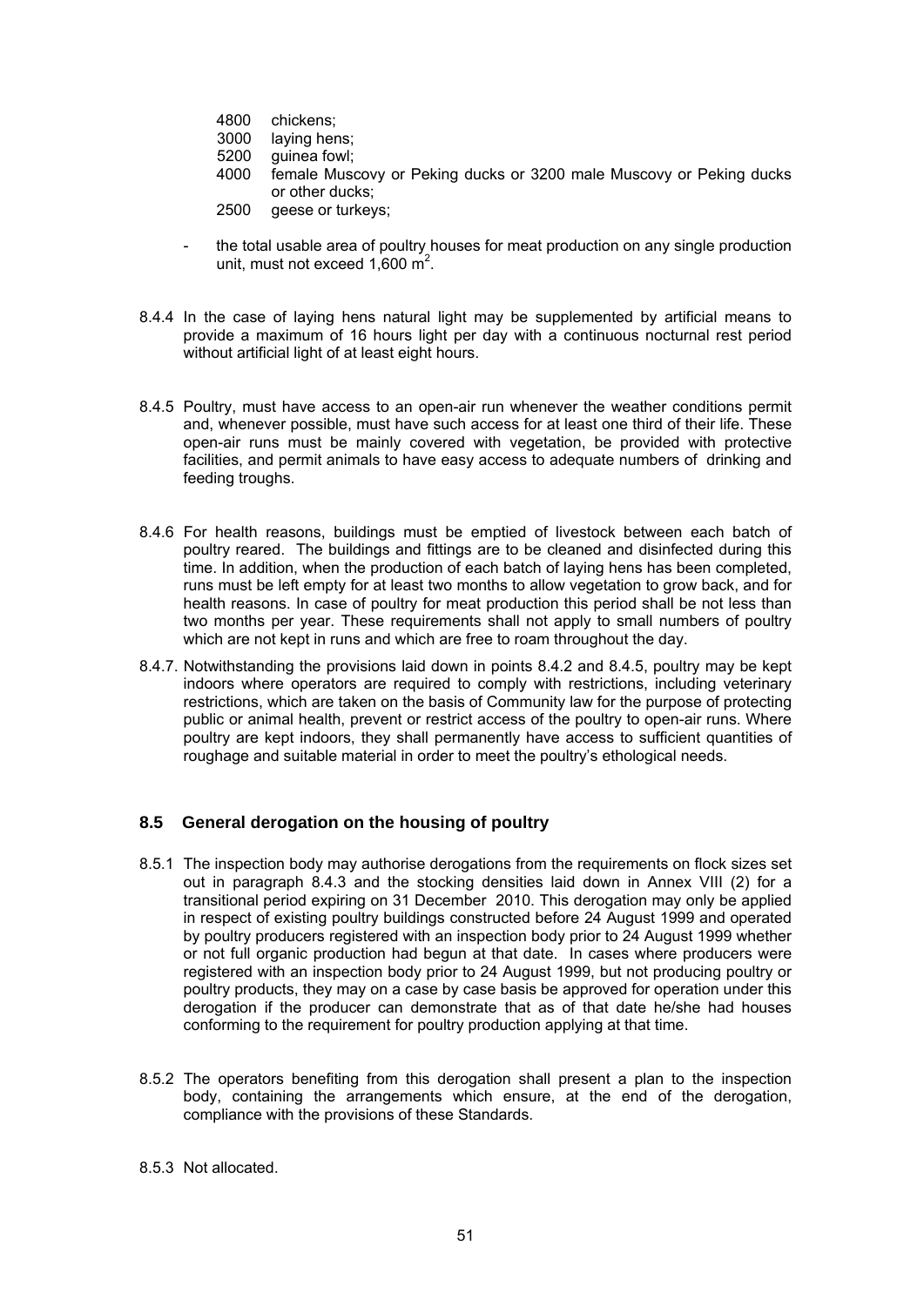- 4800 chickens;
- 3000 laying hens;
- 5200 guinea fowl;
- 4000 female Muscovy or Peking ducks or 3200 male Muscovy or Peking ducks or other ducks;
- 2500 geese or turkeys;

- the total usable area of poultry houses for meat production on any single production unit, must not exceed 1,600 $m^2$.

8.4.4 In the case of laying hens natural light may be supplemented by artificial means to provide a maximum of 16 hours light per day with a continuous nocturnal rest period without artificial light of at least eight hours.

8.4.5 Poultry, must have access to an open-air run whenever the weather conditions permit and, whenever possible, must have such access for at least one third of their life. These open-air runs must be mainly covered with vegetation, be provided with protective facilities, and permit animals to have easy access to adequate numbers of drinking and feeding troughs.

8.4.6 For health reasons, buildings must be emptied of livestock between each batch of poultry reared. The buildings and fittings are to be cleaned and disinfected during this time. In addition, when the production of each batch of laying hens has been completed, runs must be left empty for at least two months to allow vegetation to grow back, and for health reasons. In case of poultry for meat production this period shall be not less than two months per year. These requirements shall not apply to small numbers of poultry which are not kept in runs and which are free to roam throughout the day.

8.4.7. Notwithstanding the provisions laid down in points 8.4.2 and 8.4.5, poultry may be kept indoors where operators are required to comply with restrictions, including veterinary restrictions, which are taken on the basis of Community law for the purpose of protecting public or animal health, prevent or restrict access of the poultry to open-air runs. Where poultry are kept indoors, they shall permanently have access to sufficient quantities of roughage and suitable material in order to meet the poultry's ethological needs.

### 8.5 General derogation on the housing of poultry

8.5.1 The inspection body may authorise derogations from the requirements on flock sizes set out in paragraph 8.4.3 and the stocking densities laid down in Annex VIII (2) for a transitional period expiring on 31 December 2010. This derogation may only be applied in respect of existing poultry buildings constructed before 24 August 1999 and operated by poultry producers registered with an inspection body prior to 24 August 1999 whether or not full organic production had begun at that date. In cases where producers were registered with an inspection body prior to 24 August 1999, but not producing poultry or poultry products, they may on a case by case basis be approved for operation under this derogation if the producer can demonstrate that as of that date he/she had houses conforming to the requirement for poultry production applying at that time.

8.5.2 The operators benefiting from this derogation shall present a plan to the inspection body, containing the arrangements which ensure, at the end of the derogation, compliance with the provisions of these Standards.

8.5.3 Not allocated.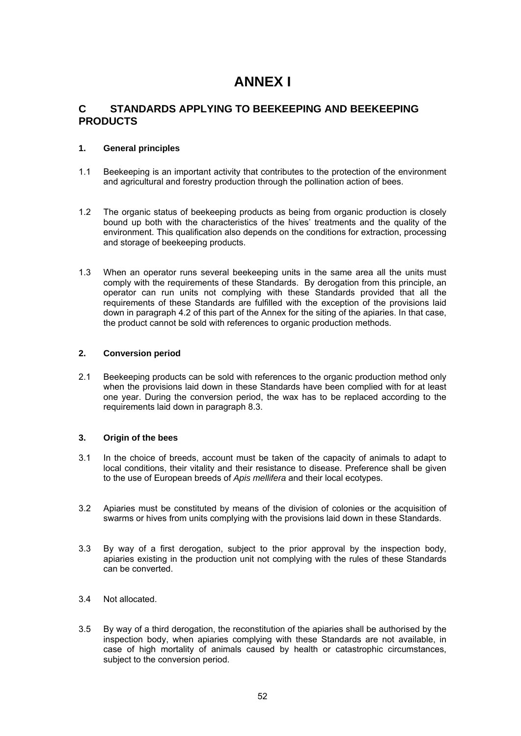# ANNEX I

## C STANDARDS APPLYING TO BEEKEEPING AND BEEKEEPING PRODUCTS

### 1. General principles

1.1 Beekeeping is an important activity that contributes to the protection of the environment and agricultural and forestry production through the pollination action of bees.

1.2 The organic status of beekeeping products as being from organic production is closely bound up both with the characteristics of the hives' treatments and the quality of the environment. This qualification also depends on the conditions for extraction, processing and storage of beekeeping products.

1.3 When an operator runs several beekeeping units in the same area all the units must comply with the requirements of these Standards. By derogation from this principle, an operator can run units not complying with these Standards provided that all the requirements of these Standards are fulfilled with the exception of the provisions laid down in paragraph 4.2 of this part of the Annex for the siting of the apiaries. In that case, the product cannot be sold with references to organic production methods.

### 2. Conversion period

2.1 Beekeeping products can be sold with references to the organic production method only when the provisions laid down in these Standards have been complied with for at least one year. During the conversion period, the wax has to be replaced according to the requirements laid down in paragraph 8.3.

### 3. Origin of the bees

3.1 In the choice of breeds, account must be taken of the capacity of animals to adapt to local conditions, their vitality and their resistance to disease. Preference shall be given to the use of European breeds of *Apis mellifera* and their local ecotypes.

3.2 Apiaries must be constituted by means of the division of colonies or the acquisition of swarms or hives from units complying with the provisions laid down in these Standards.

3.3 By way of a first derogation, subject to the prior approval by the inspection body, apiaries existing in the production unit not complying with the rules of these Standards can be converted.

3.4 Not allocated.

3.5 By way of a third derogation, the reconstitution of the apiaries shall be authorised by the inspection body, when apiaries complying with these Standards are not available, in case of high mortality of animals caused by health or catastrophic circumstances, subject to the conversion period.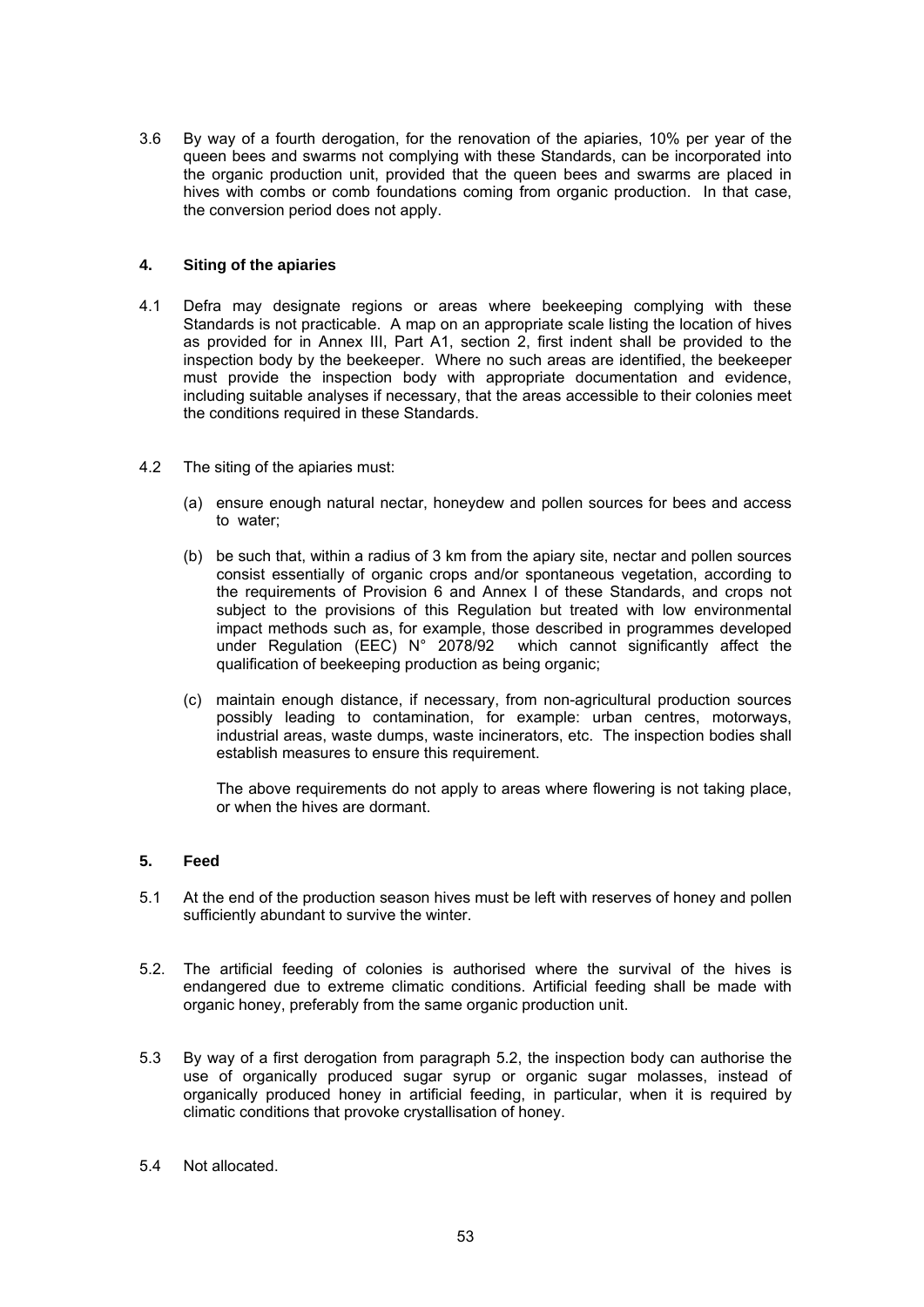3.6 By way of a fourth derogation, for the renovation of the apiaries, 10% per year of the queen bees and swarms not complying with these Standards, can be incorporated into the organic production unit, provided that the queen bees and swarms are placed in hives with combs or comb foundations coming from organic production. In that case, the conversion period does not apply.

#### 4. Siting of the apiaries

4.1 Defra may designate regions or areas where beekeeping complying with these Standards is not practicable. A map on an appropriate scale listing the location of hives as provided for in Annex III, Part A1, section 2, first indent shall be provided to the inspection body by the beekeeper. Where no such areas are identified, the beekeeper must provide the inspection body with appropriate documentation and evidence, including suitable analyses if necessary, that the areas accessible to their colonies meet the conditions required in these Standards.

4.2 The siting of the apiaries must:

(a) ensure enough natural nectar, honeydew and pollen sources for bees and access to water;

(b) be such that, within a radius of 3 km from the apiary site, nectar and pollen sources consist essentially of organic crops and/or spontaneous vegetation, according to the requirements of Provision 6 and Annex I of these Standards, and crops not subject to the provisions of this Regulation but treated with low environmental impact methods such as, for example, those described in programmes developed under Regulation (EEC) N° 2078/92 which cannot significantly affect the qualification of beekeeping production as being organic;

(c) maintain enough distance, if necessary, from non-agricultural production sources possibly leading to contamination, for example: urban centres, motorways, industrial areas, waste dumps, waste incinerators, etc. The inspection bodies shall establish measures to ensure this requirement.

The above requirements do not apply to areas where flowering is not taking place, or when the hives are dormant.

#### 5. Feed

5.1 At the end of the production season hives must be left with reserves of honey and pollen sufficiently abundant to survive the winter.

5.2. The artificial feeding of colonies is authorised where the survival of the hives is endangered due to extreme climatic conditions. Artificial feeding shall be made with organic honey, preferably from the same organic production unit.

5.3 By way of a first derogation from paragraph 5.2, the inspection body can authorise the use of organically produced sugar syrup or organic sugar molasses, instead of organically produced honey in artificial feeding, in particular, when it is required by climatic conditions that provoke crystallisation of honey.

5.4 Not allocated.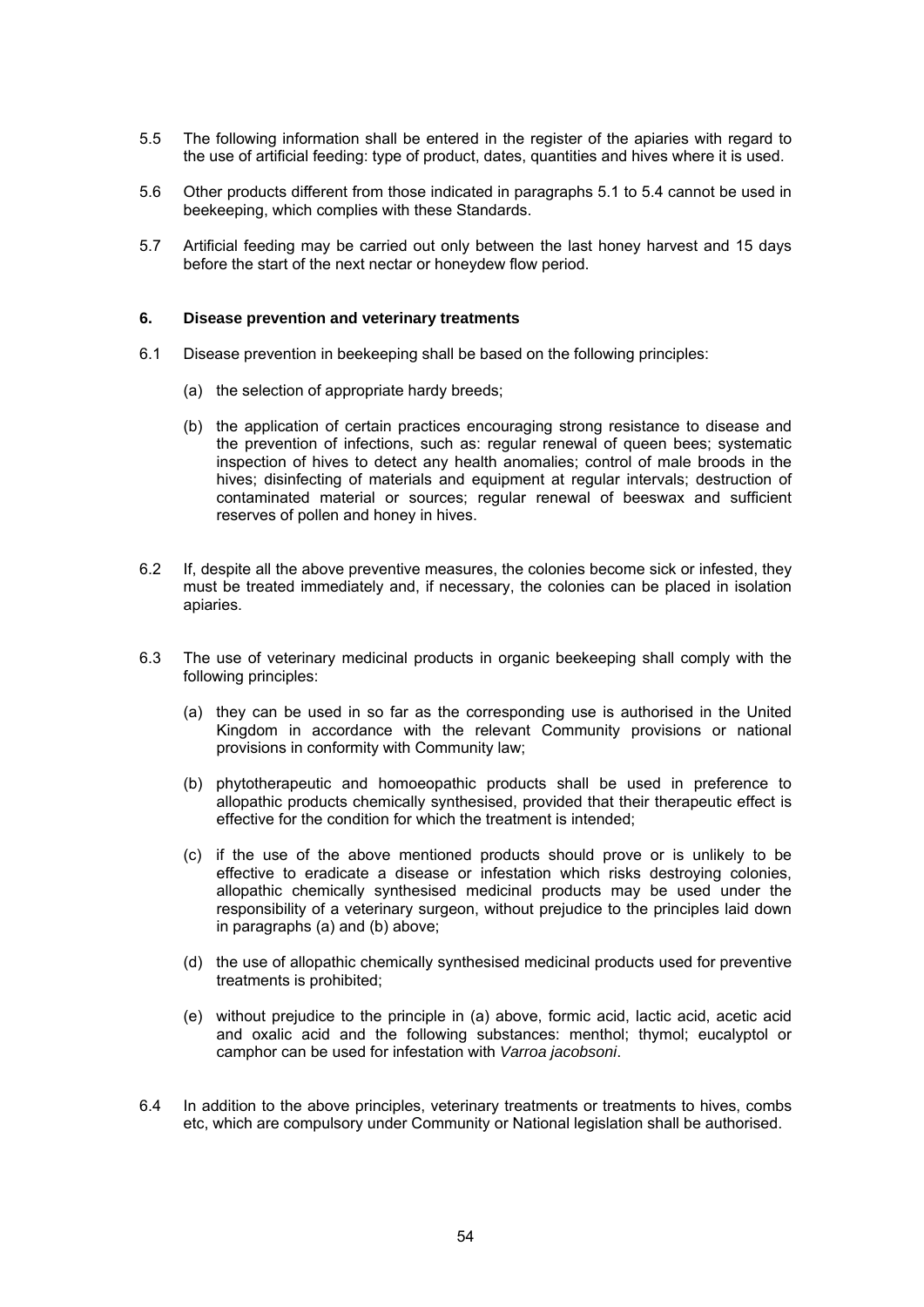5.5 The following information shall be entered in the register of the apiaries with regard to the use of artificial feeding: type of product, dates, quantities and hives where it is used.

5.6 Other products different from those indicated in paragraphs 5.1 to 5.4 cannot be used in beekeeping, which complies with these Standards.

5.7 Artificial feeding may be carried out only between the last honey harvest and 15 days before the start of the next nectar or honeydew flow period.

## 6. Disease prevention and veterinary treatments

6.1 Disease prevention in beekeeping shall be based on the following principles:

(a) the selection of appropriate hardy breeds;

(b) the application of certain practices encouraging strong resistance to disease and the prevention of infections, such as: regular renewal of queen bees; systematic inspection of hives to detect any health anomalies; control of male broods in the hives; disinfecting of materials and equipment at regular intervals; destruction of contaminated material or sources; regular renewal of beeswax and sufficient reserves of pollen and honey in hives.

6.2 If, despite all the above preventive measures, the colonies become sick or infested, they must be treated immediately and, if necessary, the colonies can be placed in isolation apiaries.

6.3 The use of veterinary medicinal products in organic beekeeping shall comply with the following principles:

(a) they can be used in so far as the corresponding use is authorised in the United Kingdom in accordance with the relevant Community provisions or national provisions in conformity with Community law;

(b) phytotherapeutic and homoeopathic products shall be used in preference to allopathic products chemically synthesised, provided that their therapeutic effect is effective for the condition for which the treatment is intended;

(c) if the use of the above mentioned products should prove or is unlikely to be effective to eradicate a disease or infestation which risks destroying colonies, allopathic chemically synthesised medicinal products may be used under the responsibility of a veterinary surgeon, without prejudice to the principles laid down in paragraphs (a) and (b) above;

(d) the use of allopathic chemically synthesised medicinal products used for preventive treatments is prohibited;

(e) without prejudice to the principle in (a) above, formic acid, lactic acid, acetic acid and oxalic acid and the following substances: menthol; thymol; eucalyptol or camphor can be used for infestation with *Varroa jacobsoni*.

6.4 In addition to the above principles, veterinary treatments or treatments to hives, combs etc, which are compulsory under Community or National legislation shall be authorised.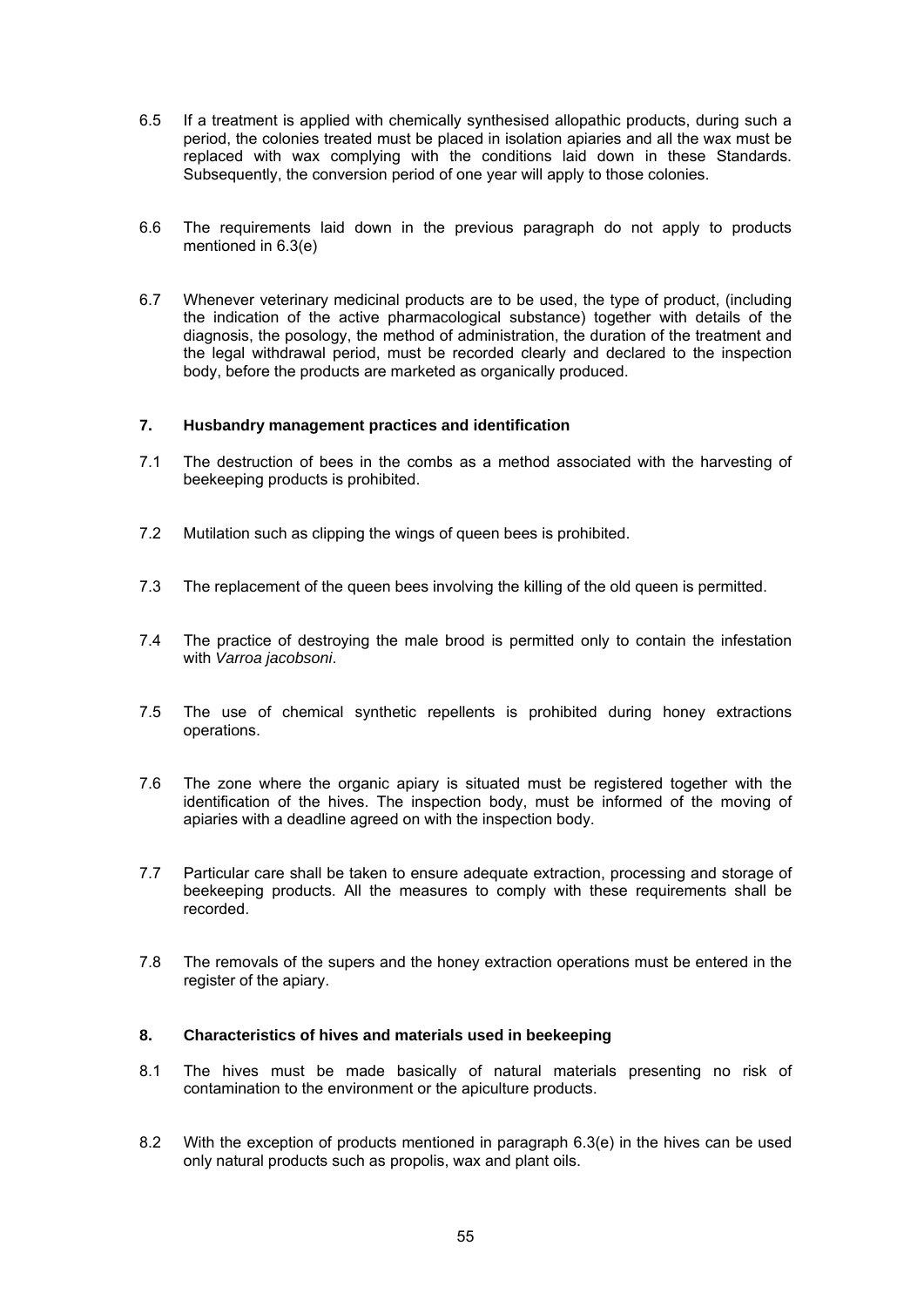6.5 If a treatment is applied with chemically synthesised allopathic products, during such a period, the colonies treated must be placed in isolation apiaries and all the wax must be replaced with wax complying with the conditions laid down in these Standards. Subsequently, the conversion period of one year will apply to those colonies.

6.6 The requirements laid down in the previous paragraph do not apply to products mentioned in 6.3(e)

6.7 Whenever veterinary medicinal products are to be used, the type of product, (including the indication of the active pharmacological substance) together with details of the diagnosis, the posology, the method of administration, the duration of the treatment and the legal withdrawal period, must be recorded clearly and declared to the inspection body, before the products are marketed as organically produced.

## 7. Husbandry management practices and identification

7.1 The destruction of bees in the combs as a method associated with the harvesting of beekeeping products is prohibited.

7.2 Mutilation such as clipping the wings of queen bees is prohibited.

7.3 The replacement of the queen bees involving the killing of the old queen is permitted.

7.4 The practice of destroying the male brood is permitted only to contain the infestation with *Varroa jacobsoni*.

7.5 The use of chemical synthetic repellents is prohibited during honey extractions operations.

7.6 The zone where the organic apiary is situated must be registered together with the identification of the hives. The inspection body, must be informed of the moving of apiaries with a deadline agreed on with the inspection body.

7.7 Particular care shall be taken to ensure adequate extraction, processing and storage of beekeeping products. All the measures to comply with these requirements shall be recorded.

7.8 The removals of the supers and the honey extraction operations must be entered in the register of the apiary.

## 8. Characteristics of hives and materials used in beekeeping

8.1 The hives must be made basically of natural materials presenting no risk of contamination to the environment or the apiculture products.

8.2 With the exception of products mentioned in paragraph 6.3(e) in the hives can be used only natural products such as propolis, wax and plant oils.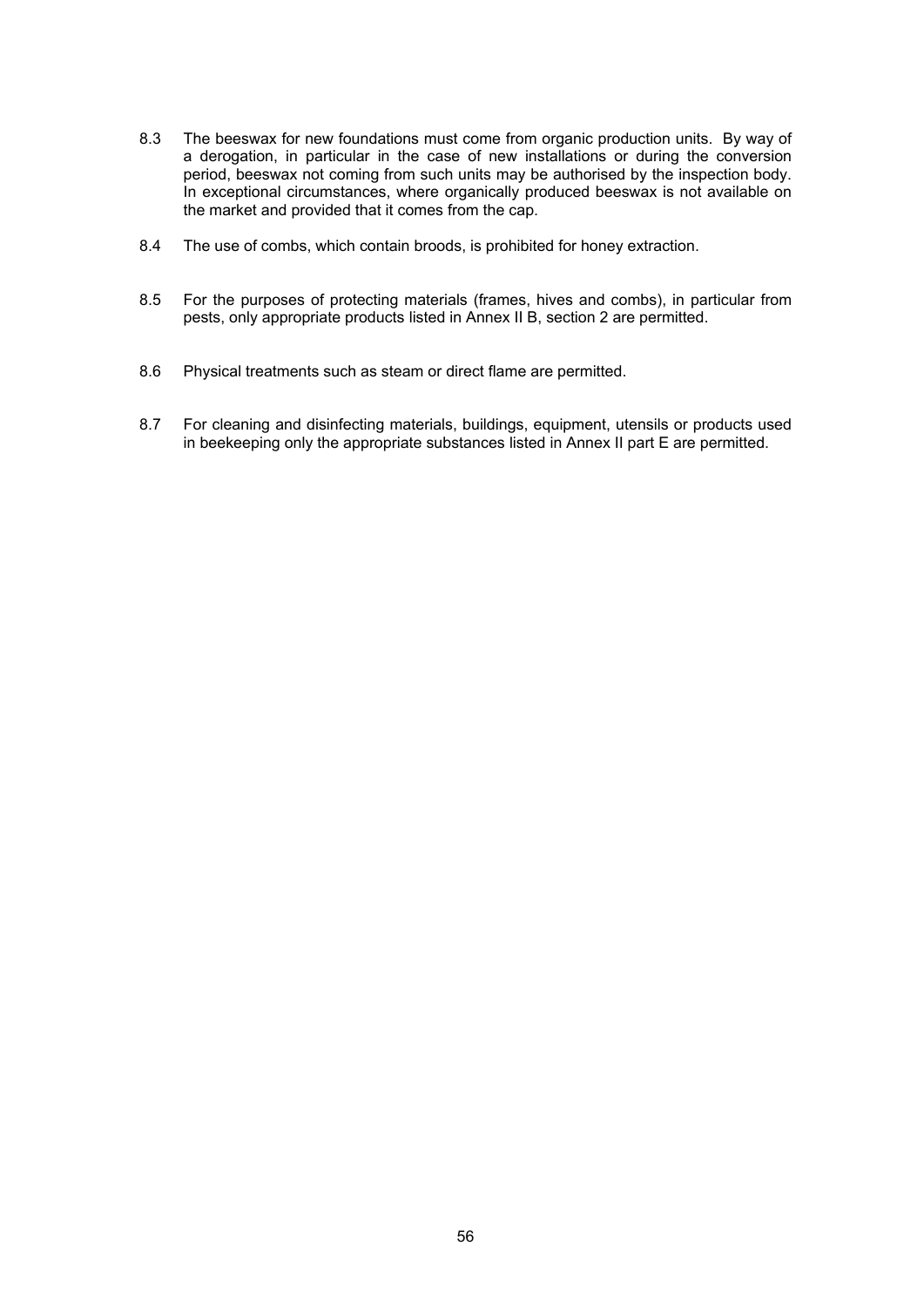8.3 The beeswax for new foundations must come from organic production units. By way of a derogation, in particular in the case of new installations or during the conversion period, beeswax not coming from such units may be authorised by the inspection body. In exceptional circumstances, where organically produced beeswax is not available on the market and provided that it comes from the cap.

8.4 The use of combs, which contain broods, is prohibited for honey extraction.

8.5 For the purposes of protecting materials (frames, hives and combs), in particular from pests, only appropriate products listed in Annex II B, section 2 are permitted.

8.6 Physical treatments such as steam or direct flame are permitted.

8.7 For cleaning and disinfecting materials, buildings, equipment, utensils or products used in beekeeping only the appropriate substances listed in Annex II part E are permitted.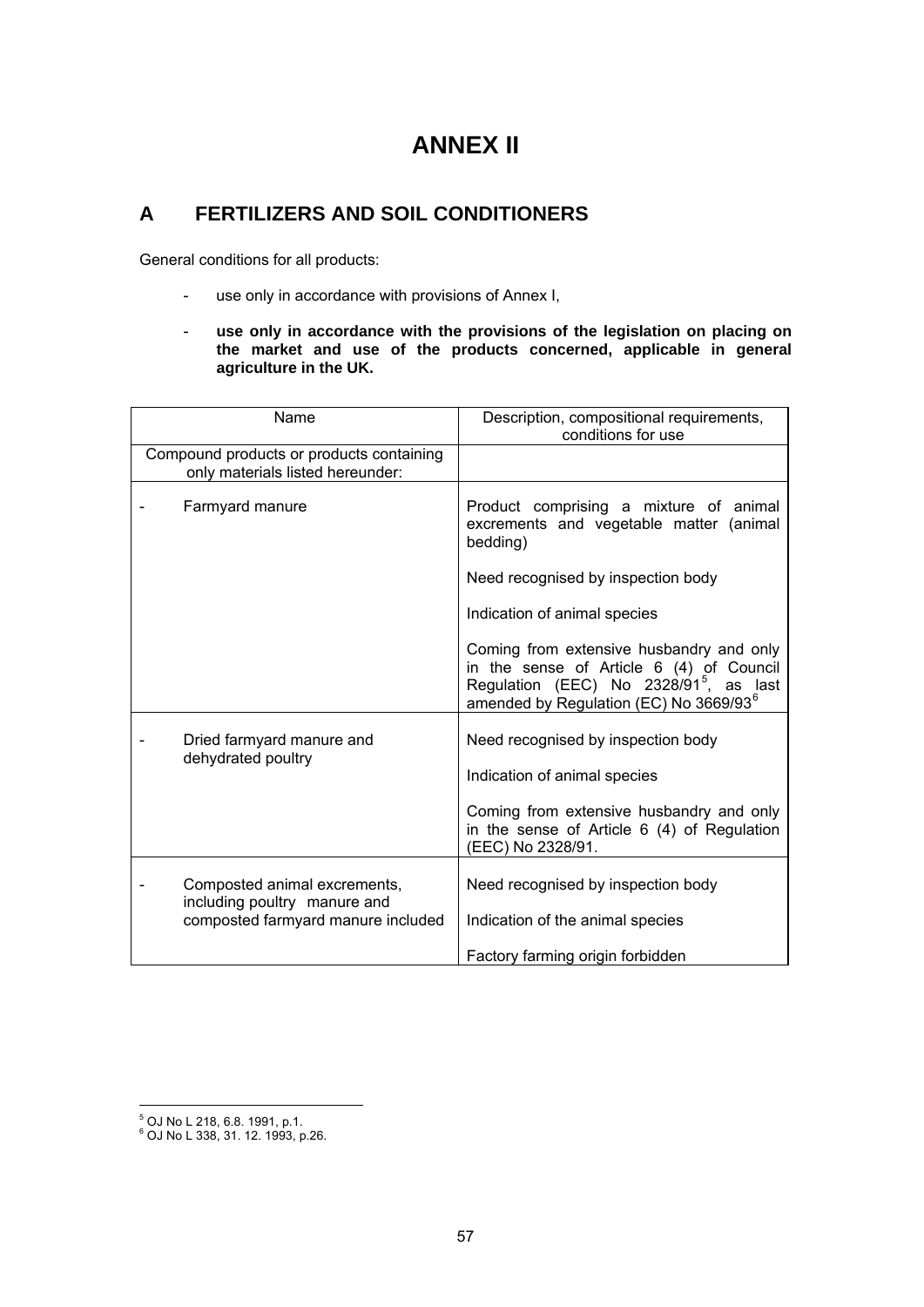# ANNEX II

## A FERTILIZERS AND SOIL CONDITIONERS

General conditions for all products:

- use only in accordance with provisions of Annex I,
- **use only in accordance with the provisions of the legislation on placing on the market and use of the products concerned, applicable in general agriculture in the UK.**

| Name | Description, compositional requirements, conditions for use |
|---|---|
| Compound products or products containing only materials listed hereunder: | |
| - Farmyard manure | Product comprising a mixture of animal excrements and vegetable matter (animal bedding)<br><br>Need recognised by inspection body<br><br>Indication of animal species<br><br>Coming from extensive husbandry and only in the sense of Article 6 (4) of Council Regulation (EEC) No 2328/91[5], as last amended by Regulation (EC) No 3669/93[6] |
| - Dried farmyard manure and dehydrated poultry | Need recognised by inspection body<br><br>Indication of animal species<br><br>Coming from extensive husbandry and only in the sense of Article 6 (4) of Regulation (EEC) No 2328/91. |
| - Composted animal excrements, including poultry manure and composted farmyard manure included | Need recognised by inspection body<br><br>Indication of the animal species<br><br>Factory farming origin forbidden |

[5] OJ No L 218, 6.8. 1991, p.1.
[6] OJ No L 338, 31. 12. 1993, p.26.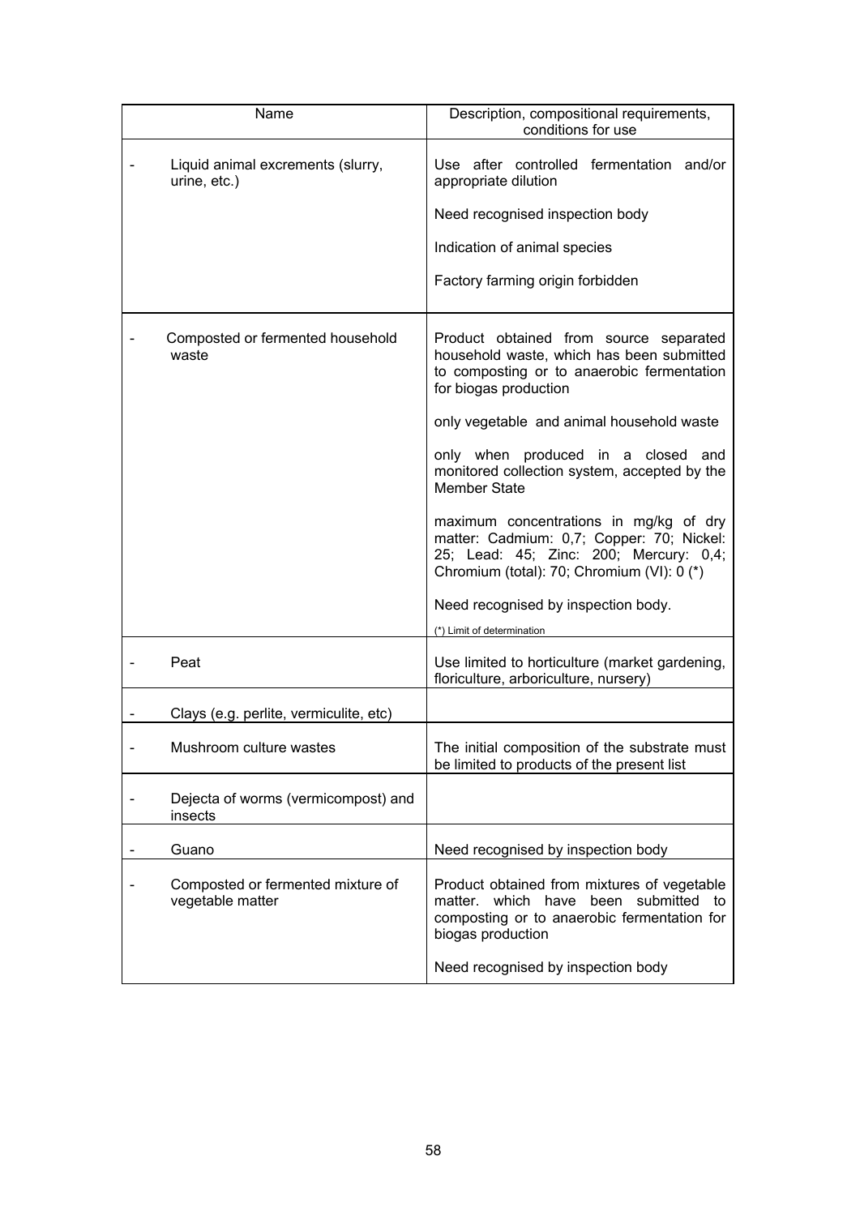| Name | Description, compositional requirements, conditions for use |
|---|---|
| - Liquid animal excrements (slurry, urine, etc.) | Use after controlled fermentation and/or appropriate dilution<br><br>Need recognised inspection body<br><br>Indication of animal species<br><br>Factory farming origin forbidden |
| - Composted or fermented household waste | Product obtained from source separated household waste, which has been submitted to composting or to anaerobic fermentation for biogas production<br><br>only vegetable and animal household waste<br><br>only when produced in a closed and monitored collection system, accepted by the Member State<br><br>maximum concentrations in mg/kg of dry matter: Cadmium: 0,7; Copper: 70; Nickel: 25; Lead: 45; Zinc: 200; Mercury: 0,4; Chromium (total): 70; Chromium (VI): 0 (*)<br><br>Need recognised by inspection body.<br><br>(*) Limit of determination |
| - Peat | Use limited to horticulture (market gardening, floriculture, arboriculture, nursery) |
| - Clays (e.g. perlite, vermiculite, etc) | |
| - Mushroom culture wastes | The initial composition of the substrate must be limited to products of the present list |
| - Dejecta of worms (vermicompost) and insects | |
| - Guano | Need recognised by inspection body |
| - Composted or fermented mixture of vegetable matter | Product obtained from mixtures of vegetable matter. which have been submitted to composting or to anaerobic fermentation for biogas production<br><br>Need recognised by inspection body |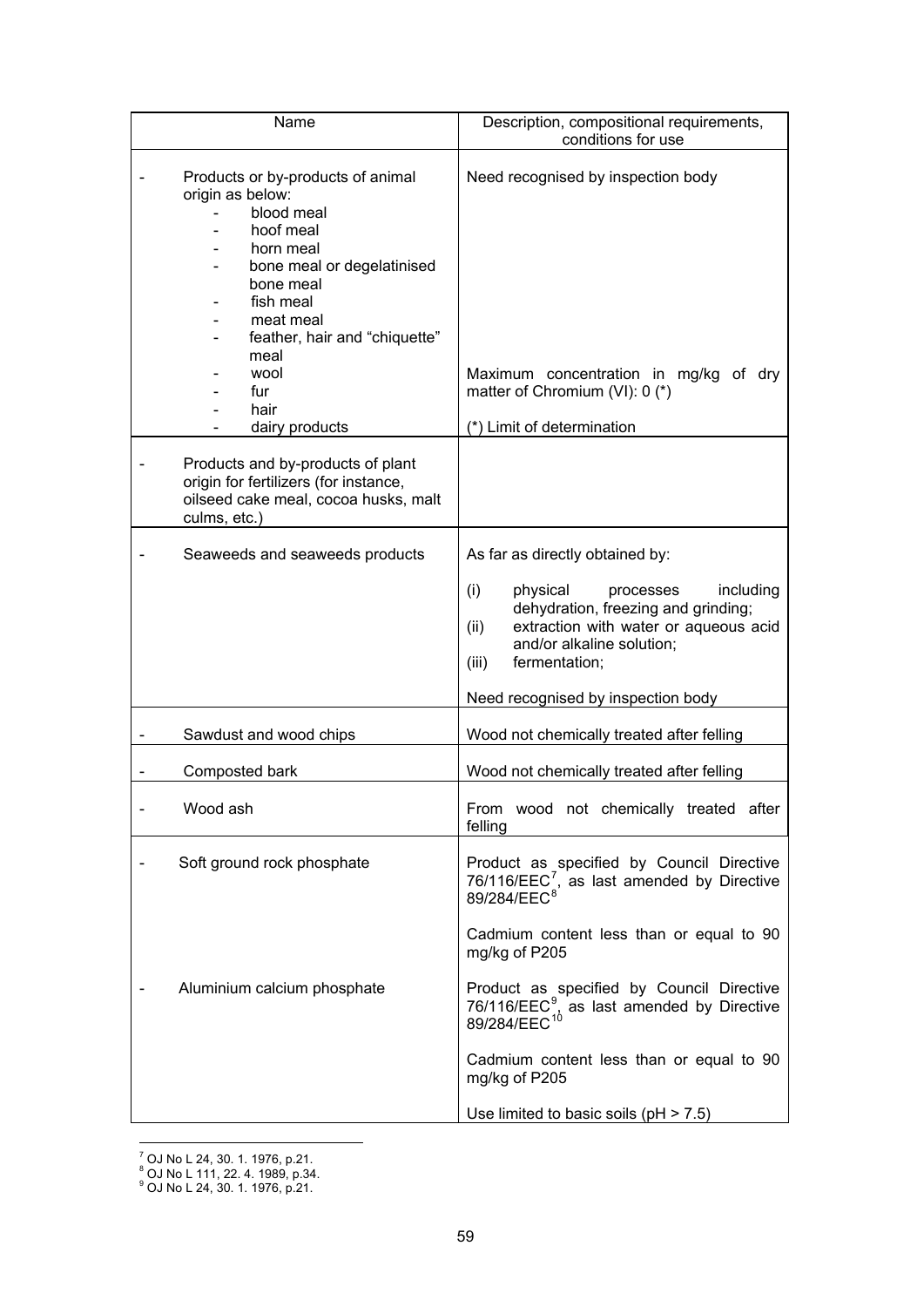| Name | Description, compositional requirements, conditions for use |
|---|---|
| - Products or by-products of animal origin as below:<br>- blood meal<br>- hoof meal<br>- horn meal<br>- bone meal or degelatinised bone meal<br>- fish meal<br>- meat meal<br>- feather, hair and "chiquette" meal<br>- wool<br>- fur<br>- hair<br>- dairy products | Need recognised by inspection body<br><br>Maximum concentration in mg/kg of dry matter of Chromium (VI): 0 (*)<br><br>(*) Limit of determination |
| - Products and by-products of plant origin for fertilizers (for instance, oilseed cake meal, cocoa husks, malt culms, etc.) | |
| - Seaweeds and seaweeds products | As far as directly obtained by:<br>(i) physical processes including dehydration, freezing and grinding;<br>(ii) extraction with water or aqueous acid and/or alkaline solution;<br>(iii) fermentation;<br><br>Need recognised by inspection body |
| - Sawdust and wood chips | Wood not chemically treated after felling |
| - Composted bark | Wood not chemically treated after felling |
| - Wood ash | From wood not chemically treated after felling |
| - Soft ground rock phosphate<br><br><br><br><br>- Aluminium calcium phosphate | Product as specified by Council Directive 76/116/EEC[7], as last amended by Directive 89/284/EEC[8]<br><br>Cadmium content less than or equal to 90 mg/kg of P205<br><br>Product as specified by Council Directive 76/116/EEC[9], as last amended by Directive 89/284/EEC[10]<br><br>Cadmium content less than or equal to 90 mg/kg of P205<br><br>Use limited to basic soils (pH > 7.5) |

[7] OJ No L 24, 30. 1. 1976, p.21.
[8] OJ No L 111, 22. 4. 1989, p.34.
[9] OJ No L 24, 30. 1. 1976, p.21.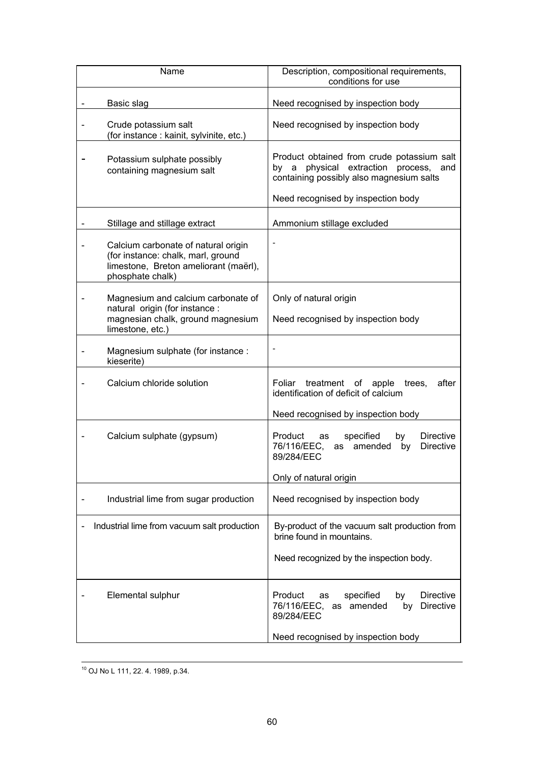| Name | Description, compositional requirements, conditions for use |
|---|---|
| - Basic slag | Need recognised by inspection body |
| - Crude potassium salt (for instance : kainit, sylvinite, etc.) | Need recognised by inspection body |
| - Potassium sulphate possibly containing magnesium salt | Product obtained from crude potassium salt by a physical extraction process, and containing possibly also magnesium salts<br><br>Need recognised by inspection body |
| - Stillage and stillage extract | Ammonium stillage excluded |
| - Calcium carbonate of natural origin (for instance: chalk, marl, ground limestone, Breton ameliorant (maërl), phosphate chalk) | - |
| - Magnesium and calcium carbonate of natural origin (for instance : magnesian chalk, ground magnesium limestone, etc.) | Only of natural origin<br><br>Need recognised by inspection body |
| - Magnesium sulphate (for instance : kieserite) | - |
| - Calcium chloride solution | Foliar treatment of apple trees, after identification of deficit of calcium<br><br>Need recognised by inspection body |
| - Calcium sulphate (gypsum) | Product as specified by Directive 76/116/EEC, as amended by Directive 89/284/EEC<br><br>Only of natural origin |
| - Industrial lime from sugar production | Need recognised by inspection body |
| - Industrial lime from vacuum salt production | By-product of the vacuum salt production from brine found in mountains.<br><br>Need recognized by the inspection body. |
| - Elemental sulphur | Product as specified by Directive 76/116/EEC, as amended by Directive 89/284/EEC<br><br>Need recognised by inspection body |

[10] OJ No L 111, 22. 4. 1989, p.34.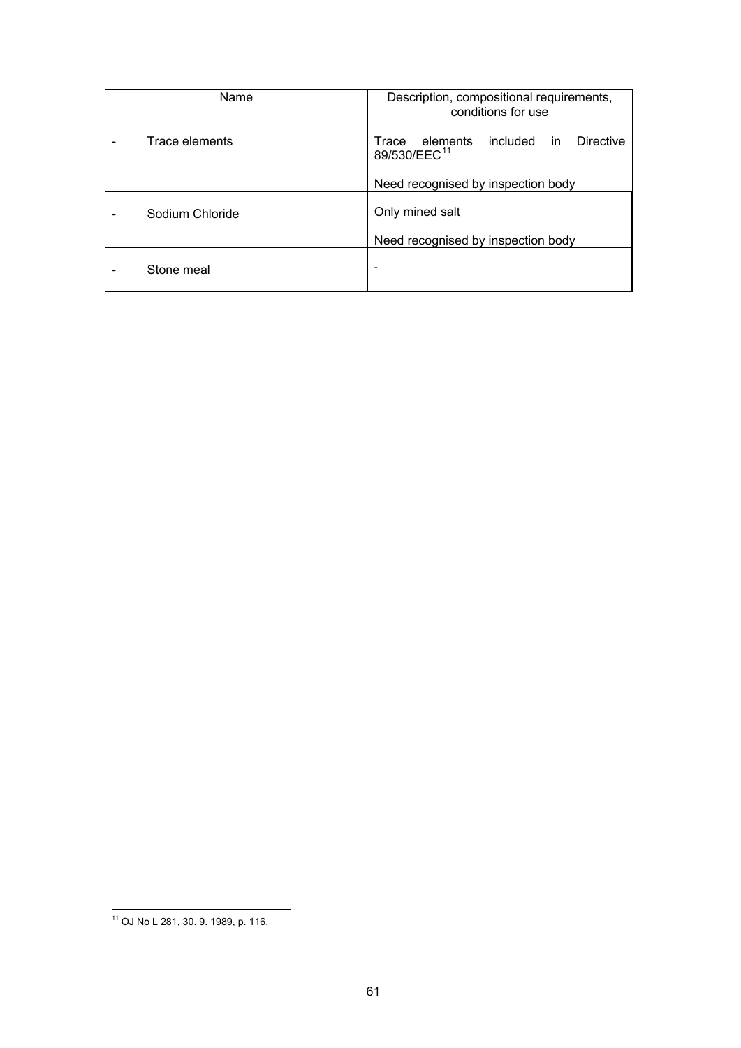| Name | Description, compositional requirements, conditions for use |
|---|---|
| - Trace elements | Trace elements included in Directive 89/530/EEC[11]<br><br>Need recognised by inspection body |
| - Sodium Chloride | Only mined salt<br><br>Need recognised by inspection body |
| - Stone meal | - |

[11] OJ No L 281, 30. 9. 1989, p. 116.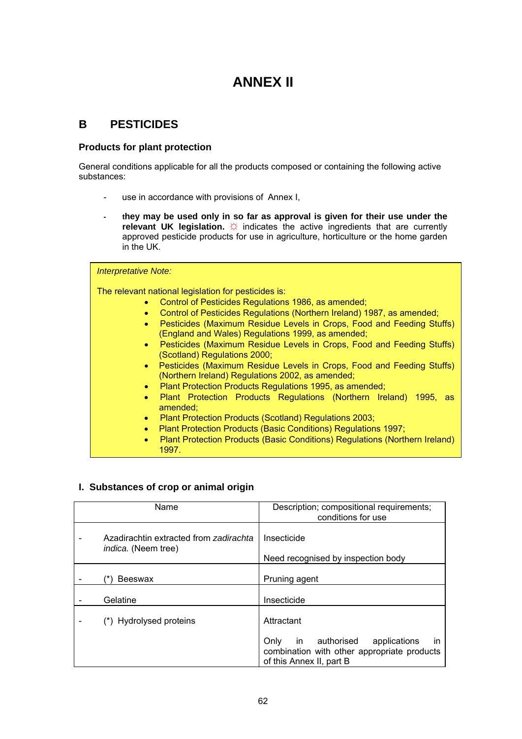# ANNEX II

## B PESTICIDES

### Products for plant protection

General conditions applicable for all the products composed or containing the following active substances:

- use in accordance with provisions of Annex I,
- **they may be used only in so far as approval is given for their use under the relevant UK legislation.** ☼ indicates the active ingredients that are currently approved pesticide products for use in agriculture, horticulture or the home garden in the UK.

*Interpretative Note:*

The relevant national legislation for pesticides is:

- Control of Pesticides Regulations 1986, as amended;
- Control of Pesticides Regulations (Northern Ireland) 1987, as amended;
- Pesticides (Maximum Residue Levels in Crops, Food and Feeding Stuffs) (England and Wales) Regulations 1999, as amended;
- Pesticides (Maximum Residue Levels in Crops, Food and Feeding Stuffs) (Scotland) Regulations 2000;
- Pesticides (Maximum Residue Levels in Crops, Food and Feeding Stuffs) (Northern Ireland) Regulations 2002, as amended;
- Plant Protection Products Regulations 1995, as amended;
- Plant Protection Products Regulations (Northern Ireland) 1995, as amended;
- Plant Protection Products (Scotland) Regulations 2003;
- Plant Protection Products (Basic Conditions) Regulations 1997;
- Plant Protection Products (Basic Conditions) Regulations (Northern Ireland) 1997.

### I. Substances of crop or animal origin

| Name | Description; compositional requirements; conditions for use |
|---|---|
| - Azadirachtin extracted from *zadirachta indica.* (Neem tree) | Insecticide<br><br>Need recognised by inspection body |
| - (*) Beeswax | Pruning agent |
| - Gelatine | Insecticide |
| - (*) Hydrolysed proteins | Attractant<br><br>Only in authorised applications in combination with other appropriate products of this Annex II, part B |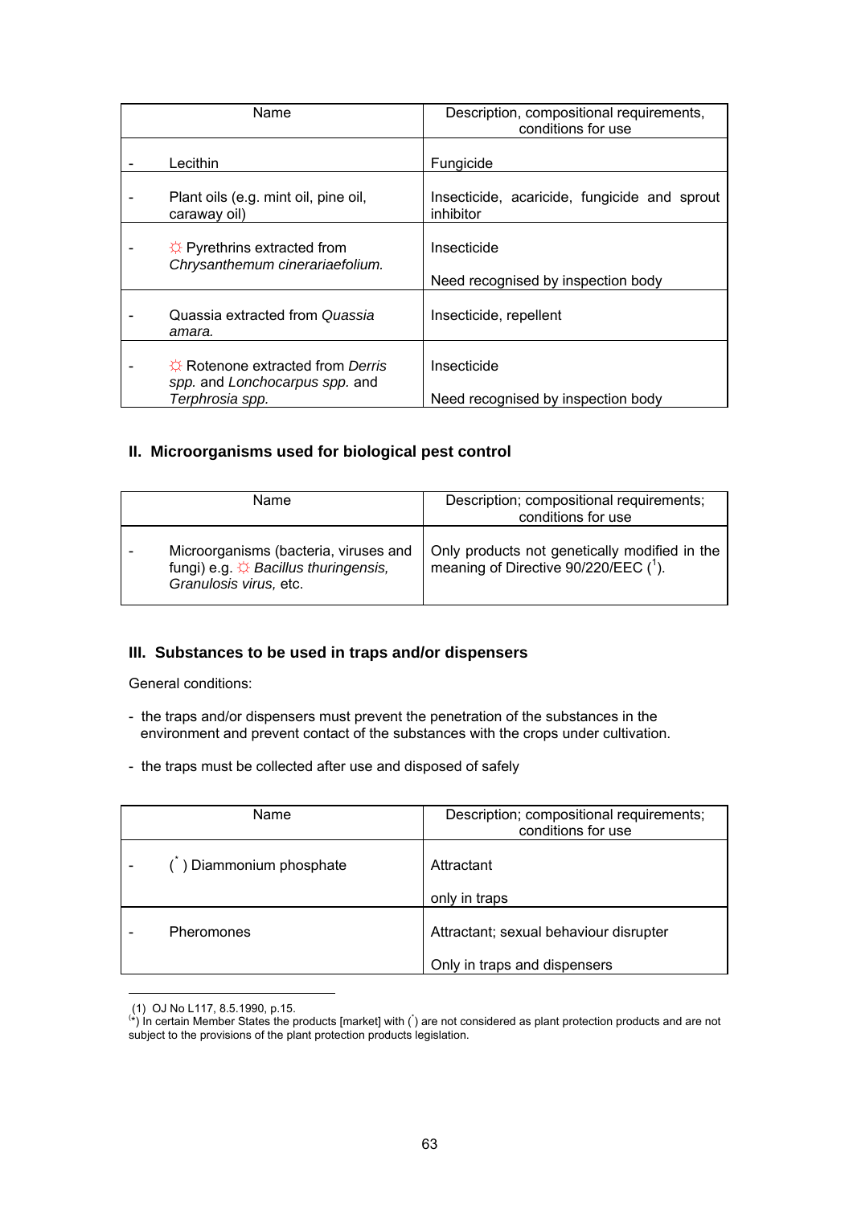| Name | Description, compositional requirements, conditions for use |
|---|---|
| - Lecithin | Fungicide |
| - Plant oils (e.g. mint oil, pine oil, caraway oil) | Insecticide, acaricide, fungicide and sprout inhibitor |
| - ☼ Pyrethrins extracted from *Chrysanthemum cinerariaefolium.* | Insecticide<br><br>Need recognised by inspection body |
| - Quassia extracted from *Quassia amara.* | Insecticide, repellent |
| - ☼ Rotenone extracted from *Derris spp.* and *Lonchocarpus spp.* and *Terphrosia spp.* | Insecticide<br><br>Need recognised by inspection body |

## II. Microorganisms used for biological pest control

| Name | Description; compositional requirements; conditions for use |
|---|---|
| - Microorganisms (bacteria, viruses and fungi) e.g. ☼ *Bacillus thuringensis, Granulosis virus,* etc. | Only products not genetically modified in the meaning of Directive 90/220/EEC (1). |

## III. Substances to be used in traps and/or dispensers

General conditions:

- the traps and/or dispensers must prevent the penetration of the substances in the environment and prevent contact of the substances with the crops under cultivation.
- the traps must be collected after use and disposed of safely

| Name | Description; compositional requirements; conditions for use |
|---|---|
| - (*) Diammonium phosphate | Attractant<br><br>only in traps |
| - Pheromones | Attractant; sexual behaviour disrupter<br><br>Only in traps and dispensers |

---

(1) OJ No L117, 8.5.1990, p.15.

(*) In certain Member States the products [market] with (*) are not considered as plant protection products and are not subject to the provisions of the plant protection products legislation.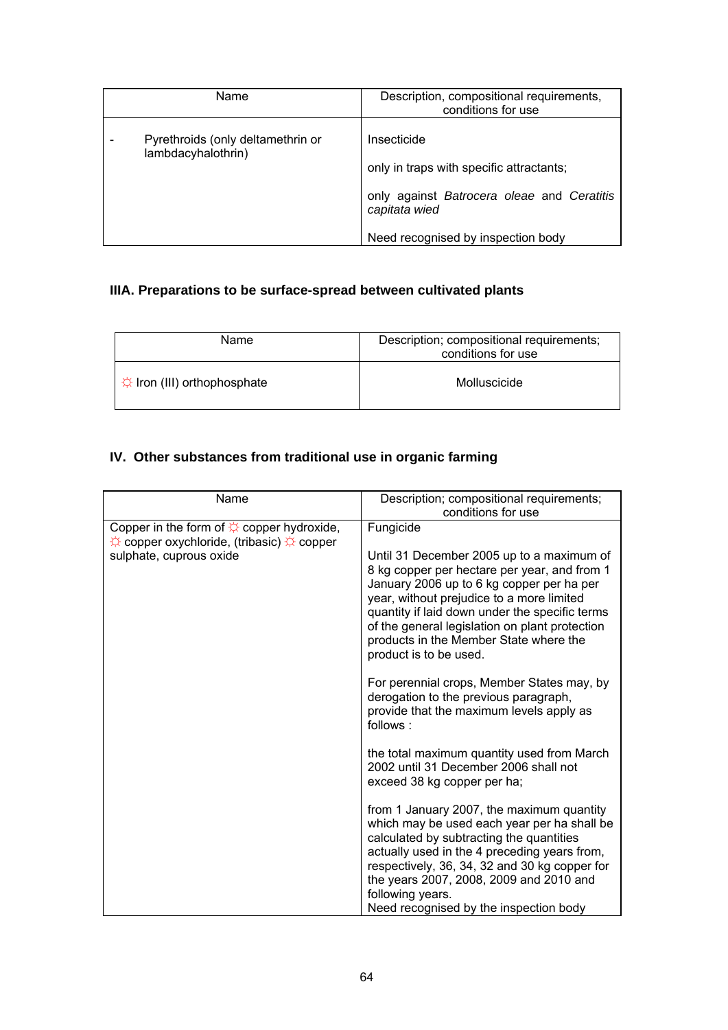| Name | Description, compositional requirements, conditions for use |
|---|---|
| - Pyrethroids (only deltamethrin or lambdacyhalothrin) | Insecticide<br><br>only in traps with specific attractants;<br><br>only against *Batrocera oleae* and *Ceratitis capitata wied*<br><br>Need recognised by inspection body |

## IIIA. Preparations to be surface-spread between cultivated plants

| Name | Description; compositional requirements; conditions for use |
|---|---|
| ☼ Iron (III) orthophosphate | Molluscicide |

## IV. Other substances from traditional use in organic farming

| Name | Description; compositional requirements; conditions for use |
|---|---|
| Copper in the form of ☼ copper hydroxide, ☼ copper oxychloride, (tribasic) ☼ copper sulphate, cuprous oxide | Fungicide<br><br>Until 31 December 2005 up to a maximum of 8 kg copper per hectare per year, and from 1 January 2006 up to 6 kg copper per ha per year, without prejudice to a more limited quantity if laid down under the specific terms of the general legislation on plant protection products in the Member State where the product is to be used.<br><br>For perennial crops, Member States may, by derogation to the previous paragraph, provide that the maximum levels apply as follows :<br><br>the total maximum quantity used from March 2002 until 31 December 2006 shall not exceed 38 kg copper per ha;<br><br>from 1 January 2007, the maximum quantity which may be used each year per ha shall be calculated by subtracting the quantities actually used in the 4 preceding years from, respectively, 36, 34, 32 and 30 kg copper for the years 2007, 2008, 2009 and 2010 and following years.<br>Need recognised by the inspection body |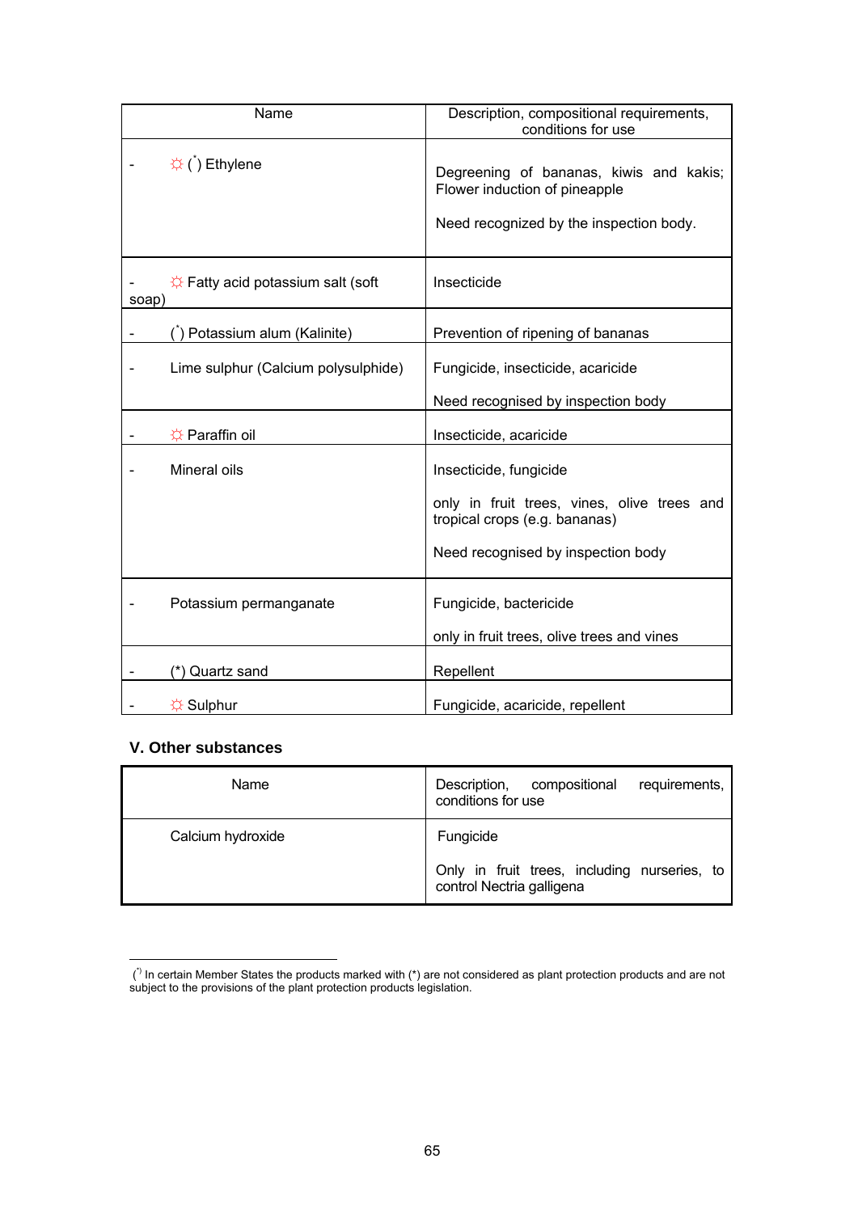| Name | Description, compositional requirements, conditions for use |
|---|---|
| - ☼ (*) Ethylene | Degreening of bananas, kiwis and kakis; Flower induction of pineapple<br><br>Need recognized by the inspection body. |
| - ☼ Fatty acid potassium salt (soft soap) | Insecticide |
| - (*) Potassium alum (Kalinite) | Prevention of ripening of bananas |
| - Lime sulphur (Calcium polysulphide) | Fungicide, insecticide, acaricide<br><br>Need recognised by inspection body |
| - ☼ Paraffin oil | Insecticide, acaricide |
| - Mineral oils | Insecticide, fungicide<br><br>only in fruit trees, vines, olive trees and tropical crops (e.g. bananas)<br><br>Need recognised by inspection body |
| - Potassium permanganate | Fungicide, bactericide<br><br>only in fruit trees, olive trees and vines |
| - (*) Quartz sand | Repellent |
| - ☼ Sulphur | Fungicide, acaricide, repellent |

### V. Other substances

| Name | Description, compositional requirements, conditions for use |
|---|---|
| Calcium hydroxide | Fungicide<br><br>Only in fruit trees, including nurseries, to control Nectria galligena |

(*) In certain Member States the products marked with (*) are not considered as plant protection products and are not subject to the provisions of the plant protection products legislation.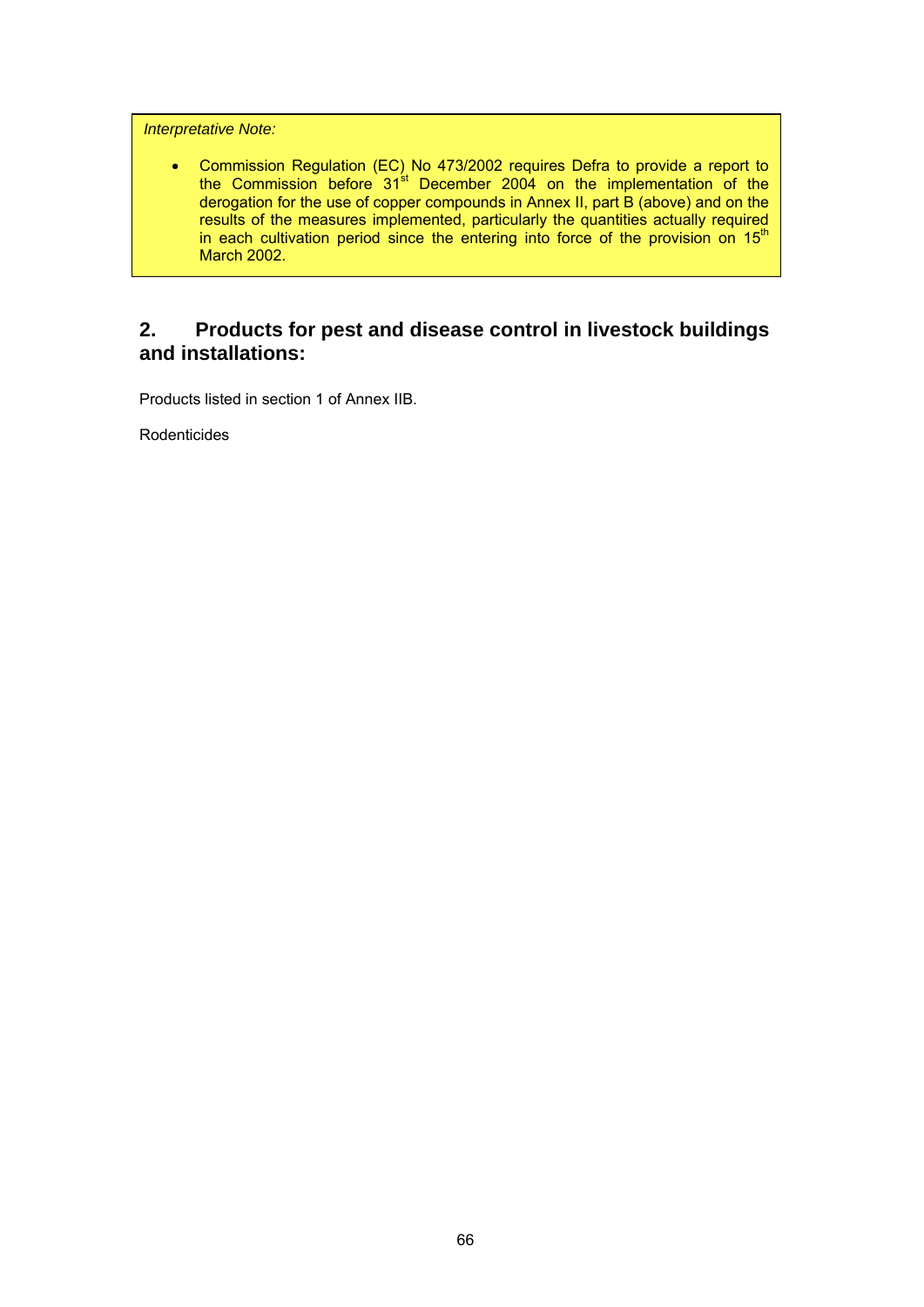*Interpretative Note:*

- Commission Regulation (EC) No 473/2002 requires Defra to provide a report to the Commission before 31st December 2004 on the implementation of the derogation for the use of copper compounds in Annex II, part B (above) and on the results of the measures implemented, particularly the quantities actually required in each cultivation period since the entering into force of the provision on 15th March 2002.

## 2. Products for pest and disease control in livestock buildings and installations:

Products listed in section 1 of Annex IIB.

Rodenticides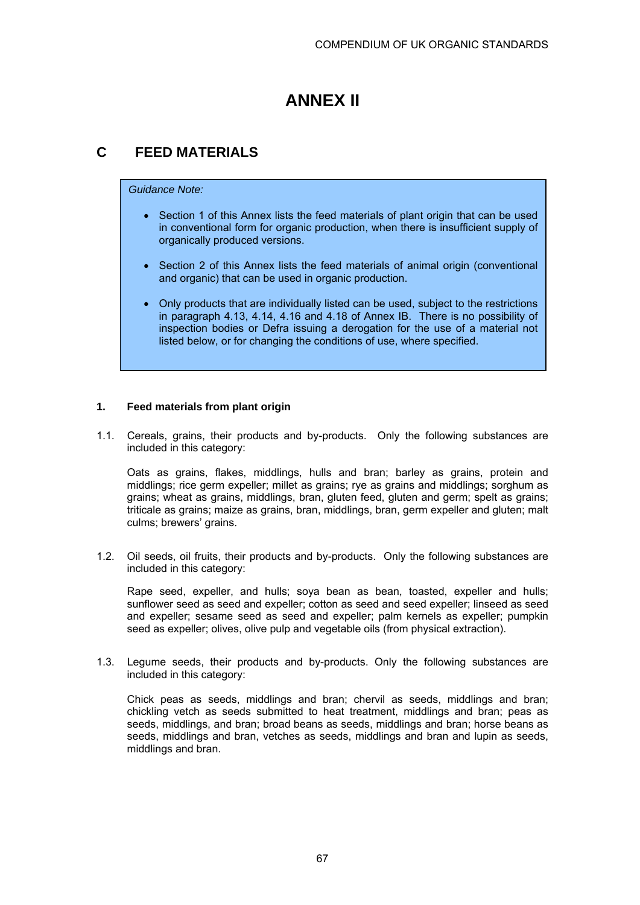# ANNEX II

## C FEED MATERIALS

*Guidance Note:*

- Section 1 of this Annex lists the feed materials of plant origin that can be used in conventional form for organic production, when there is insufficient supply of organically produced versions.
- Section 2 of this Annex lists the feed materials of animal origin (conventional and organic) that can be used in organic production.
- Only products that are individually listed can be used, subject to the restrictions in paragraph 4.13, 4.14, 4.16 and 4.18 of Annex IB. There is no possibility of inspection bodies or Defra issuing a derogation for the use of a material not listed below, or for changing the conditions of use, where specified.

### 1. Feed materials from plant origin

1.1. Cereals, grains, their products and by-products. Only the following substances are included in this category:

Oats as grains, flakes, middlings, hulls and bran; barley as grains, protein and middlings; rice germ expeller; millet as grains; rye as grains and middlings; sorghum as grains; wheat as grains, middlings, bran, gluten feed, gluten and germ; spelt as grains; triticale as grains; maize as grains, bran, middlings, bran, germ expeller and gluten; malt culms; brewers' grains.

1.2. Oil seeds, oil fruits, their products and by-products. Only the following substances are included in this category:

Rape seed, expeller, and hulls; soya bean as bean, toasted, expeller and hulls; sunflower seed as seed and expeller; cotton as seed and seed expeller; linseed as seed and expeller; sesame seed as seed and expeller; palm kernels as expeller; pumpkin seed as expeller; olives, olive pulp and vegetable oils (from physical extraction).

1.3. Legume seeds, their products and by-products. Only the following substances are included in this category:

Chick peas as seeds, middlings and bran; chervil as seeds, middlings and bran; chickling vetch as seeds submitted to heat treatment, middlings and bran; peas as seeds, middlings, and bran; broad beans as seeds, middlings and bran; horse beans as seeds, middlings and bran, vetches as seeds, middlings and bran and lupin as seeds, middlings and bran.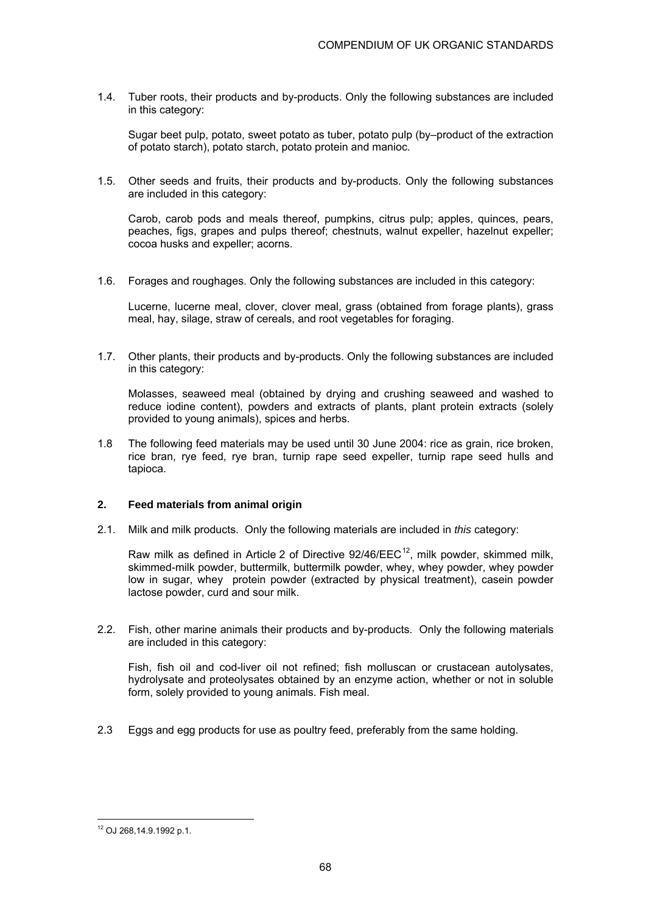1.4. Tuber roots, their products and by-products. Only the following substances are included in this category:

Sugar beet pulp, potato, sweet potato as tuber, potato pulp (by–product of the extraction of potato starch), potato starch, potato protein and manioc.

1.5. Other seeds and fruits, their products and by-products. Only the following substances are included in this category:

Carob, carob pods and meals thereof, pumpkins, citrus pulp; apples, quinces, pears, peaches, figs, grapes and pulps thereof; chestnuts, walnut expeller, hazelnut expeller; cocoa husks and expeller; acorns.

1.6. Forages and roughages. Only the following substances are included in this category:

Lucerne, lucerne meal, clover, clover meal, grass (obtained from forage plants), grass meal, hay, silage, straw of cereals, and root vegetables for foraging.

1.7. Other plants, their products and by-products. Only the following substances are included in this category:

Molasses, seaweed meal (obtained by drying and crushing seaweed and washed to reduce iodine content), powders and extracts of plants, plant protein extracts (solely provided to young animals), spices and herbs.

1.8 The following feed materials may be used until 30 June 2004: rice as grain, rice broken, rice bran, rye feed, rye bran, turnip rape seed expeller, turnip rape seed hulls and tapioca.

### 2. Feed materials from animal origin

2.1. Milk and milk products. Only the following materials are included in *this* category:

Raw milk as defined in Article 2 of Directive 92/46/EEC[12], milk powder, skimmed milk, skimmed-milk powder, buttermilk, buttermilk powder, whey, whey powder, whey powder low in sugar, whey protein powder (extracted by physical treatment), casein powder lactose powder, curd and sour milk.

2.2. Fish, other marine animals their products and by-products. Only the following materials are included in this category:

Fish, fish oil and cod-liver oil not refined; fish molluscan or crustacean autolysates, hydrolysate and proteolysates obtained by an enzyme action, whether or not in soluble form, solely provided to young animals. Fish meal.

2.3 Eggs and egg products for use as poultry feed, preferably from the same holding.

---

[12] OJ 268,14.9.1992 p.1.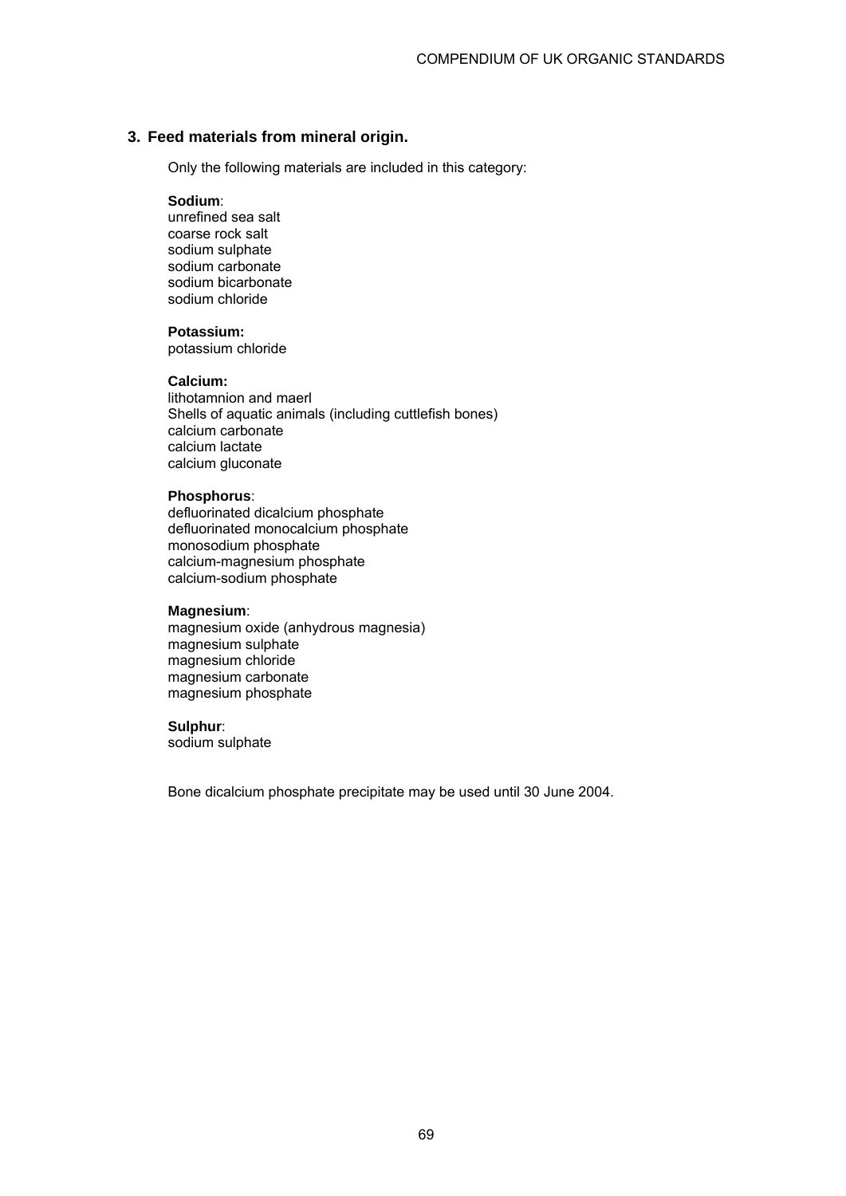## 3. Feed materials from mineral origin.

Only the following materials are included in this category:

**Sodium**:
unrefined sea salt
coarse rock salt
sodium sulphate
sodium carbonate
sodium bicarbonate
sodium chloride

**Potassium:**
potassium chloride

**Calcium:**
lithotamnion and maerl
Shells of aquatic animals (including cuttlefish bones)
calcium carbonate
calcium lactate
calcium gluconate

**Phosphorus**:
defluorinated dicalcium phosphate
defluorinated monocalcium phosphate
monosodium phosphate
calcium-magnesium phosphate
calcium-sodium phosphate

**Magnesium**:
magnesium oxide (anhydrous magnesia)
magnesium sulphate
magnesium chloride
magnesium carbonate
magnesium phosphate

**Sulphur**:
sodium sulphate

Bone dicalcium phosphate precipitate may be used until 30 June 2004.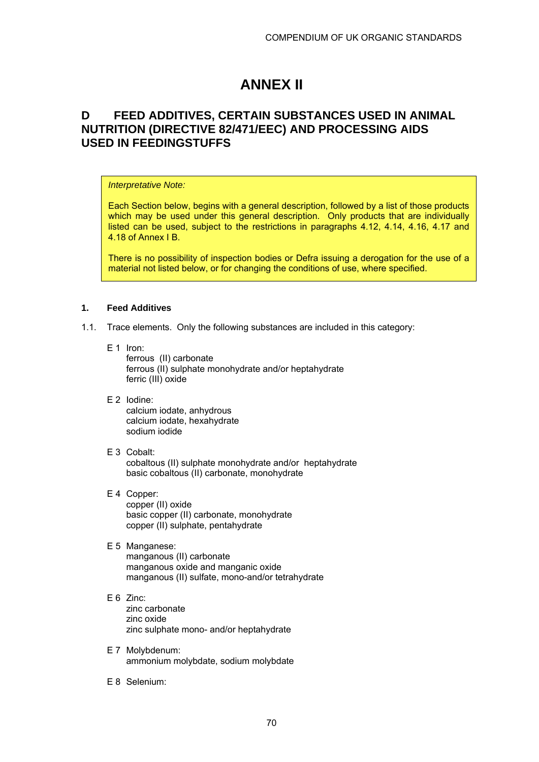# ANNEX II

## D FEED ADDITIVES, CERTAIN SUBSTANCES USED IN ANIMAL NUTRITION (DIRECTIVE 82/471/EEC) AND PROCESSING AIDS USED IN FEEDINGSTUFFS

> *Interpretative Note:*
>
> Each Section below, begins with a general description, followed by a list of those products which may be used under this general description. Only products that are individually listed can be used, subject to the restrictions in paragraphs 4.12, 4.14, 4.16, 4.17 and 4.18 of Annex I B.
>
> There is no possibility of inspection bodies or Defra issuing a derogation for the use of a material not listed below, or for changing the conditions of use, where specified.

**1. Feed Additives**

1.1. Trace elements. Only the following substances are included in this category:

E 1 Iron:
ferrous (II) carbonate
ferrous (II) sulphate monohydrate and/or heptahydrate
ferric (III) oxide

E 2 Iodine:
calcium iodate, anhydrous
calcium iodate, hexahydrate
sodium iodide

E 3 Cobalt:
cobaltous (II) sulphate monohydrate and/or heptahydrate
basic cobaltous (II) carbonate, monohydrate

E 4 Copper:
copper (II) oxide
basic copper (II) carbonate, monohydrate
copper (II) sulphate, pentahydrate

E 5 Manganese:
manganous (II) carbonate
manganous oxide and manganic oxide
manganous (II) sulfate, mono-and/or tetrahydrate

E 6 Zinc:
zinc carbonate
zinc oxide
zinc sulphate mono- and/or heptahydrate

E 7 Molybdenum:
ammonium molybdate, sodium molybdate

E 8 Selenium: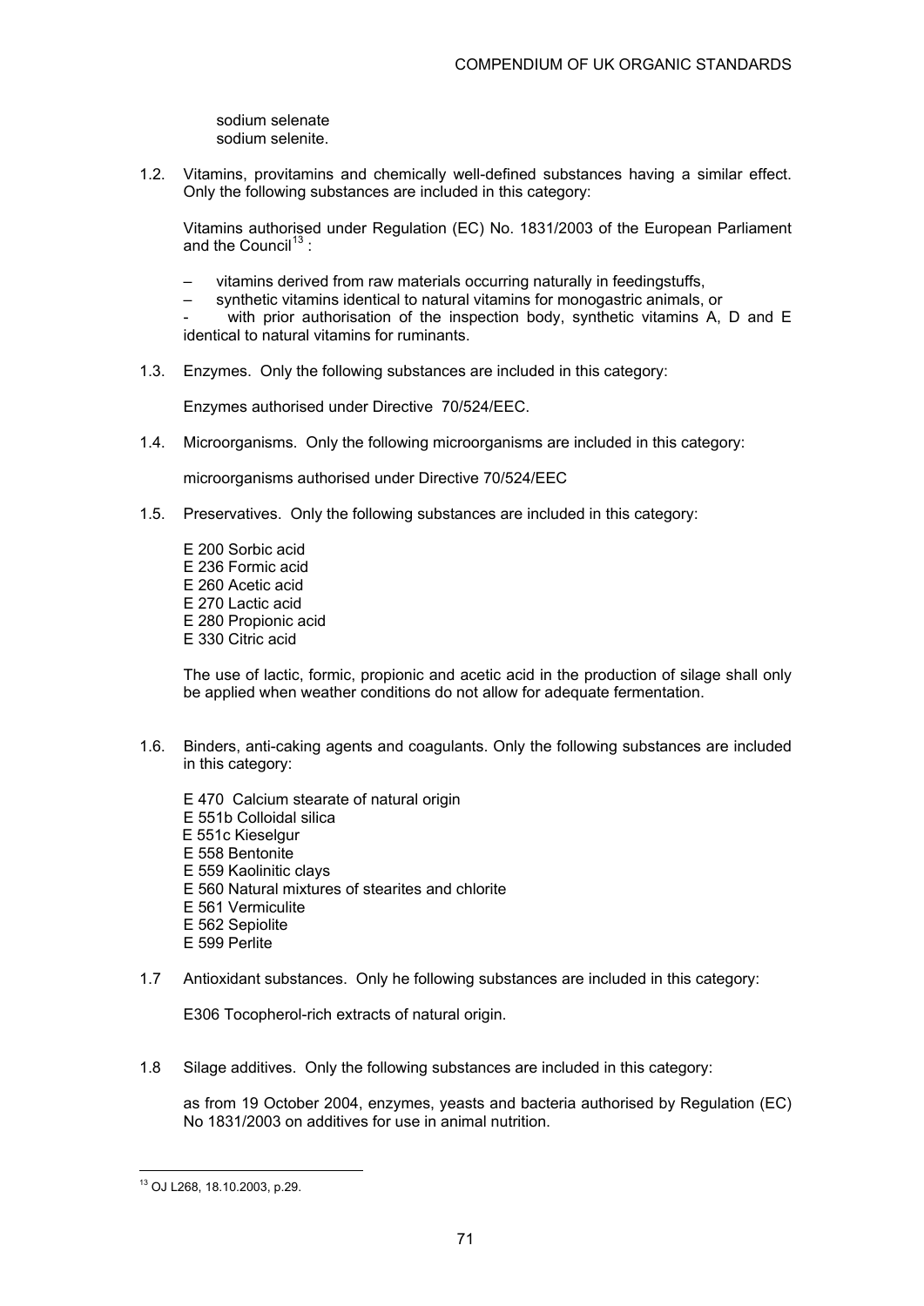sodium selenate
sodium selenite.

1.2. Vitamins, provitamins and chemically well-defined substances having a similar effect. Only the following substances are included in this category:

Vitamins authorised under Regulation (EC) No. 1831/2003 of the European Parliament and the Council[13] :

– vitamins derived from raw materials occurring naturally in feedingstuffs,
– synthetic vitamins identical to natural vitamins for monogastric animals, or
- with prior authorisation of the inspection body, synthetic vitamins A, D and E identical to natural vitamins for ruminants.

1.3. Enzymes. Only the following substances are included in this category:

Enzymes authorised under Directive 70/524/EEC.

1.4. Microorganisms. Only the following microorganisms are included in this category:

microorganisms authorised under Directive 70/524/EEC

1.5. Preservatives. Only the following substances are included in this category:

E 200 Sorbic acid
E 236 Formic acid
E 260 Acetic acid
E 270 Lactic acid
E 280 Propionic acid
E 330 Citric acid

The use of lactic, formic, propionic and acetic acid in the production of silage shall only be applied when weather conditions do not allow for adequate fermentation.

1.6. Binders, anti-caking agents and coagulants. Only the following substances are included in this category:

E 470 Calcium stearate of natural origin
E 551b Colloidal silica
E 551c Kieselgur
E 558 Bentonite
E 559 Kaolinitic clays
E 560 Natural mixtures of stearites and chlorite
E 561 Vermiculite
E 562 Sepiolite
E 599 Perlite

1.7 Antioxidant substances. Only he following substances are included in this category:

E306 Tocopherol-rich extracts of natural origin.

1.8 Silage additives. Only the following substances are included in this category:

as from 19 October 2004, enzymes, yeasts and bacteria authorised by Regulation (EC) No 1831/2003 on additives for use in animal nutrition.

---

[13] OJ L268, 18.10.2003, p.29.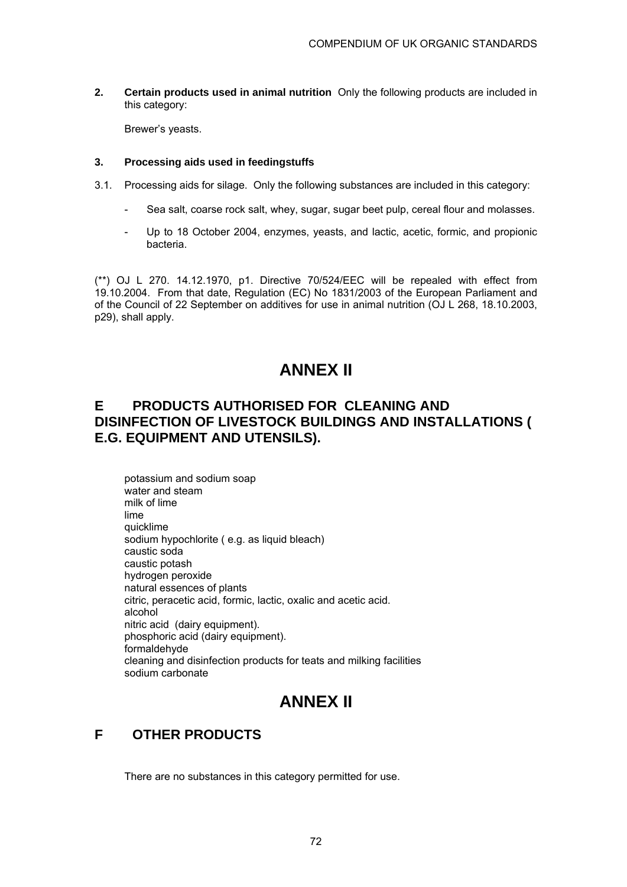**2. Certain products used in animal nutrition** Only the following products are included in this category:

Brewer's yeasts.

**3. Processing aids used in feedingstuffs**

3.1. Processing aids for silage. Only the following substances are included in this category:

- Sea salt, coarse rock salt, whey, sugar, sugar beet pulp, cereal flour and molasses.
- Up to 18 October 2004, enzymes, yeasts, and lactic, acetic, formic, and propionic bacteria.

(**) OJ L 270. 14.12.1970, p1. Directive 70/524/EEC will be repealed with effect from 19.10.2004. From that date, Regulation (EC) No 1831/2003 of the European Parliament and of the Council of 22 September on additives for use in animal nutrition (OJ L 268, 18.10.2003, p29), shall apply.

# ANNEX II

## E PRODUCTS AUTHORISED FOR CLEANING AND DISINFECTION OF LIVESTOCK BUILDINGS AND INSTALLATIONS ( E.G. EQUIPMENT AND UTENSILS).

potassium and sodium soap  
water and steam  
milk of lime  
lime  
quicklime  
sodium hypochlorite ( e.g. as liquid bleach)  
caustic soda  
caustic potash  
hydrogen peroxide  
natural essences of plants  
citric, peracetic acid, formic, lactic, oxalic and acetic acid.  
alcohol  
nitric acid (dairy equipment).  
phosphoric acid (dairy equipment).  
formaldehyde  
cleaning and disinfection products for teats and milking facilities  
sodium carbonate

# ANNEX II

## F OTHER PRODUCTS

There are no substances in this category permitted for use.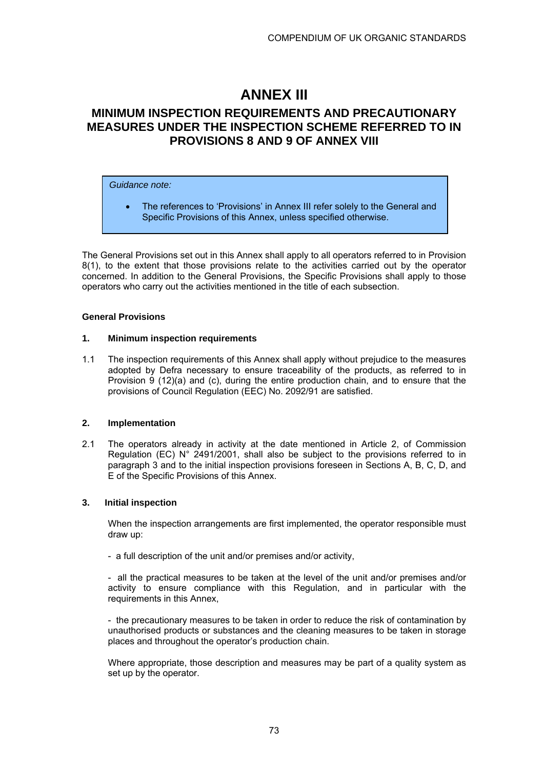# ANNEX III

## MINIMUM INSPECTION REQUIREMENTS AND PRECAUTIONARY MEASURES UNDER THE INSPECTION SCHEME REFERRED TO IN PROVISIONS 8 AND 9 OF ANNEX VIII

> *Guidance note:*
>
> - The references to 'Provisions' in Annex III refer solely to the General and Specific Provisions of this Annex, unless specified otherwise.

The General Provisions set out in this Annex shall apply to all operators referred to in Provision 8(1), to the extent that those provisions relate to the activities carried out by the operator concerned. In addition to the General Provisions, the Specific Provisions shall apply to those operators who carry out the activities mentioned in the title of each subsection.

**General Provisions**

**1. Minimum inspection requirements**

1.1 The inspection requirements of this Annex shall apply without prejudice to the measures adopted by Defra necessary to ensure traceability of the products, as referred to in Provision 9 (12)(a) and (c), during the entire production chain, and to ensure that the provisions of Council Regulation (EEC) No. 2092/91 are satisfied.

**2. Implementation**

2.1 The operators already in activity at the date mentioned in Article 2, of Commission Regulation (EC) N° 2491/2001, shall also be subject to the provisions referred to in paragraph 3 and to the initial inspection provisions foreseen in Sections A, B, C, D, and E of the Specific Provisions of this Annex.

**3. Initial inspection**

When the inspection arrangements are first implemented, the operator responsible must draw up:

- a full description of the unit and/or premises and/or activity,

- all the practical measures to be taken at the level of the unit and/or premises and/or activity to ensure compliance with this Regulation, and in particular with the requirements in this Annex,

- the precautionary measures to be taken in order to reduce the risk of contamination by unauthorised products or substances and the cleaning measures to be taken in storage places and throughout the operator's production chain.

Where appropriate, those description and measures may be part of a quality system as set up by the operator.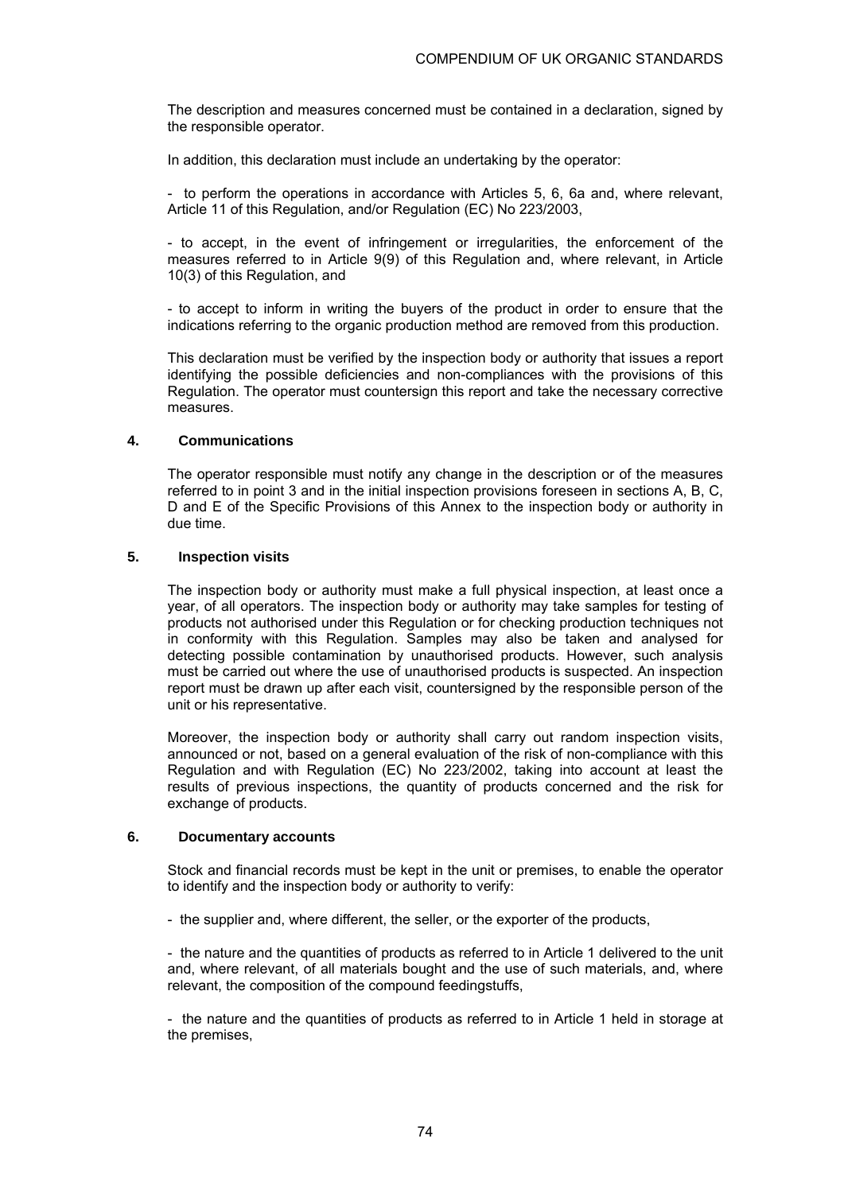The description and measures concerned must be contained in a declaration, signed by the responsible operator.

In addition, this declaration must include an undertaking by the operator:

- to perform the operations in accordance with Articles 5, 6, 6a and, where relevant, Article 11 of this Regulation, and/or Regulation (EC) No 223/2003,

- to accept, in the event of infringement or irregularities, the enforcement of the measures referred to in Article 9(9) of this Regulation and, where relevant, in Article 10(3) of this Regulation, and

- to accept to inform in writing the buyers of the product in order to ensure that the indications referring to the organic production method are removed from this production.

This declaration must be verified by the inspection body or authority that issues a report identifying the possible deficiencies and non-compliances with the provisions of this Regulation. The operator must countersign this report and take the necessary corrective measures.

#### 4. Communications

The operator responsible must notify any change in the description or of the measures referred to in point 3 and in the initial inspection provisions foreseen in sections A, B, C, D and E of the Specific Provisions of this Annex to the inspection body or authority in due time.

#### 5. Inspection visits

The inspection body or authority must make a full physical inspection, at least once a year, of all operators. The inspection body or authority may take samples for testing of products not authorised under this Regulation or for checking production techniques not in conformity with this Regulation. Samples may also be taken and analysed for detecting possible contamination by unauthorised products. However, such analysis must be carried out where the use of unauthorised products is suspected. An inspection report must be drawn up after each visit, countersigned by the responsible person of the unit or his representative.

Moreover, the inspection body or authority shall carry out random inspection visits, announced or not, based on a general evaluation of the risk of non-compliance with this Regulation and with Regulation (EC) No 223/2002, taking into account at least the results of previous inspections, the quantity of products concerned and the risk for exchange of products.

#### 6. Documentary accounts

Stock and financial records must be kept in the unit or premises, to enable the operator to identify and the inspection body or authority to verify:

- the supplier and, where different, the seller, or the exporter of the products,

- the nature and the quantities of products as referred to in Article 1 delivered to the unit and, where relevant, of all materials bought and the use of such materials, and, where relevant, the composition of the compound feedingstuffs,

- the nature and the quantities of products as referred to in Article 1 held in storage at the premises,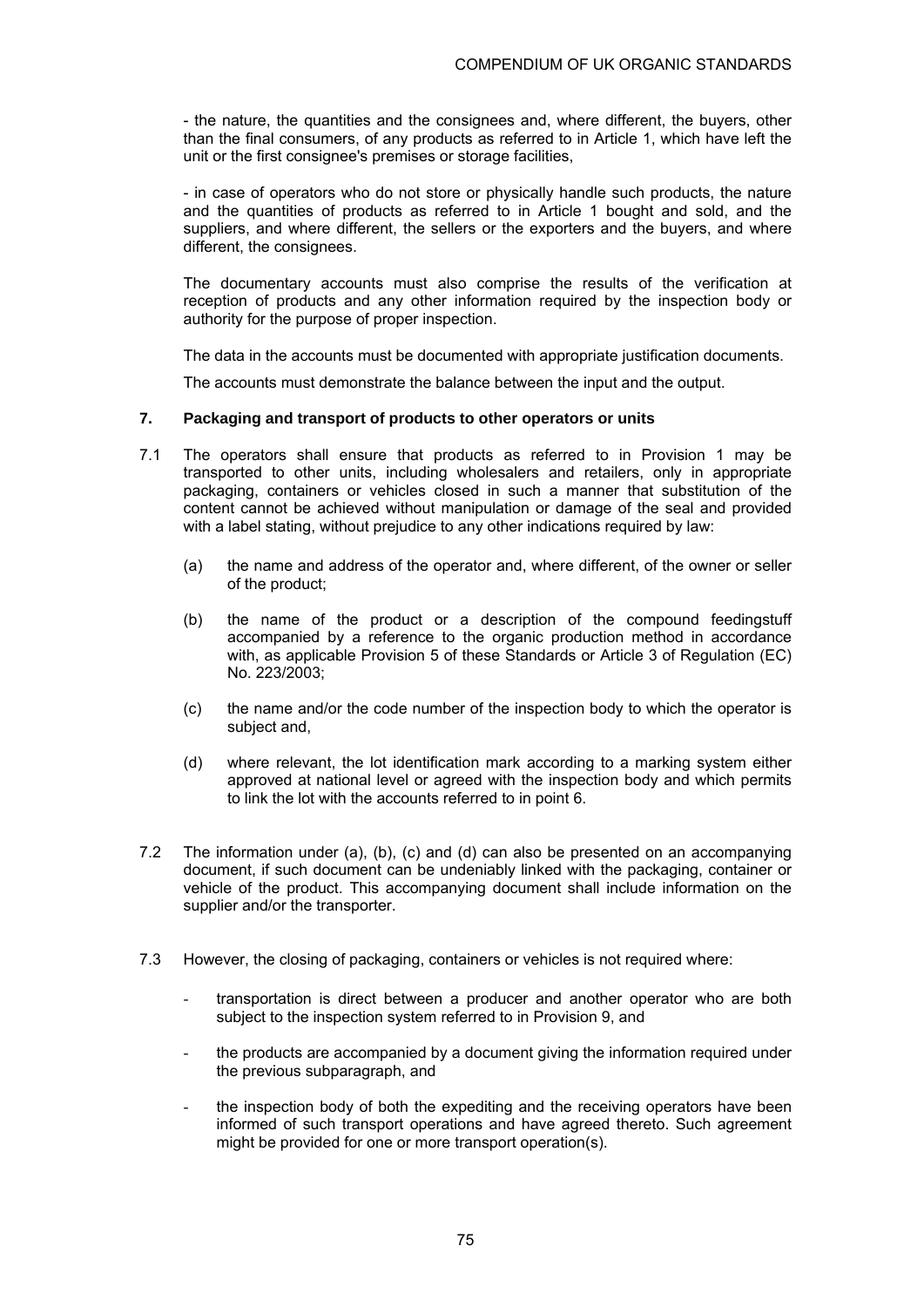- the nature, the quantities and the consignees and, where different, the buyers, other than the final consumers, of any products as referred to in Article 1, which have left the unit or the first consignee's premises or storage facilities,

- in case of operators who do not store or physically handle such products, the nature and the quantities of products as referred to in Article 1 bought and sold, and the suppliers, and where different, the sellers or the exporters and the buyers, and where different, the consignees.

The documentary accounts must also comprise the results of the verification at reception of products and any other information required by the inspection body or authority for the purpose of proper inspection.

The data in the accounts must be documented with appropriate justification documents.

The accounts must demonstrate the balance between the input and the output.

**7. Packaging and transport of products to other operators or units**

7.1 The operators shall ensure that products as referred to in Provision 1 may be transported to other units, including wholesalers and retailers, only in appropriate packaging, containers or vehicles closed in such a manner that substitution of the content cannot be achieved without manipulation or damage of the seal and provided with a label stating, without prejudice to any other indications required by law:

(a) the name and address of the operator and, where different, of the owner or seller of the product;

(b) the name of the product or a description of the compound feedingstuff accompanied by a reference to the organic production method in accordance with, as applicable Provision 5 of these Standards or Article 3 of Regulation (EC) No. 223/2003;

(c) the name and/or the code number of the inspection body to which the operator is subject and,

(d) where relevant, the lot identification mark according to a marking system either approved at national level or agreed with the inspection body and which permits to link the lot with the accounts referred to in point 6.

7.2 The information under (a), (b), (c) and (d) can also be presented on an accompanying document, if such document can be undeniably linked with the packaging, container or vehicle of the product. This accompanying document shall include information on the supplier and/or the transporter.

7.3 However, the closing of packaging, containers or vehicles is not required where:

- transportation is direct between a producer and another operator who are both subject to the inspection system referred to in Provision 9, and
- the products are accompanied by a document giving the information required under the previous subparagraph, and
- the inspection body of both the expediting and the receiving operators have been informed of such transport operations and have agreed thereto. Such agreement might be provided for one or more transport operation(s).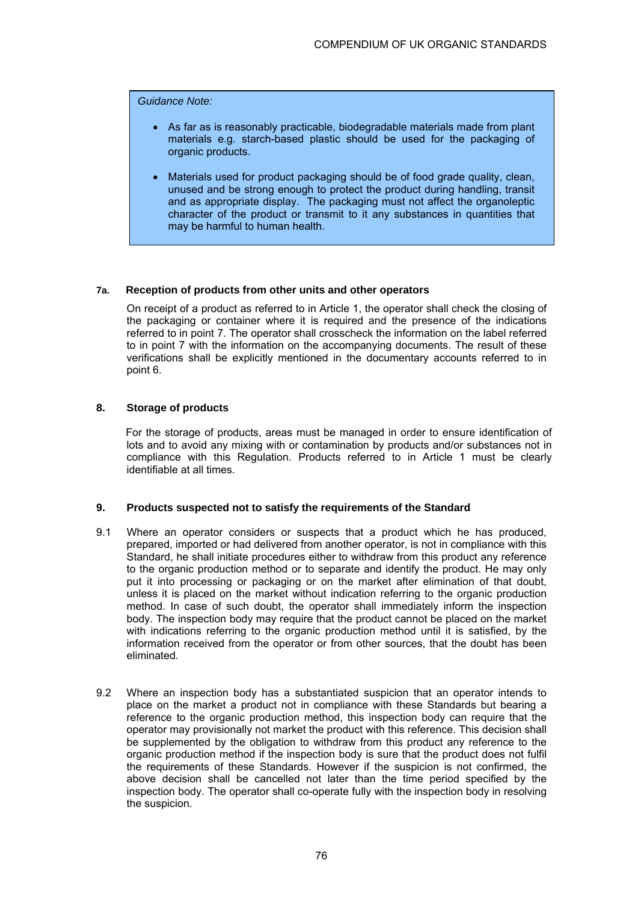> *Guidance Note:*
>
> - As far as is reasonably practicable, biodegradable materials made from plant materials e.g. starch-based plastic should be used for the packaging of organic products.
>
> - Materials used for product packaging should be of food grade quality, clean, unused and be strong enough to protect the product during handling, transit and as appropriate display. The packaging must not affect the organoleptic character of the product or transmit to it any substances in quantities that may be harmful to human health.

**7a. Reception of products from other units and other operators**

On receipt of a product as referred to in Article 1, the operator shall check the closing of the packaging or container where it is required and the presence of the indications referred to in point 7. The operator shall crosscheck the information on the label referred to in point 7 with the information on the accompanying documents. The result of these verifications shall be explicitly mentioned in the documentary accounts referred to in point 6.

**8. Storage of products**

For the storage of products, areas must be managed in order to ensure identification of lots and to avoid any mixing with or contamination by products and/or substances not in compliance with this Regulation. Products referred to in Article 1 must be clearly identifiable at all times.

**9. Products suspected not to satisfy the requirements of the Standard**

9.1 Where an operator considers or suspects that a product which he has produced, prepared, imported or had delivered from another operator, is not in compliance with this Standard, he shall initiate procedures either to withdraw from this product any reference to the organic production method or to separate and identify the product. He may only put it into processing or packaging or on the market after elimination of that doubt, unless it is placed on the market without indication referring to the organic production method. In case of such doubt, the operator shall immediately inform the inspection body. The inspection body may require that the product cannot be placed on the market with indications referring to the organic production method until it is satisfied, by the information received from the operator or from other sources, that the doubt has been eliminated.

9.2 Where an inspection body has a substantiated suspicion that an operator intends to place on the market a product not in compliance with these Standards but bearing a reference to the organic production method, this inspection body can require that the operator may provisionally not market the product with this reference. This decision shall be supplemented by the obligation to withdraw from this product any reference to the organic production method if the inspection body is sure that the product does not fulfil the requirements of these Standards. However if the suspicion is not confirmed, the above decision shall be cancelled not later than the time period specified by the inspection body. The operator shall co-operate fully with the inspection body in resolving the suspicion.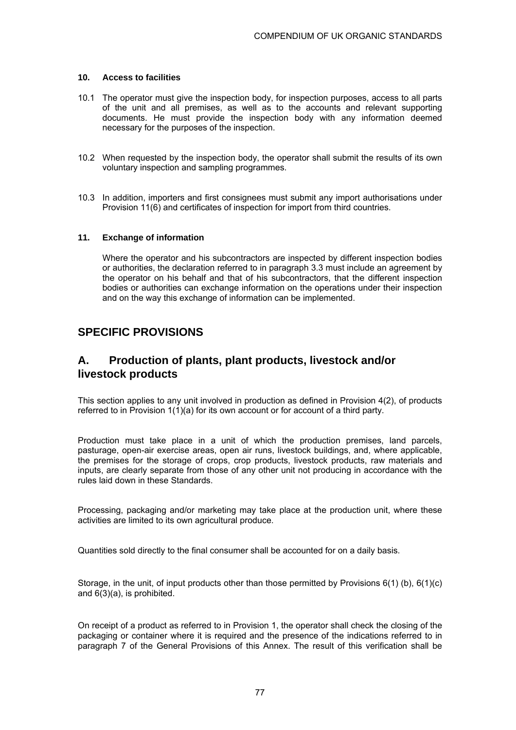#### 10. Access to facilities

10.1 The operator must give the inspection body, for inspection purposes, access to all parts of the unit and all premises, as well as to the accounts and relevant supporting documents. He must provide the inspection body with any information deemed necessary for the purposes of the inspection.

10.2 When requested by the inspection body, the operator shall submit the results of its own voluntary inspection and sampling programmes.

10.3 In addition, importers and first consignees must submit any import authorisations under Provision 11(6) and certificates of inspection for import from third countries.

#### 11. Exchange of information

Where the operator and his subcontractors are inspected by different inspection bodies or authorities, the declaration referred to in paragraph 3.3 must include an agreement by the operator on his behalf and that of his subcontractors, that the different inspection bodies or authorities can exchange information on the operations under their inspection and on the way this exchange of information can be implemented.

## SPECIFIC PROVISIONS

## A. Production of plants, plant products, livestock and/or livestock products

This section applies to any unit involved in production as defined in Provision 4(2), of products referred to in Provision 1(1)(a) for its own account or for account of a third party.

Production must take place in a unit of which the production premises, land parcels, pasturage, open-air exercise areas, open air runs, livestock buildings, and, where applicable, the premises for the storage of crops, crop products, livestock products, raw materials and inputs, are clearly separate from those of any other unit not producing in accordance with the rules laid down in these Standards.

Processing, packaging and/or marketing may take place at the production unit, where these activities are limited to its own agricultural produce.

Quantities sold directly to the final consumer shall be accounted for on a daily basis.

Storage, in the unit, of input products other than those permitted by Provisions 6(1) (b), 6(1)(c) and 6(3)(a), is prohibited.

On receipt of a product as referred to in Provision 1, the operator shall check the closing of the packaging or container where it is required and the presence of the indications referred to in paragraph 7 of the General Provisions of this Annex. The result of this verification shall be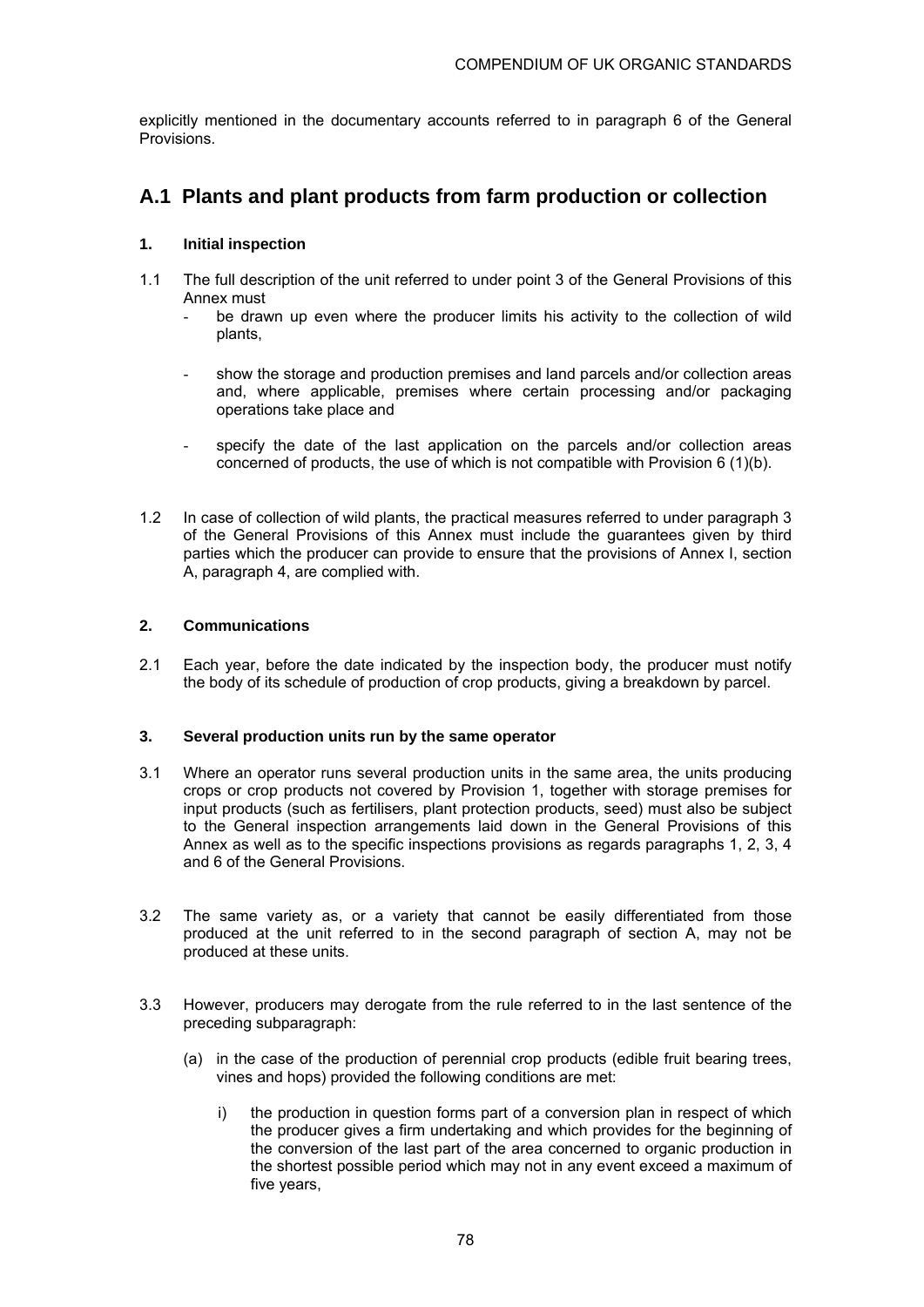explicitly mentioned in the documentary accounts referred to in paragraph 6 of the General Provisions.

## A.1 Plants and plant products from farm production or collection

**1. Initial inspection**

1.1 The full description of the unit referred to under point 3 of the General Provisions of this Annex must

- be drawn up even where the producer limits his activity to the collection of wild plants,
- show the storage and production premises and land parcels and/or collection areas and, where applicable, premises where certain processing and/or packaging operations take place and
- specify the date of the last application on the parcels and/or collection areas concerned of products, the use of which is not compatible with Provision 6 (1)(b).

1.2 In case of collection of wild plants, the practical measures referred to under paragraph 3 of the General Provisions of this Annex must include the guarantees given by third parties which the producer can provide to ensure that the provisions of Annex I, section A, paragraph 4, are complied with.

**2. Communications**

2.1 Each year, before the date indicated by the inspection body, the producer must notify the body of its schedule of production of crop products, giving a breakdown by parcel.

**3. Several production units run by the same operator**

3.1 Where an operator runs several production units in the same area, the units producing crops or crop products not covered by Provision 1, together with storage premises for input products (such as fertilisers, plant protection products, seed) must also be subject to the General inspection arrangements laid down in the General Provisions of this Annex as well as to the specific inspections provisions as regards paragraphs 1, 2, 3, 4 and 6 of the General Provisions.

3.2 The same variety as, or a variety that cannot be easily differentiated from those produced at the unit referred to in the second paragraph of section A, may not be produced at these units.

3.3 However, producers may derogate from the rule referred to in the last sentence of the preceding subparagraph:

(a) in the case of the production of perennial crop products (edible fruit bearing trees, vines and hops) provided the following conditions are met:

i) the production in question forms part of a conversion plan in respect of which the producer gives a firm undertaking and which provides for the beginning of the conversion of the last part of the area concerned to organic production in the shortest possible period which may not in any event exceed a maximum of five years,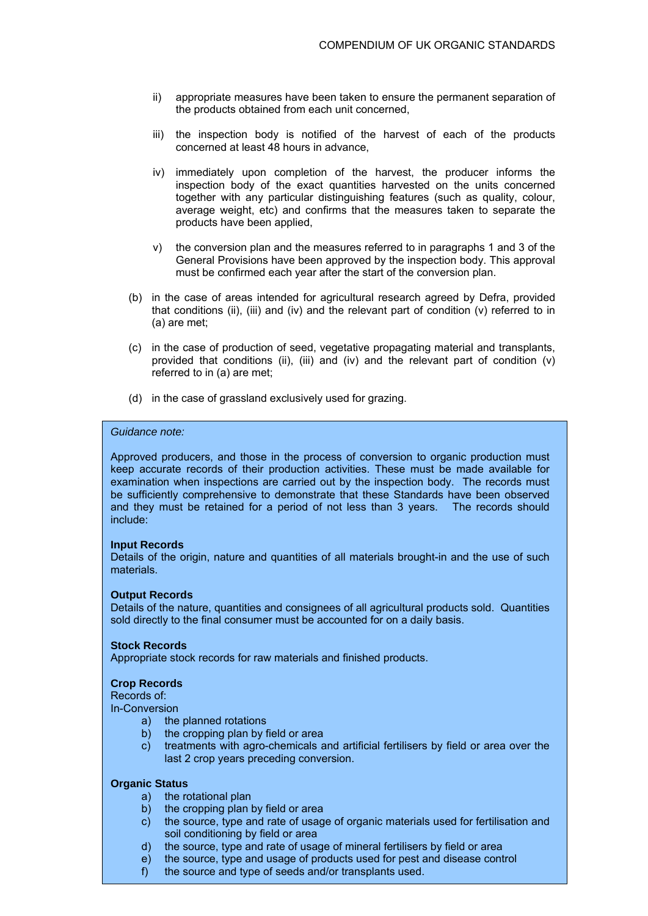ii) appropriate measures have been taken to ensure the permanent separation of the products obtained from each unit concerned,

iii) the inspection body is notified of the harvest of each of the products concerned at least 48 hours in advance,

iv) immediately upon completion of the harvest, the producer informs the inspection body of the exact quantities harvested on the units concerned together with any particular distinguishing features (such as quality, colour, average weight, etc) and confirms that the measures taken to separate the products have been applied,

v) the conversion plan and the measures referred to in paragraphs 1 and 3 of the General Provisions have been approved by the inspection body. This approval must be confirmed each year after the start of the conversion plan.

(b) in the case of areas intended for agricultural research agreed by Defra, provided that conditions (ii), (iii) and (iv) and the relevant part of condition (v) referred to in (a) are met;

(c) in the case of production of seed, vegetative propagating material and transplants, provided that conditions (ii), (iii) and (iv) and the relevant part of condition (v) referred to in (a) are met;

(d) in the case of grassland exclusively used for grazing.

*Guidance note:*

Approved producers, and those in the process of conversion to organic production must keep accurate records of their production activities. These must be made available for examination when inspections are carried out by the inspection body. The records must be sufficiently comprehensive to demonstrate that these Standards have been observed and they must be retained for a period of not less than 3 years. The records should include:

**Input Records**
Details of the origin, nature and quantities of all materials brought-in and the use of such materials.

**Output Records**
Details of the nature, quantities and consignees of all agricultural products sold. Quantities sold directly to the final consumer must be accounted for on a daily basis.

**Stock Records**
Appropriate stock records for raw materials and finished products.

**Crop Records**
Records of:
In-Conversion

a) the planned rotations
b) the cropping plan by field or area
c) treatments with agro-chemicals and artificial fertilisers by field or area over the last 2 crop years preceding conversion.

**Organic Status**

a) the rotational plan
b) the cropping plan by field or area
c) the source, type and rate of usage of organic materials used for fertilisation and soil conditioning by field or area
d) the source, type and rate of usage of mineral fertilisers by field or area
e) the source, type and usage of products used for pest and disease control
f) the source and type of seeds and/or transplants used.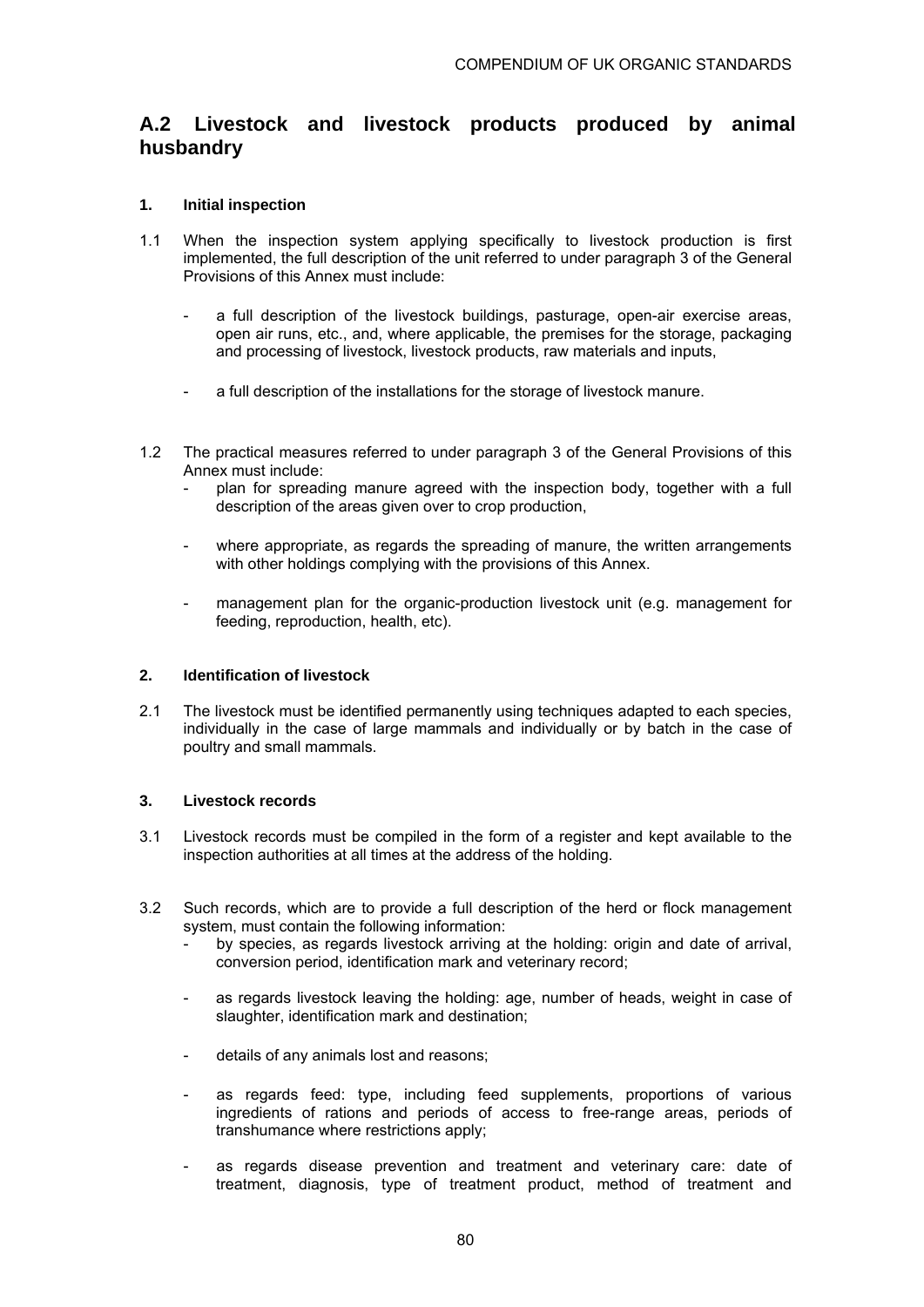## A.2 Livestock and livestock products produced by animal husbandry

### 1. Initial inspection

1.1 When the inspection system applying specifically to livestock production is first implemented, the full description of the unit referred to under paragraph 3 of the General Provisions of this Annex must include:

- a full description of the livestock buildings, pasturage, open-air exercise areas, open air runs, etc., and, where applicable, the premises for the storage, packaging and processing of livestock, livestock products, raw materials and inputs,
- a full description of the installations for the storage of livestock manure.

1.2 The practical measures referred to under paragraph 3 of the General Provisions of this Annex must include:

- plan for spreading manure agreed with the inspection body, together with a full description of the areas given over to crop production,
- where appropriate, as regards the spreading of manure, the written arrangements with other holdings complying with the provisions of this Annex.
- management plan for the organic-production livestock unit (e.g. management for feeding, reproduction, health, etc).

### 2. Identification of livestock

2.1 The livestock must be identified permanently using techniques adapted to each species, individually in the case of large mammals and individually or by batch in the case of poultry and small mammals.

### 3. Livestock records

3.1 Livestock records must be compiled in the form of a register and kept available to the inspection authorities at all times at the address of the holding.

3.2 Such records, which are to provide a full description of the herd or flock management system, must contain the following information:

- by species, as regards livestock arriving at the holding: origin and date of arrival, conversion period, identification mark and veterinary record;
- as regards livestock leaving the holding: age, number of heads, weight in case of slaughter, identification mark and destination;
- details of any animals lost and reasons;
- as regards feed: type, including feed supplements, proportions of various ingredients of rations and periods of access to free-range areas, periods of transhumance where restrictions apply;
- as regards disease prevention and treatment and veterinary care: date of treatment, diagnosis, type of treatment product, method of treatment and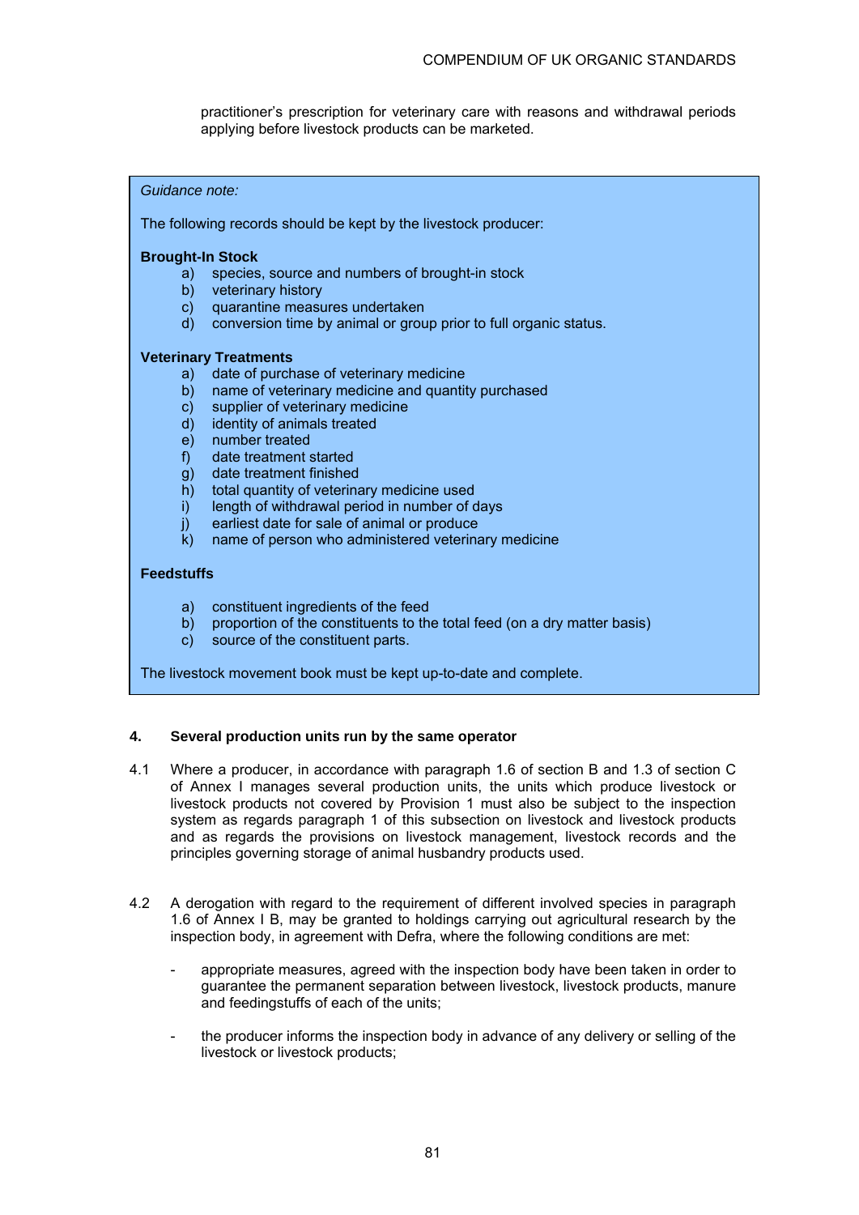practitioner's prescription for veterinary care with reasons and withdrawal periods applying before livestock products can be marketed.

*Guidance note:*

The following records should be kept by the livestock producer:

**Brought-In Stock**

a) species, source and numbers of brought-in stock
b) veterinary history
c) quarantine measures undertaken
d) conversion time by animal or group prior to full organic status.

**Veterinary Treatments**

a) date of purchase of veterinary medicine
b) name of veterinary medicine and quantity purchased
c) supplier of veterinary medicine
d) identity of animals treated
e) number treated
f) date treatment started
g) date treatment finished
h) total quantity of veterinary medicine used
i) length of withdrawal period in number of days
j) earliest date for sale of animal or produce
k) name of person who administered veterinary medicine

**Feedstuffs**

a) constituent ingredients of the feed
b) proportion of the constituents to the total feed (on a dry matter basis)
c) source of the constituent parts.

The livestock movement book must be kept up-to-date and complete.

**4. Several production units run by the same operator**

4.1 Where a producer, in accordance with paragraph 1.6 of section B and 1.3 of section C of Annex I manages several production units, the units which produce livestock or livestock products not covered by Provision 1 must also be subject to the inspection system as regards paragraph 1 of this subsection on livestock and livestock products and as regards the provisions on livestock management, livestock records and the principles governing storage of animal husbandry products used.

4.2 A derogation with regard to the requirement of different involved species in paragraph 1.6 of Annex I B, may be granted to holdings carrying out agricultural research by the inspection body, in agreement with Defra, where the following conditions are met:

- appropriate measures, agreed with the inspection body have been taken in order to guarantee the permanent separation between livestock, livestock products, manure and feedingstuffs of each of the units;

- the producer informs the inspection body in advance of any delivery or selling of the livestock or livestock products;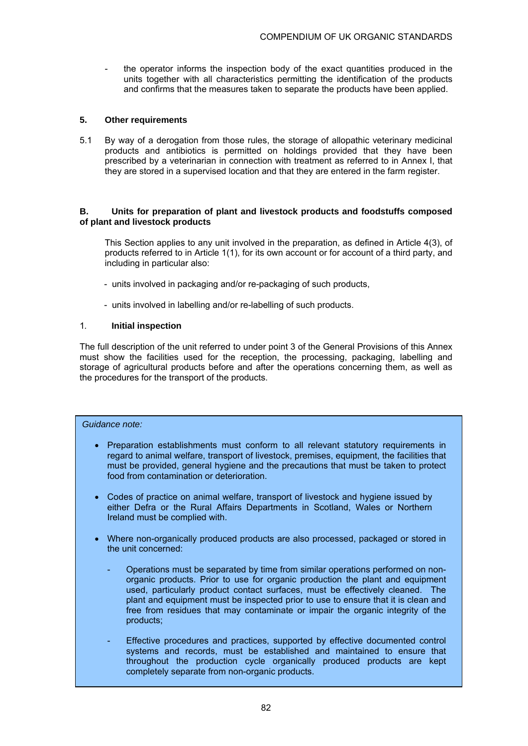- the operator informs the inspection body of the exact quantities produced in the units together with all characteristics permitting the identification of the products and confirms that the measures taken to separate the products have been applied.

### 5. Other requirements

5.1 By way of a derogation from those rules, the storage of allopathic veterinary medicinal products and antibiotics is permitted on holdings provided that they have been prescribed by a veterinarian in connection with treatment as referred to in Annex I, that they are stored in a supervised location and that they are entered in the farm register.

## B. Units for preparation of plant and livestock products and foodstuffs composed of plant and livestock products

This Section applies to any unit involved in the preparation, as defined in Article 4(3), of products referred to in Article 1(1), for its own account or for account of a third party, and including in particular also:

- units involved in packaging and/or re-packaging of such products,
- units involved in labelling and/or re-labelling of such products.

### 1. Initial inspection

The full description of the unit referred to under point 3 of the General Provisions of this Annex must show the facilities used for the reception, the processing, packaging, labelling and storage of agricultural products before and after the operations concerning them, as well as the procedures for the transport of the products.

*Guidance note:*

- Preparation establishments must conform to all relevant statutory requirements in regard to animal welfare, transport of livestock, premises, equipment, the facilities that must be provided, general hygiene and the precautions that must be taken to protect food from contamination or deterioration.
- Codes of practice on animal welfare, transport of livestock and hygiene issued by either Defra or the Rural Affairs Departments in Scotland, Wales or Northern Ireland must be complied with.
- Where non-organically produced products are also processed, packaged or stored in the unit concerned:
  - Operations must be separated by time from similar operations performed on non-organic products. Prior to use for organic production the plant and equipment used, particularly product contact surfaces, must be effectively cleaned. The plant and equipment must be inspected prior to use to ensure that it is clean and free from residues that may contaminate or impair the organic integrity of the products;
  - Effective procedures and practices, supported by effective documented control systems and records, must be established and maintained to ensure that throughout the production cycle organically produced products are kept completely separate from non-organic products.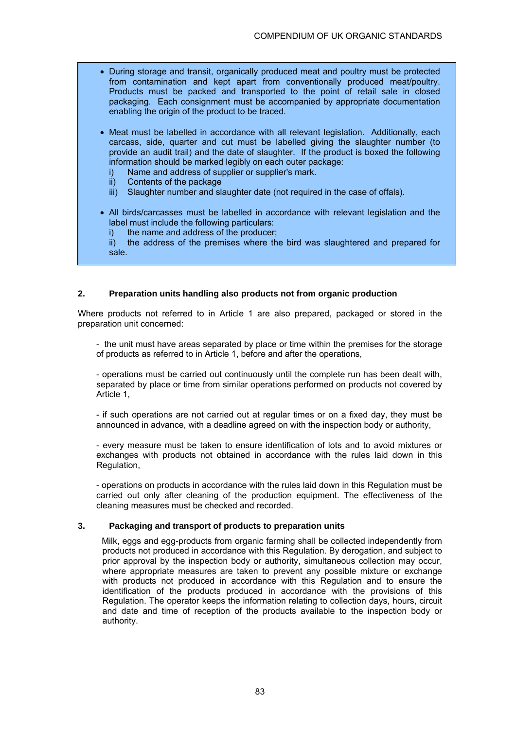- During storage and transit, organically produced meat and poultry must be protected from contamination and kept apart from conventionally produced meat/poultry. Products must be packed and transported to the point of retail sale in closed packaging. Each consignment must be accompanied by appropriate documentation enabling the origin of the product to be traced.

- Meat must be labelled in accordance with all relevant legislation. Additionally, each carcass, side, quarter and cut must be labelled giving the slaughter number (to provide an audit trail) and the date of slaughter. If the product is boxed the following information should be marked legibly on each outer package:
  i) Name and address of supplier or supplier's mark.
  ii) Contents of the package
  iii) Slaughter number and slaughter date (not required in the case of offals).

- All birds/carcasses must be labelled in accordance with relevant legislation and the label must include the following particulars:
  i) the name and address of the producer;
  ii) the address of the premises where the bird was slaughtered and prepared for sale.

## 2. Preparation units handling also products not from organic production

Where products not referred to in Article 1 are also prepared, packaged or stored in the preparation unit concerned:

- the unit must have areas separated by place or time within the premises for the storage of products as referred to in Article 1, before and after the operations,

- operations must be carried out continuously until the complete run has been dealt with, separated by place or time from similar operations performed on products not covered by Article 1,

- if such operations are not carried out at regular times or on a fixed day, they must be announced in advance, with a deadline agreed on with the inspection body or authority,

- every measure must be taken to ensure identification of lots and to avoid mixtures or exchanges with products not obtained in accordance with the rules laid down in this Regulation,

- operations on products in accordance with the rules laid down in this Regulation must be carried out only after cleaning of the production equipment. The effectiveness of the cleaning measures must be checked and recorded.

## 3. Packaging and transport of products to preparation units

Milk, eggs and egg-products from organic farming shall be collected independently from products not produced in accordance with this Regulation. By derogation, and subject to prior approval by the inspection body or authority, simultaneous collection may occur, where appropriate measures are taken to prevent any possible mixture or exchange with products not produced in accordance with this Regulation and to ensure the identification of the products produced in accordance with the provisions of this Regulation. The operator keeps the information relating to collection days, hours, circuit and date and time of reception of the products available to the inspection body or authority.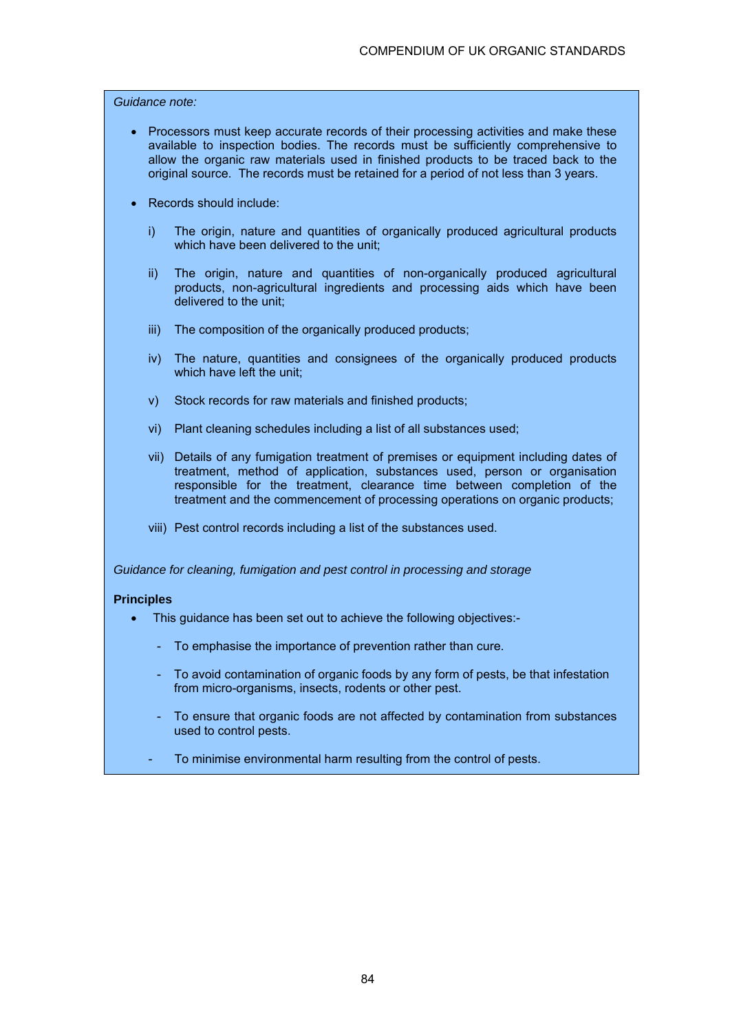*Guidance note:*

- Processors must keep accurate records of their processing activities and make these available to inspection bodies. The records must be sufficiently comprehensive to allow the organic raw materials used in finished products to be traced back to the original source. The records must be retained for a period of not less than 3 years.

- Records should include:

  i) The origin, nature and quantities of organically produced agricultural products which have been delivered to the unit;

  ii) The origin, nature and quantities of non-organically produced agricultural products, non-agricultural ingredients and processing aids which have been delivered to the unit;

  iii) The composition of the organically produced products;

  iv) The nature, quantities and consignees of the organically produced products which have left the unit;

  v) Stock records for raw materials and finished products;

  vi) Plant cleaning schedules including a list of all substances used;

  vii) Details of any fumigation treatment of premises or equipment including dates of treatment, method of application, substances used, person or organisation responsible for the treatment, clearance time between completion of the treatment and the commencement of processing operations on organic products;

  viii) Pest control records including a list of the substances used.

*Guidance for cleaning, fumigation and pest control in processing and storage*

**Principles**

- This guidance has been set out to achieve the following objectives:-

  - To emphasise the importance of prevention rather than cure.

  - To avoid contamination of organic foods by any form of pests, be that infestation from micro-organisms, insects, rodents or other pest.

  - To ensure that organic foods are not affected by contamination from substances used to control pests.

  - To minimise environmental harm resulting from the control of pests.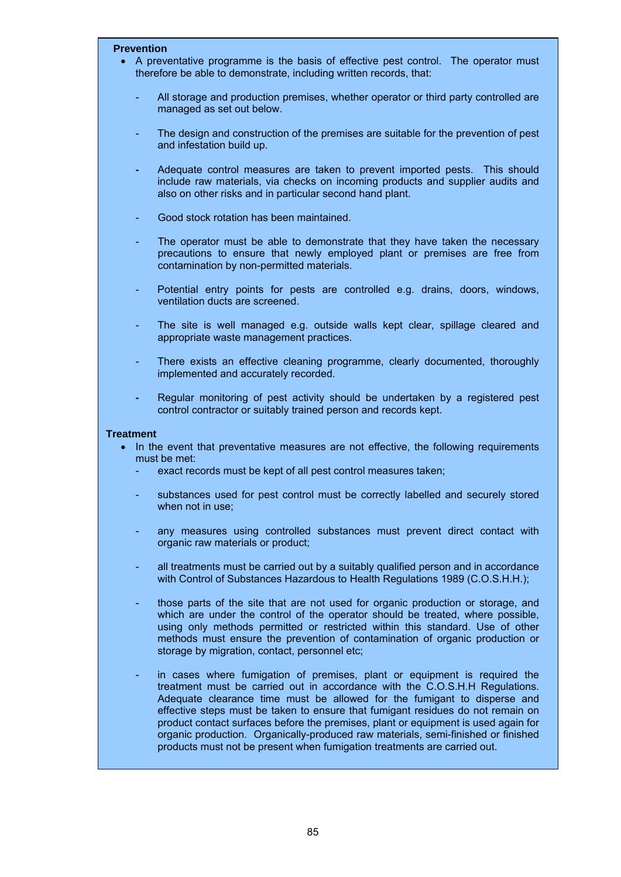**Prevention**

- A preventative programme is the basis of effective pest control. The operator must therefore be able to demonstrate, including written records, that:

  - All storage and production premises, whether operator or third party controlled are managed as set out below.

  - The design and construction of the premises are suitable for the prevention of pest and infestation build up.

  - Adequate control measures are taken to prevent imported pests. This should include raw materials, via checks on incoming products and supplier audits and also on other risks and in particular second hand plant.

  - Good stock rotation has been maintained.

  - The operator must be able to demonstrate that they have taken the necessary precautions to ensure that newly employed plant or premises are free from contamination by non-permitted materials.

  - Potential entry points for pests are controlled e.g. drains, doors, windows, ventilation ducts are screened.

  - The site is well managed e.g. outside walls kept clear, spillage cleared and appropriate waste management practices.

  - There exists an effective cleaning programme, clearly documented, thoroughly implemented and accurately recorded.

  - Regular monitoring of pest activity should be undertaken by a registered pest control contractor or suitably trained person and records kept.

**Treatment**

- In the event that preventative measures are not effective, the following requirements must be met:

  - exact records must be kept of all pest control measures taken;

  - substances used for pest control must be correctly labelled and securely stored when not in use;

  - any measures using controlled substances must prevent direct contact with organic raw materials or product;

  - all treatments must be carried out by a suitably qualified person and in accordance with Control of Substances Hazardous to Health Regulations 1989 (C.O.S.H.H.);

  - those parts of the site that are not used for organic production or storage, and which are under the control of the operator should be treated, where possible, using only methods permitted or restricted within this standard. Use of other methods must ensure the prevention of contamination of organic production or storage by migration, contact, personnel etc;

  - in cases where fumigation of premises, plant or equipment is required the treatment must be carried out in accordance with the C.O.S.H.H Regulations. Adequate clearance time must be allowed for the fumigant to disperse and effective steps must be taken to ensure that fumigant residues do not remain on product contact surfaces before the premises, plant or equipment is used again for organic production. Organically-produced raw materials, semi-finished or finished products must not be present when fumigation treatments are carried out.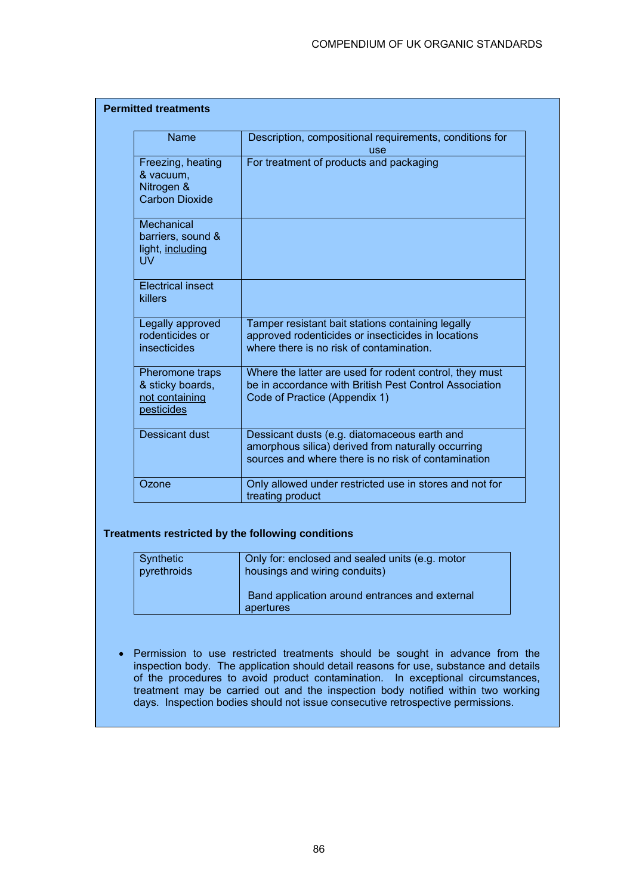**Permitted treatments**

| Name | Description, compositional requirements, conditions for use |
|---|---|
| Freezing, heating & vacuum, Nitrogen & Carbon Dioxide | For treatment of products and packaging |
| Mechanical barriers, sound & light, including UV | |
| Electrical insect killers | |
| Legally approved rodenticides or insecticides | Tamper resistant bait stations containing legally approved rodenticides or insecticides in locations where there is no risk of contamination. |
| Pheromone traps & sticky boards, not containing pesticides | Where the latter are used for rodent control, they must be in accordance with British Pest Control Association Code of Practice (Appendix 1) |
| Dessicant dust | Dessicant dusts (e.g. diatomaceous earth and amorphous silica) derived from naturally occurring sources and where there is no risk of contamination |
| Ozone | Only allowed under restricted use in stores and not for treating product |

**Treatments restricted by the following conditions**

| | |
|---|---|
| Synthetic pyrethroids | Only for: enclosed and sealed units (e.g. motor housings and wiring conduits)<br><br>Band application around entrances and external apertures |

- Permission to use restricted treatments should be sought in advance from the inspection body. The application should detail reasons for use, substance and details of the procedures to avoid product contamination. In exceptional circumstances, treatment may be carried out and the inspection body notified within two working days. Inspection bodies should not issue consecutive retrospective permissions.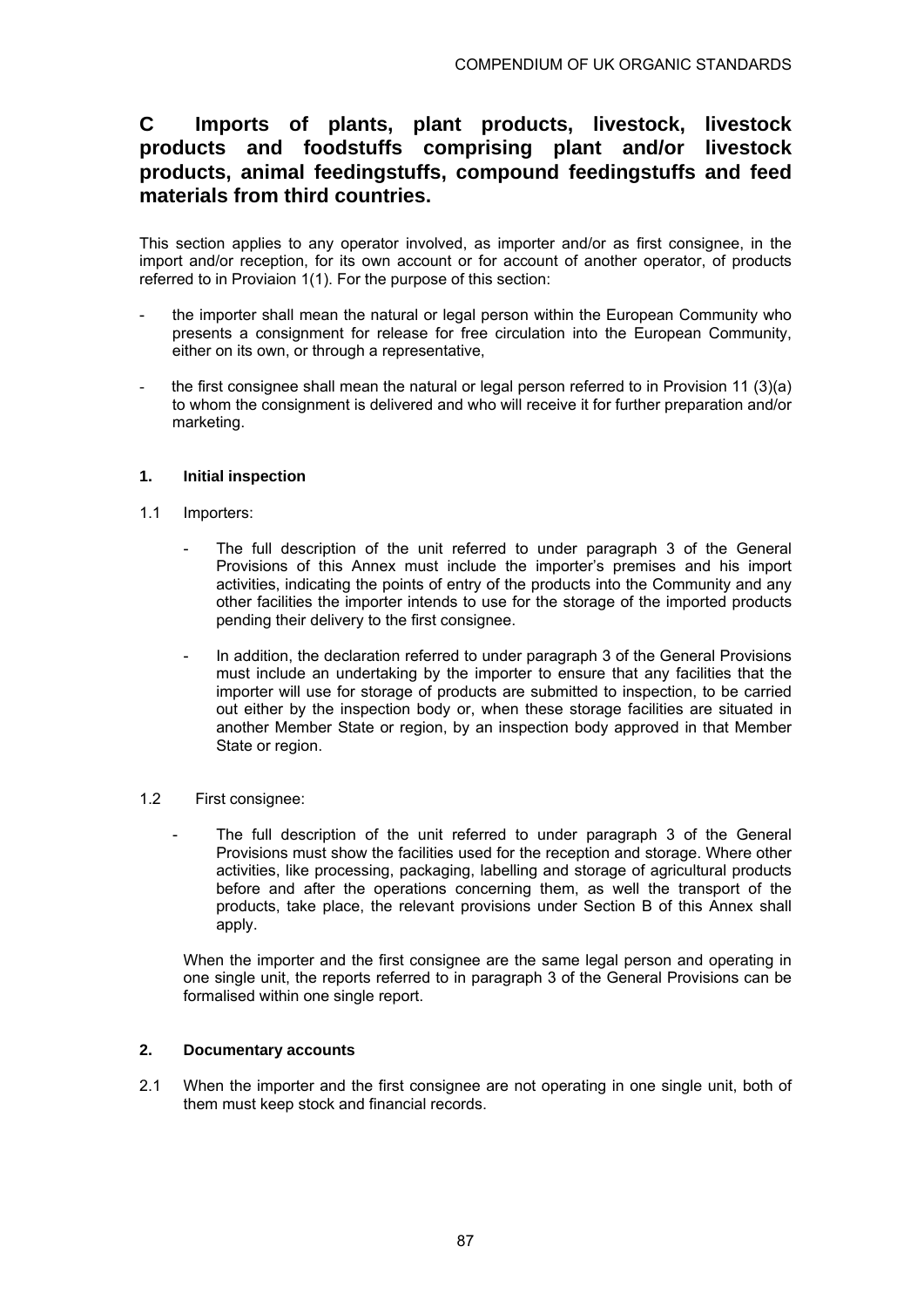## C Imports of plants, plant products, livestock, livestock products and foodstuffs comprising plant and/or livestock products, animal feedingstuffs, compound feedingstuffs and feed materials from third countries.

This section applies to any operator involved, as importer and/or as first consignee, in the import and/or reception, for its own account or for account of another operator, of products referred to in Proviaion 1(1). For the purpose of this section:

- the importer shall mean the natural or legal person within the European Community who presents a consignment for release for free circulation into the European Community, either on its own, or through a representative,
- the first consignee shall mean the natural or legal person referred to in Provision 11 (3)(a) to whom the consignment is delivered and who will receive it for further preparation and/or marketing.

### 1. Initial inspection

1.1 Importers:

- The full description of the unit referred to under paragraph 3 of the General Provisions of this Annex must include the importer's premises and his import activities, indicating the points of entry of the products into the Community and any other facilities the importer intends to use for the storage of the imported products pending their delivery to the first consignee.
- In addition, the declaration referred to under paragraph 3 of the General Provisions must include an undertaking by the importer to ensure that any facilities that the importer will use for storage of products are submitted to inspection, to be carried out either by the inspection body or, when these storage facilities are situated in another Member State or region, by an inspection body approved in that Member State or region.

1.2 First consignee:

- The full description of the unit referred to under paragraph 3 of the General Provisions must show the facilities used for the reception and storage. Where other activities, like processing, packaging, labelling and storage of agricultural products before and after the operations concerning them, as well the transport of the products, take place, the relevant provisions under Section B of this Annex shall apply.

When the importer and the first consignee are the same legal person and operating in one single unit, the reports referred to in paragraph 3 of the General Provisions can be formalised within one single report.

### 2. Documentary accounts

2.1 When the importer and the first consignee are not operating in one single unit, both of them must keep stock and financial records.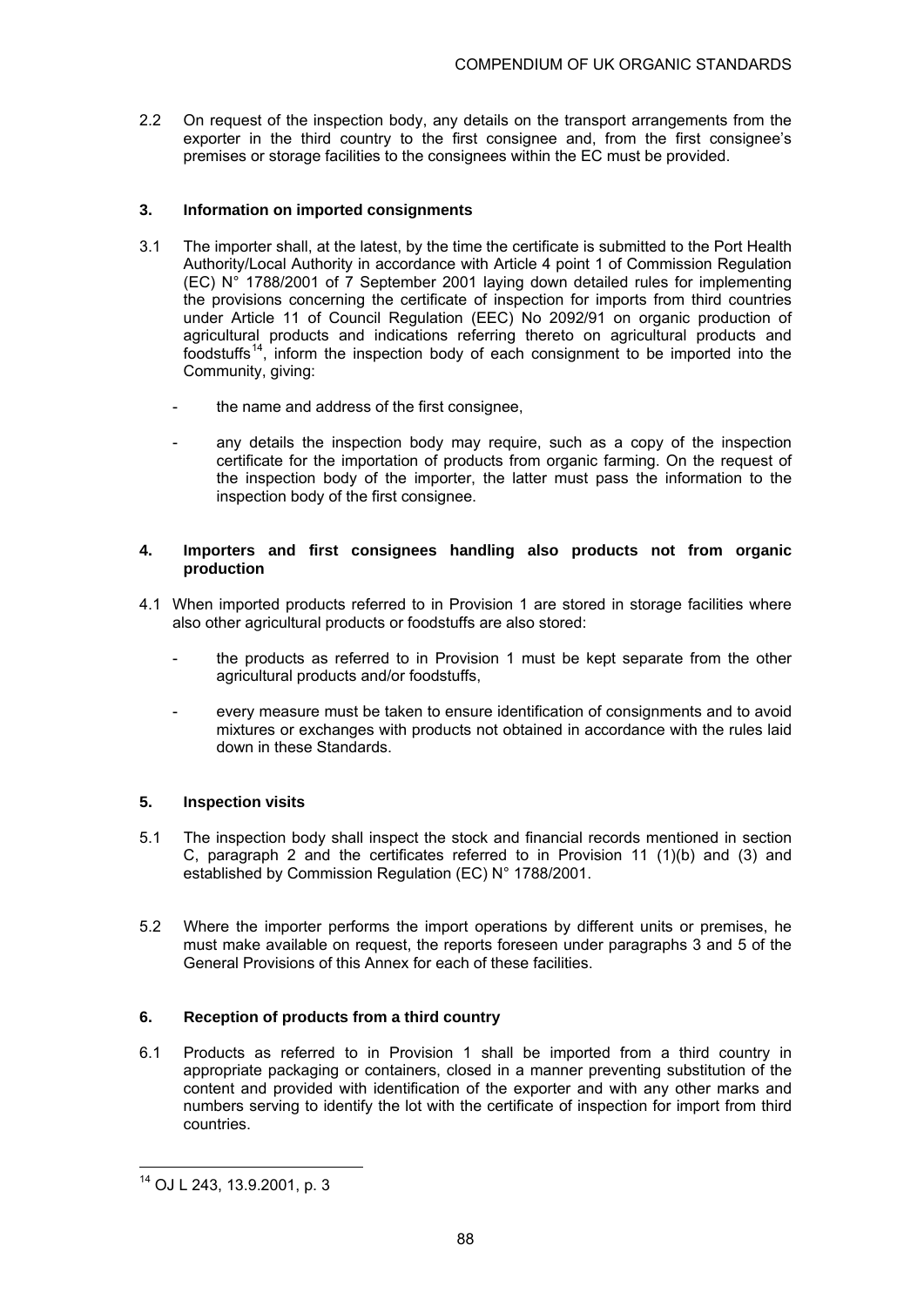2.2 On request of the inspection body, any details on the transport arrangements from the exporter in the third country to the first consignee and, from the first consignee's premises or storage facilities to the consignees within the EC must be provided.

### 3. Information on imported consignments

3.1 The importer shall, at the latest, by the time the certificate is submitted to the Port Health Authority/Local Authority in accordance with Article 4 point 1 of Commission Regulation (EC) N° 1788/2001 of 7 September 2001 laying down detailed rules for implementing the provisions concerning the certificate of inspection for imports from third countries under Article 11 of Council Regulation (EEC) No 2092/91 on organic production of agricultural products and indications referring thereto on agricultural products and foodstuffs[14], inform the inspection body of each consignment to be imported into the Community, giving:

- the name and address of the first consignee,
- any details the inspection body may require, such as a copy of the inspection certificate for the importation of products from organic farming. On the request of the inspection body of the importer, the latter must pass the information to the inspection body of the first consignee.

### 4. Importers and first consignees handling also products not from organic production

4.1 When imported products referred to in Provision 1 are stored in storage facilities where also other agricultural products or foodstuffs are also stored:

- the products as referred to in Provision 1 must be kept separate from the other agricultural products and/or foodstuffs,
- every measure must be taken to ensure identification of consignments and to avoid mixtures or exchanges with products not obtained in accordance with the rules laid down in these Standards.

### 5. Inspection visits

5.1 The inspection body shall inspect the stock and financial records mentioned in section C, paragraph 2 and the certificates referred to in Provision 11 (1)(b) and (3) and established by Commission Regulation (EC) N° 1788/2001.

5.2 Where the importer performs the import operations by different units or premises, he must make available on request, the reports foreseen under paragraphs 3 and 5 of the General Provisions of this Annex for each of these facilities.

### 6. Reception of products from a third country

6.1 Products as referred to in Provision 1 shall be imported from a third country in appropriate packaging or containers, closed in a manner preventing substitution of the content and provided with identification of the exporter and with any other marks and numbers serving to identify the lot with the certificate of inspection for import from third countries.

---

[14] OJ L 243, 13.9.2001, p. 3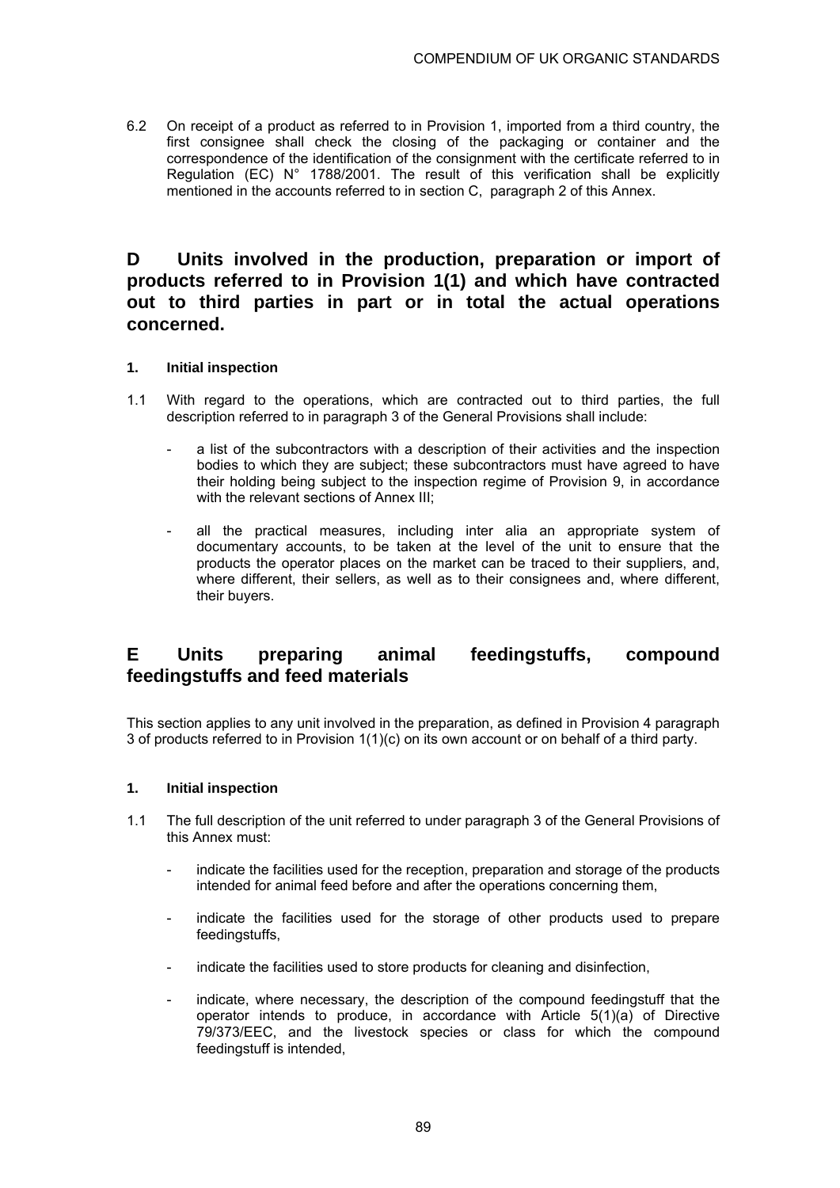6.2 On receipt of a product as referred to in Provision 1, imported from a third country, the first consignee shall check the closing of the packaging or container and the correspondence of the identification of the consignment with the certificate referred to in Regulation (EC) N° 1788/2001. The result of this verification shall be explicitly mentioned in the accounts referred to in section C, paragraph 2 of this Annex.

## D Units involved in the production, preparation or import of products referred to in Provision 1(1) and which have contracted out to third parties in part or in total the actual operations concerned.

### 1. Initial inspection

1.1 With regard to the operations, which are contracted out to third parties, the full description referred to in paragraph 3 of the General Provisions shall include:

- a list of the subcontractors with a description of their activities and the inspection bodies to which they are subject; these subcontractors must have agreed to have their holding being subject to the inspection regime of Provision 9, in accordance with the relevant sections of Annex III;

- all the practical measures, including inter alia an appropriate system of documentary accounts, to be taken at the level of the unit to ensure that the products the operator places on the market can be traced to their suppliers, and, where different, their sellers, as well as to their consignees and, where different, their buyers.

## E Units preparing animal feedingstuffs, compound feedingstuffs and feed materials

This section applies to any unit involved in the preparation, as defined in Provision 4 paragraph 3 of products referred to in Provision 1(1)(c) on its own account or on behalf of a third party.

### 1. Initial inspection

1.1 The full description of the unit referred to under paragraph 3 of the General Provisions of this Annex must:

- indicate the facilities used for the reception, preparation and storage of the products intended for animal feed before and after the operations concerning them,

- indicate the facilities used for the storage of other products used to prepare feedingstuffs,

- indicate the facilities used to store products for cleaning and disinfection,

- indicate, where necessary, the description of the compound feedingstuff that the operator intends to produce, in accordance with Article 5(1)(a) of Directive 79/373/EEC, and the livestock species or class for which the compound feedingstuff is intended,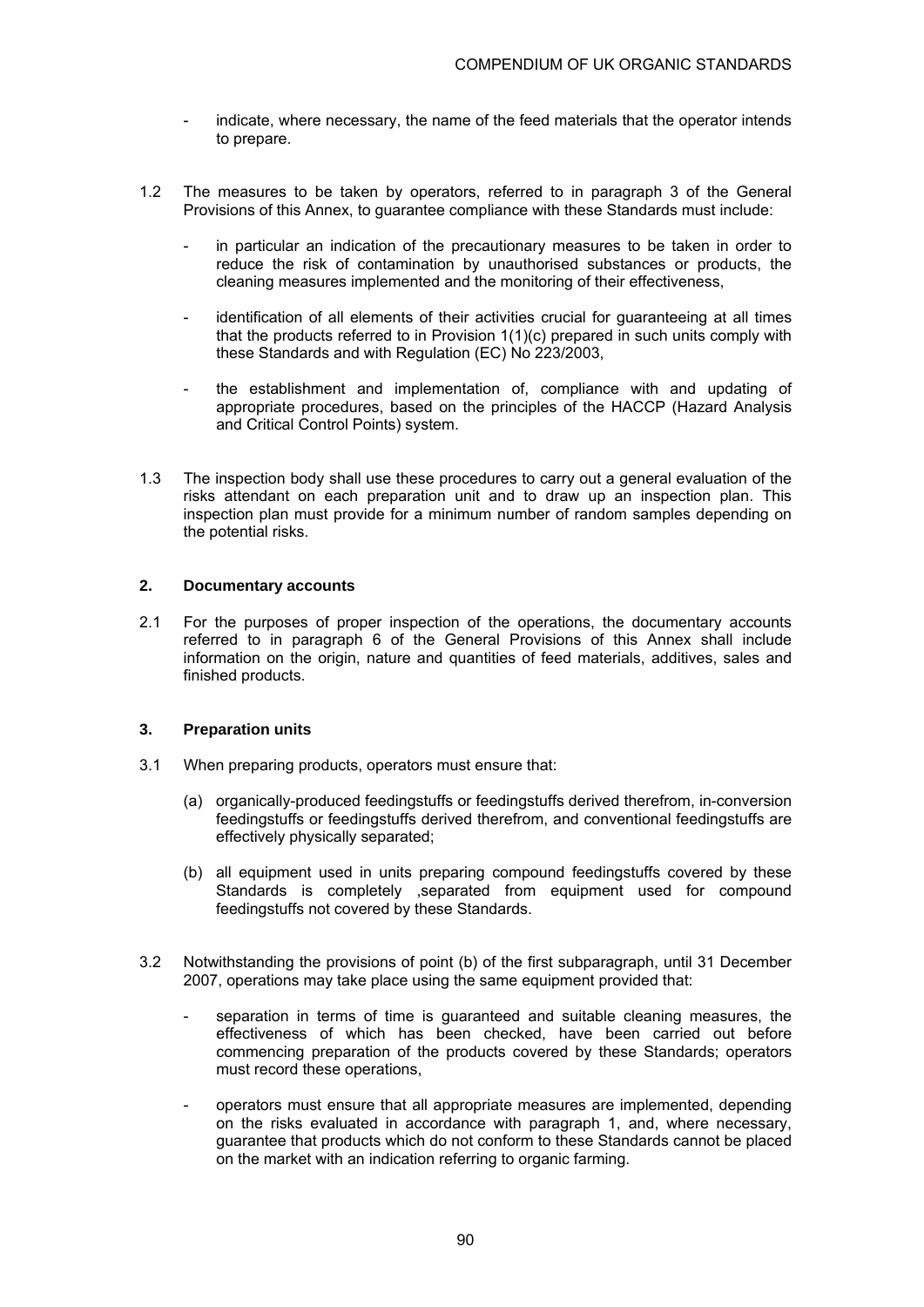- indicate, where necessary, the name of the feed materials that the operator intends to prepare.

1.2 The measures to be taken by operators, referred to in paragraph 3 of the General Provisions of this Annex, to guarantee compliance with these Standards must include:

- in particular an indication of the precautionary measures to be taken in order to reduce the risk of contamination by unauthorised substances or products, the cleaning measures implemented and the monitoring of their effectiveness,

- identification of all elements of their activities crucial for guaranteeing at all times that the products referred to in Provision 1(1)(c) prepared in such units comply with these Standards and with Regulation (EC) No 223/2003,

- the establishment and implementation of, compliance with and updating of appropriate procedures, based on the principles of the HACCP (Hazard Analysis and Critical Control Points) system.

1.3 The inspection body shall use these procedures to carry out a general evaluation of the risks attendant on each preparation unit and to draw up an inspection plan. This inspection plan must provide for a minimum number of random samples depending on the potential risks.

**2. Documentary accounts**

2.1 For the purposes of proper inspection of the operations, the documentary accounts referred to in paragraph 6 of the General Provisions of this Annex shall include information on the origin, nature and quantities of feed materials, additives, sales and finished products.

**3. Preparation units**

3.1 When preparing products, operators must ensure that:

(a) organically-produced feedingstuffs or feedingstuffs derived therefrom, in-conversion feedingstuffs or feedingstuffs derived therefrom, and conventional feedingstuffs are effectively physically separated;

(b) all equipment used in units preparing compound feedingstuffs covered by these Standards is completely ,separated from equipment used for compound feedingstuffs not covered by these Standards.

3.2 Notwithstanding the provisions of point (b) of the first subparagraph, until 31 December 2007, operations may take place using the same equipment provided that:

- separation in terms of time is guaranteed and suitable cleaning measures, the effectiveness of which has been checked, have been carried out before commencing preparation of the products covered by these Standards; operators must record these operations,

- operators must ensure that all appropriate measures are implemented, depending on the risks evaluated in accordance with paragraph 1, and, where necessary, guarantee that products which do not conform to these Standards cannot be placed on the market with an indication referring to organic farming.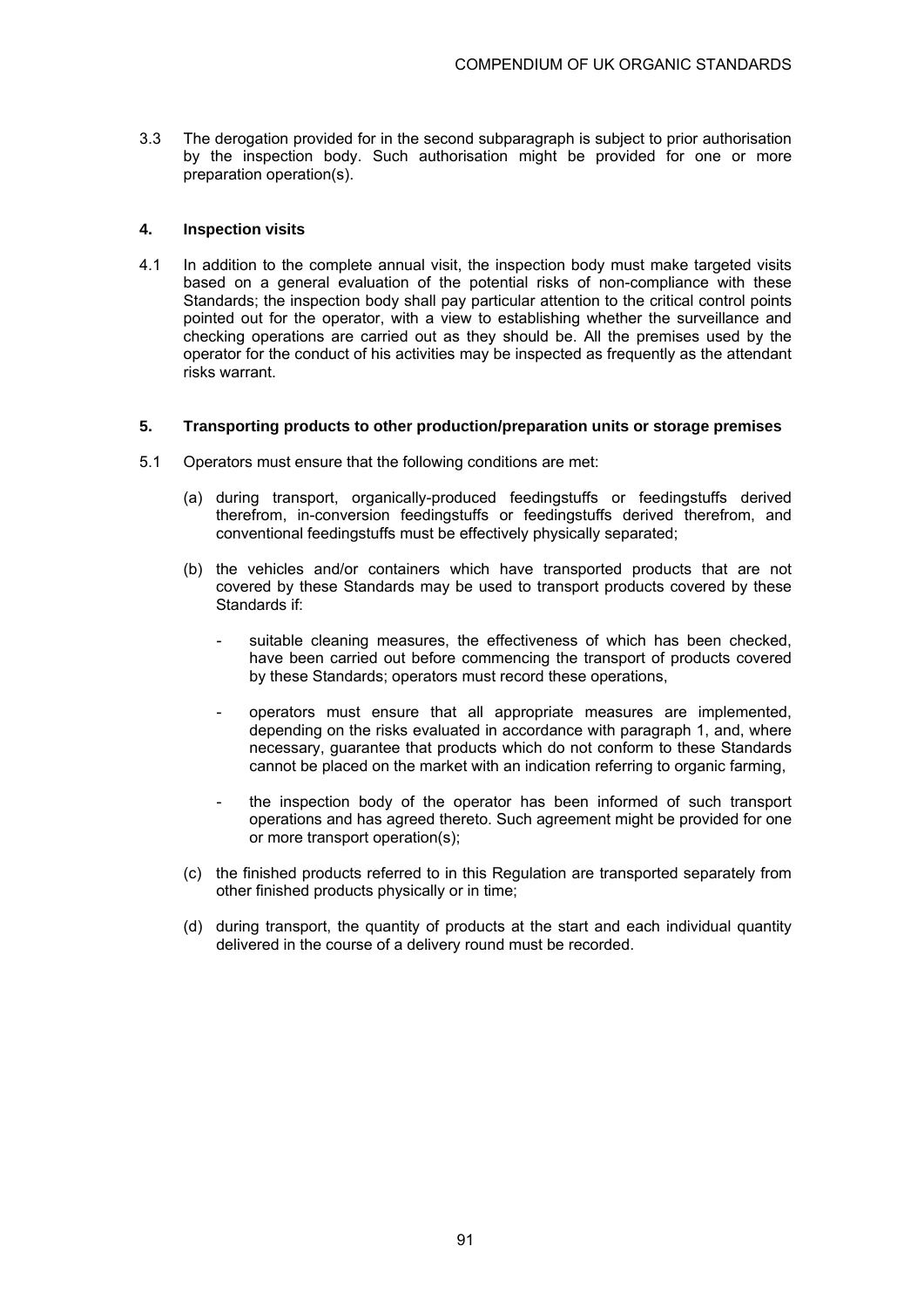3.3 The derogation provided for in the second subparagraph is subject to prior authorisation by the inspection body. Such authorisation might be provided for one or more preparation operation(s).

#### 4. Inspection visits

4.1 In addition to the complete annual visit, the inspection body must make targeted visits based on a general evaluation of the potential risks of non-compliance with these Standards; the inspection body shall pay particular attention to the critical control points pointed out for the operator, with a view to establishing whether the surveillance and checking operations are carried out as they should be. All the premises used by the operator for the conduct of his activities may be inspected as frequently as the attendant risks warrant.

#### 5. Transporting products to other production/preparation units or storage premises

5.1 Operators must ensure that the following conditions are met:

(a) during transport, organically-produced feedingstuffs or feedingstuffs derived therefrom, in-conversion feedingstuffs or feedingstuffs derived therefrom, and conventional feedingstuffs must be effectively physically separated;

(b) the vehicles and/or containers which have transported products that are not covered by these Standards may be used to transport products covered by these Standards if:

- suitable cleaning measures, the effectiveness of which has been checked, have been carried out before commencing the transport of products covered by these Standards; operators must record these operations,
- operators must ensure that all appropriate measures are implemented, depending on the risks evaluated in accordance with paragraph 1, and, where necessary, guarantee that products which do not conform to these Standards cannot be placed on the market with an indication referring to organic farming,
- the inspection body of the operator has been informed of such transport operations and has agreed thereto. Such agreement might be provided for one or more transport operation(s);

(c) the finished products referred to in this Regulation are transported separately from other finished products physically or in time;

(d) during transport, the quantity of products at the start and each individual quantity delivered in the course of a delivery round must be recorded.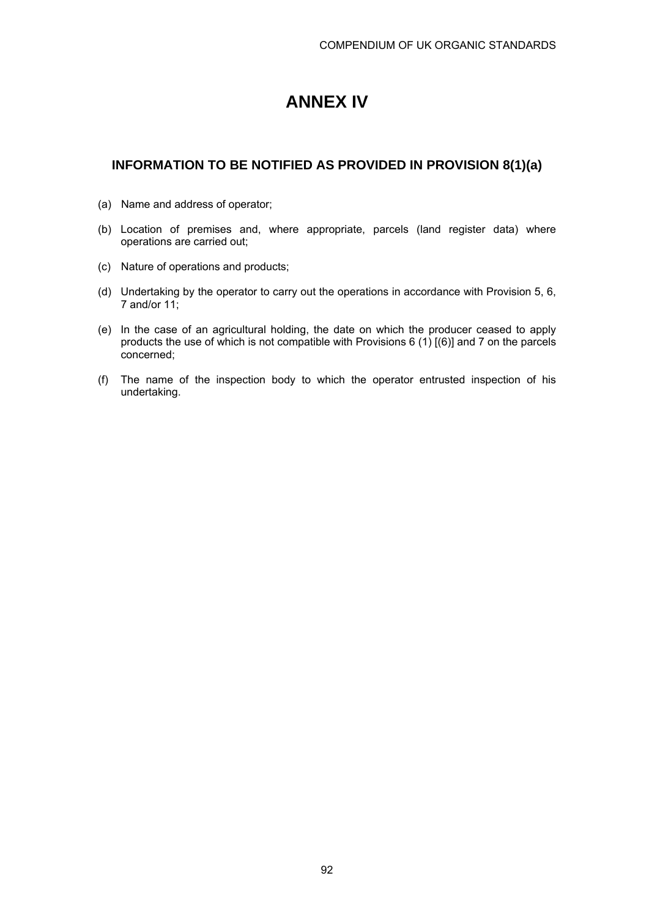# ANNEX IV

## INFORMATION TO BE NOTIFIED AS PROVIDED IN PROVISION 8(1)(a)

(a) Name and address of operator;

(b) Location of premises and, where appropriate, parcels (land register data) where operations are carried out;

(c) Nature of operations and products;

(d) Undertaking by the operator to carry out the operations in accordance with Provision 5, 6, 7 and/or 11;

(e) In the case of an agricultural holding, the date on which the producer ceased to apply products the use of which is not compatible with Provisions 6 (1) [(6)] and 7 on the parcels concerned;

(f) The name of the inspection body to which the operator entrusted inspection of his undertaking.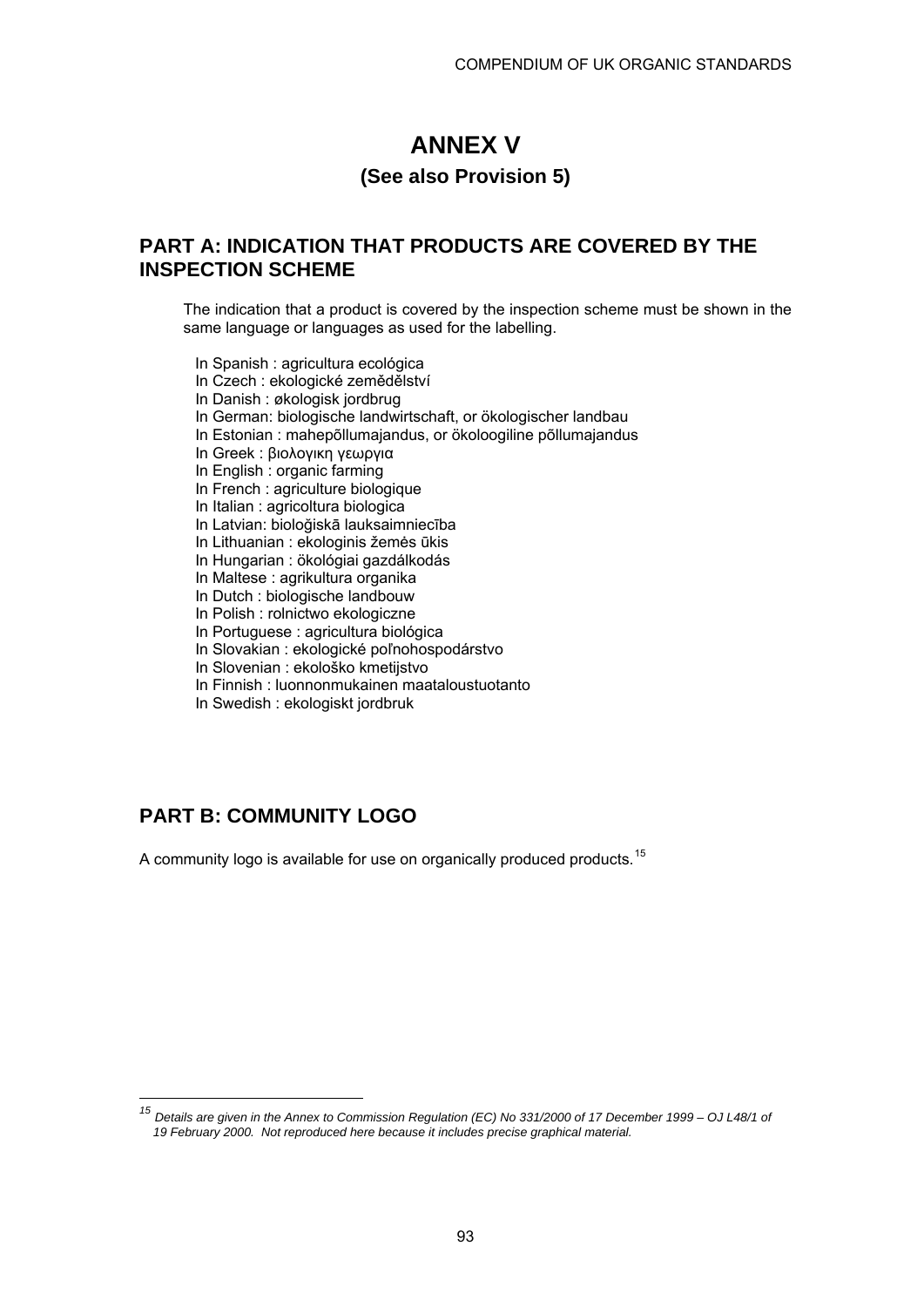# ANNEX V

### (See also Provision 5)

## PART A: INDICATION THAT PRODUCTS ARE COVERED BY THE INSPECTION SCHEME

The indication that a product is covered by the inspection scheme must be shown in the same language or languages as used for the labelling.

In Spanish : agricultura ecológica
In Czech : ekologické zemědělství
In Danish : økologisk jordbrug
In German: biologische landwirtschaft, or ökologischer landbau
In Estonian : mahepõllumajandus, or ökoloogiline põllumajandus
In Greek : βιολογικη γεωργια
In English : organic farming
In French : agriculture biologique
In Italian : agricoltura biologica
In Latvian: bioloģiskā lauksaimniecība
In Lithuanian : ekologinis žemės ūkis
In Hungarian : ökológiai gazdálkodás
In Maltese : agrikultura organika
In Dutch : biologische landbouw
In Polish : rolnictwo ekologiczne
In Portuguese : agricultura biológica
In Slovakian : ekologické poľnohospodárstvo
In Slovenian : ekološko kmetijstvo
In Finnish : luonnonmukainen maataloustuotanto
In Swedish : ekologiskt jordbruk

## PART B: COMMUNITY LOGO

A community logo is available for use on organically produced products.[15]

---

[15] *Details are given in the Annex to Commission Regulation (EC) No 331/2000 of 17 December 1999 – OJ L48/1 of 19 February 2000. Not reproduced here because it includes precise graphical material.*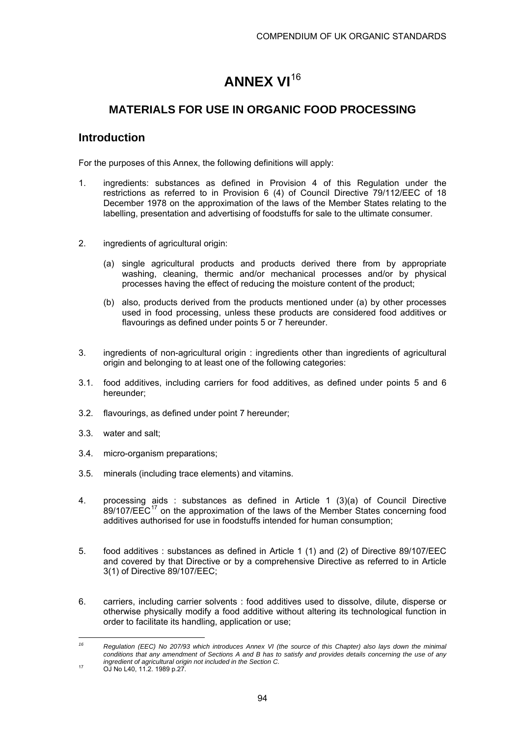# ANNEX VI[16]

## MATERIALS FOR USE IN ORGANIC FOOD PROCESSING

### Introduction

For the purposes of this Annex, the following definitions will apply:

1. ingredients: substances as defined in Provision 4 of this Regulation under the restrictions as referred to in Provision 6 (4) of Council Directive 79/112/EEC of 18 December 1978 on the approximation of the laws of the Member States relating to the labelling, presentation and advertising of foodstuffs for sale to the ultimate consumer.

2. ingredients of agricultural origin:

   (a) single agricultural products and products derived there from by appropriate washing, cleaning, thermic and/or mechanical processes and/or by physical processes having the effect of reducing the moisture content of the product;

   (b) also, products derived from the products mentioned under (a) by other processes used in food processing, unless these products are considered food additives or flavourings as defined under points 5 or 7 hereunder.

3. ingredients of non-agricultural origin : ingredients other than ingredients of agricultural origin and belonging to at least one of the following categories:

3.1. food additives, including carriers for food additives, as defined under points 5 and 6 hereunder;

3.2. flavourings, as defined under point 7 hereunder;

3.3. water and salt;

3.4. micro-organism preparations;

3.5. minerals (including trace elements) and vitamins.

4. processing aids : substances as defined in Article 1 (3)(a) of Council Directive 89/107/EEC[17] on the approximation of the laws of the Member States concerning food additives authorised for use in foodstuffs intended for human consumption;

5. food additives : substances as defined in Article 1 (1) and (2) of Directive 89/107/EEC and covered by that Directive or by a comprehensive Directive as referred to in Article 3(1) of Directive 89/107/EEC;

6. carriers, including carrier solvents : food additives used to dissolve, dilute, disperse or otherwise physically modify a food additive without altering its technological function in order to facilitate its handling, application or use;

---

[16] *Regulation (EEC) No 207/93 which introduces Annex VI (the source of this Chapter) also lays down the minimal conditions that any amendment of Sections A and B has to satisfy and provides details concerning the use of any ingredient of agricultural origin not included in the Section C.*

[17] OJ No L40, 11.2. 1989 p.27.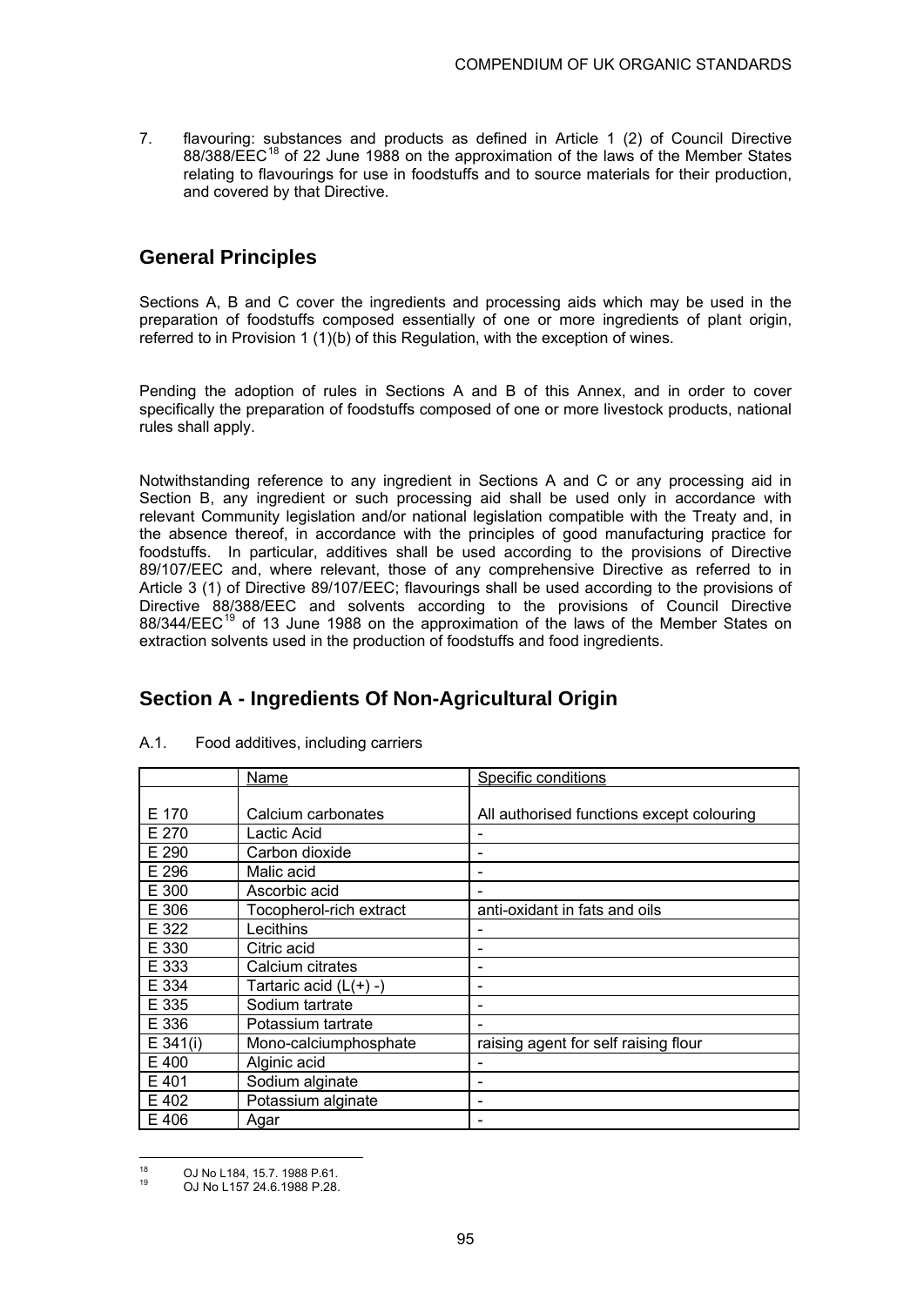7. flavouring: substances and products as defined in Article 1 (2) of Council Directive 88/388/EEC[18] of 22 June 1988 on the approximation of the laws of the Member States relating to flavourings for use in foodstuffs and to source materials for their production, and covered by that Directive.

## General Principles

Sections A, B and C cover the ingredients and processing aids which may be used in the preparation of foodstuffs composed essentially of one or more ingredients of plant origin, referred to in Provision 1 (1)(b) of this Regulation, with the exception of wines.

Pending the adoption of rules in Sections A and B of this Annex, and in order to cover specifically the preparation of foodstuffs composed of one or more livestock products, national rules shall apply.

Notwithstanding reference to any ingredient in Sections A and C or any processing aid in Section B, any ingredient or such processing aid shall be used only in accordance with relevant Community legislation and/or national legislation compatible with the Treaty and, in the absence thereof, in accordance with the principles of good manufacturing practice for foodstuffs. In particular, additives shall be used according to the provisions of Directive 89/107/EEC and, where relevant, those of any comprehensive Directive as referred to in Article 3 (1) of Directive 89/107/EEC; flavourings shall be used according to the provisions of Directive 88/388/EEC and solvents according to the provisions of Council Directive 88/344/EEC[19] of 13 June 1988 on the approximation of the laws of the Member States on extraction solvents used in the production of foodstuffs and food ingredients.

## Section A - Ingredients Of Non-Agricultural Origin

A.1. Food additives, including carriers

| | Name | Specific conditions |
|---|---|---|
| E 170 | Calcium carbonates | All authorised functions except colouring |
| E 270 | Lactic Acid | - |
| E 290 | Carbon dioxide | - |
| E 296 | Malic acid | - |
| E 300 | Ascorbic acid | - |
| E 306 | Tocopherol-rich extract | anti-oxidant in fats and oils |
| E 322 | Lecithins | - |
| E 330 | Citric acid | - |
| E 333 | Calcium citrates | - |
| E 334 | Tartaric acid (L(+) -) | - |
| E 335 | Sodium tartrate | - |
| E 336 | Potassium tartrate | - |
| E 341(i) | Mono-calciumphosphate | raising agent for self raising flour |
| E 400 | Alginic acid | - |
| E 401 | Sodium alginate | - |
| E 402 | Potassium alginate | - |
| E 406 | Agar | - |

[18] OJ No L184, 15.7. 1988 P.61.
[19] OJ No L157 24.6.1988 P.28.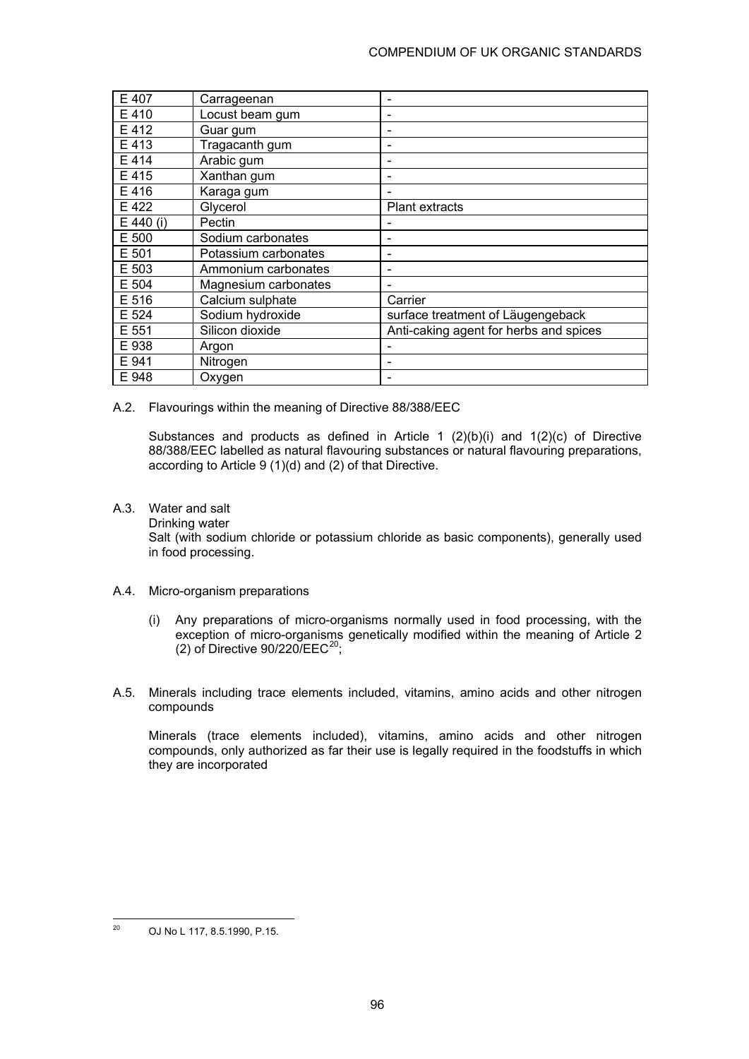| E 407 | Carrageenan | - |
|---|---|---|
| E 410 | Locust beam gum | - |
| E 412 | Guar gum | - |
| E 413 | Tragacanth gum | - |
| E 414 | Arabic gum | - |
| E 415 | Xanthan gum | - |
| E 416 | Karaga gum | - |
| E 422 | Glycerol | Plant extracts |
| E 440 (i) | Pectin | - |
| E 500 | Sodium carbonates | - |
| E 501 | Potassium carbonates | - |
| E 503 | Ammonium carbonates | - |
| E 504 | Magnesium carbonates | - |
| E 516 | Calcium sulphate | Carrier |
| E 524 | Sodium hydroxide | surface treatment of Läugengeback |
| E 551 | Silicon dioxide | Anti-caking agent for herbs and spices |
| E 938 | Argon | - |
| E 941 | Nitrogen | - |
| E 948 | Oxygen | - |

A.2. Flavourings within the meaning of Directive 88/388/EEC

Substances and products as defined in Article 1 (2)(b)(i) and 1(2)(c) of Directive 88/388/EEC labelled as natural flavouring substances or natural flavouring preparations, according to Article 9 (1)(d) and (2) of that Directive.

A.3. Water and salt

Drinking water

Salt (with sodium chloride or potassium chloride as basic components), generally used in food processing.

A.4. Micro-organism preparations

(i) Any preparations of micro-organisms normally used in food processing, with the exception of micro-organisms genetically modified within the meaning of Article 2 (2) of Directive 90/220/EEC[20];

A.5. Minerals including trace elements included, vitamins, amino acids and other nitrogen compounds

Minerals (trace elements included), vitamins, amino acids and other nitrogen compounds, only authorized as far their use is legally required in the foodstuffs in which they are incorporated

[20] OJ No L 117, 8.5.1990, P.15.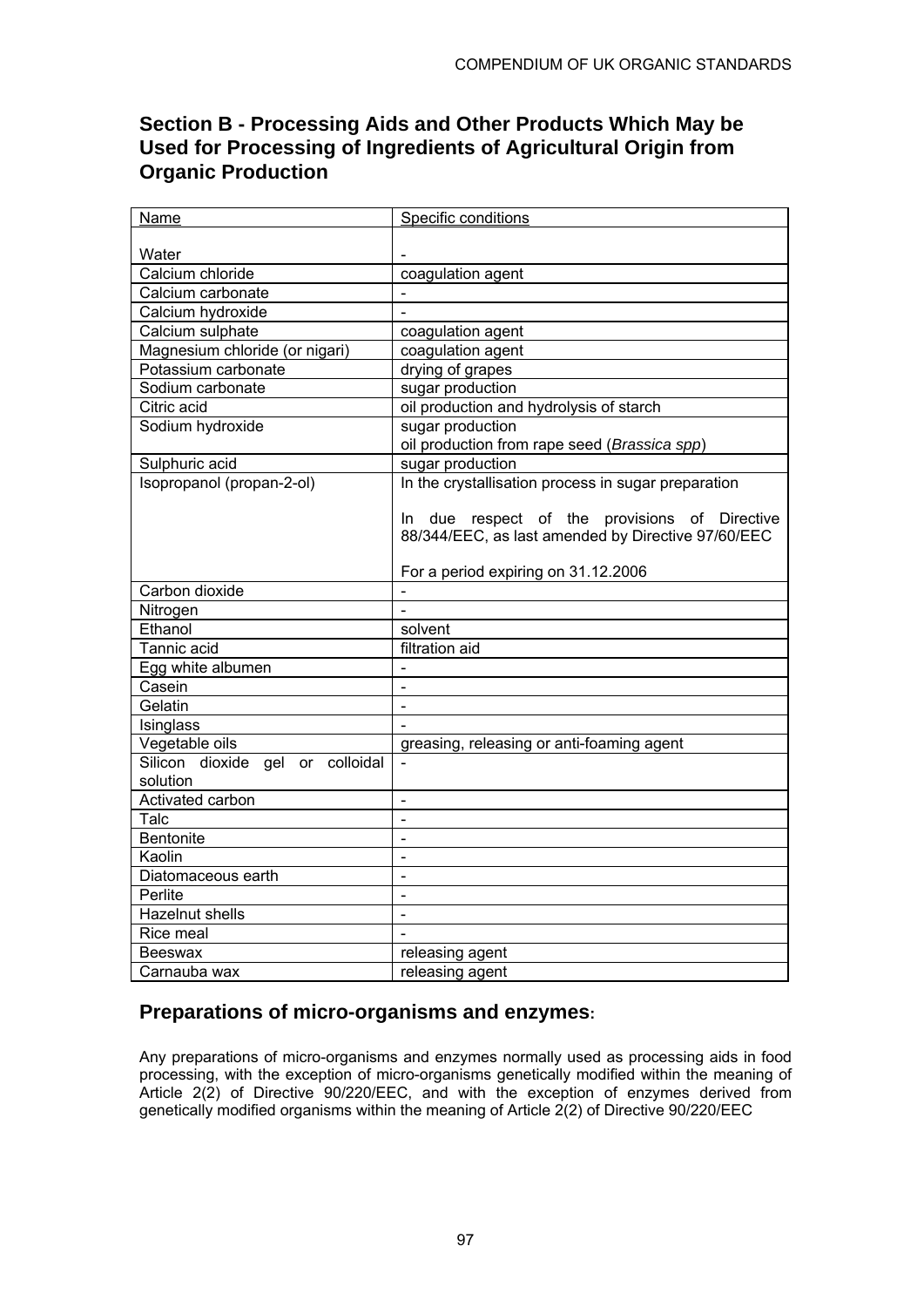## Section B - Processing Aids and Other Products Which May be Used for Processing of Ingredients of Agricultural Origin from Organic Production

| Name | Specific conditions |
|---|---|
| Water | - |
| Calcium chloride | coagulation agent |
| Calcium carbonate | - |
| Calcium hydroxide | - |
| Calcium sulphate | coagulation agent |
| Magnesium chloride (or nigari) | coagulation agent |
| Potassium carbonate | drying of grapes |
| Sodium carbonate | sugar production |
| Citric acid | oil production and hydrolysis of starch |
| Sodium hydroxide | sugar production<br>oil production from rape seed (*Brassica spp*) |
| Sulphuric acid | sugar production |
| Isopropanol (propan-2-ol) | In the crystallisation process in sugar preparation<br><br>In due respect of the provisions of Directive 88/344/EEC, as last amended by Directive 97/60/EEC<br><br>For a period expiring on 31.12.2006 |
| Carbon dioxide | - |
| Nitrogen | - |
| Ethanol | solvent |
| Tannic acid | filtration aid |
| Egg white albumen | - |
| Casein | - |
| Gelatin | - |
| Isinglass | - |
| Vegetable oils | greasing, releasing or anti-foaming agent |
| Silicon dioxide gel or colloidal solution | - |
| Activated carbon | - |
| Talc | - |
| Bentonite | - |
| Kaolin | - |
| Diatomaceous earth | - |
| Perlite | - |
| Hazelnut shells | - |
| Rice meal | - |
| Beeswax | releasing agent |
| Carnauba wax | releasing agent |

### Preparations of micro-organisms and enzymes:

Any preparations of micro-organisms and enzymes normally used as processing aids in food processing, with the exception of micro-organisms genetically modified within the meaning of Article 2(2) of Directive 90/220/EEC, and with the exception of enzymes derived from genetically modified organisms within the meaning of Article 2(2) of Directive 90/220/EEC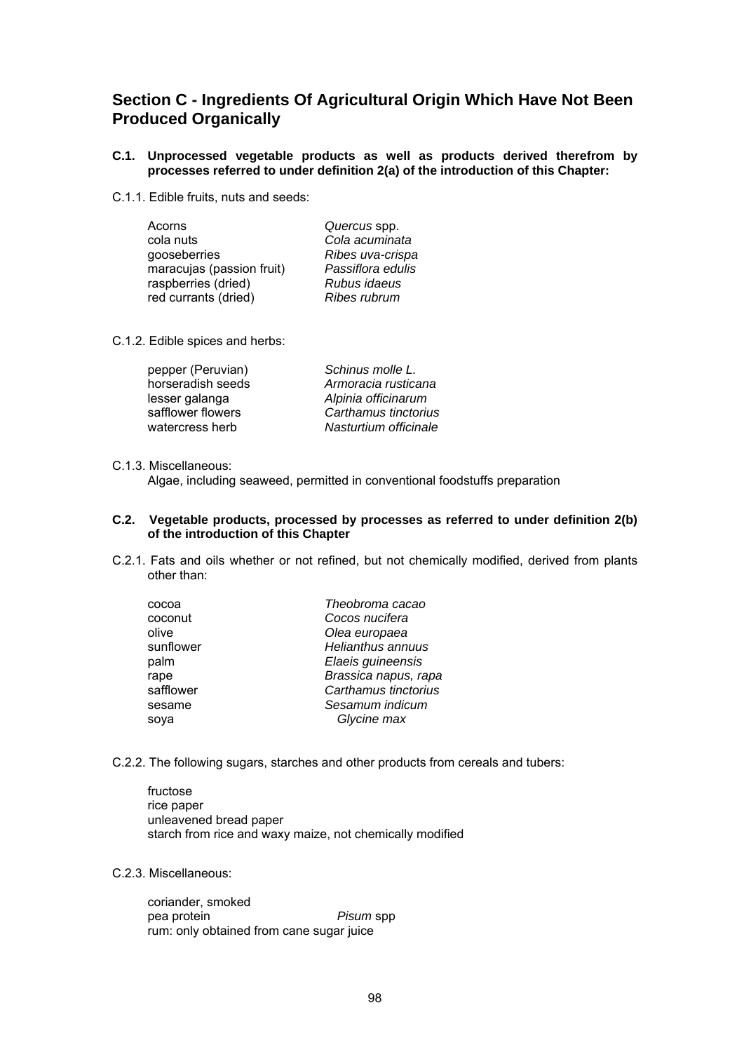## Section C - Ingredients Of Agricultural Origin Which Have Not Been Produced Organically

**C.1. Unprocessed vegetable products as well as products derived therefrom by processes referred to under definition 2(a) of the introduction of this Chapter:**

C.1.1. Edible fruits, nuts and seeds:

| | |
|---|---|
| Acorns | *Quercus* spp. |
| cola nuts | *Cola acuminata* |
| gooseberries | *Ribes uva-crispa* |
| maracujas (passion fruit) | *Passiflora edulis* |
| raspberries (dried) | *Rubus idaeus* |
| red currants (dried) | *Ribes rubrum* |

C.1.2. Edible spices and herbs:

| | |
|---|---|
| pepper (Peruvian) | *Schinus molle L.* |
| horseradish seeds | *Armoracia rusticana* |
| lesser galanga | *Alpinia officinarum* |
| safflower flowers | *Carthamus tinctorius* |
| watercress herb | *Nasturtium officinale* |

C.1.3. Miscellaneous:

Algae, including seaweed, permitted in conventional foodstuffs preparation

**C.2. Vegetable products, processed by processes as referred to under definition 2(b) of the introduction of this Chapter**

C.2.1. Fats and oils whether or not refined, but not chemically modified, derived from plants other than:

| | |
|---|---|
| cocoa | *Theobroma cacao* |
| coconut | *Cocos nucifera* |
| olive | *Olea europaea* |
| sunflower | *Helianthus annuus* |
| palm | *Elaeis guineensis* |
| rape | *Brassica napus, rapa* |
| safflower | *Carthamus tinctorius* |
| sesame | *Sesamum indicum* |
| soya | *Glycine max* |

C.2.2. The following sugars, starches and other products from cereals and tubers:

fructose
rice paper
unleavened bread paper
starch from rice and waxy maize, not chemically modified

C.2.3. Miscellaneous:

coriander, smoked
pea protein *Pisum* spp
rum: only obtained from cane sugar juice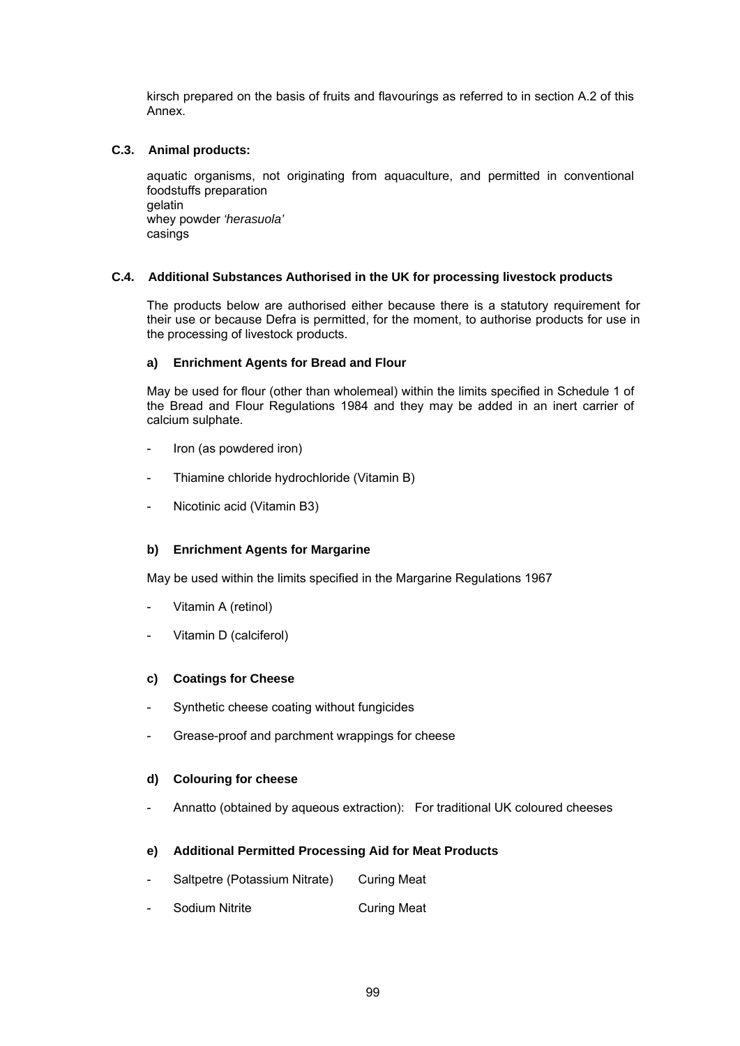kirsch prepared on the basis of fruits and flavourings as referred to in section A.2 of this Annex.

### C.3. Animal products:

aquatic organisms, not originating from aquaculture, and permitted in conventional foodstuffs preparation
gelatin
whey powder *'herasuola'*
casings

### C.4. Additional Substances Authorised in the UK for processing livestock products

The products below are authorised either because there is a statutory requirement for their use or because Defra is permitted, for the moment, to authorise products for use in the processing of livestock products.

#### a) Enrichment Agents for Bread and Flour

May be used for flour (other than wholemeal) within the limits specified in Schedule 1 of the Bread and Flour Regulations 1984 and they may be added in an inert carrier of calcium sulphate.

- Iron (as powdered iron)
- Thiamine chloride hydrochloride (Vitamin B)
- Nicotinic acid (Vitamin B3)

#### b) Enrichment Agents for Margarine

May be used within the limits specified in the Margarine Regulations 1967

- Vitamin A (retinol)
- Vitamin D (calciferol)

#### c) Coatings for Cheese

- Synthetic cheese coating without fungicides
- Grease-proof and parchment wrappings for cheese

#### d) Colouring for cheese

- Annatto (obtained by aqueous extraction): For traditional UK coloured cheeses

#### e) Additional Permitted Processing Aid for Meat Products

- Saltpetre (Potassium Nitrate) Curing Meat
- Sodium Nitrite Curing Meat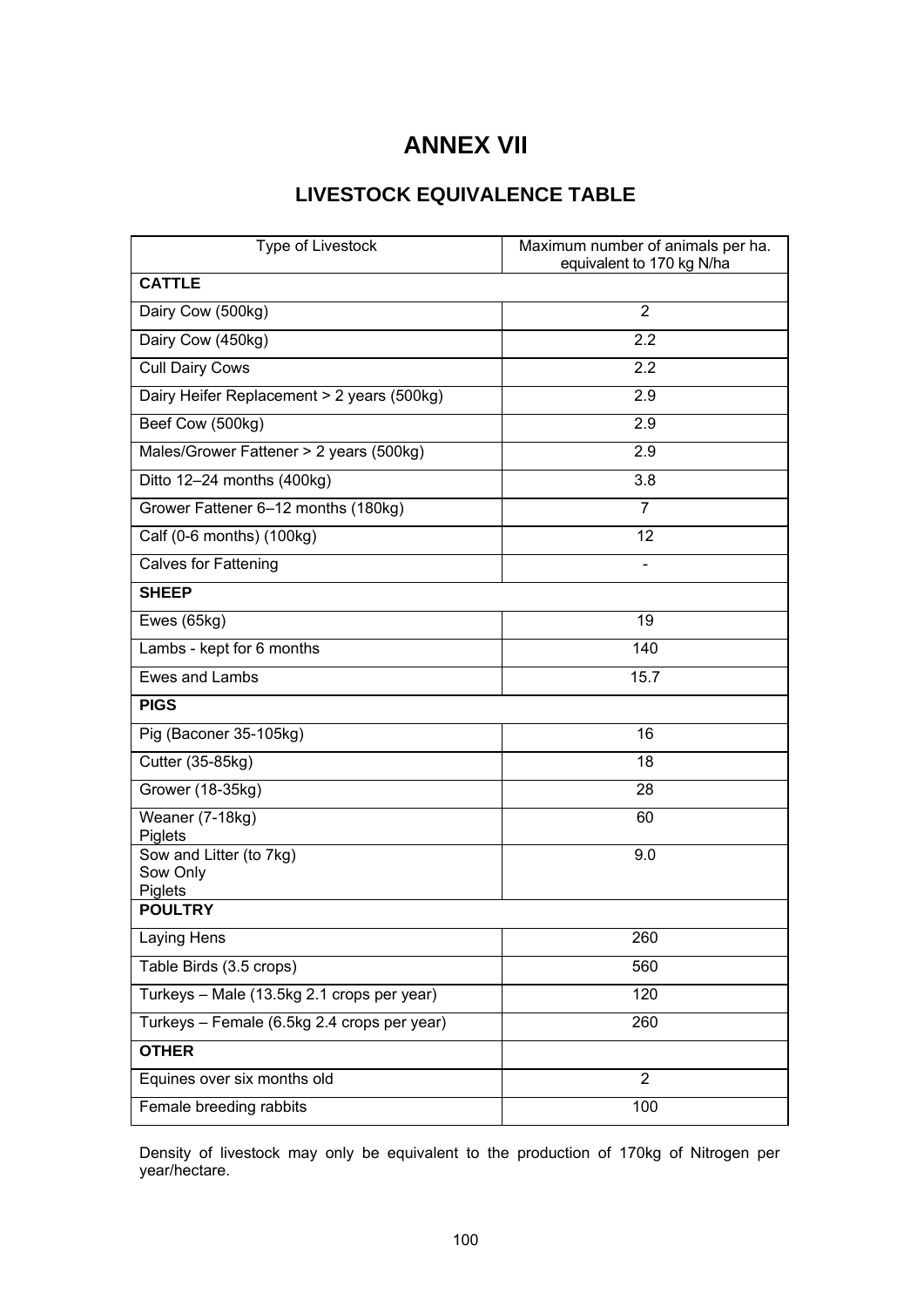# ANNEX VII

## LIVESTOCK EQUIVALENCE TABLE

| Type of Livestock | Maximum number of animals per ha. equivalent to 170 kg N/ha |
|---|---|
| **CATTLE** | |
| Dairy Cow (500kg) | 2 |
| Dairy Cow (450kg) | 2.2 |
| Cull Dairy Cows | 2.2 |
| Dairy Heifer Replacement > 2 years (500kg) | 2.9 |
| Beef Cow (500kg) | 2.9 |
| Males/Grower Fattener > 2 years (500kg) | 2.9 |
| Ditto 12–24 months (400kg) | 3.8 |
| Grower Fattener 6–12 months (180kg) | 7 |
| Calf (0-6 months) (100kg) | 12 |
| Calves for Fattening | - |
| **SHEEP** | |
| Ewes (65kg) | 19 |
| Lambs - kept for 6 months | 140 |
| Ewes and Lambs | 15.7 |
| **PIGS** | |
| Pig (Baconer 35-105kg) | 16 |
| Cutter (35-85kg) | 18 |
| Grower (18-35kg) | 28 |
| Weaner (7-18kg) Piglets | 60 |
| Sow and Litter (to 7kg) Sow Only Piglets | 9.0 |
| **POULTRY** | |
| Laying Hens | 260 |
| Table Birds (3.5 crops) | 560 |
| Turkeys – Male (13.5kg 2.1 crops per year) | 120 |
| Turkeys – Female (6.5kg 2.4 crops per year) | 260 |
| **OTHER** | |
| Equines over six months old | 2 |
| Female breeding rabbits | 100 |

Density of livestock may only be equivalent to the production of 170kg of Nitrogen per year/hectare.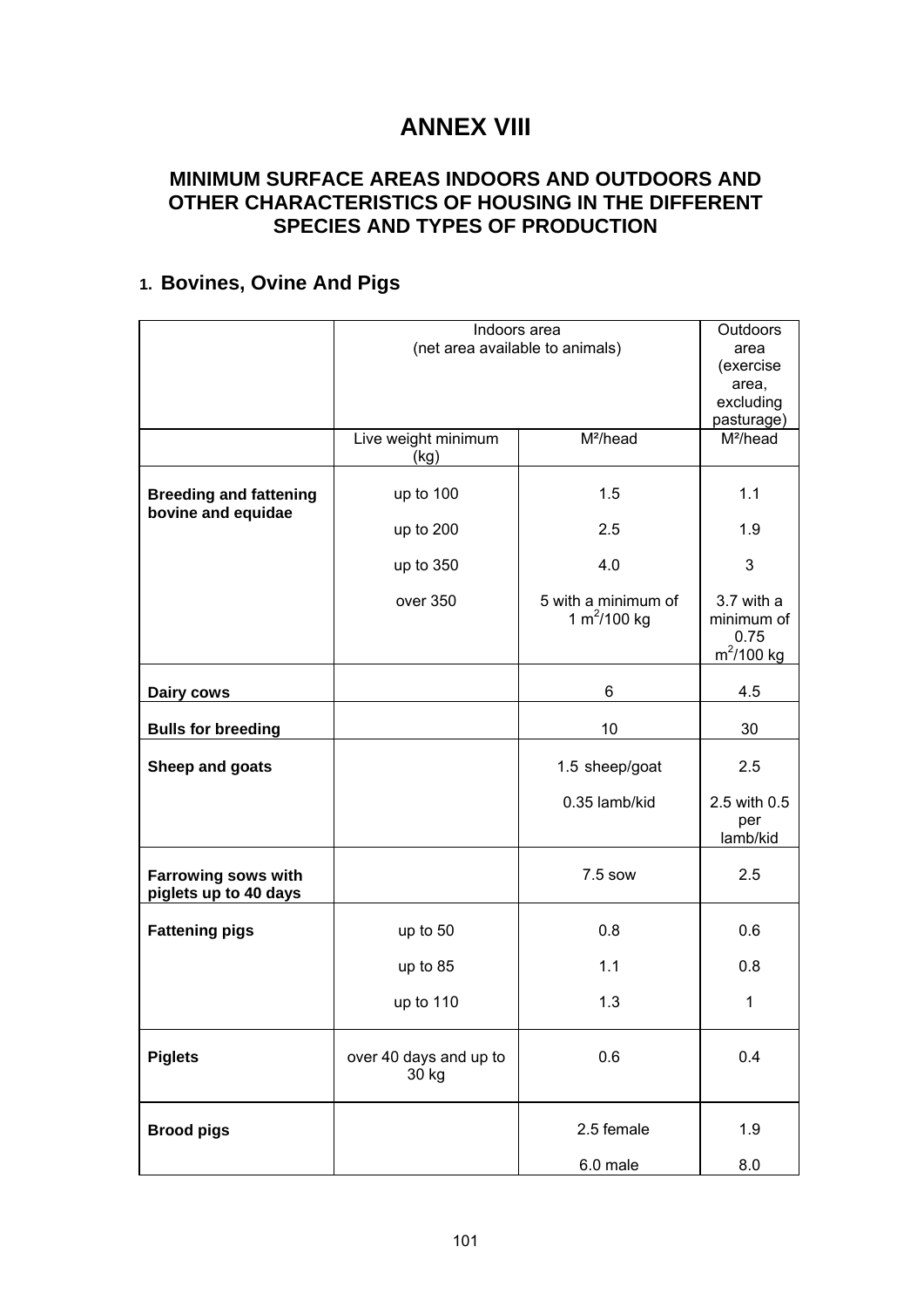# ANNEX VIII

## MINIMUM SURFACE AREAS INDOORS AND OUTDOORS AND OTHER CHARACTERISTICS OF HOUSING IN THE DIFFERENT SPECIES AND TYPES OF PRODUCTION

## 1. Bovines, Ovine And Pigs

| | Indoors area (net area available to animals) | | Outdoors area (exercise area, excluding pasturage) |
|---|---|---|---|
| | Live weight minimum (kg) | M²/head | M²/head |
| **Breeding and fattening bovine and equidae** | up to 100 | 1.5 | 1.1 |
| | up to 200 | 2.5 | 1.9 |
| | up to 350 | 4.0 | 3 |
| | over 350 | 5 with a minimum of 1 $m^2$/100 kg | 3.7 with a minimum of 0.75 $m^2$/100 kg |
| **Dairy cows** | | 6 | 4.5 |
| **Bulls for breeding** | | 10 | 30 |
| **Sheep and goats** | | 1.5 sheep/goat | 2.5 |
| | | 0.35 lamb/kid | 2.5 with 0.5 per lamb/kid |
| **Farrowing sows with piglets up to 40 days** | | 7.5 sow | 2.5 |
| **Fattening pigs** | up to 50 | 0.8 | 0.6 |
| | up to 85 | 1.1 | 0.8 |
| | up to 110 | 1.3 | 1 |
| **Piglets** | over 40 days and up to 30 kg | 0.6 | 0.4 |
| **Brood pigs** | | 2.5 female | 1.9 |
| | | 6.0 male | 8.0 |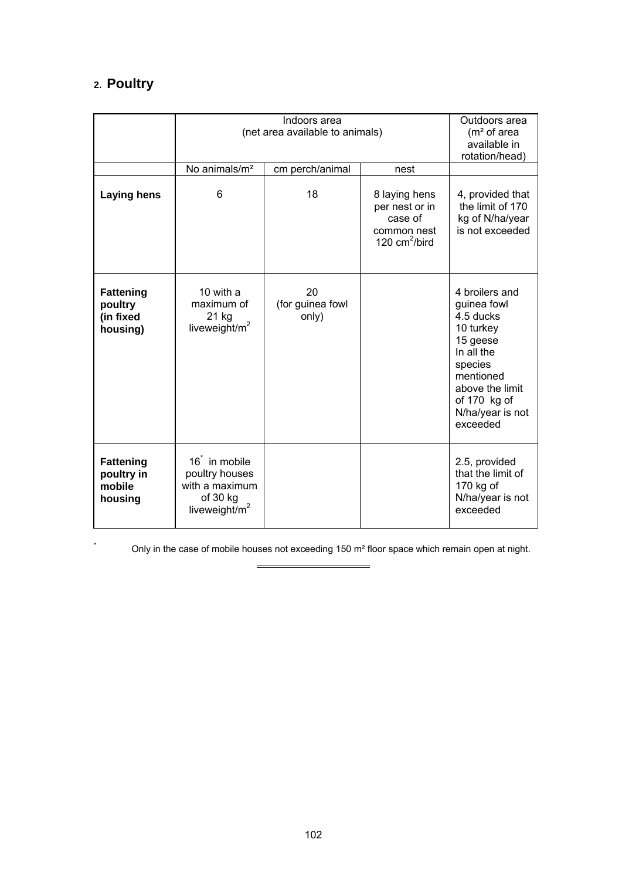## 2. Poultry

| | Indoors area (net area available to animals) | | | Outdoors area (m² of area available in rotation/head) |
|---|---|---|---|---|
| | No animals/m² | cm perch/animal | nest | |
| **Laying hens** | 6 | 18 | 8 laying hens per nest or in case of common nest 120 $cm^2$/bird | 4, provided that the limit of 170 kg of N/ha/year is not exceeded |
| **Fattening poultry (in fixed housing)** | 10 with a maximum of 21 kg liveweight/$m^2$ | 20 (for guinea fowl only) | | 4 broilers and guinea fowl<br>4.5 ducks<br>10 turkey<br>15 geese<br>In all the species mentioned above the limit of 170 kg of N/ha/year is not exceeded |
| **Fattening poultry in mobile housing** | 16* in mobile poultry houses with a maximum of 30 kg liveweight/$m^2$ | | | 2.5, provided that the limit of 170 kg of N/ha/year is not exceeded |

\* Only in the case of mobile houses not exceeding 150 m² floor space which remain open at night.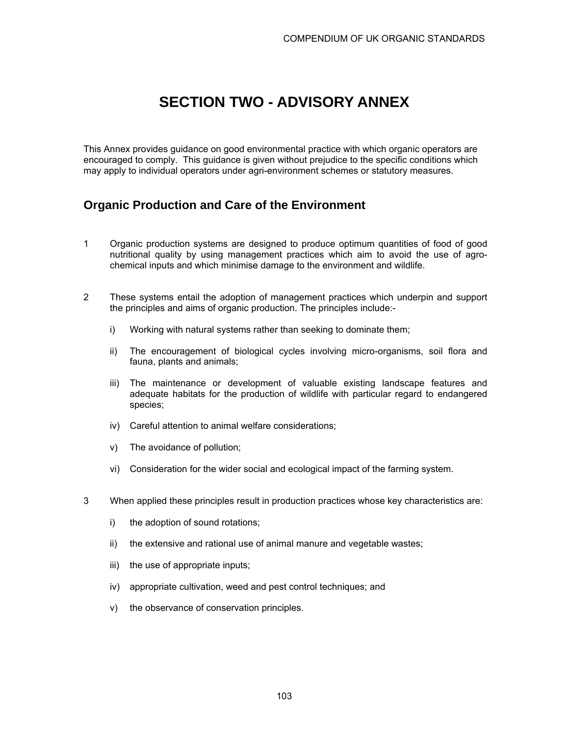# SECTION TWO - ADVISORY ANNEX

This Annex provides guidance on good environmental practice with which organic operators are encouraged to comply. This guidance is given without prejudice to the specific conditions which may apply to individual operators under agri-environment schemes or statutory measures.

## Organic Production and Care of the Environment

1 Organic production systems are designed to produce optimum quantities of food of good nutritional quality by using management practices which aim to avoid the use of agro-chemical inputs and which minimise damage to the environment and wildlife.

2 These systems entail the adoption of management practices which underpin and support the principles and aims of organic production. The principles include:-

   i) Working with natural systems rather than seeking to dominate them;

   ii) The encouragement of biological cycles involving micro-organisms, soil flora and fauna, plants and animals;

   iii) The maintenance or development of valuable existing landscape features and adequate habitats for the production of wildlife with particular regard to endangered species;

   iv) Careful attention to animal welfare considerations;

   v) The avoidance of pollution;

   vi) Consideration for the wider social and ecological impact of the farming system.

3 When applied these principles result in production practices whose key characteristics are:

   i) the adoption of sound rotations;

   ii) the extensive and rational use of animal manure and vegetable wastes;

   iii) the use of appropriate inputs;

   iv) appropriate cultivation, weed and pest control techniques; and

   v) the observance of conservation principles.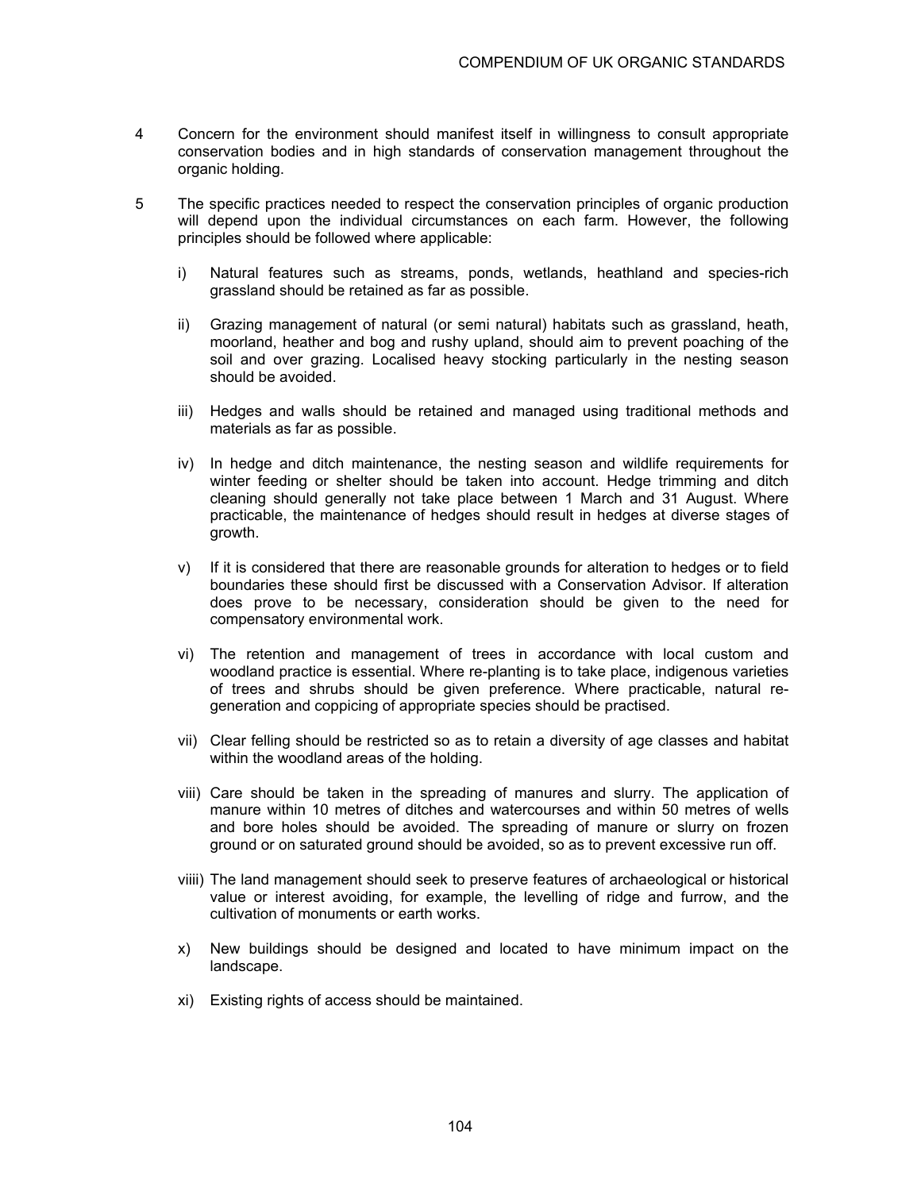4 Concern for the environment should manifest itself in willingness to consult appropriate conservation bodies and in high standards of conservation management throughout the organic holding.

5 The specific practices needed to respect the conservation principles of organic production will depend upon the individual circumstances on each farm. However, the following principles should be followed where applicable:

   i) Natural features such as streams, ponds, wetlands, heathland and species-rich grassland should be retained as far as possible.

   ii) Grazing management of natural (or semi natural) habitats such as grassland, heath, moorland, heather and bog and rushy upland, should aim to prevent poaching of the soil and over grazing. Localised heavy stocking particularly in the nesting season should be avoided.

   iii) Hedges and walls should be retained and managed using traditional methods and materials as far as possible.

   iv) In hedge and ditch maintenance, the nesting season and wildlife requirements for winter feeding or shelter should be taken into account. Hedge trimming and ditch cleaning should generally not take place between 1 March and 31 August. Where practicable, the maintenance of hedges should result in hedges at diverse stages of growth.

   v) If it is considered that there are reasonable grounds for alteration to hedges or to field boundaries these should first be discussed with a Conservation Advisor. If alteration does prove to be necessary, consideration should be given to the need for compensatory environmental work.

   vi) The retention and management of trees in accordance with local custom and woodland practice is essential. Where re-planting is to take place, indigenous varieties of trees and shrubs should be given preference. Where practicable, natural re-generation and coppicing of appropriate species should be practised.

   vii) Clear felling should be restricted so as to retain a diversity of age classes and habitat within the woodland areas of the holding.

   viii) Care should be taken in the spreading of manures and slurry. The application of manure within 10 metres of ditches and watercourses and within 50 metres of wells and bore holes should be avoided. The spreading of manure or slurry on frozen ground or on saturated ground should be avoided, so as to prevent excessive run off.

   viiii) The land management should seek to preserve features of archaeological or historical value or interest avoiding, for example, the levelling of ridge and furrow, and the cultivation of monuments or earth works.

   x) New buildings should be designed and located to have minimum impact on the landscape.

   xi) Existing rights of access should be maintained.